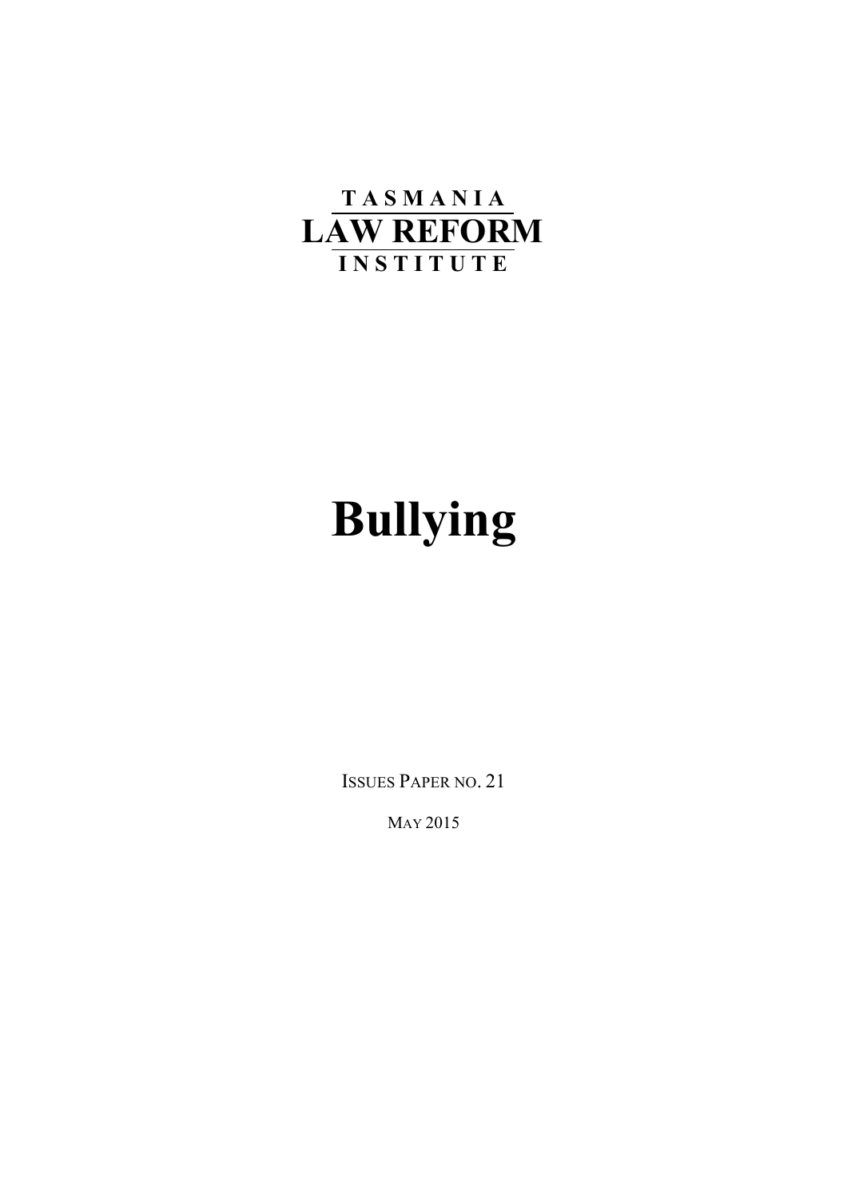TASMANIA
LAW REFORM
INSTITUTE

# Bullying

ISSUES PAPER NO. 21

MAY 2015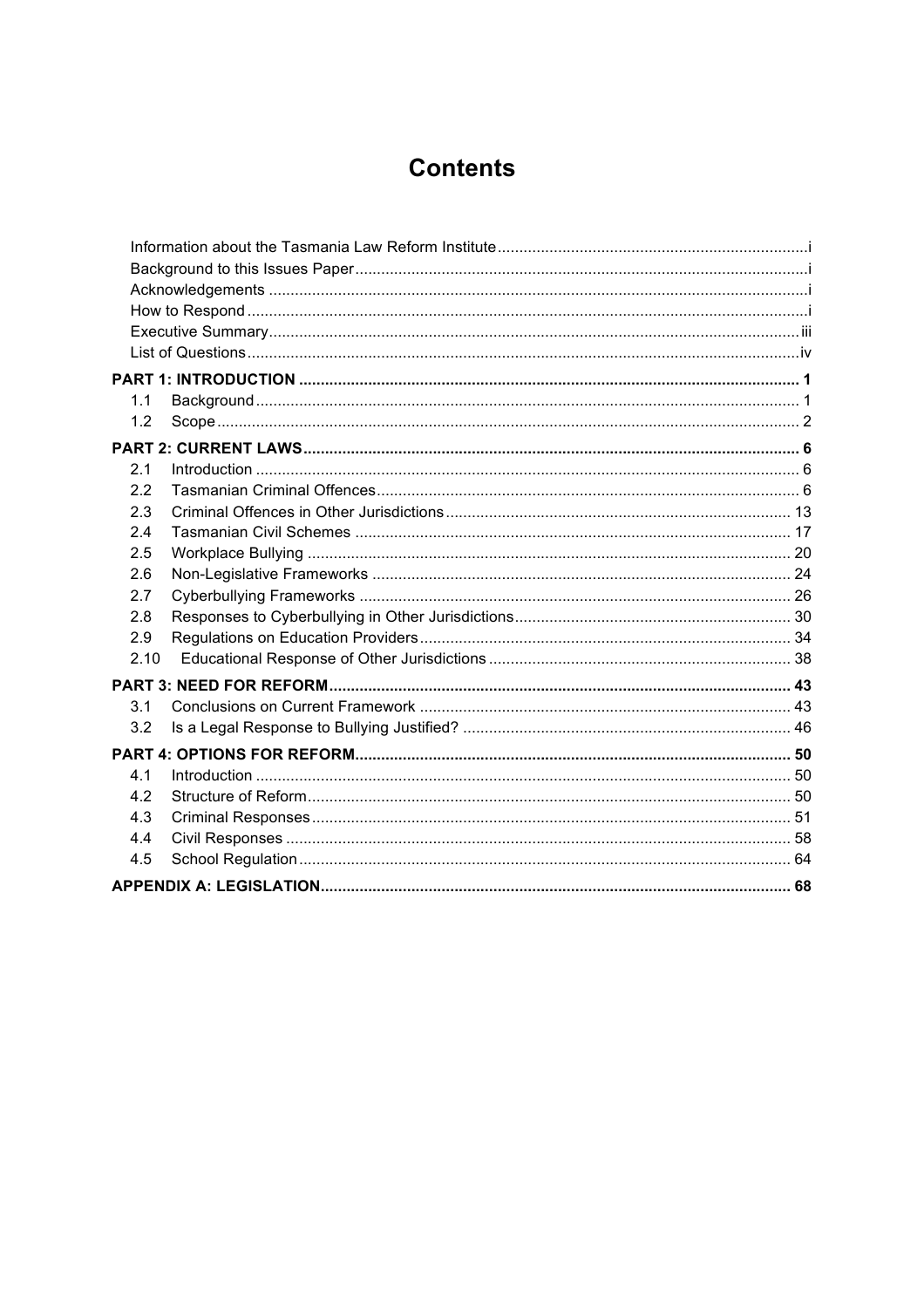# Contents

| | |
|---|---|
| Information about the Tasmania Law Reform Institute | i |
| Background to this Issues Paper | i |
| Acknowledgements | i |
| How to Respond | i |
| Executive Summary | iii |
| List of Questions | iv |
| **PART 1: INTRODUCTION** | **1** |
| 1.1 Background | 1 |
| 1.2 Scope | 2 |
| **PART 2: CURRENT LAWS** | **6** |
| 2.1 Introduction | 6 |
| 2.2 Tasmanian Criminal Offences | 6 |
| 2.3 Criminal Offences in Other Jurisdictions | 13 |
| 2.4 Tasmanian Civil Schemes | 17 |
| 2.5 Workplace Bullying | 20 |
| 2.6 Non-Legislative Frameworks | 24 |
| 2.7 Cyberbullying Frameworks | 26 |
| 2.8 Responses to Cyberbullying in Other Jurisdictions | 30 |
| 2.9 Regulations on Education Providers | 34 |
| 2.10 Educational Response of Other Jurisdictions | 38 |
| **PART 3: NEED FOR REFORM** | **43** |
| 3.1 Conclusions on Current Framework | 43 |
| 3.2 Is a Legal Response to Bullying Justified? | 46 |
| **PART 4: OPTIONS FOR REFORM** | **50** |
| 4.1 Introduction | 50 |
| 4.2 Structure of Reform | 50 |
| 4.3 Criminal Responses | 51 |
| 4.4 Civil Responses | 58 |
| 4.5 School Regulation | 64 |
| **APPENDIX A: LEGISLATION** | **68** |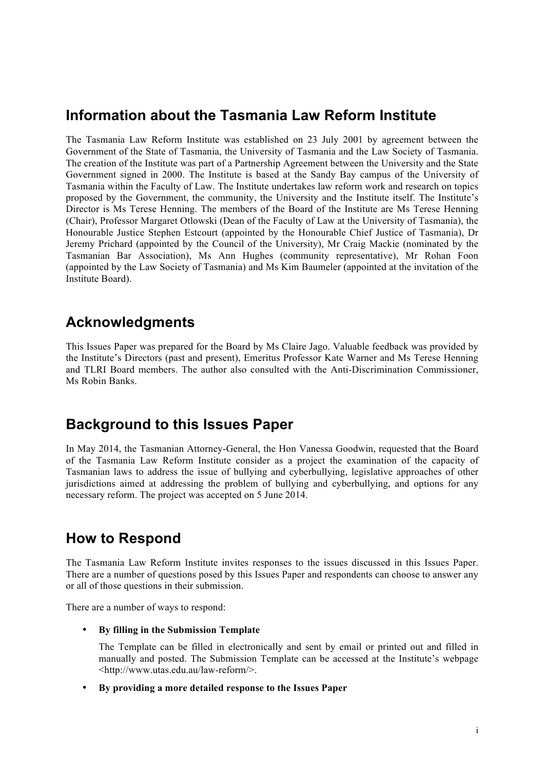## Information about the Tasmania Law Reform Institute

The Tasmania Law Reform Institute was established on 23 July 2001 by agreement between the Government of the State of Tasmania, the University of Tasmania and the Law Society of Tasmania. The creation of the Institute was part of a Partnership Agreement between the University and the State Government signed in 2000. The Institute is based at the Sandy Bay campus of the University of Tasmania within the Faculty of Law. The Institute undertakes law reform work and research on topics proposed by the Government, the community, the University and the Institute itself. The Institute's Director is Ms Terese Henning. The members of the Board of the Institute are Ms Terese Henning (Chair), Professor Margaret Otlowski (Dean of the Faculty of Law at the University of Tasmania), the Honourable Justice Stephen Estcourt (appointed by the Honourable Chief Justice of Tasmania), Dr Jeremy Prichard (appointed by the Council of the University), Mr Craig Mackie (nominated by the Tasmanian Bar Association), Ms Ann Hughes (community representative), Mr Rohan Foon (appointed by the Law Society of Tasmania) and Ms Kim Baumeler (appointed at the invitation of the Institute Board).

## Acknowledgments

This Issues Paper was prepared for the Board by Ms Claire Jago. Valuable feedback was provided by the Institute's Directors (past and present), Emeritus Professor Kate Warner and Ms Terese Henning and TLRI Board members. The author also consulted with the Anti-Discrimination Commissioner, Ms Robin Banks.

## Background to this Issues Paper

In May 2014, the Tasmanian Attorney-General, the Hon Vanessa Goodwin, requested that the Board of the Tasmania Law Reform Institute consider as a project the examination of the capacity of Tasmanian laws to address the issue of bullying and cyberbullying, legislative approaches of other jurisdictions aimed at addressing the problem of bullying and cyberbullying, and options for any necessary reform. The project was accepted on 5 June 2014.

## How to Respond

The Tasmania Law Reform Institute invites responses to the issues discussed in this Issues Paper. There are a number of questions posed by this Issues Paper and respondents can choose to answer any or all of those questions in their submission.

There are a number of ways to respond:

- **By filling in the Submission Template**

  The Template can be filled in electronically and sent by email or printed out and filled in manually and posted. The Submission Template can be accessed at the Institute's webpage <http://www.utas.edu.au/law-reform/>.

- **By providing a more detailed response to the Issues Paper**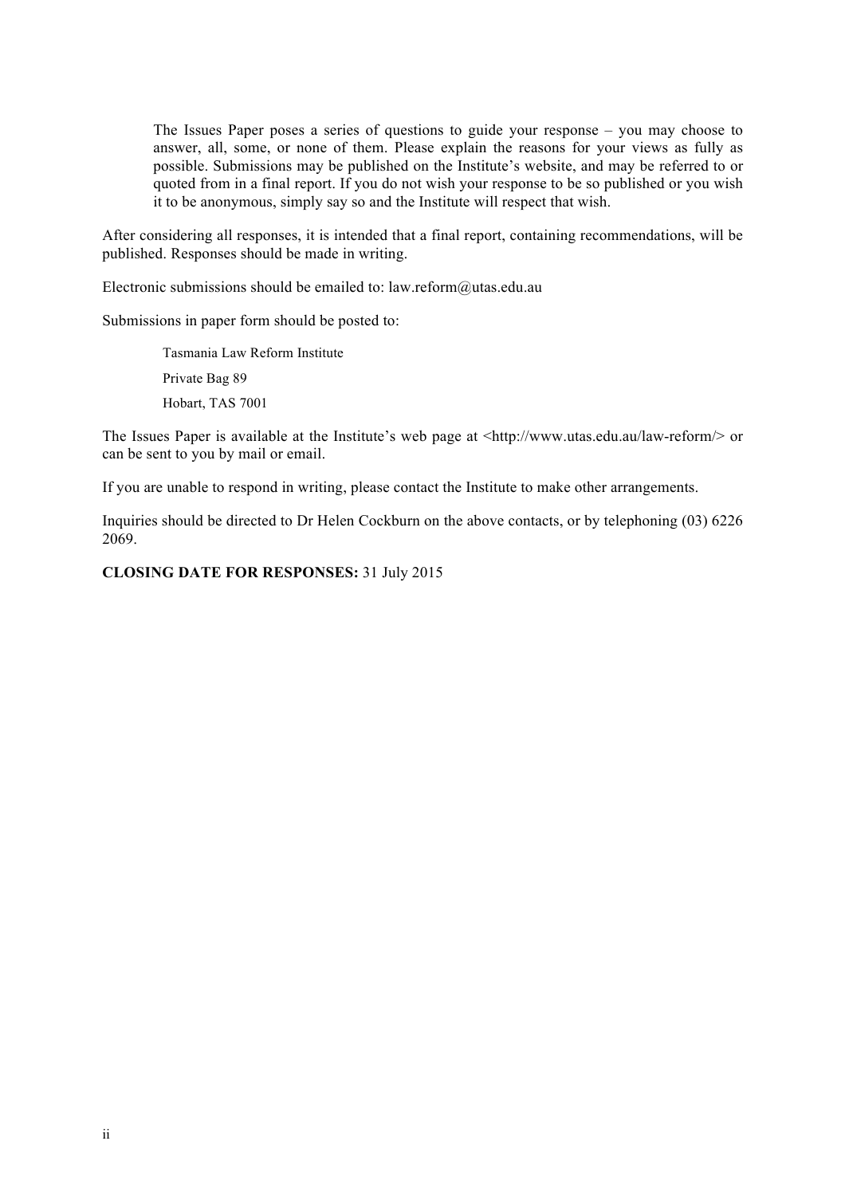> The Issues Paper poses a series of questions to guide your response – you may choose to answer, all, some, or none of them. Please explain the reasons for your views as fully as possible. Submissions may be published on the Institute's website, and may be referred to or quoted from in a final report. If you do not wish your response to be so published or you wish it to be anonymous, simply say so and the Institute will respect that wish.

After considering all responses, it is intended that a final report, containing recommendations, will be published. Responses should be made in writing.

Electronic submissions should be emailed to: law.reform@utas.edu.au

Submissions in paper form should be posted to:

> Tasmania Law Reform Institute
>
> Private Bag 89
>
> Hobart, TAS 7001

The Issues Paper is available at the Institute's web page at <http://www.utas.edu.au/law-reform/> or can be sent to you by mail or email.

If you are unable to respond in writing, please contact the Institute to make other arrangements.

Inquiries should be directed to Dr Helen Cockburn on the above contacts, or by telephoning (03) 6226 2069.

**CLOSING DATE FOR RESPONSES:** 31 July 2015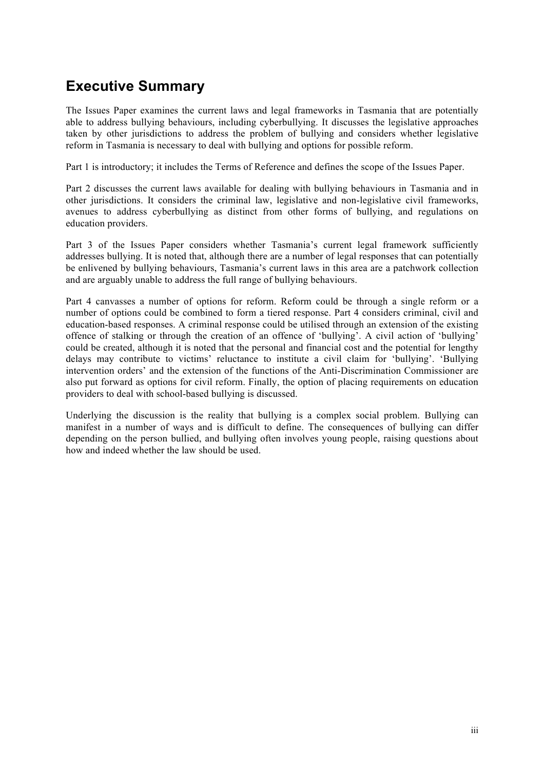## Executive Summary

The Issues Paper examines the current laws and legal frameworks in Tasmania that are potentially able to address bullying behaviours, including cyberbullying. It discusses the legislative approaches taken by other jurisdictions to address the problem of bullying and considers whether legislative reform in Tasmania is necessary to deal with bullying and options for possible reform.

Part 1 is introductory; it includes the Terms of Reference and defines the scope of the Issues Paper.

Part 2 discusses the current laws available for dealing with bullying behaviours in Tasmania and in other jurisdictions. It considers the criminal law, legislative and non-legislative civil frameworks, avenues to address cyberbullying as distinct from other forms of bullying, and regulations on education providers.

Part 3 of the Issues Paper considers whether Tasmania's current legal framework sufficiently addresses bullying. It is noted that, although there are a number of legal responses that can potentially be enlivened by bullying behaviours, Tasmania's current laws in this area are a patchwork collection and are arguably unable to address the full range of bullying behaviours.

Part 4 canvasses a number of options for reform. Reform could be through a single reform or a number of options could be combined to form a tiered response. Part 4 considers criminal, civil and education-based responses. A criminal response could be utilised through an extension of the existing offence of stalking or through the creation of an offence of 'bullying'. A civil action of 'bullying' could be created, although it is noted that the personal and financial cost and the potential for lengthy delays may contribute to victims' reluctance to institute a civil claim for 'bullying'. 'Bullying intervention orders' and the extension of the functions of the Anti-Discrimination Commissioner are also put forward as options for civil reform. Finally, the option of placing requirements on education providers to deal with school-based bullying is discussed.

Underlying the discussion is the reality that bullying is a complex social problem. Bullying can manifest in a number of ways and is difficult to define. The consequences of bullying can differ depending on the person bullied, and bullying often involves young people, raising questions about how and indeed whether the law should be used.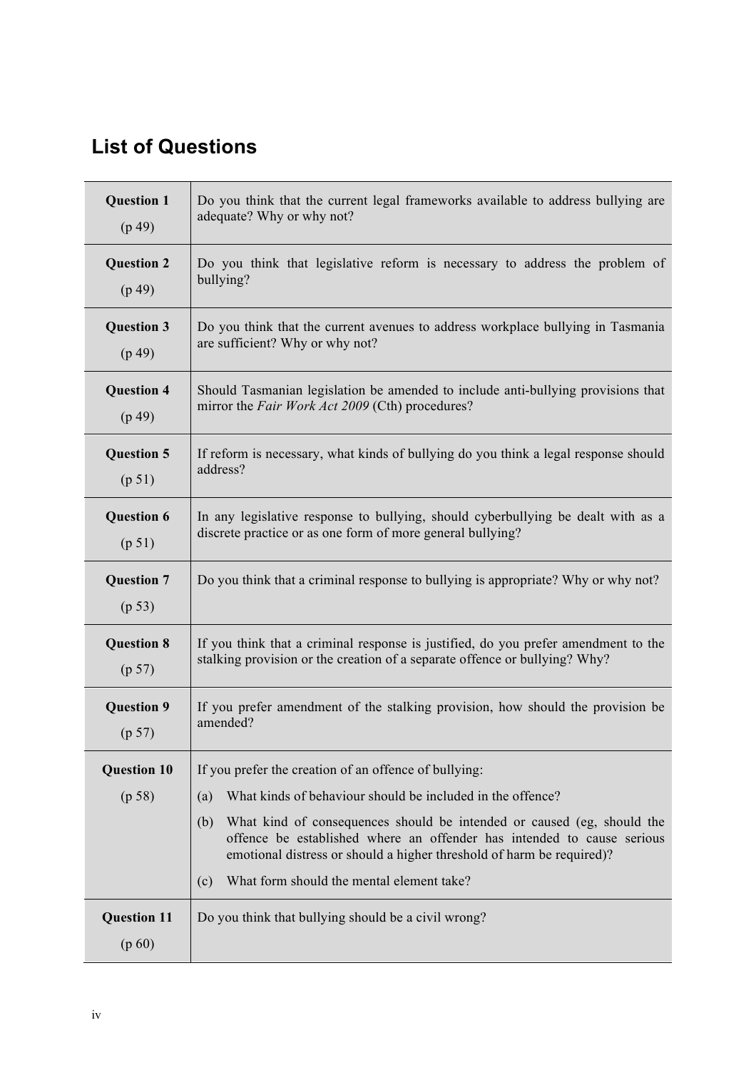## List of Questions

| | |
|---|---|
| **Question 1** (p 49) | Do you think that the current legal frameworks available to address bullying are adequate? Why or why not? |
| **Question 2** (p 49) | Do you think that legislative reform is necessary to address the problem of bullying? |
| **Question 3** (p 49) | Do you think that the current avenues to address workplace bullying in Tasmania are sufficient? Why or why not? |
| **Question 4** (p 49) | Should Tasmanian legislation be amended to include anti-bullying provisions that mirror the *Fair Work Act 2009* (Cth) procedures? |
| **Question 5** (p 51) | If reform is necessary, what kinds of bullying do you think a legal response should address? |
| **Question 6** (p 51) | In any legislative response to bullying, should cyberbullying be dealt with as a discrete practice or as one form of more general bullying? |
| **Question 7** (p 53) | Do you think that a criminal response to bullying is appropriate? Why or why not? |
| **Question 8** (p 57) | If you think that a criminal response is justified, do you prefer amendment to the stalking provision or the creation of a separate offence or bullying? Why? |
| **Question 9** (p 57) | If you prefer amendment of the stalking provision, how should the provision be amended? |
| **Question 10** (p 58) | If you prefer the creation of an offence of bullying: (a) What kinds of behaviour should be included in the offence? (b) What kind of consequences should be intended or caused (eg, should the offence be established where an offender has intended to cause serious emotional distress or should a higher threshold of harm be required)? (c) What form should the mental element take? |
| **Question 11** (p 60) | Do you think that bullying should be a civil wrong? |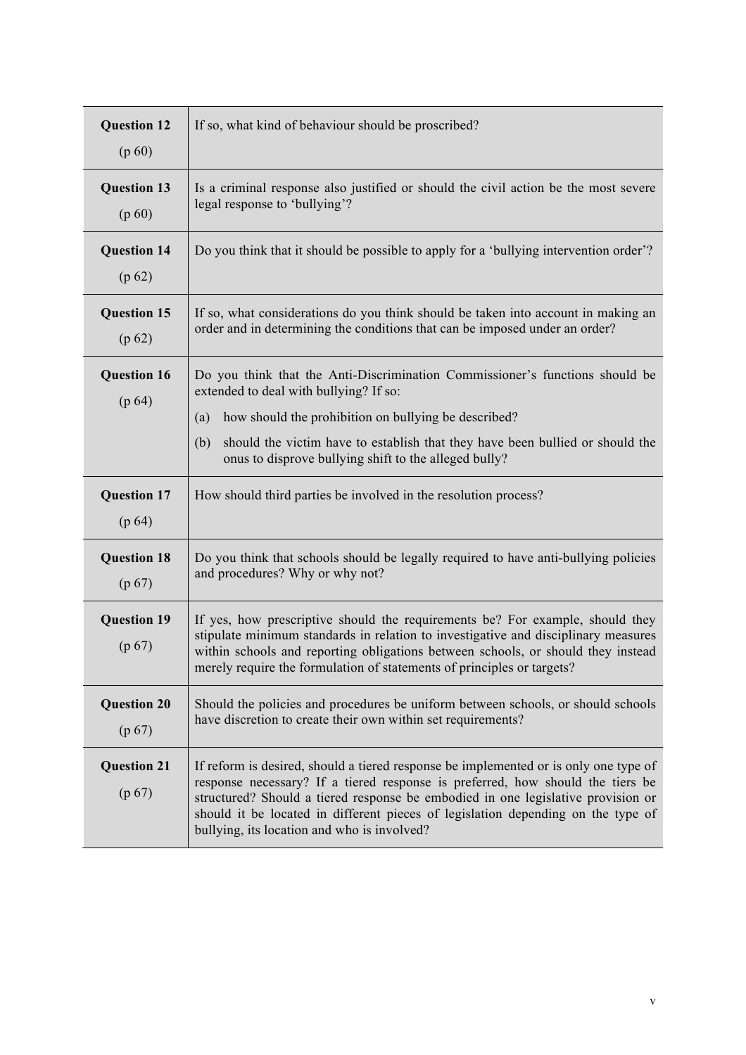| | |
|---|---|
| **Question 12** (p 60) | If so, what kind of behaviour should be proscribed? |
| **Question 13** (p 60) | Is a criminal response also justified or should the civil action be the most severe legal response to 'bullying'? |
| **Question 14** (p 62) | Do you think that it should be possible to apply for a 'bullying intervention order'? |
| **Question 15** (p 62) | If so, what considerations do you think should be taken into account in making an order and in determining the conditions that can be imposed under an order? |
| **Question 16** (p 64) | Do you think that the Anti-Discrimination Commissioner's functions should be extended to deal with bullying? If so: (a) how should the prohibition on bullying be described? (b) should the victim have to establish that they have been bullied or should the onus to disprove bullying shift to the alleged bully? |
| **Question 17** (p 64) | How should third parties be involved in the resolution process? |
| **Question 18** (p 67) | Do you think that schools should be legally required to have anti-bullying policies and procedures? Why or why not? |
| **Question 19** (p 67) | If yes, how prescriptive should the requirements be? For example, should they stipulate minimum standards in relation to investigative and disciplinary measures within schools and reporting obligations between schools, or should they instead merely require the formulation of statements of principles or targets? |
| **Question 20** (p 67) | Should the policies and procedures be uniform between schools, or should schools have discretion to create their own within set requirements? |
| **Question 21** (p 67) | If reform is desired, should a tiered response be implemented or is only one type of response necessary? If a tiered response is preferred, how should the tiers be structured? Should a tiered response be embodied in one legislative provision or should it be located in different pieces of legislation depending on the type of bullying, its location and who is involved? |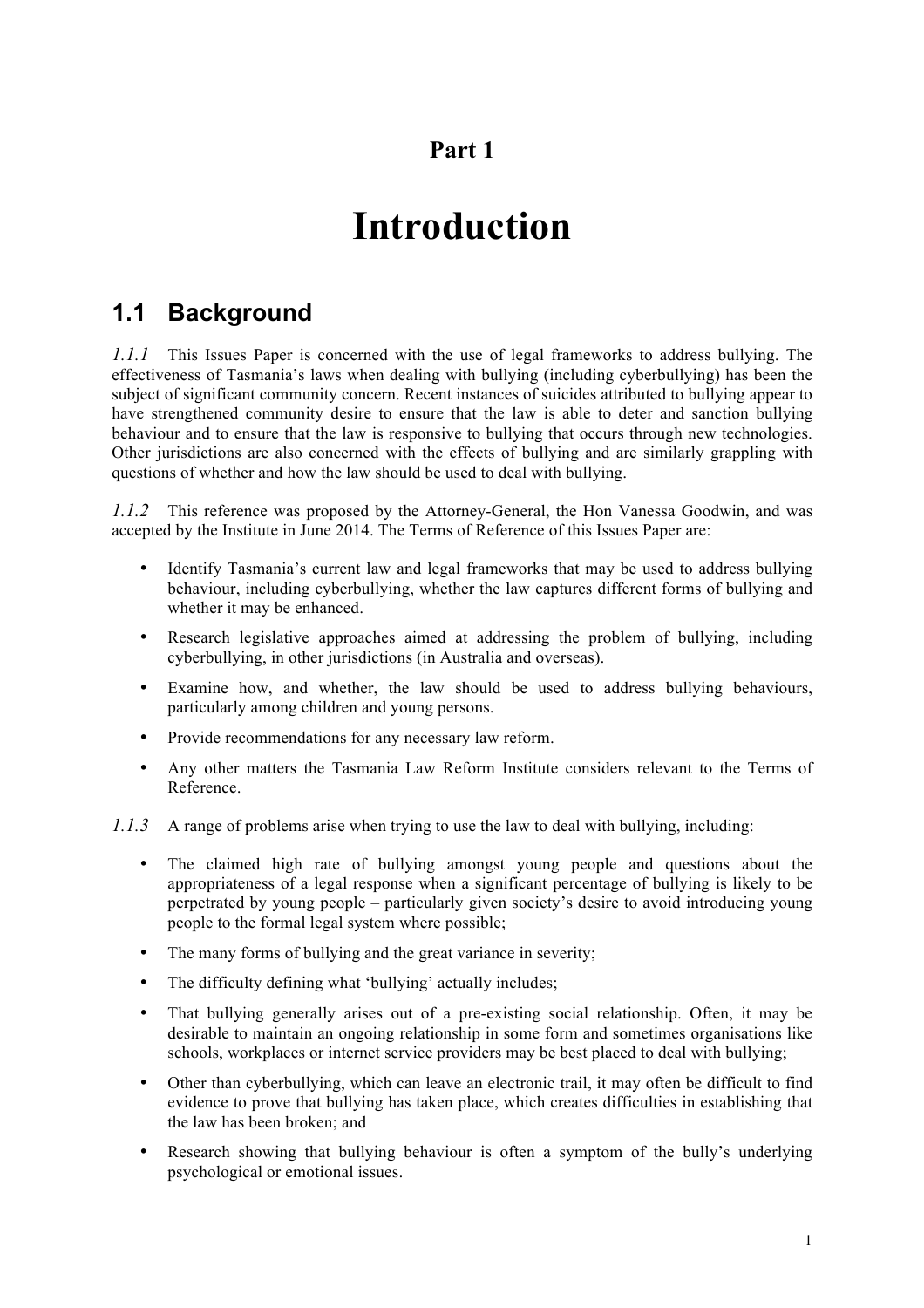# Part 1

# Introduction

## 1.1 Background

*1.1.1* This Issues Paper is concerned with the use of legal frameworks to address bullying. The effectiveness of Tasmania's laws when dealing with bullying (including cyberbullying) has been the subject of significant community concern. Recent instances of suicides attributed to bullying appear to have strengthened community desire to ensure that the law is able to deter and sanction bullying behaviour and to ensure that the law is responsive to bullying that occurs through new technologies. Other jurisdictions are also concerned with the effects of bullying and are similarly grappling with questions of whether and how the law should be used to deal with bullying.

*1.1.2* This reference was proposed by the Attorney-General, the Hon Vanessa Goodwin, and was accepted by the Institute in June 2014. The Terms of Reference of this Issues Paper are:

- Identify Tasmania's current law and legal frameworks that may be used to address bullying behaviour, including cyberbullying, whether the law captures different forms of bullying and whether it may be enhanced.
- Research legislative approaches aimed at addressing the problem of bullying, including cyberbullying, in other jurisdictions (in Australia and overseas).
- Examine how, and whether, the law should be used to address bullying behaviours, particularly among children and young persons.
- Provide recommendations for any necessary law reform.
- Any other matters the Tasmania Law Reform Institute considers relevant to the Terms of Reference.

*1.1.3* A range of problems arise when trying to use the law to deal with bullying, including:

- The claimed high rate of bullying amongst young people and questions about the appropriateness of a legal response when a significant percentage of bullying is likely to be perpetrated by young people – particularly given society's desire to avoid introducing young people to the formal legal system where possible;
- The many forms of bullying and the great variance in severity;
- The difficulty defining what 'bullying' actually includes;
- That bullying generally arises out of a pre-existing social relationship. Often, it may be desirable to maintain an ongoing relationship in some form and sometimes organisations like schools, workplaces or internet service providers may be best placed to deal with bullying;
- Other than cyberbullying, which can leave an electronic trail, it may often be difficult to find evidence to prove that bullying has taken place, which creates difficulties in establishing that the law has been broken; and
- Research showing that bullying behaviour is often a symptom of the bully's underlying psychological or emotional issues.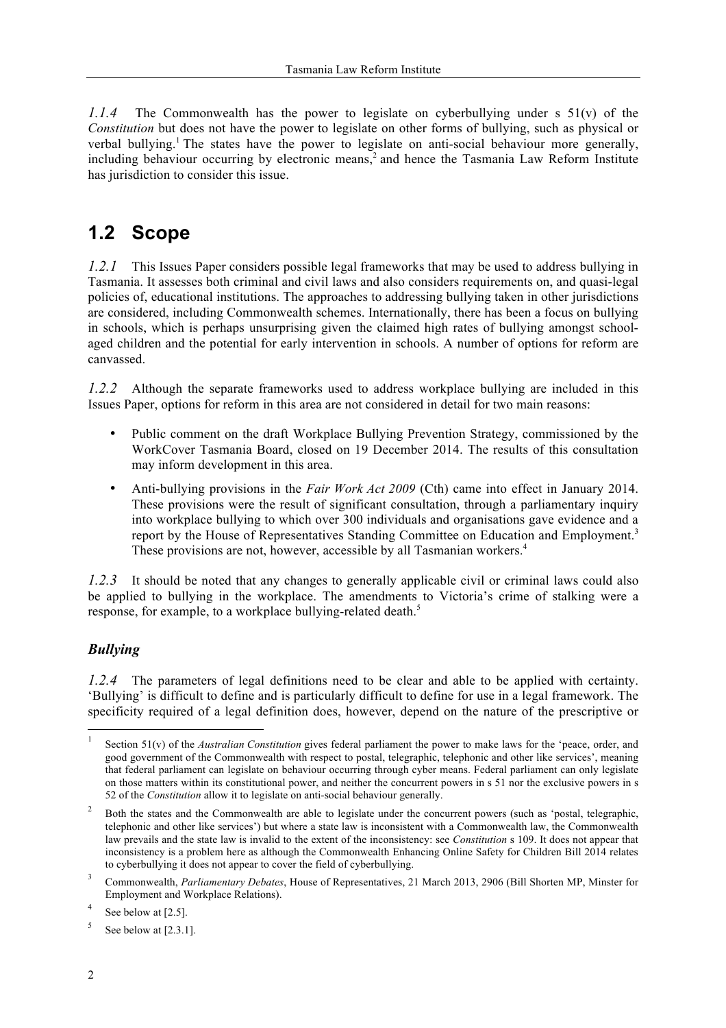*1.1.4* The Commonwealth has the power to legislate on cyberbullying under s 51(v) of the *Constitution* but does not have the power to legislate on other forms of bullying, such as physical or verbal bullying.[1] The states have the power to legislate on anti-social behaviour more generally, including behaviour occurring by electronic means,[2] and hence the Tasmania Law Reform Institute has jurisdiction to consider this issue.

## 1.2 Scope

*1.2.1* This Issues Paper considers possible legal frameworks that may be used to address bullying in Tasmania. It assesses both criminal and civil laws and also considers requirements on, and quasi-legal policies of, educational institutions. The approaches to addressing bullying taken in other jurisdictions are considered, including Commonwealth schemes. Internationally, there has been a focus on bullying in schools, which is perhaps unsurprising given the claimed high rates of bullying amongst school-aged children and the potential for early intervention in schools. A number of options for reform are canvassed.

*1.2.2* Although the separate frameworks used to address workplace bullying are included in this Issues Paper, options for reform in this area are not considered in detail for two main reasons:

- Public comment on the draft Workplace Bullying Prevention Strategy, commissioned by the WorkCover Tasmania Board, closed on 19 December 2014. The results of this consultation may inform development in this area.
- Anti-bullying provisions in the *Fair Work Act 2009* (Cth) came into effect in January 2014. These provisions were the result of significant consultation, through a parliamentary inquiry into workplace bullying to which over 300 individuals and organisations gave evidence and a report by the House of Representatives Standing Committee on Education and Employment.[3] These provisions are not, however, accessible by all Tasmanian workers.[4]

*1.2.3* It should be noted that any changes to generally applicable civil or criminal laws could also be applied to bullying in the workplace. The amendments to Victoria's crime of stalking were a response, for example, to a workplace bullying-related death.[5]

### *Bullying*

*1.2.4* The parameters of legal definitions need to be clear and able to be applied with certainty. 'Bullying' is difficult to define and is particularly difficult to define for use in a legal framework. The specificity required of a legal definition does, however, depend on the nature of the prescriptive or

---

[1] Section 51(v) of the *Australian Constitution* gives federal parliament the power to make laws for the 'peace, order, and good government of the Commonwealth with respect to postal, telegraphic, telephonic and other like services', meaning that federal parliament can legislate on behaviour occurring through cyber means. Federal parliament can only legislate on those matters within its constitutional power, and neither the concurrent powers in s 51 nor the exclusive powers in s 52 of the *Constitution* allow it to legislate on anti-social behaviour generally.

[2] Both the states and the Commonwealth are able to legislate under the concurrent powers (such as 'postal, telegraphic, telephonic and other like services') but where a state law is inconsistent with a Commonwealth law, the Commonwealth law prevails and the state law is invalid to the extent of the inconsistency: see *Constitution* s 109. It does not appear that inconsistency is a problem here as although the Commonwealth Enhancing Online Safety for Children Bill 2014 relates to cyberbullying it does not appear to cover the field of cyberbullying.

[3] Commonwealth, *Parliamentary Debates*, House of Representatives, 21 March 2013, 2906 (Bill Shorten MP, Minster for Employment and Workplace Relations).

[4] See below at [2.5].

[5] See below at [2.3.1].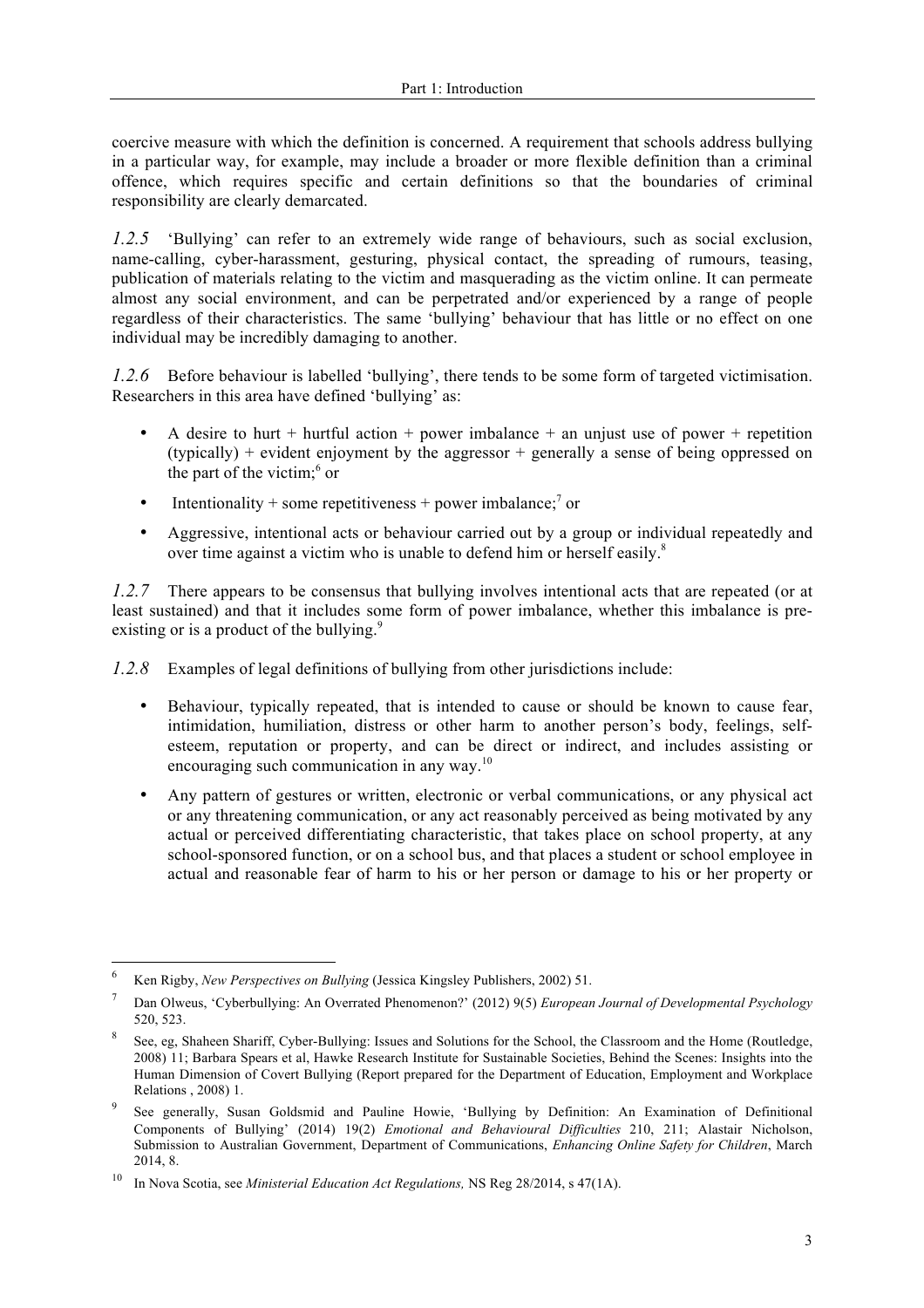coercive measure with which the definition is concerned. A requirement that schools address bullying in a particular way, for example, may include a broader or more flexible definition than a criminal offence, which requires specific and certain definitions so that the boundaries of criminal responsibility are clearly demarcated.

*1.2.5* 'Bullying' can refer to an extremely wide range of behaviours, such as social exclusion, name-calling, cyber-harassment, gesturing, physical contact, the spreading of rumours, teasing, publication of materials relating to the victim and masquerading as the victim online. It can permeate almost any social environment, and can be perpetrated and/or experienced by a range of people regardless of their characteristics. The same 'bullying' behaviour that has little or no effect on one individual may be incredibly damaging to another.

*1.2.6* Before behaviour is labelled 'bullying', there tends to be some form of targeted victimisation. Researchers in this area have defined 'bullying' as:

- A desire to hurt + hurtful action + power imbalance + an unjust use of power + repetition (typically) + evident enjoyment by the aggressor + generally a sense of being oppressed on the part of the victim;[6] or
- Intentionality + some repetitiveness + power imbalance;[7] or
- Aggressive, intentional acts or behaviour carried out by a group or individual repeatedly and over time against a victim who is unable to defend him or herself easily.[8]

*1.2.7* There appears to be consensus that bullying involves intentional acts that are repeated (or at least sustained) and that it includes some form of power imbalance, whether this imbalance is pre-existing or is a product of the bullying.[9]

*1.2.8* Examples of legal definitions of bullying from other jurisdictions include:

- Behaviour, typically repeated, that is intended to cause or should be known to cause fear, intimidation, humiliation, distress or other harm to another person's body, feelings, self-esteem, reputation or property, and can be direct or indirect, and includes assisting or encouraging such communication in any way.[10]
- Any pattern of gestures or written, electronic or verbal communications, or any physical act or any threatening communication, or any act reasonably perceived as being motivated by any actual or perceived differentiating characteristic, that takes place on school property, at any school-sponsored function, or on a school bus, and that places a student or school employee in actual and reasonable fear of harm to his or her person or damage to his or her property or

---

[6] Ken Rigby, *New Perspectives on Bullying* (Jessica Kingsley Publishers, 2002) 51.

[7] Dan Olweus, 'Cyberbullying: An Overrated Phenomenon?' (2012) 9(5) *European Journal of Developmental Psychology* 520, 523.

[8] See, eg, Shaheen Shariff, Cyber-Bullying: Issues and Solutions for the School, the Classroom and the Home (Routledge, 2008) 11; Barbara Spears et al, Hawke Research Institute for Sustainable Societies, Behind the Scenes: Insights into the Human Dimension of Covert Bullying (Report prepared for the Department of Education, Employment and Workplace Relations , 2008) 1.

[9] See generally, Susan Goldsmid and Pauline Howie, 'Bullying by Definition: An Examination of Definitional Components of Bullying' (2014) 19(2) *Emotional and Behavioural Difficulties* 210, 211; Alastair Nicholson, Submission to Australian Government, Department of Communications, *Enhancing Online Safety for Children*, March 2014, 8.

[10] In Nova Scotia, see *Ministerial Education Act Regulations,* NS Reg 28/2014, s 47(1A).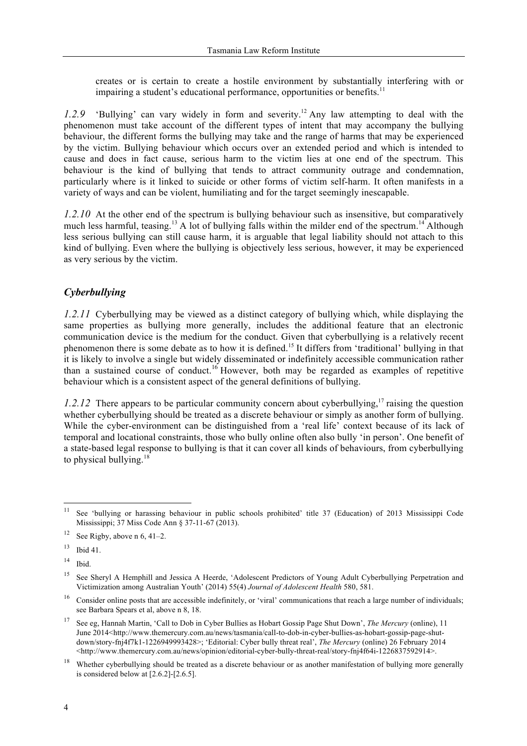creates or is certain to create a hostile environment by substantially interfering with or impairing a student's educational performance, opportunities or benefits.[11]

*1.2.9* 'Bullying' can vary widely in form and severity.[12] Any law attempting to deal with the phenomenon must take account of the different types of intent that may accompany the bullying behaviour, the different forms the bullying may take and the range of harms that may be experienced by the victim. Bullying behaviour which occurs over an extended period and which is intended to cause and does in fact cause, serious harm to the victim lies at one end of the spectrum. This behaviour is the kind of bullying that tends to attract community outrage and condemnation, particularly where is it linked to suicide or other forms of victim self-harm. It often manifests in a variety of ways and can be violent, humiliating and for the target seemingly inescapable.

*1.2.10* At the other end of the spectrum is bullying behaviour such as insensitive, but comparatively much less harmful, teasing.[13] A lot of bullying falls within the milder end of the spectrum.[14] Although less serious bullying can still cause harm, it is arguable that legal liability should not attach to this kind of bullying. Even where the bullying is objectively less serious, however, it may be experienced as very serious by the victim.

### *Cyberbullying*

*1.2.11* Cyberbullying may be viewed as a distinct category of bullying which, while displaying the same properties as bullying more generally, includes the additional feature that an electronic communication device is the medium for the conduct. Given that cyberbullying is a relatively recent phenomenon there is some debate as to how it is defined.[15] It differs from 'traditional' bullying in that it is likely to involve a single but widely disseminated or indefinitely accessible communication rather than a sustained course of conduct.[16] However, both may be regarded as examples of repetitive behaviour which is a consistent aspect of the general definitions of bullying.

*1.2.12* There appears to be particular community concern about cyberbullying,[17] raising the question whether cyberbullying should be treated as a discrete behaviour or simply as another form of bullying. While the cyber-environment can be distinguished from a 'real life' context because of its lack of temporal and locational constraints, those who bully online often also bully 'in person'. One benefit of a state-based legal response to bullying is that it can cover all kinds of behaviours, from cyberbullying to physical bullying.[18]

---

[11] See 'bullying or harassing behaviour in public schools prohibited' title 37 (Education) of 2013 Mississippi Code Mississippi; 37 Miss Code Ann § 37-11-67 (2013).

[12] See Rigby, above n 6, 41–2.

[13] Ibid 41.

[14] Ibid.

[15] See Sheryl A Hemphill and Jessica A Heerde, 'Adolescent Predictors of Young Adult Cyberbullying Perpetration and Victimization among Australian Youth' (2014) 55(4) *Journal of Adolescent Health* 580, 581.

[16] Consider online posts that are accessible indefinitely, or 'viral' communications that reach a large number of individuals; see Barbara Spears et al, above n 8, 18.

[17] See eg, Hannah Martin, 'Call to Dob in Cyber Bullies as Hobart Gossip Page Shut Down', *The Mercury* (online), 11 June 2014<http://www.themercury.com.au/news/tasmania/call-to-dob-in-cyber-bullies-as-hobart-gossip-page-shut-down/story-fnj4f7k1-1226949993428>; 'Editorial: Cyber bully threat real', *The Mercury* (online) 26 February 2014 <http://www.themercury.com.au/news/opinion/editorial-cyber-bully-threat-real/story-fnj4f64i-1226837592914>.

[18] Whether cyberbullying should be treated as a discrete behaviour or as another manifestation of bullying more generally is considered below at [2.6.2]-[2.6.5].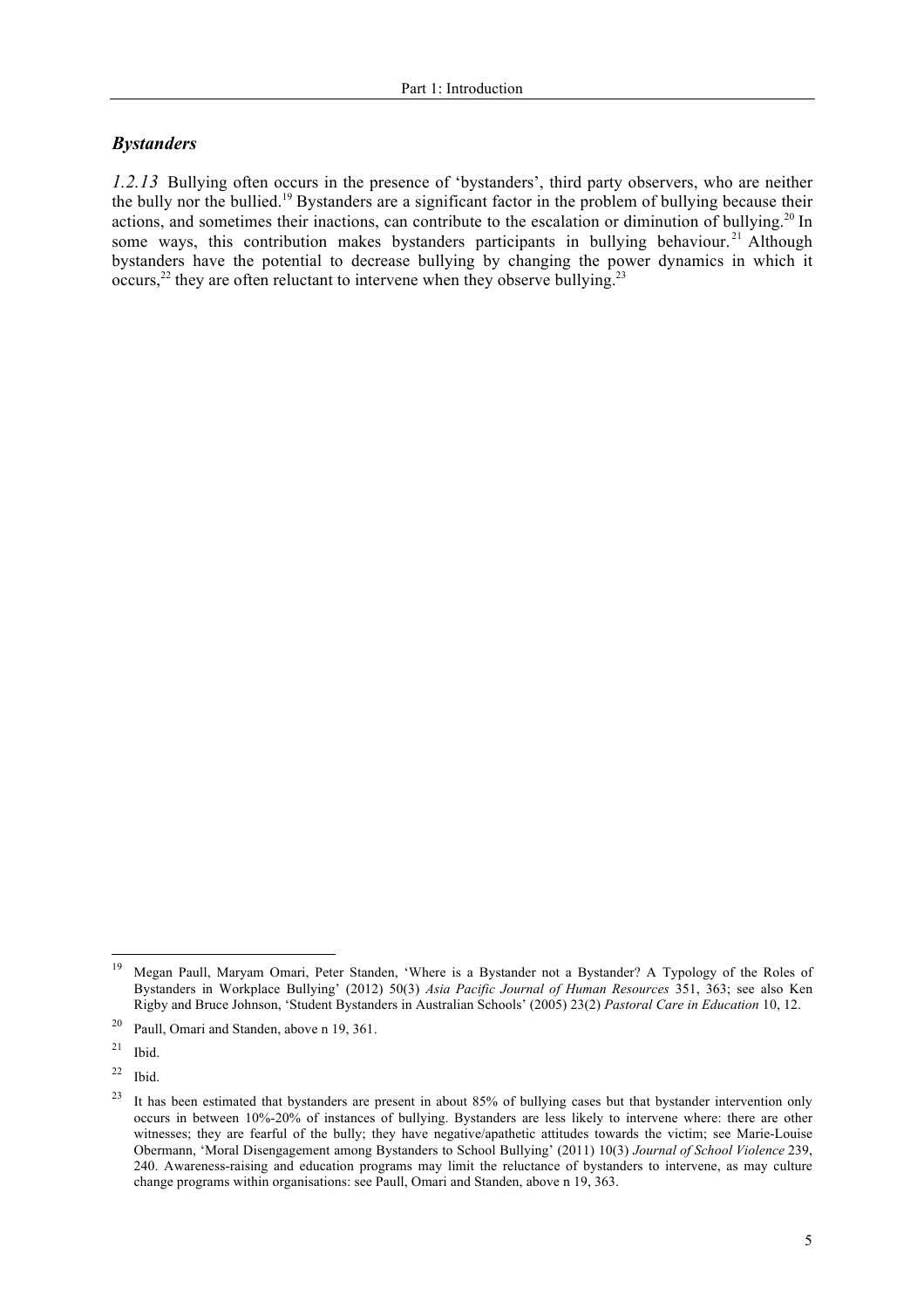### *Bystanders*

*1.2.13* Bullying often occurs in the presence of 'bystanders', third party observers, who are neither the bully nor the bullied.[19] Bystanders are a significant factor in the problem of bullying because their actions, and sometimes their inactions, can contribute to the escalation or diminution of bullying.[20] In some ways, this contribution makes bystanders participants in bullying behaviour.[21] Although bystanders have the potential to decrease bullying by changing the power dynamics in which it occurs,[22] they are often reluctant to intervene when they observe bullying.[23]

---

[19] Megan Paull, Maryam Omari, Peter Standen, 'Where is a Bystander not a Bystander? A Typology of the Roles of Bystanders in Workplace Bullying' (2012) 50(3) *Asia Pacific Journal of Human Resources* 351, 363; see also Ken Rigby and Bruce Johnson, 'Student Bystanders in Australian Schools' (2005) 23(2) *Pastoral Care in Education* 10, 12.

[20] Paull, Omari and Standen, above n 19, 361.

[21] Ibid.

[22] Ibid.

[23] It has been estimated that bystanders are present in about 85% of bullying cases but that bystander intervention only occurs in between 10%-20% of instances of bullying. Bystanders are less likely to intervene where: there are other witnesses; they are fearful of the bully; they have negative/apathetic attitudes towards the victim; see Marie-Louise Obermann, 'Moral Disengagement among Bystanders to School Bullying' (2011) 10(3) *Journal of School Violence* 239, 240. Awareness-raising and education programs may limit the reluctance of bystanders to intervene, as may culture change programs within organisations: see Paull, Omari and Standen, above n 19, 363.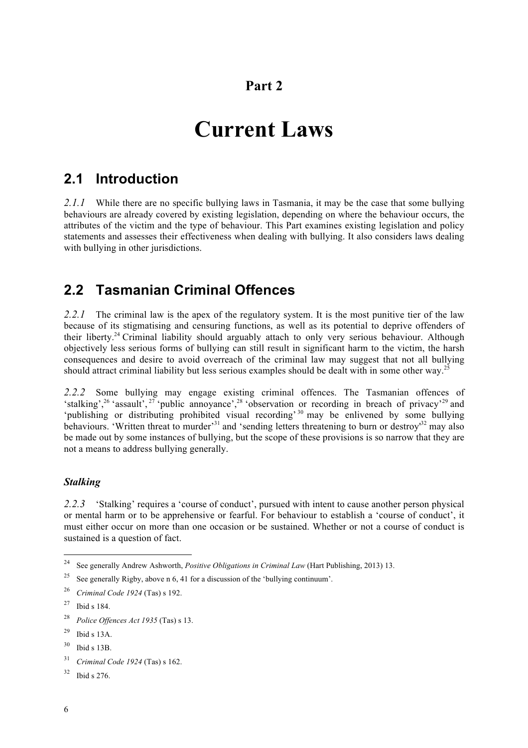# Part 2

# Current Laws

## 2.1 Introduction

*2.1.1* While there are no specific bullying laws in Tasmania, it may be the case that some bullying behaviours are already covered by existing legislation, depending on where the behaviour occurs, the attributes of the victim and the type of behaviour. This Part examines existing legislation and policy statements and assesses their effectiveness when dealing with bullying. It also considers laws dealing with bullying in other jurisdictions.

## 2.2 Tasmanian Criminal Offences

*2.2.1* The criminal law is the apex of the regulatory system. It is the most punitive tier of the law because of its stigmatising and censuring functions, as well as its potential to deprive offenders of their liberty.[24] Criminal liability should arguably attach to only very serious behaviour. Although objectively less serious forms of bullying can still result in significant harm to the victim, the harsh consequences and desire to avoid overreach of the criminal law may suggest that not all bullying should attract criminal liability but less serious examples should be dealt with in some other way.[25]

*2.2.2* Some bullying may engage existing criminal offences. The Tasmanian offences of 'stalking',[26] 'assault',[27] 'public annoyance',[28] 'observation or recording in breach of privacy'[29] and 'publishing or distributing prohibited visual recording'[30] may be enlivened by some bullying behaviours. 'Written threat to murder'[31] and 'sending letters threatening to burn or destroy'[32] may also be made out by some instances of bullying, but the scope of these provisions is so narrow that they are not a means to address bullying generally.

### *Stalking*

*2.2.3* 'Stalking' requires a 'course of conduct', pursued with intent to cause another person physical or mental harm or to be apprehensive or fearful. For behaviour to establish a 'course of conduct', it must either occur on more than one occasion or be sustained. Whether or not a course of conduct is sustained is a question of fact.

---

[24] See generally Andrew Ashworth, *Positive Obligations in Criminal Law* (Hart Publishing, 2013) 13.

[25] See generally Rigby, above n 6, 41 for a discussion of the 'bullying continuum'.

[26] *Criminal Code 1924* (Tas) s 192.

[27] Ibid s 184.

[28] *Police Offences Act 1935* (Tas) s 13.

[29] Ibid s 13A.

[30] Ibid s 13B.

[31] *Criminal Code 1924* (Tas) s 162.

[32] Ibid s 276.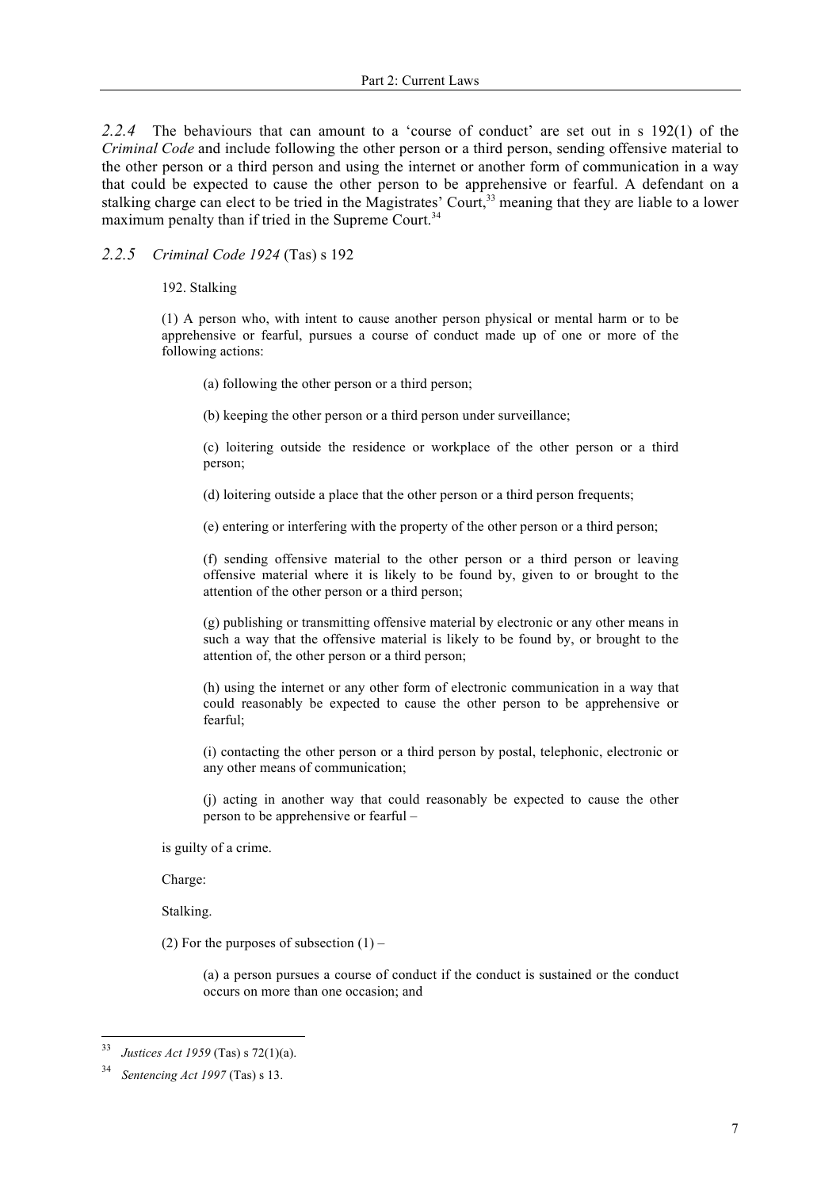*2.2.4* The behaviours that can amount to a 'course of conduct' are set out in s 192(1) of the *Criminal Code* and include following the other person or a third person, sending offensive material to the other person or a third person and using the internet or another form of communication in a way that could be expected to cause the other person to be apprehensive or fearful. A defendant on a stalking charge can elect to be tried in the Magistrates' Court,[33] meaning that they are liable to a lower maximum penalty than if tried in the Supreme Court.[34]

*2.2.5 Criminal Code 1924* (Tas) s 192

192. Stalking

(1) A person who, with intent to cause another person physical or mental harm or to be apprehensive or fearful, pursues a course of conduct made up of one or more of the following actions:

(a) following the other person or a third person;

(b) keeping the other person or a third person under surveillance;

(c) loitering outside the residence or workplace of the other person or a third person;

(d) loitering outside a place that the other person or a third person frequents;

(e) entering or interfering with the property of the other person or a third person;

(f) sending offensive material to the other person or a third person or leaving offensive material where it is likely to be found by, given to or brought to the attention of the other person or a third person;

(g) publishing or transmitting offensive material by electronic or any other means in such a way that the offensive material is likely to be found by, or brought to the attention of, the other person or a third person;

(h) using the internet or any other form of electronic communication in a way that could reasonably be expected to cause the other person to be apprehensive or fearful;

(i) contacting the other person or a third person by postal, telephonic, electronic or any other means of communication;

(j) acting in another way that could reasonably be expected to cause the other person to be apprehensive or fearful –

is guilty of a crime.

Charge:

Stalking.

(2) For the purposes of subsection (1) –

(a) a person pursues a course of conduct if the conduct is sustained or the conduct occurs on more than one occasion; and

---

[33] *Justices Act 1959* (Tas) s 72(1)(a).

[34] *Sentencing Act 1997* (Tas) s 13.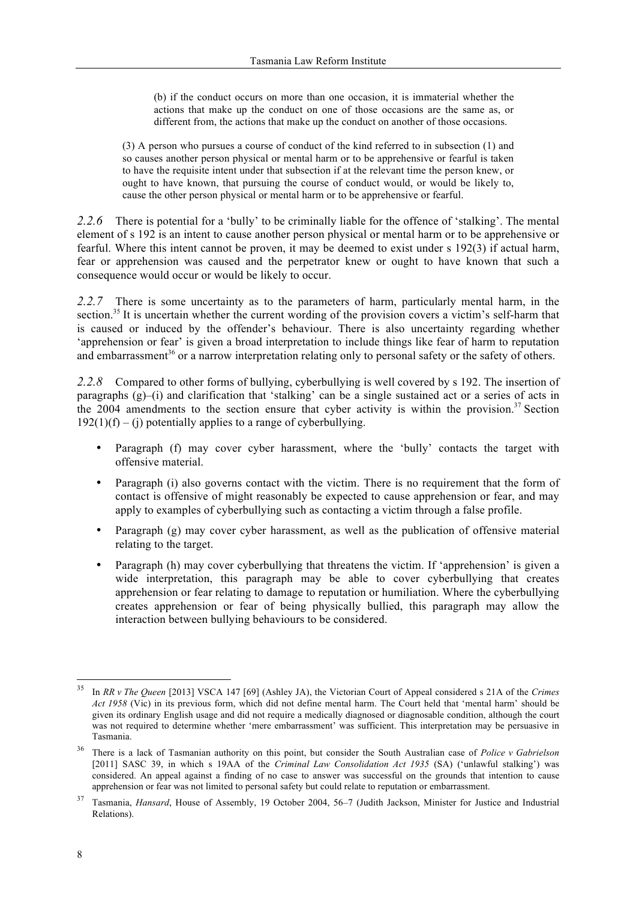> (b) if the conduct occurs on more than one occasion, it is immaterial whether the actions that make up the conduct on one of those occasions are the same as, or different from, the actions that make up the conduct on another of those occasions.

> (3) A person who pursues a course of conduct of the kind referred to in subsection (1) and so causes another person physical or mental harm or to be apprehensive or fearful is taken to have the requisite intent under that subsection if at the relevant time the person knew, or ought to have known, that pursuing the course of conduct would, or would be likely to, cause the other person physical or mental harm or to be apprehensive or fearful.

*2.2.6* There is potential for a 'bully' to be criminally liable for the offence of 'stalking'. The mental element of s 192 is an intent to cause another person physical or mental harm or to be apprehensive or fearful. Where this intent cannot be proven, it may be deemed to exist under s 192(3) if actual harm, fear or apprehension was caused and the perpetrator knew or ought to have known that such a consequence would occur or would be likely to occur.

*2.2.7* There is some uncertainty as to the parameters of harm, particularly mental harm, in the section.[35] It is uncertain whether the current wording of the provision covers a victim's self-harm that is caused or induced by the offender's behaviour. There is also uncertainty regarding whether 'apprehension or fear' is given a broad interpretation to include things like fear of harm to reputation and embarrassment[36] or a narrow interpretation relating only to personal safety or the safety of others.

*2.2.8* Compared to other forms of bullying, cyberbullying is well covered by s 192. The insertion of paragraphs (g)–(i) and clarification that 'stalking' can be a single sustained act or a series of acts in the 2004 amendments to the section ensure that cyber activity is within the provision.[37] Section 192(1)(f) – (j) potentially applies to a range of cyberbullying.

- Paragraph (f) may cover cyber harassment, where the 'bully' contacts the target with offensive material.
- Paragraph (i) also governs contact with the victim. There is no requirement that the form of contact is offensive of might reasonably be expected to cause apprehension or fear, and may apply to examples of cyberbullying such as contacting a victim through a false profile.
- Paragraph (g) may cover cyber harassment, as well as the publication of offensive material relating to the target.
- Paragraph (h) may cover cyberbullying that threatens the victim. If 'apprehension' is given a wide interpretation, this paragraph may be able to cover cyberbullying that creates apprehension or fear relating to damage to reputation or humiliation. Where the cyberbullying creates apprehension or fear of being physically bullied, this paragraph may allow the interaction between bullying behaviours to be considered.

---

[35] In *RR v The Queen* [2013] VSCA 147 [69] (Ashley JA), the Victorian Court of Appeal considered s 21A of the *Crimes Act 1958* (Vic) in its previous form, which did not define mental harm. The Court held that 'mental harm' should be given its ordinary English usage and did not require a medically diagnosed or diagnosable condition, although the court was not required to determine whether 'mere embarrassment' was sufficient. This interpretation may be persuasive in Tasmania.

[36] There is a lack of Tasmanian authority on this point, but consider the South Australian case of *Police v Gabrielson* [2011] SASC 39, in which s 19AA of the *Criminal Law Consolidation Act 1935* (SA) ('unlawful stalking') was considered. An appeal against a finding of no case to answer was successful on the grounds that intention to cause apprehension or fear was not limited to personal safety but could relate to reputation or embarrassment.

[37] Tasmania, *Hansard*, House of Assembly, 19 October 2004, 56–7 (Judith Jackson, Minister for Justice and Industrial Relations).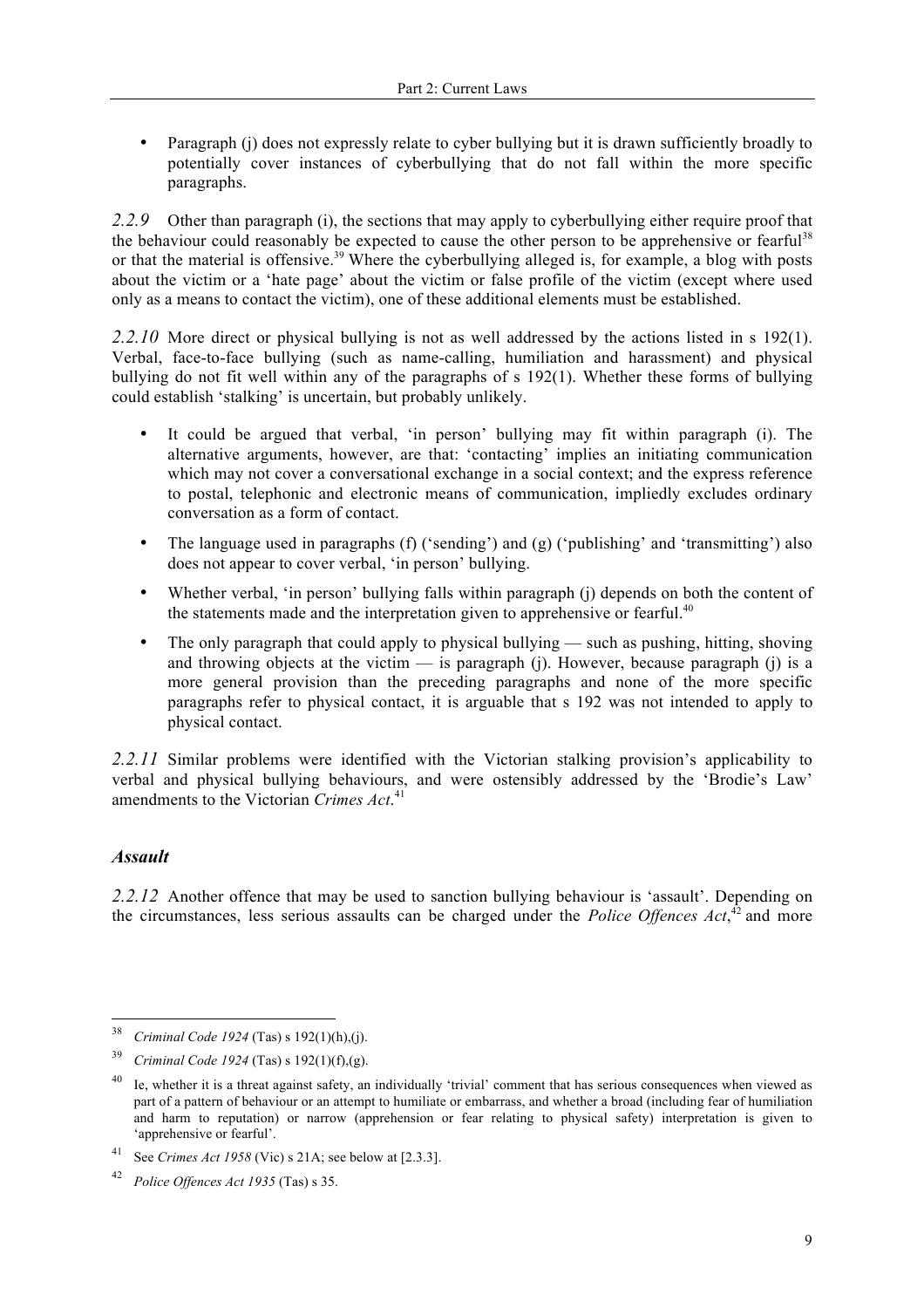- Paragraph (j) does not expressly relate to cyber bullying but it is drawn sufficiently broadly to potentially cover instances of cyberbullying that do not fall within the more specific paragraphs.

*2.2.9* Other than paragraph (i), the sections that may apply to cyberbullying either require proof that the behaviour could reasonably be expected to cause the other person to be apprehensive or fearful[38] or that the material is offensive.[39] Where the cyberbullying alleged is, for example, a blog with posts about the victim or a 'hate page' about the victim or false profile of the victim (except where used only as a means to contact the victim), one of these additional elements must be established.

*2.2.10* More direct or physical bullying is not as well addressed by the actions listed in s 192(1). Verbal, face-to-face bullying (such as name-calling, humiliation and harassment) and physical bullying do not fit well within any of the paragraphs of s 192(1). Whether these forms of bullying could establish 'stalking' is uncertain, but probably unlikely.

- It could be argued that verbal, 'in person' bullying may fit within paragraph (i). The alternative arguments, however, are that: 'contacting' implies an initiating communication which may not cover a conversational exchange in a social context; and the express reference to postal, telephonic and electronic means of communication, impliedly excludes ordinary conversation as a form of contact.
- The language used in paragraphs (f) ('sending') and (g) ('publishing' and 'transmitting') also does not appear to cover verbal, 'in person' bullying.
- Whether verbal, 'in person' bullying falls within paragraph (j) depends on both the content of the statements made and the interpretation given to apprehensive or fearful.[40]
- The only paragraph that could apply to physical bullying — such as pushing, hitting, shoving and throwing objects at the victim — is paragraph (j). However, because paragraph (j) is a more general provision than the preceding paragraphs and none of the more specific paragraphs refer to physical contact, it is arguable that s 192 was not intended to apply to physical contact.

*2.2.11* Similar problems were identified with the Victorian stalking provision's applicability to verbal and physical bullying behaviours, and were ostensibly addressed by the 'Brodie's Law' amendments to the Victorian *Crimes Act*.[41]

### *Assault*

*2.2.12* Another offence that may be used to sanction bullying behaviour is 'assault'. Depending on the circumstances, less serious assaults can be charged under the *Police Offences Act*,[42] and more

---

[38] *Criminal Code 1924* (Tas) s 192(1)(h),(j).

[39] *Criminal Code 1924* (Tas) s 192(1)(f),(g).

[40] Ie, whether it is a threat against safety, an individually 'trivial' comment that has serious consequences when viewed as part of a pattern of behaviour or an attempt to humiliate or embarrass, and whether a broad (including fear of humiliation and harm to reputation) or narrow (apprehension or fear relating to physical safety) interpretation is given to 'apprehensive or fearful'.

[41] See *Crimes Act 1958* (Vic) s 21A; see below at [2.3.3].

[42] *Police Offences Act 1935* (Tas) s 35.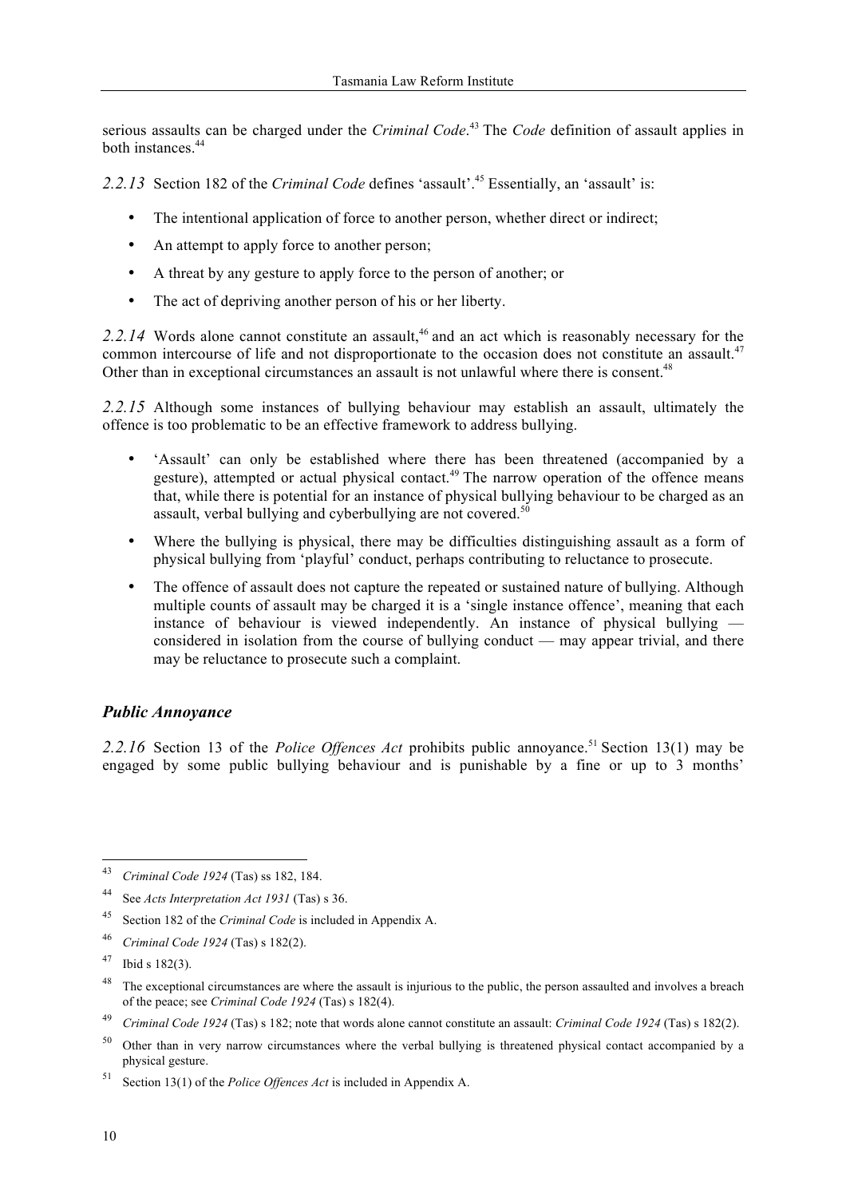serious assaults can be charged under the *Criminal Code*.[43] The *Code* definition of assault applies in both instances.[44]

*2.2.13* Section 182 of the *Criminal Code* defines 'assault'.[45] Essentially, an 'assault' is:

- The intentional application of force to another person, whether direct or indirect;
- An attempt to apply force to another person;
- A threat by any gesture to apply force to the person of another; or
- The act of depriving another person of his or her liberty.

*2.2.14* Words alone cannot constitute an assault,[46] and an act which is reasonably necessary for the common intercourse of life and not disproportionate to the occasion does not constitute an assault.[47] Other than in exceptional circumstances an assault is not unlawful where there is consent.[48]

*2.2.15* Although some instances of bullying behaviour may establish an assault, ultimately the offence is too problematic to be an effective framework to address bullying.

- 'Assault' can only be established where there has been threatened (accompanied by a gesture), attempted or actual physical contact.[49] The narrow operation of the offence means that, while there is potential for an instance of physical bullying behaviour to be charged as an assault, verbal bullying and cyberbullying are not covered.[50]
- Where the bullying is physical, there may be difficulties distinguishing assault as a form of physical bullying from 'playful' conduct, perhaps contributing to reluctance to prosecute.
- The offence of assault does not capture the repeated or sustained nature of bullying. Although multiple counts of assault may be charged it is a 'single instance offence', meaning that each instance of behaviour is viewed independently. An instance of physical bullying — considered in isolation from the course of bullying conduct — may appear trivial, and there may be reluctance to prosecute such a complaint.

### *Public Annoyance*

*2.2.16* Section 13 of the *Police Offences Act* prohibits public annoyance.[51] Section 13(1) may be engaged by some public bullying behaviour and is punishable by a fine or up to 3 months'

---

[43] *Criminal Code 1924* (Tas) ss 182, 184.

[44] See *Acts Interpretation Act 1931* (Tas) s 36.

[45] Section 182 of the *Criminal Code* is included in Appendix A.

[46] *Criminal Code 1924* (Tas) s 182(2).

[47] Ibid s 182(3).

[48] The exceptional circumstances are where the assault is injurious to the public, the person assaulted and involves a breach of the peace; see *Criminal Code 1924* (Tas) s 182(4).

[49] *Criminal Code 1924* (Tas) s 182; note that words alone cannot constitute an assault: *Criminal Code 1924* (Tas) s 182(2).

[50] Other than in very narrow circumstances where the verbal bullying is threatened physical contact accompanied by a physical gesture.

[51] Section 13(1) of the *Police Offences Act* is included in Appendix A.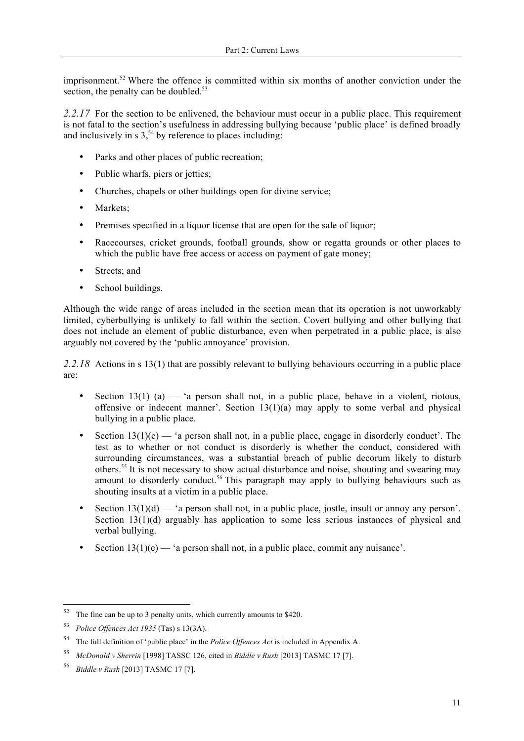imprisonment.[52] Where the offence is committed within six months of another conviction under the section, the penalty can be doubled.[53]

*2.2.17* For the section to be enlivened, the behaviour must occur in a public place. This requirement is not fatal to the section's usefulness in addressing bullying because 'public place' is defined broadly and inclusively in s 3,[54] by reference to places including:

- Parks and other places of public recreation;
- Public wharfs, piers or jetties;
- Churches, chapels or other buildings open for divine service;
- Markets;
- Premises specified in a liquor license that are open for the sale of liquor;
- Racecourses, cricket grounds, football grounds, show or regatta grounds or other places to which the public have free access or access on payment of gate money;
- Streets; and
- School buildings.

Although the wide range of areas included in the section mean that its operation is not unworkably limited, cyberbullying is unlikely to fall within the section. Covert bullying and other bullying that does not include an element of public disturbance, even when perpetrated in a public place, is also arguably not covered by the 'public annoyance' provision.

*2.2.18* Actions in s 13(1) that are possibly relevant to bullying behaviours occurring in a public place are:

- Section 13(1) (a) — 'a person shall not, in a public place, behave in a violent, riotous, offensive or indecent manner'. Section 13(1)(a) may apply to some verbal and physical bullying in a public place.
- Section 13(1)(c) — 'a person shall not, in a public place, engage in disorderly conduct'. The test as to whether or not conduct is disorderly is whether the conduct, considered with surrounding circumstances, was a substantial breach of public decorum likely to disturb others.[55] It is not necessary to show actual disturbance and noise, shouting and swearing may amount to disorderly conduct.[56] This paragraph may apply to bullying behaviours such as shouting insults at a victim in a public place.
- Section 13(1)(d) — 'a person shall not, in a public place, jostle, insult or annoy any person'. Section 13(1)(d) arguably has application to some less serious instances of physical and verbal bullying.
- Section 13(1)(e) — 'a person shall not, in a public place, commit any nuisance'.

---

[52] The fine can be up to 3 penalty units, which currently amounts to $420.

[53] *Police Offences Act 1935* (Tas) s 13(3A).

[54] The full definition of 'public place' in the *Police Offences Act* is included in Appendix A.

[55] *McDonald v Sherrin* [1998] TASSC 126, cited in *Biddle v Rush* [2013] TASMC 17 [7].

[56] *Biddle v Rush* [2013] TASMC 17 [7].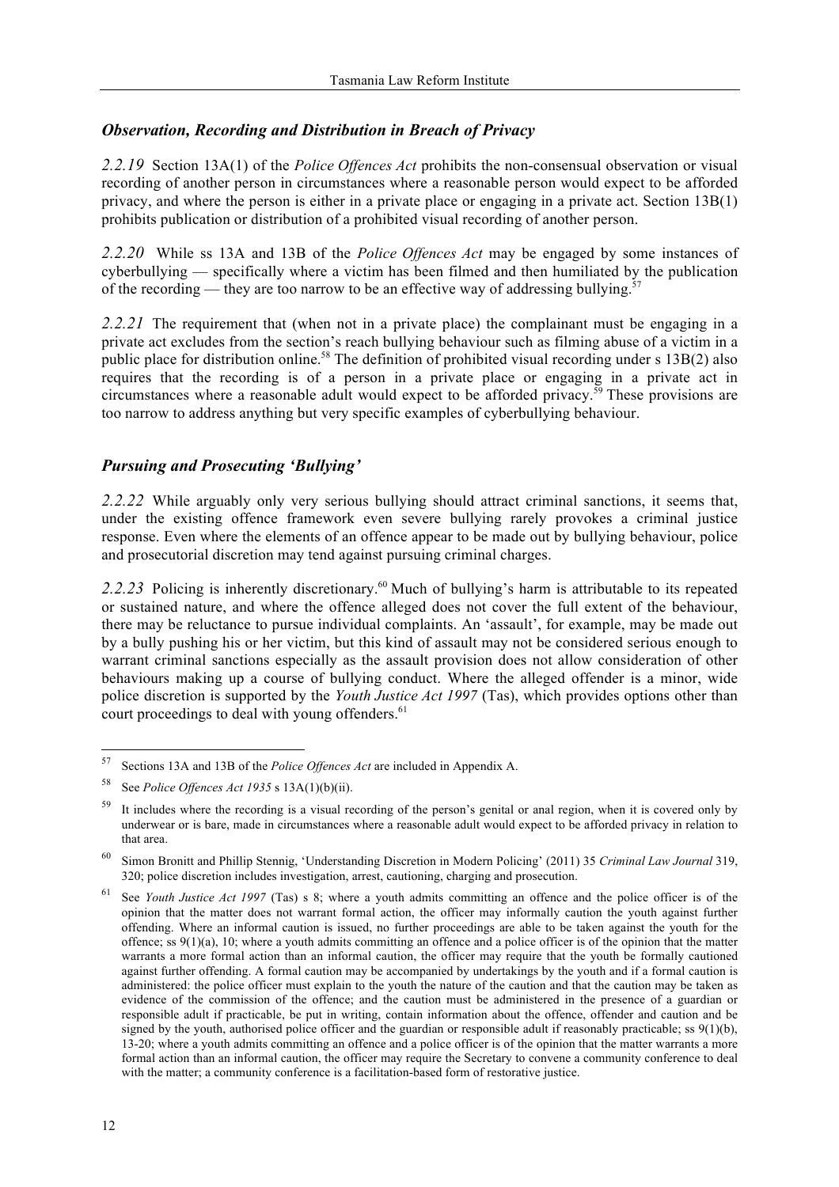### *Observation, Recording and Distribution in Breach of Privacy*

*2.2.19* Section 13A(1) of the *Police Offences Act* prohibits the non-consensual observation or visual recording of another person in circumstances where a reasonable person would expect to be afforded privacy, and where the person is either in a private place or engaging in a private act. Section 13B(1) prohibits publication or distribution of a prohibited visual recording of another person.

*2.2.20* While ss 13A and 13B of the *Police Offences Act* may be engaged by some instances of cyberbullying — specifically where a victim has been filmed and then humiliated by the publication of the recording — they are too narrow to be an effective way of addressing bullying.[57]

*2.2.21* The requirement that (when not in a private place) the complainant must be engaging in a private act excludes from the section's reach bullying behaviour such as filming abuse of a victim in a public place for distribution online.[58] The definition of prohibited visual recording under s 13B(2) also requires that the recording is of a person in a private place or engaging in a private act in circumstances where a reasonable adult would expect to be afforded privacy.[59] These provisions are too narrow to address anything but very specific examples of cyberbullying behaviour.

### *Pursuing and Prosecuting 'Bullying'*

*2.2.22* While arguably only very serious bullying should attract criminal sanctions, it seems that, under the existing offence framework even severe bullying rarely provokes a criminal justice response. Even where the elements of an offence appear to be made out by bullying behaviour, police and prosecutorial discretion may tend against pursuing criminal charges.

*2.2.23* Policing is inherently discretionary.[60] Much of bullying's harm is attributable to its repeated or sustained nature, and where the offence alleged does not cover the full extent of the behaviour, there may be reluctance to pursue individual complaints. An 'assault', for example, may be made out by a bully pushing his or her victim, but this kind of assault may not be considered serious enough to warrant criminal sanctions especially as the assault provision does not allow consideration of other behaviours making up a course of bullying conduct. Where the alleged offender is a minor, wide police discretion is supported by the *Youth Justice Act 1997* (Tas), which provides options other than court proceedings to deal with young offenders.[61]

---

[57] Sections 13A and 13B of the *Police Offences Act* are included in Appendix A.

[58] See *Police Offences Act 1935* s 13A(1)(b)(ii).

[59] It includes where the recording is a visual recording of the person's genital or anal region, when it is covered only by underwear or is bare, made in circumstances where a reasonable adult would expect to be afforded privacy in relation to that area.

[60] Simon Bronitt and Phillip Stennig, 'Understanding Discretion in Modern Policing' (2011) 35 *Criminal Law Journal* 319, 320; police discretion includes investigation, arrest, cautioning, charging and prosecution.

[61] See *Youth Justice Act 1997* (Tas) s 8; where a youth admits committing an offence and the police officer is of the opinion that the matter does not warrant formal action, the officer may informally caution the youth against further offending. Where an informal caution is issued, no further proceedings are able to be taken against the youth for the offence; ss 9(1)(a), 10; where a youth admits committing an offence and a police officer is of the opinion that the matter warrants a more formal action than an informal caution, the officer may require that the youth be formally cautioned against further offending. A formal caution may be accompanied by undertakings by the youth and if a formal caution is administered: the police officer must explain to the youth the nature of the caution and that the caution may be taken as evidence of the commission of the offence; and the caution must be administered in the presence of a guardian or responsible adult if practicable, be put in writing, contain information about the offence, offender and caution and be signed by the youth, authorised police officer and the guardian or responsible adult if reasonably practicable; ss 9(1)(b), 13-20; where a youth admits committing an offence and a police officer is of the opinion that the matter warrants a more formal action than an informal caution, the officer may require the Secretary to convene a community conference to deal with the matter; a community conference is a facilitation-based form of restorative justice.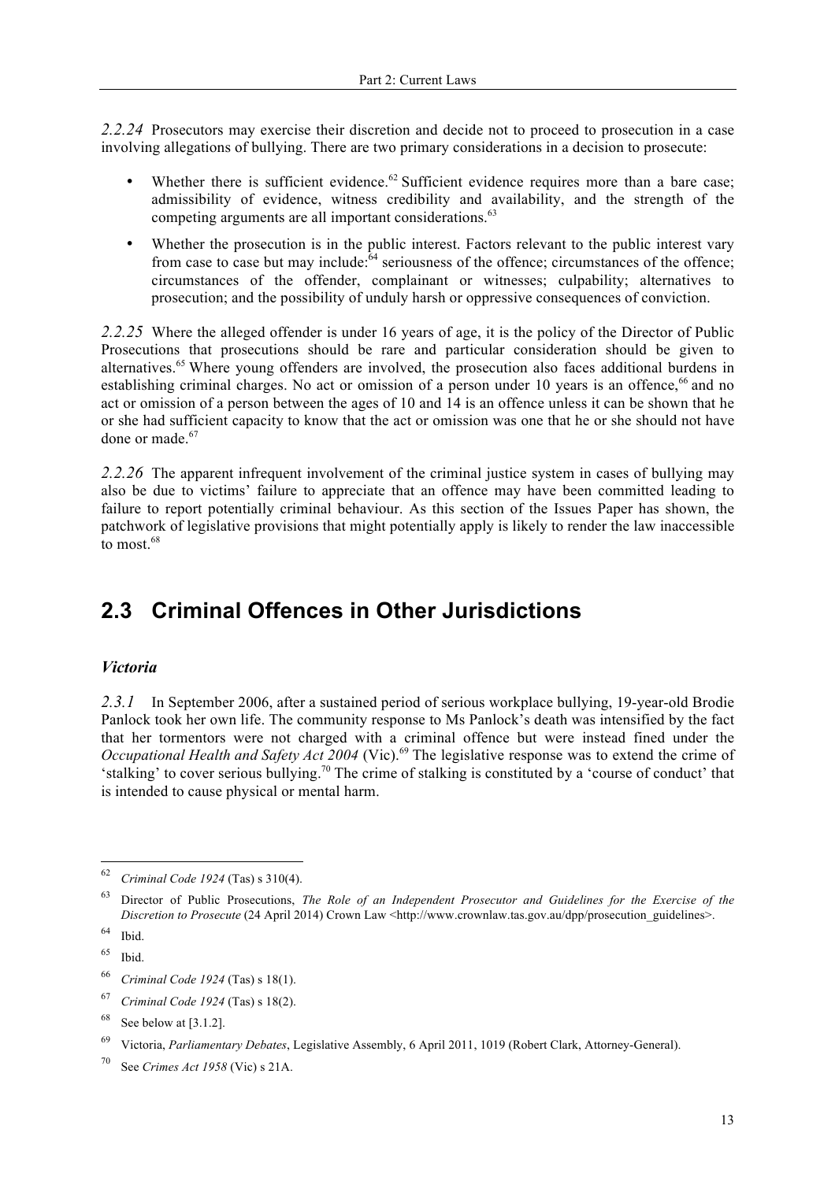*2.2.24* Prosecutors may exercise their discretion and decide not to proceed to prosecution in a case involving allegations of bullying. There are two primary considerations in a decision to prosecute:

- Whether there is sufficient evidence.[62] Sufficient evidence requires more than a bare case; admissibility of evidence, witness credibility and availability, and the strength of the competing arguments are all important considerations.[63]
- Whether the prosecution is in the public interest. Factors relevant to the public interest vary from case to case but may include:[64] seriousness of the offence; circumstances of the offence; circumstances of the offender, complainant or witnesses; culpability; alternatives to prosecution; and the possibility of unduly harsh or oppressive consequences of conviction.

*2.2.25* Where the alleged offender is under 16 years of age, it is the policy of the Director of Public Prosecutions that prosecutions should be rare and particular consideration should be given to alternatives.[65] Where young offenders are involved, the prosecution also faces additional burdens in establishing criminal charges. No act or omission of a person under 10 years is an offence,[66] and no act or omission of a person between the ages of 10 and 14 is an offence unless it can be shown that he or she had sufficient capacity to know that the act or omission was one that he or she should not have done or made.[67]

*2.2.26* The apparent infrequent involvement of the criminal justice system in cases of bullying may also be due to victims' failure to appreciate that an offence may have been committed leading to failure to report potentially criminal behaviour. As this section of the Issues Paper has shown, the patchwork of legislative provisions that might potentially apply is likely to render the law inaccessible to most.[68]

## 2.3 Criminal Offences in Other Jurisdictions

### *Victoria*

*2.3.1* In September 2006, after a sustained period of serious workplace bullying, 19-year-old Brodie Panlock took her own life. The community response to Ms Panlock's death was intensified by the fact that her tormentors were not charged with a criminal offence but were instead fined under the *Occupational Health and Safety Act 2004* (Vic).[69] The legislative response was to extend the crime of 'stalking' to cover serious bullying.[70] The crime of stalking is constituted by a 'course of conduct' that is intended to cause physical or mental harm.

---

[62] *Criminal Code 1924* (Tas) s 310(4).

[63] Director of Public Prosecutions, *The Role of an Independent Prosecutor and Guidelines for the Exercise of the Discretion to Prosecute* (24 April 2014) Crown Law <http://www.crownlaw.tas.gov.au/dpp/prosecution_guidelines>.

[64] Ibid.

[65] Ibid.

[66] *Criminal Code 1924* (Tas) s 18(1).

[67] *Criminal Code 1924* (Tas) s 18(2).

[68] See below at [3.1.2].

[69] Victoria, *Parliamentary Debates*, Legislative Assembly, 6 April 2011, 1019 (Robert Clark, Attorney-General).

[70] See *Crimes Act 1958* (Vic) s 21A.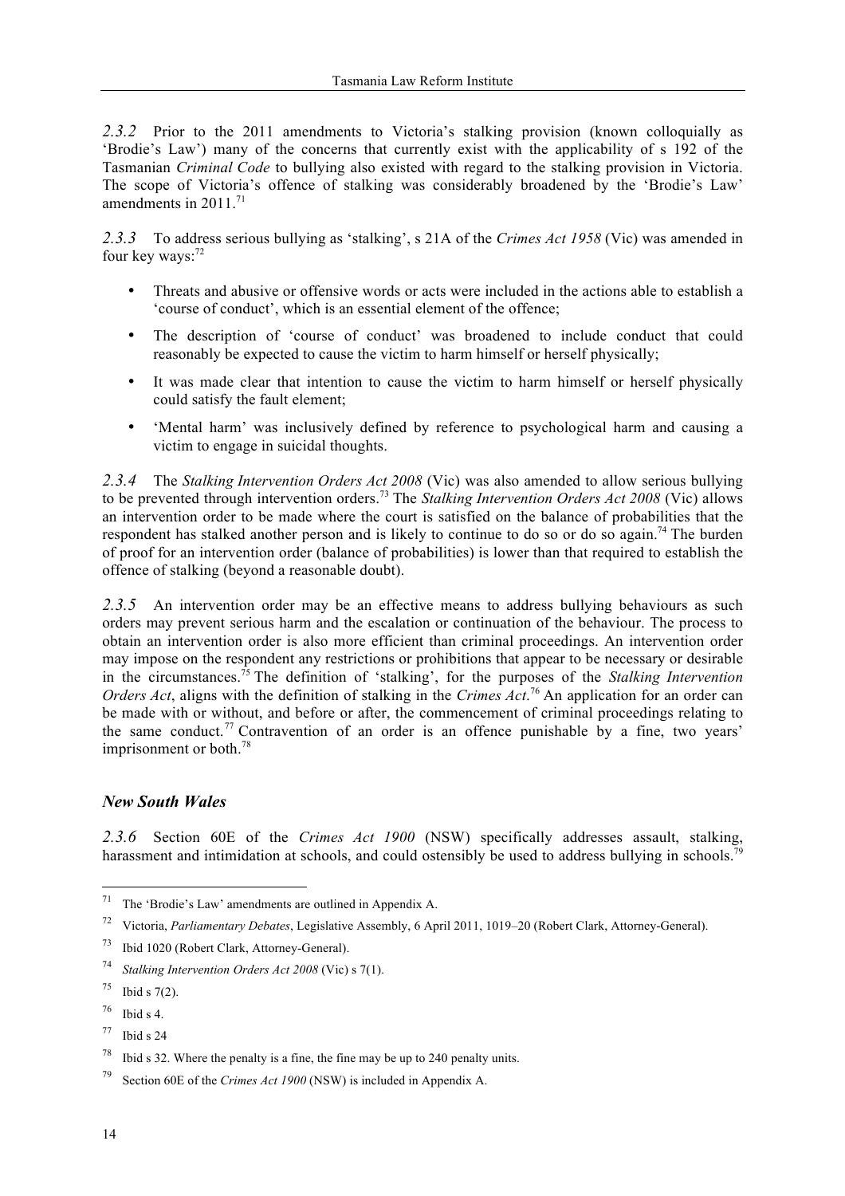*2.3.2* Prior to the 2011 amendments to Victoria's stalking provision (known colloquially as 'Brodie's Law') many of the concerns that currently exist with the applicability of s 192 of the Tasmanian *Criminal Code* to bullying also existed with regard to the stalking provision in Victoria. The scope of Victoria's offence of stalking was considerably broadened by the 'Brodie's Law' amendments in 2011.[71]

*2.3.3* To address serious bullying as 'stalking', s 21A of the *Crimes Act 1958* (Vic) was amended in four key ways:[72]

- Threats and abusive or offensive words or acts were included in the actions able to establish a 'course of conduct', which is an essential element of the offence;
- The description of 'course of conduct' was broadened to include conduct that could reasonably be expected to cause the victim to harm himself or herself physically;
- It was made clear that intention to cause the victim to harm himself or herself physically could satisfy the fault element;
- 'Mental harm' was inclusively defined by reference to psychological harm and causing a victim to engage in suicidal thoughts.

*2.3.4* The *Stalking Intervention Orders Act 2008* (Vic) was also amended to allow serious bullying to be prevented through intervention orders.[73] The *Stalking Intervention Orders Act 2008* (Vic) allows an intervention order to be made where the court is satisfied on the balance of probabilities that the respondent has stalked another person and is likely to continue to do so or do so again.[74] The burden of proof for an intervention order (balance of probabilities) is lower than that required to establish the offence of stalking (beyond a reasonable doubt).

*2.3.5* An intervention order may be an effective means to address bullying behaviours as such orders may prevent serious harm and the escalation or continuation of the behaviour. The process to obtain an intervention order is also more efficient than criminal proceedings. An intervention order may impose on the respondent any restrictions or prohibitions that appear to be necessary or desirable in the circumstances.[75] The definition of 'stalking', for the purposes of the *Stalking Intervention Orders Act*, aligns with the definition of stalking in the *Crimes Act*.[76] An application for an order can be made with or without, and before or after, the commencement of criminal proceedings relating to the same conduct.[77] Contravention of an order is an offence punishable by a fine, two years' imprisonment or both.[78]

### *New South Wales*

*2.3.6* Section 60E of the *Crimes Act 1900* (NSW) specifically addresses assault, stalking, harassment and intimidation at schools, and could ostensibly be used to address bullying in schools.[79]

---

[71] The 'Brodie's Law' amendments are outlined in Appendix A.

[72] Victoria, *Parliamentary Debates*, Legislative Assembly, 6 April 2011, 1019–20 (Robert Clark, Attorney-General).

[73] Ibid 1020 (Robert Clark, Attorney-General).

[74] *Stalking Intervention Orders Act 2008* (Vic) s 7(1).

[75] Ibid s 7(2).

[76] Ibid s 4.

[77] Ibid s 24

[78] Ibid s 32. Where the penalty is a fine, the fine may be up to 240 penalty units.

[79] Section 60E of the *Crimes Act 1900* (NSW) is included in Appendix A.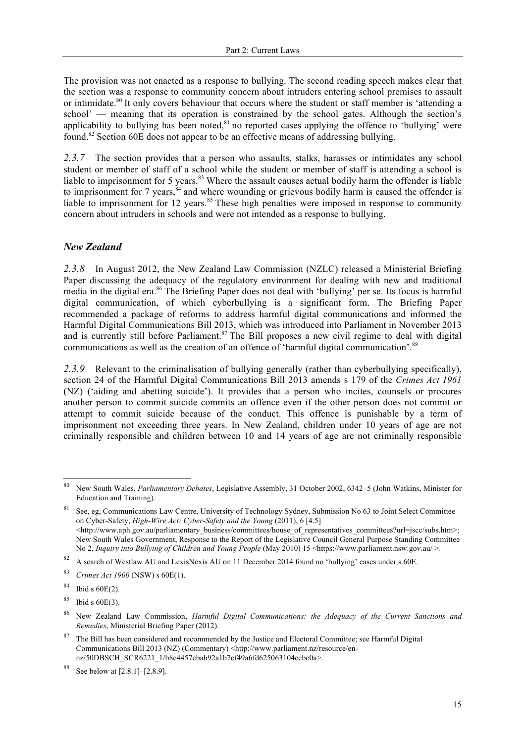The provision was not enacted as a response to bullying. The second reading speech makes clear that the section was a response to community concern about intruders entering school premises to assault or intimidate.[80] It only covers behaviour that occurs where the student or staff member is 'attending a school' — meaning that its operation is constrained by the school gates. Although the section's applicability to bullying has been noted,[81] no reported cases applying the offence to 'bullying' were found.[82] Section 60E does not appear to be an effective means of addressing bullying.

*2.3.7* The section provides that a person who assaults, stalks, harasses or intimidates any school student or member of staff of a school while the student or member of staff is attending a school is liable to imprisonment for 5 years.[83] Where the assault causes actual bodily harm the offender is liable to imprisonment for 7 years,[84] and where wounding or grievous bodily harm is caused the offender is liable to imprisonment for 12 years.[85] These high penalties were imposed in response to community concern about intruders in schools and were not intended as a response to bullying.

### *New Zealand*

*2.3.8* In August 2012, the New Zealand Law Commission (NZLC) released a Ministerial Briefing Paper discussing the adequacy of the regulatory environment for dealing with new and traditional media in the digital era.[86] The Briefing Paper does not deal with 'bullying' per se. Its focus is harmful digital communication, of which cyberbullying is a significant form. The Briefing Paper recommended a package of reforms to address harmful digital communications and informed the Harmful Digital Communications Bill 2013, which was introduced into Parliament in November 2013 and is currently still before Parliament.[87] The Bill proposes a new civil regime to deal with digital communications as well as the creation of an offence of 'harmful digital communication'.[88]

*2.3.9* Relevant to the criminalisation of bullying generally (rather than cyberbullying specifically), section 24 of the Harmful Digital Communications Bill 2013 amends s 179 of the *Crimes Act 1961* (NZ) ('aiding and abetting suicide'). It provides that a person who incites, counsels or procures another person to commit suicide commits an offence even if the other person does not commit or attempt to commit suicide because of the conduct. This offence is punishable by a term of imprisonment not exceeding three years. In New Zealand, children under 10 years of age are not criminally responsible and children between 10 and 14 years of age are not criminally responsible

---

[80] New South Wales, *Parliamentary Debates*, Legislative Assembly, 31 October 2002, 6342–5 (John Watkins, Minister for Education and Training).

[81] See, eg, Communications Law Centre, University of Technology Sydney, Submission No 63 to Joint Select Committee on Cyber-Safety, *High-Wire Act: Cyber-Safety and the Young* (2011), 6 [4.5] <http://www.aph.gov.au/parliamentary_business/committees/house_of_representatives_committees?url=jscc/subs.htm>; New South Wales Government, Response to the Report of the Legislative Council General Purpose Standing Committee No 2, *Inquiry into Bullying of Children and Young People* (May 2010) 15 <https://www.parliament.nsw.gov.au/ >.

[82] A search of Westlaw AU and LexisNexis AU on 11 December 2014 found no 'bullying' cases under s 60E.

[83] *Crimes Act 1900* (NSW) s 60E(1).

[84] Ibid s 60E(2).

[85] Ibid s 60E(3).

[86] New Zealand Law Commission, *Harmful Digital Communications: the Adequacy of the Current Sanctions and Remedies*, Ministerial Briefing Paper (2012).

[87] The Bill has been considered and recommended by the Justice and Electoral Committee; see Harmful Digital Communications Bill 2013 (NZ) (Commentary) <http://www.parliament.nz/resource/en-nz/50DBSCH_SCR6221_1/b8c4457cbab92a1b7cf49a6fd625063104ecbc0a>.

[88] See below at [2.8.1]–[2.8.9].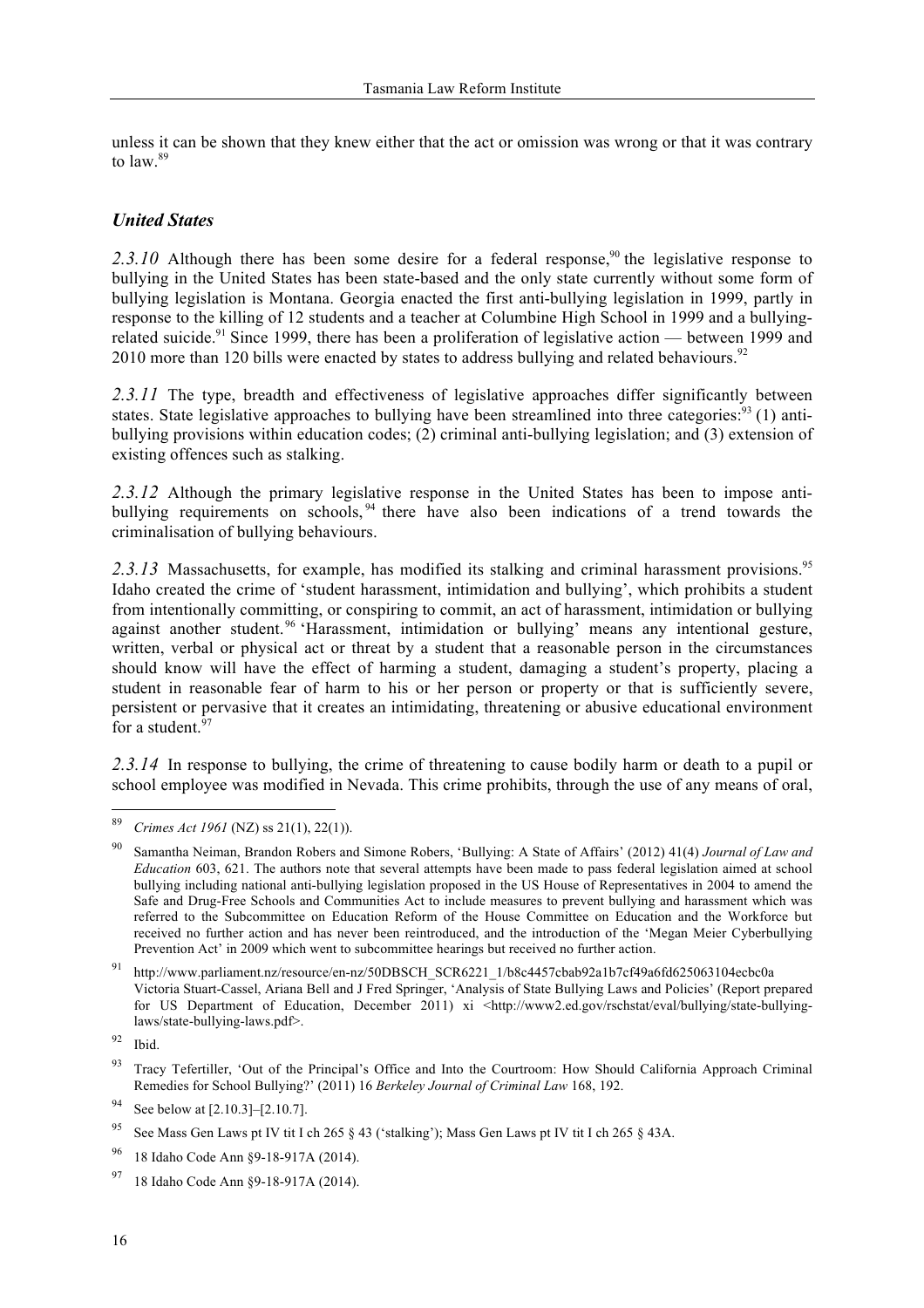unless it can be shown that they knew either that the act or omission was wrong or that it was contrary to law.[89]

### *United States*

*2.3.10* Although there has been some desire for a federal response,[90] the legislative response to bullying in the United States has been state-based and the only state currently without some form of bullying legislation is Montana. Georgia enacted the first anti-bullying legislation in 1999, partly in response to the killing of 12 students and a teacher at Columbine High School in 1999 and a bullying-related suicide.[91] Since 1999, there has been a proliferation of legislative action — between 1999 and 2010 more than 120 bills were enacted by states to address bullying and related behaviours.[92]

*2.3.11* The type, breadth and effectiveness of legislative approaches differ significantly between states. State legislative approaches to bullying have been streamlined into three categories:[93] (1) anti-bullying provisions within education codes; (2) criminal anti-bullying legislation; and (3) extension of existing offences such as stalking.

*2.3.12* Although the primary legislative response in the United States has been to impose anti-bullying requirements on schools,[94] there have also been indications of a trend towards the criminalisation of bullying behaviours.

*2.3.13* Massachusetts, for example, has modified its stalking and criminal harassment provisions.[95] Idaho created the crime of 'student harassment, intimidation and bullying', which prohibits a student from intentionally committing, or conspiring to commit, an act of harassment, intimidation or bullying against another student.[96] 'Harassment, intimidation or bullying' means any intentional gesture, written, verbal or physical act or threat by a student that a reasonable person in the circumstances should know will have the effect of harming a student, damaging a student's property, placing a student in reasonable fear of harm to his or her person or property or that is sufficiently severe, persistent or pervasive that it creates an intimidating, threatening or abusive educational environment for a student.[97]

*2.3.14* In response to bullying, the crime of threatening to cause bodily harm or death to a pupil or school employee was modified in Nevada. This crime prohibits, through the use of any means of oral,

---

[89] *Crimes Act 1961* (NZ) ss 21(1), 22(1)).

[90] Samantha Neiman, Brandon Robers and Simone Robers, 'Bullying: A State of Affairs' (2012) 41(4) *Journal of Law and Education* 603, 621. The authors note that several attempts have been made to pass federal legislation aimed at school bullying including national anti-bullying legislation proposed in the US House of Representatives in 2004 to amend the Safe and Drug-Free Schools and Communities Act to include measures to prevent bullying and harassment which was referred to the Subcommittee on Education Reform of the House Committee on Education and the Workforce but received no further action and has never been reintroduced, and the introduction of the 'Megan Meier Cyberbullying Prevention Act' in 2009 which went to subcommittee hearings but received no further action.

[91] http://www.parliament.nz/resource/en-nz/50DBSCH_SCR6221_1/b8c4457cbab92a1b7cf49a6fd625063104ecbc0a Victoria Stuart-Cassel, Ariana Bell and J Fred Springer, 'Analysis of State Bullying Laws and Policies' (Report prepared for US Department of Education, December 2011) xi <http://www2.ed.gov/rschstat/eval/bullying/state-bullying-laws/state-bullying-laws.pdf>.

[92] Ibid.

[93] Tracy Tefertiller, 'Out of the Principal's Office and Into the Courtroom: How Should California Approach Criminal Remedies for School Bullying?' (2011) 16 *Berkeley Journal of Criminal Law* 168, 192.

[94] See below at [2.10.3]–[2.10.7].

[95] See Mass Gen Laws pt IV tit I ch 265 § 43 ('stalking'); Mass Gen Laws pt IV tit I ch 265 § 43A.

[96] 18 Idaho Code Ann §9-18-917A (2014).

[97] 18 Idaho Code Ann §9-18-917A (2014).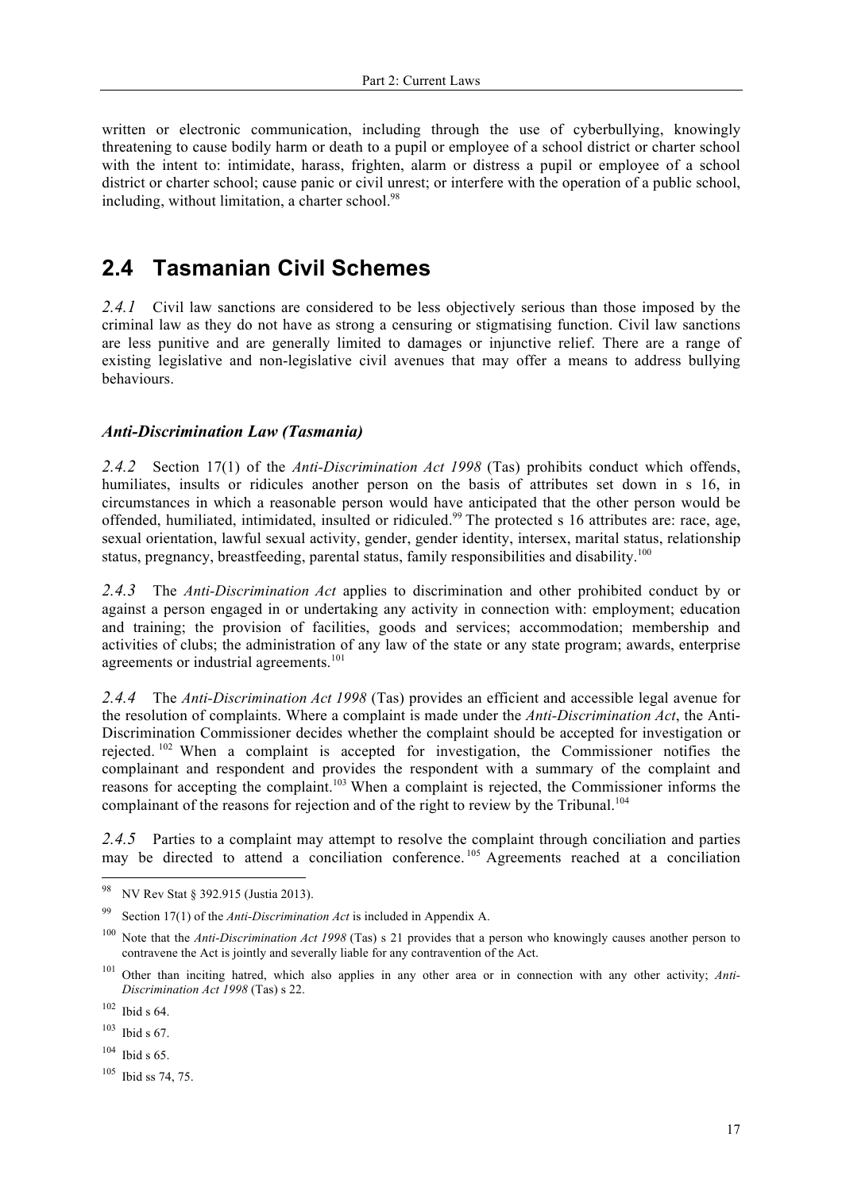written or electronic communication, including through the use of cyberbullying, knowingly threatening to cause bodily harm or death to a pupil or employee of a school district or charter school with the intent to: intimidate, harass, frighten, alarm or distress a pupil or employee of a school district or charter school; cause panic or civil unrest; or interfere with the operation of a public school, including, without limitation, a charter school.[98]

## 2.4 Tasmanian Civil Schemes

*2.4.1* Civil law sanctions are considered to be less objectively serious than those imposed by the criminal law as they do not have as strong a censuring or stigmatising function. Civil law sanctions are less punitive and are generally limited to damages or injunctive relief. There are a range of existing legislative and non-legislative civil avenues that may offer a means to address bullying behaviours.

### *Anti-Discrimination Law (Tasmania)*

*2.4.2* Section 17(1) of the *Anti-Discrimination Act 1998* (Tas) prohibits conduct which offends, humiliates, insults or ridicules another person on the basis of attributes set down in s 16, in circumstances in which a reasonable person would have anticipated that the other person would be offended, humiliated, intimidated, insulted or ridiculed.[99] The protected s 16 attributes are: race, age, sexual orientation, lawful sexual activity, gender, gender identity, intersex, marital status, relationship status, pregnancy, breastfeeding, parental status, family responsibilities and disability.[100]

*2.4.3* The *Anti-Discrimination Act* applies to discrimination and other prohibited conduct by or against a person engaged in or undertaking any activity in connection with: employment; education and training; the provision of facilities, goods and services; accommodation; membership and activities of clubs; the administration of any law of the state or any state program; awards, enterprise agreements or industrial agreements.[101]

*2.4.4* The *Anti-Discrimination Act 1998* (Tas) provides an efficient and accessible legal avenue for the resolution of complaints. Where a complaint is made under the *Anti-Discrimination Act*, the Anti-Discrimination Commissioner decides whether the complaint should be accepted for investigation or rejected.[102] When a complaint is accepted for investigation, the Commissioner notifies the complainant and respondent and provides the respondent with a summary of the complaint and reasons for accepting the complaint.[103] When a complaint is rejected, the Commissioner informs the complainant of the reasons for rejection and of the right to review by the Tribunal.[104]

*2.4.5* Parties to a complaint may attempt to resolve the complaint through conciliation and parties may be directed to attend a conciliation conference.[105] Agreements reached at a conciliation

---

[98] NV Rev Stat § 392.915 (Justia 2013).

[99] Section 17(1) of the *Anti-Discrimination Act* is included in Appendix A.

[100] Note that the *Anti-Discrimination Act 1998* (Tas) s 21 provides that a person who knowingly causes another person to contravene the Act is jointly and severally liable for any contravention of the Act.

[101] Other than inciting hatred, which also applies in any other area or in connection with any other activity; *Anti-Discrimination Act 1998* (Tas) s 22.

[102] Ibid s 64.

[103] Ibid s 67.

[104] Ibid s 65.

[105] Ibid ss 74, 75.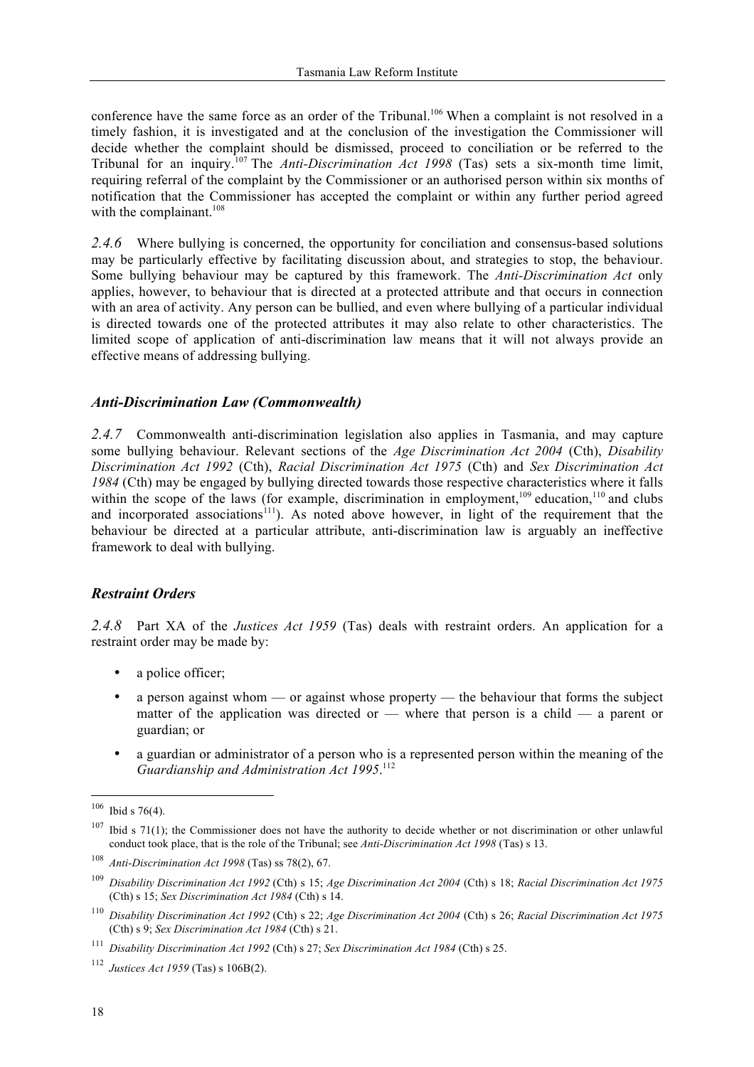conference have the same force as an order of the Tribunal.[106] When a complaint is not resolved in a timely fashion, it is investigated and at the conclusion of the investigation the Commissioner will decide whether the complaint should be dismissed, proceed to conciliation or be referred to the Tribunal for an inquiry.[107] The *Anti-Discrimination Act 1998* (Tas) sets a six-month time limit, requiring referral of the complaint by the Commissioner or an authorised person within six months of notification that the Commissioner has accepted the complaint or within any further period agreed with the complainant.[108]

*2.4.6* Where bullying is concerned, the opportunity for conciliation and consensus-based solutions may be particularly effective by facilitating discussion about, and strategies to stop, the behaviour. Some bullying behaviour may be captured by this framework. The *Anti-Discrimination Act* only applies, however, to behaviour that is directed at a protected attribute and that occurs in connection with an area of activity. Any person can be bullied, and even where bullying of a particular individual is directed towards one of the protected attributes it may also relate to other characteristics. The limited scope of application of anti-discrimination law means that it will not always provide an effective means of addressing bullying.

### *Anti-Discrimination Law (Commonwealth)*

*2.4.7* Commonwealth anti-discrimination legislation also applies in Tasmania, and may capture some bullying behaviour. Relevant sections of the *Age Discrimination Act 2004* (Cth), *Disability Discrimination Act 1992* (Cth), *Racial Discrimination Act 1975* (Cth) and *Sex Discrimination Act 1984* (Cth) may be engaged by bullying directed towards those respective characteristics where it falls within the scope of the laws (for example, discrimination in employment,[109] education,[110] and clubs and incorporated associations[111]). As noted above however, in light of the requirement that the behaviour be directed at a particular attribute, anti-discrimination law is arguably an ineffective framework to deal with bullying.

### *Restraint Orders*

*2.4.8* Part XA of the *Justices Act 1959* (Tas) deals with restraint orders. An application for a restraint order may be made by:

- a police officer;
- a person against whom — or against whose property — the behaviour that forms the subject matter of the application was directed or — where that person is a child — a parent or guardian; or
- a guardian or administrator of a person who is a represented person within the meaning of the *Guardianship and Administration Act 1995*.[112]

---

[106] Ibid s 76(4).

[107] Ibid s 71(1); the Commissioner does not have the authority to decide whether or not discrimination or other unlawful conduct took place, that is the role of the Tribunal; see *Anti-Discrimination Act 1998* (Tas) s 13.

[108] *Anti-Discrimination Act 1998* (Tas) ss 78(2), 67.

[109] *Disability Discrimination Act 1992* (Cth) s 15; *Age Discrimination Act 2004* (Cth) s 18; *Racial Discrimination Act 1975* (Cth) s 15; *Sex Discrimination Act 1984* (Cth) s 14.

[110] *Disability Discrimination Act 1992* (Cth) s 22; *Age Discrimination Act 2004* (Cth) s 26; *Racial Discrimination Act 1975* (Cth) s 9; *Sex Discrimination Act 1984* (Cth) s 21.

[111] *Disability Discrimination Act 1992* (Cth) s 27; *Sex Discrimination Act 1984* (Cth) s 25.

[112] *Justices Act 1959* (Tas) s 106B(2).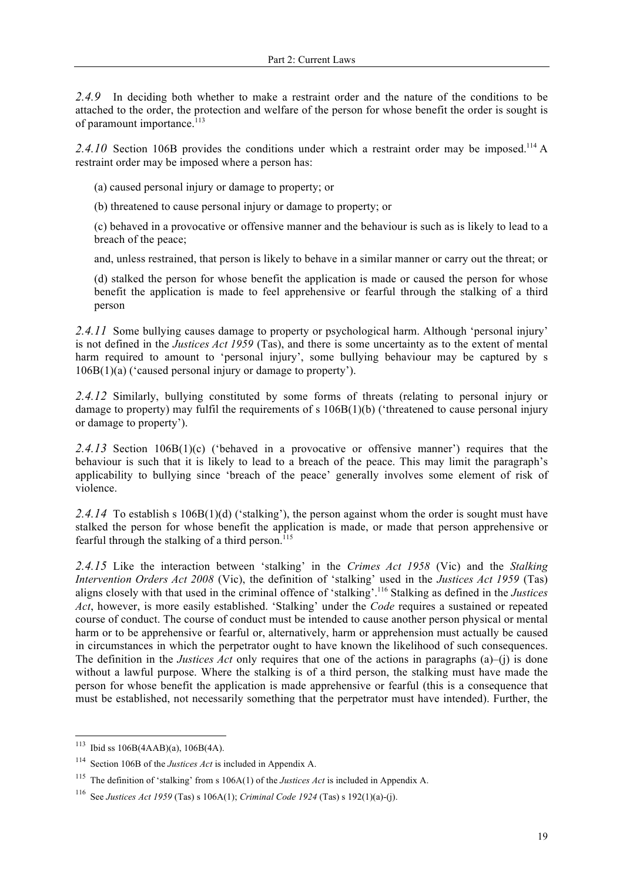*2.4.9* In deciding both whether to make a restraint order and the nature of the conditions to be attached to the order, the protection and welfare of the person for whose benefit the order is sought is of paramount importance.[113]

*2.4.10* Section 106B provides the conditions under which a restraint order may be imposed.[114] A restraint order may be imposed where a person has:

(a) caused personal injury or damage to property; or

(b) threatened to cause personal injury or damage to property; or

(c) behaved in a provocative or offensive manner and the behaviour is such as is likely to lead to a breach of the peace;

and, unless restrained, that person is likely to behave in a similar manner or carry out the threat; or

(d) stalked the person for whose benefit the application is made or caused the person for whose benefit the application is made to feel apprehensive or fearful through the stalking of a third person

*2.4.11* Some bullying causes damage to property or psychological harm. Although 'personal injury' is not defined in the *Justices Act 1959* (Tas), and there is some uncertainty as to the extent of mental harm required to amount to 'personal injury', some bullying behaviour may be captured by s 106B(1)(a) ('caused personal injury or damage to property').

*2.4.12* Similarly, bullying constituted by some forms of threats (relating to personal injury or damage to property) may fulfil the requirements of s 106B(1)(b) ('threatened to cause personal injury or damage to property').

*2.4.13* Section 106B(1)(c) ('behaved in a provocative or offensive manner') requires that the behaviour is such that it is likely to lead to a breach of the peace. This may limit the paragraph's applicability to bullying since 'breach of the peace' generally involves some element of risk of violence.

*2.4.14* To establish s 106B(1)(d) ('stalking'), the person against whom the order is sought must have stalked the person for whose benefit the application is made, or made that person apprehensive or fearful through the stalking of a third person.[115]

*2.4.15* Like the interaction between 'stalking' in the *Crimes Act 1958* (Vic) and the *Stalking Intervention Orders Act 2008* (Vic), the definition of 'stalking' used in the *Justices Act 1959* (Tas) aligns closely with that used in the criminal offence of 'stalking'.[116] Stalking as defined in the *Justices Act*, however, is more easily established. 'Stalking' under the *Code* requires a sustained or repeated course of conduct. The course of conduct must be intended to cause another person physical or mental harm or to be apprehensive or fearful or, alternatively, harm or apprehension must actually be caused in circumstances in which the perpetrator ought to have known the likelihood of such consequences. The definition in the *Justices Act* only requires that one of the actions in paragraphs (a)–(j) is done without a lawful purpose. Where the stalking is of a third person, the stalking must have made the person for whose benefit the application is made apprehensive or fearful (this is a consequence that must be established, not necessarily something that the perpetrator must have intended). Further, the

---

[113] Ibid ss 106B(4AAB)(a), 106B(4A).

[114] Section 106B of the *Justices Act* is included in Appendix A.

[115] The definition of 'stalking' from s 106A(1) of the *Justices Act* is included in Appendix A.

[116] See *Justices Act 1959* (Tas) s 106A(1); *Criminal Code 1924* (Tas) s 192(1)(a)-(j).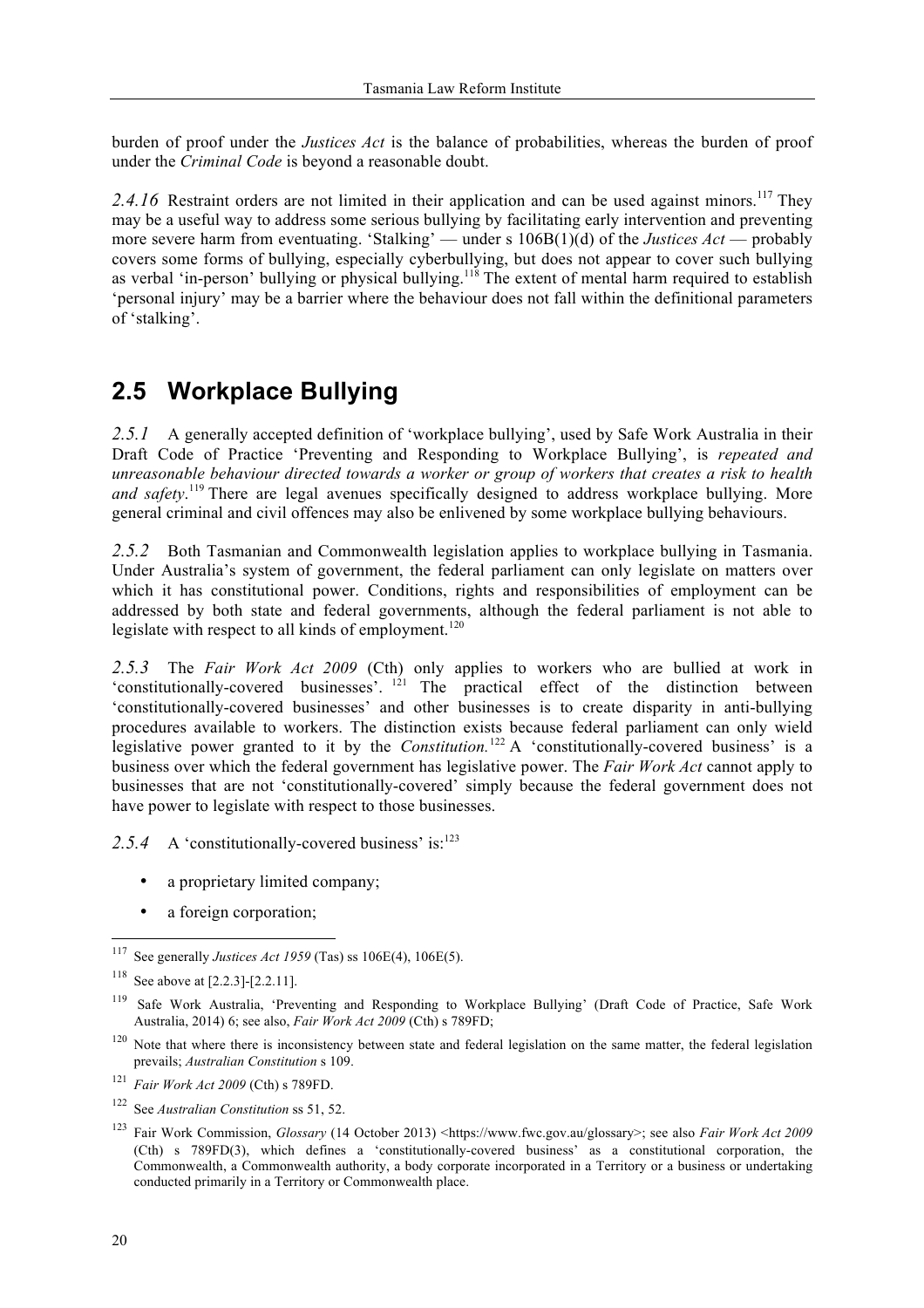burden of proof under the *Justices Act* is the balance of probabilities, whereas the burden of proof under the *Criminal Code* is beyond a reasonable doubt.

*2.4.16* Restraint orders are not limited in their application and can be used against minors.[117] They may be a useful way to address some serious bullying by facilitating early intervention and preventing more severe harm from eventuating. 'Stalking' — under s 106B(1)(d) of the *Justices Act* — probably covers some forms of bullying, especially cyberbullying, but does not appear to cover such bullying as verbal 'in-person' bullying or physical bullying.[118] The extent of mental harm required to establish 'personal injury' may be a barrier where the behaviour does not fall within the definitional parameters of 'stalking'.

## 2.5 Workplace Bullying

*2.5.1* A generally accepted definition of 'workplace bullying', used by Safe Work Australia in their Draft Code of Practice 'Preventing and Responding to Workplace Bullying', is *repeated and unreasonable behaviour directed towards a worker or group of workers that creates a risk to health and safety*.[119] There are legal avenues specifically designed to address workplace bullying. More general criminal and civil offences may also be enlivened by some workplace bullying behaviours.

*2.5.2* Both Tasmanian and Commonwealth legislation applies to workplace bullying in Tasmania. Under Australia's system of government, the federal parliament can only legislate on matters over which it has constitutional power. Conditions, rights and responsibilities of employment can be addressed by both state and federal governments, although the federal parliament is not able to legislate with respect to all kinds of employment.[120]

*2.5.3* The *Fair Work Act 2009* (Cth) only applies to workers who are bullied at work in 'constitutionally-covered businesses'.[121] The practical effect of the distinction between 'constitutionally-covered businesses' and other businesses is to create disparity in anti-bullying procedures available to workers. The distinction exists because federal parliament can only wield legislative power granted to it by the *Constitution.*[122] A 'constitutionally-covered business' is a business over which the federal government has legislative power. The *Fair Work Act* cannot apply to businesses that are not 'constitutionally-covered' simply because the federal government does not have power to legislate with respect to those businesses.

*2.5.4* A 'constitutionally-covered business' is:[123]

- a proprietary limited company;
- a foreign corporation;

---

[117] See generally *Justices Act 1959* (Tas) ss 106E(4), 106E(5).

[118] See above at [2.2.3]-[2.2.11].

[119] Safe Work Australia, 'Preventing and Responding to Workplace Bullying' (Draft Code of Practice, Safe Work Australia, 2014) 6; see also, *Fair Work Act 2009* (Cth) s 789FD;

[120] Note that where there is inconsistency between state and federal legislation on the same matter, the federal legislation prevails; *Australian Constitution* s 109.

[121] *Fair Work Act 2009* (Cth) s 789FD.

[122] See *Australian Constitution* ss 51, 52.

[123] Fair Work Commission, *Glossary* (14 October 2013) <https://www.fwc.gov.au/glossary>; see also *Fair Work Act 2009* (Cth) s 789FD(3), which defines a 'constitutionally-covered business' as a constitutional corporation, the Commonwealth, a Commonwealth authority, a body corporate incorporated in a Territory or a business or undertaking conducted primarily in a Territory or Commonwealth place.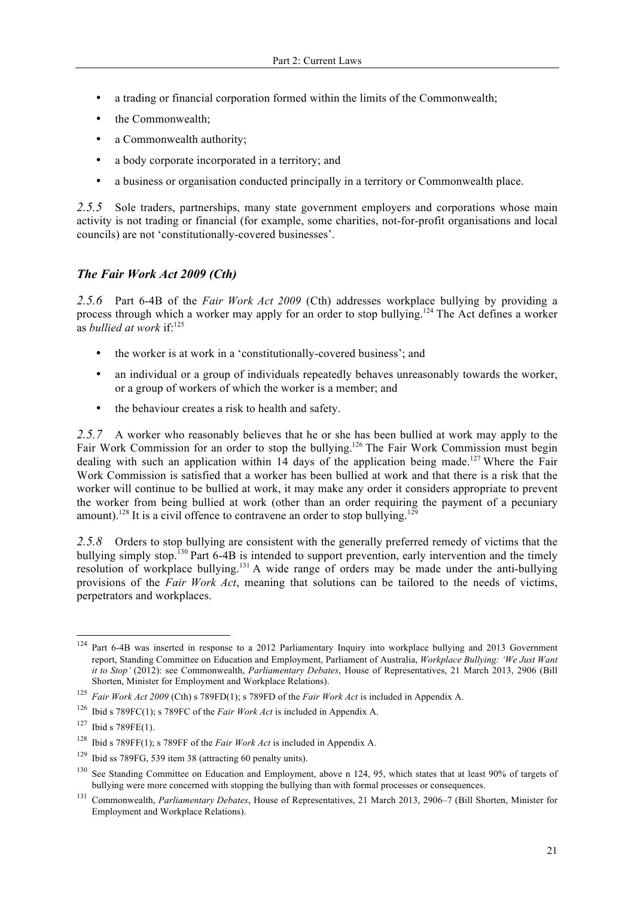- a trading or financial corporation formed within the limits of the Commonwealth;
- the Commonwealth;
- a Commonwealth authority;
- a body corporate incorporated in a territory; and
- a business or organisation conducted principally in a territory or Commonwealth place.

*2.5.5* Sole traders, partnerships, many state government employers and corporations whose main activity is not trading or financial (for example, some charities, not-for-profit organisations and local councils) are not 'constitutionally-covered businesses'.

### *The Fair Work Act 2009 (Cth)*

*2.5.6* Part 6-4B of the *Fair Work Act 2009* (Cth) addresses workplace bullying by providing a process through which a worker may apply for an order to stop bullying.[124] The Act defines a worker as *bullied at work* if:[125]

- the worker is at work in a 'constitutionally-covered business'; and
- an individual or a group of individuals repeatedly behaves unreasonably towards the worker, or a group of workers of which the worker is a member; and
- the behaviour creates a risk to health and safety.

*2.5.7* A worker who reasonably believes that he or she has been bullied at work may apply to the Fair Work Commission for an order to stop the bullying.[126] The Fair Work Commission must begin dealing with such an application within 14 days of the application being made.[127] Where the Fair Work Commission is satisfied that a worker has been bullied at work and that there is a risk that the worker will continue to be bullied at work, it may make any order it considers appropriate to prevent the worker from being bullied at work (other than an order requiring the payment of a pecuniary amount).[128] It is a civil offence to contravene an order to stop bullying.[129]

*2.5.8* Orders to stop bullying are consistent with the generally preferred remedy of victims that the bullying simply stop.[130] Part 6-4B is intended to support prevention, early intervention and the timely resolution of workplace bullying.[131] A wide range of orders may be made under the anti-bullying provisions of the *Fair Work Act*, meaning that solutions can be tailored to the needs of victims, perpetrators and workplaces.

---

[124] Part 6-4B was inserted in response to a 2012 Parliamentary Inquiry into workplace bullying and 2013 Government report, Standing Committee on Education and Employment, Parliament of Australia, *Workplace Bullying: 'We Just Want it to Stop'* (2012): see Commonwealth, *Parliamentary Debates*, House of Representatives, 21 March 2013, 2906 (Bill Shorten, Minister for Employment and Workplace Relations).

[125] *Fair Work Act 2009* (Cth) s 789FD(1); s 789FD of the *Fair Work Act* is included in Appendix A.

[126] Ibid s 789FC(1); s 789FC of the *Fair Work Act* is included in Appendix A.

[127] Ibid s 789FE(1).

[128] Ibid s 789FF(1); s 789FF of the *Fair Work Act* is included in Appendix A.

[129] Ibid ss 789FG, 539 item 38 (attracting 60 penalty units).

[130] See Standing Committee on Education and Employment, above n 124, 95, which states that at least 90% of targets of bullying were more concerned with stopping the bullying than with formal processes or consequences.

[131] Commonwealth, *Parliamentary Debates*, House of Representatives, 21 March 2013, 2906–7 (Bill Shorten, Minister for Employment and Workplace Relations).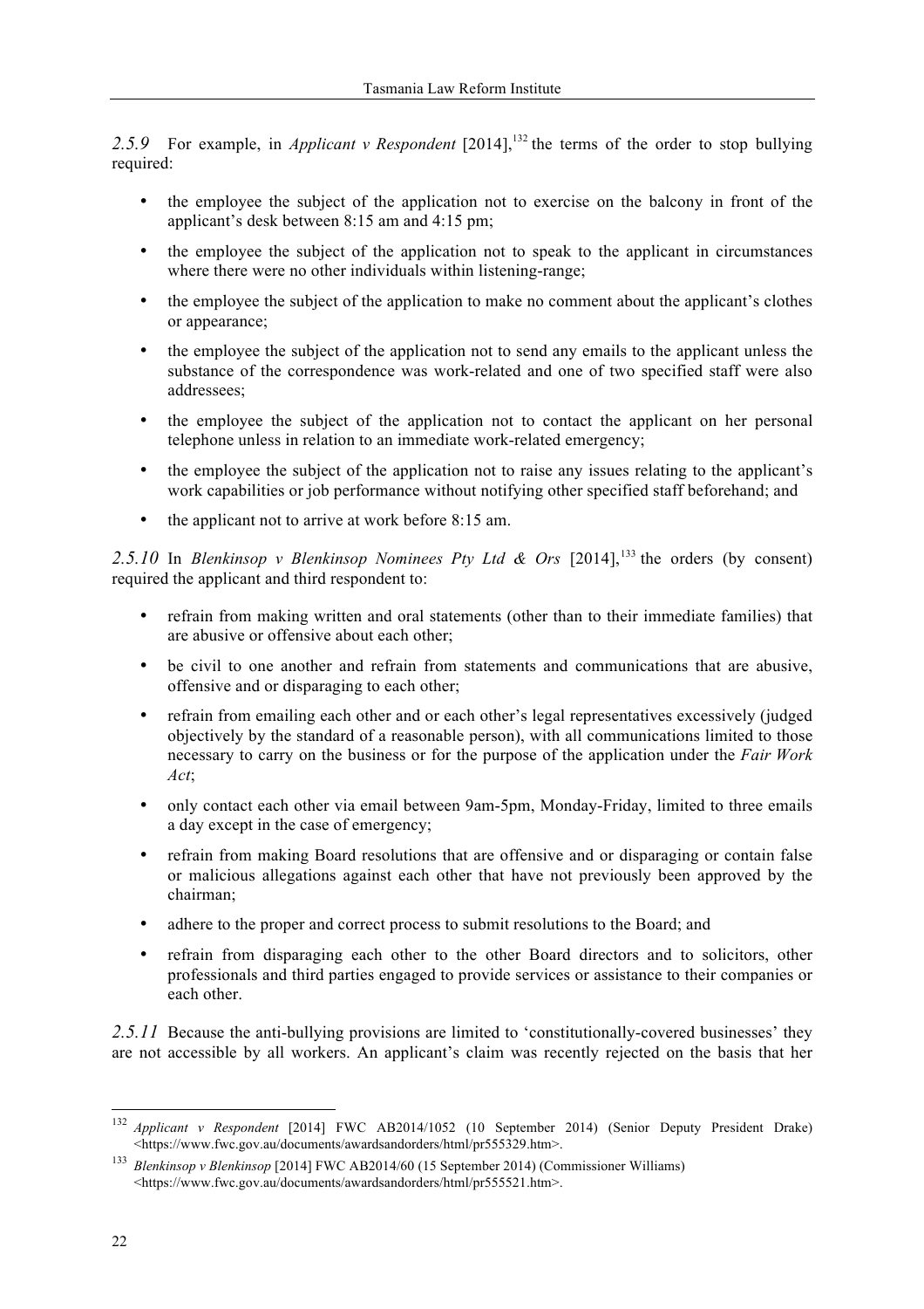*2.5.9* For example, in *Applicant v Respondent* [2014],[132] the terms of the order to stop bullying required:

- the employee the subject of the application not to exercise on the balcony in front of the applicant's desk between 8:15 am and 4:15 pm;
- the employee the subject of the application not to speak to the applicant in circumstances where there were no other individuals within listening-range;
- the employee the subject of the application to make no comment about the applicant's clothes or appearance;
- the employee the subject of the application not to send any emails to the applicant unless the substance of the correspondence was work-related and one of two specified staff were also addressees;
- the employee the subject of the application not to contact the applicant on her personal telephone unless in relation to an immediate work-related emergency;
- the employee the subject of the application not to raise any issues relating to the applicant's work capabilities or job performance without notifying other specified staff beforehand; and
- the applicant not to arrive at work before 8:15 am.

*2.5.10* In *Blenkinsop v Blenkinsop Nominees Pty Ltd & Ors* [2014],[133] the orders (by consent) required the applicant and third respondent to:

- refrain from making written and oral statements (other than to their immediate families) that are abusive or offensive about each other;
- be civil to one another and refrain from statements and communications that are abusive, offensive and or disparaging to each other;
- refrain from emailing each other and or each other's legal representatives excessively (judged objectively by the standard of a reasonable person), with all communications limited to those necessary to carry on the business or for the purpose of the application under the *Fair Work Act*;
- only contact each other via email between 9am-5pm, Monday-Friday, limited to three emails a day except in the case of emergency;
- refrain from making Board resolutions that are offensive and or disparaging or contain false or malicious allegations against each other that have not previously been approved by the chairman;
- adhere to the proper and correct process to submit resolutions to the Board; and
- refrain from disparaging each other to the other Board directors and to solicitors, other professionals and third parties engaged to provide services or assistance to their companies or each other.

*2.5.11* Because the anti-bullying provisions are limited to 'constitutionally-covered businesses' they are not accessible by all workers. An applicant's claim was recently rejected on the basis that her

---

[132] *Applicant v Respondent* [2014] FWC AB2014/1052 (10 September 2014) (Senior Deputy President Drake) <https://www.fwc.gov.au/documents/awardsandorders/html/pr555329.htm>.

[133] *Blenkinsop v Blenkinsop* [2014] FWC AB2014/60 (15 September 2014) (Commissioner Williams) <https://www.fwc.gov.au/documents/awardsandorders/html/pr555521.htm>.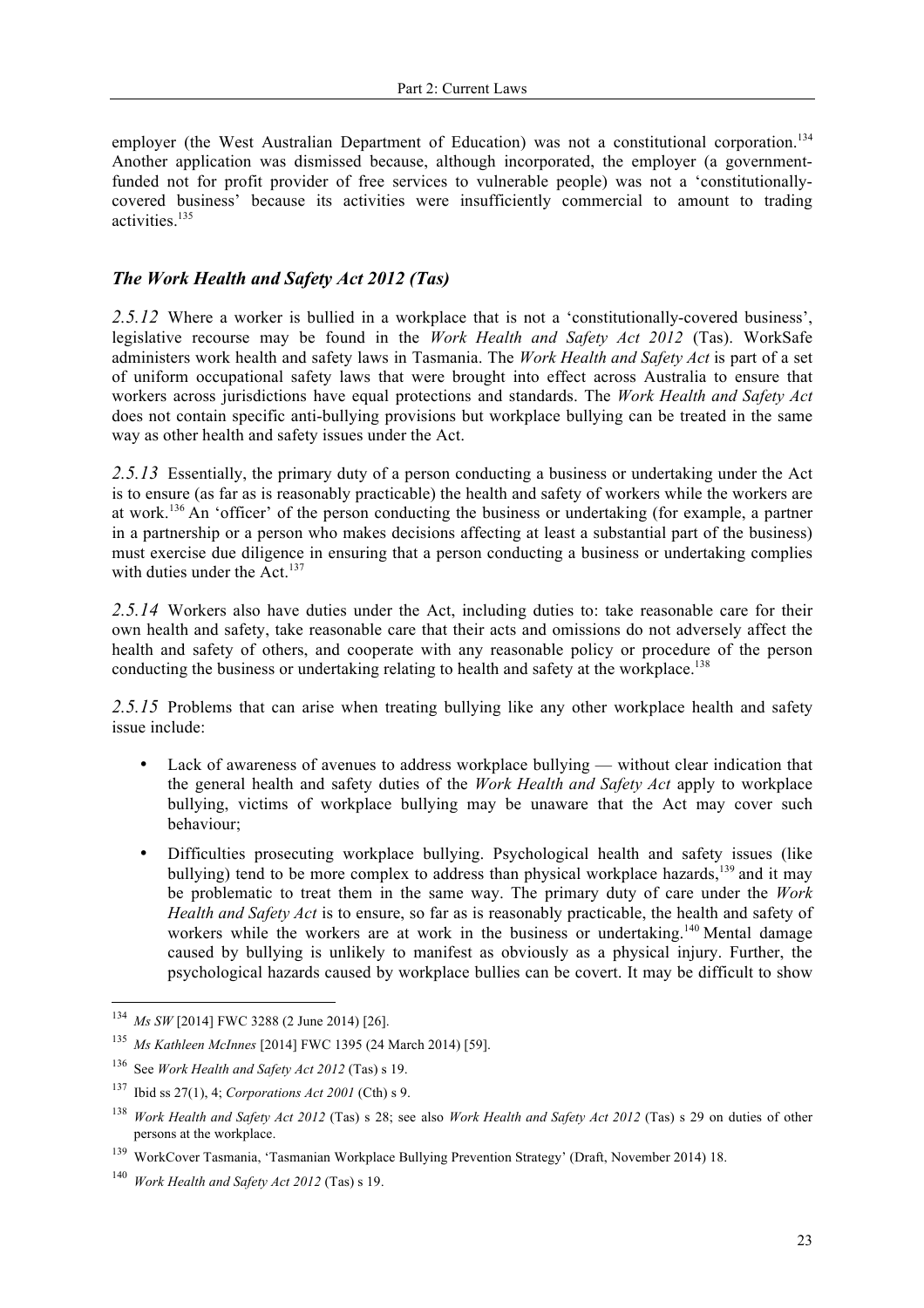employer (the West Australian Department of Education) was not a constitutional corporation.[134] Another application was dismissed because, although incorporated, the employer (a government-funded not for profit provider of free services to vulnerable people) was not a 'constitutionally-covered business' because its activities were insufficiently commercial to amount to trading activities.[135]

### *The Work Health and Safety Act 2012 (Tas)*

*2.5.12* Where a worker is bullied in a workplace that is not a 'constitutionally-covered business', legislative recourse may be found in the *Work Health and Safety Act 2012* (Tas). WorkSafe administers work health and safety laws in Tasmania. The *Work Health and Safety Act* is part of a set of uniform occupational safety laws that were brought into effect across Australia to ensure that workers across jurisdictions have equal protections and standards. The *Work Health and Safety Act* does not contain specific anti-bullying provisions but workplace bullying can be treated in the same way as other health and safety issues under the Act.

*2.5.13* Essentially, the primary duty of a person conducting a business or undertaking under the Act is to ensure (as far as is reasonably practicable) the health and safety of workers while the workers are at work.[136] An 'officer' of the person conducting the business or undertaking (for example, a partner in a partnership or a person who makes decisions affecting at least a substantial part of the business) must exercise due diligence in ensuring that a person conducting a business or undertaking complies with duties under the Act.[137]

*2.5.14* Workers also have duties under the Act, including duties to: take reasonable care for their own health and safety, take reasonable care that their acts and omissions do not adversely affect the health and safety of others, and cooperate with any reasonable policy or procedure of the person conducting the business or undertaking relating to health and safety at the workplace.[138]

*2.5.15* Problems that can arise when treating bullying like any other workplace health and safety issue include:

- Lack of awareness of avenues to address workplace bullying — without clear indication that the general health and safety duties of the *Work Health and Safety Act* apply to workplace bullying, victims of workplace bullying may be unaware that the Act may cover such behaviour;
- Difficulties prosecuting workplace bullying. Psychological health and safety issues (like bullying) tend to be more complex to address than physical workplace hazards,[139] and it may be problematic to treat them in the same way. The primary duty of care under the *Work Health and Safety Act* is to ensure, so far as is reasonably practicable, the health and safety of workers while the workers are at work in the business or undertaking.[140] Mental damage caused by bullying is unlikely to manifest as obviously as a physical injury. Further, the psychological hazards caused by workplace bullies can be covert. It may be difficult to show

---

[134] *Ms SW* [2014] FWC 3288 (2 June 2014) [26].

[135] *Ms Kathleen McInnes* [2014] FWC 1395 (24 March 2014) [59].

[136] See *Work Health and Safety Act 2012* (Tas) s 19.

[137] Ibid ss 27(1), 4; *Corporations Act 2001* (Cth) s 9.

[138] *Work Health and Safety Act 2012* (Tas) s 28; see also *Work Health and Safety Act 2012* (Tas) s 29 on duties of other persons at the workplace.

[139] WorkCover Tasmania, 'Tasmanian Workplace Bullying Prevention Strategy' (Draft, November 2014) 18.

[140] *Work Health and Safety Act 2012* (Tas) s 19.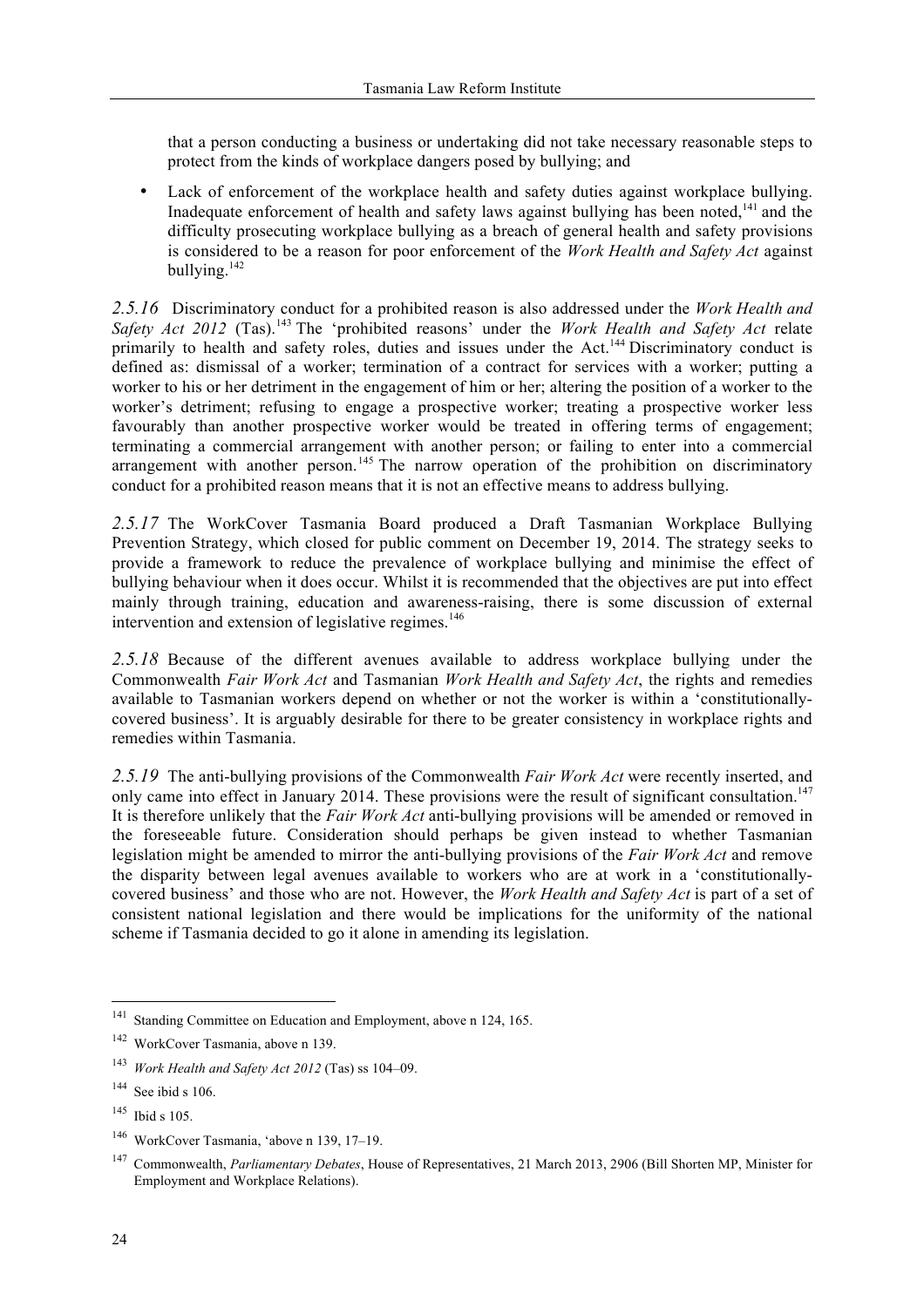that a person conducting a business or undertaking did not take necessary reasonable steps to protect from the kinds of workplace dangers posed by bullying; and

- Lack of enforcement of the workplace health and safety duties against workplace bullying. Inadequate enforcement of health and safety laws against bullying has been noted,[141] and the difficulty prosecuting workplace bullying as a breach of general health and safety provisions is considered to be a reason for poor enforcement of the *Work Health and Safety Act* against bullying.[142]

*2.5.16* Discriminatory conduct for a prohibited reason is also addressed under the *Work Health and Safety Act 2012* (Tas).[143] The 'prohibited reasons' under the *Work Health and Safety Act* relate primarily to health and safety roles, duties and issues under the Act.[144] Discriminatory conduct is defined as: dismissal of a worker; termination of a contract for services with a worker; putting a worker to his or her detriment in the engagement of him or her; altering the position of a worker to the worker's detriment; refusing to engage a prospective worker; treating a prospective worker less favourably than another prospective worker would be treated in offering terms of engagement; terminating a commercial arrangement with another person; or failing to enter into a commercial arrangement with another person.[145] The narrow operation of the prohibition on discriminatory conduct for a prohibited reason means that it is not an effective means to address bullying.

*2.5.17* The WorkCover Tasmania Board produced a Draft Tasmanian Workplace Bullying Prevention Strategy, which closed for public comment on December 19, 2014. The strategy seeks to provide a framework to reduce the prevalence of workplace bullying and minimise the effect of bullying behaviour when it does occur. Whilst it is recommended that the objectives are put into effect mainly through training, education and awareness-raising, there is some discussion of external intervention and extension of legislative regimes.[146]

*2.5.18* Because of the different avenues available to address workplace bullying under the Commonwealth *Fair Work Act* and Tasmanian *Work Health and Safety Act*, the rights and remedies available to Tasmanian workers depend on whether or not the worker is within a 'constitutionally-covered business'. It is arguably desirable for there to be greater consistency in workplace rights and remedies within Tasmania.

*2.5.19* The anti-bullying provisions of the Commonwealth *Fair Work Act* were recently inserted, and only came into effect in January 2014. These provisions were the result of significant consultation.[147] It is therefore unlikely that the *Fair Work Act* anti-bullying provisions will be amended or removed in the foreseeable future. Consideration should perhaps be given instead to whether Tasmanian legislation might be amended to mirror the anti-bullying provisions of the *Fair Work Act* and remove the disparity between legal avenues available to workers who are at work in a 'constitutionally-covered business' and those who are not. However, the *Work Health and Safety Act* is part of a set of consistent national legislation and there would be implications for the uniformity of the national scheme if Tasmania decided to go it alone in amending its legislation.

---

[141] Standing Committee on Education and Employment, above n 124, 165.

[142] WorkCover Tasmania, above n 139.

[143] *Work Health and Safety Act 2012* (Tas) ss 104–09.

[144] See ibid s 106.

[145] Ibid s 105.

[146] WorkCover Tasmania, 'above n 139, 17–19.

[147] Commonwealth, *Parliamentary Debates*, House of Representatives, 21 March 2013, 2906 (Bill Shorten MP, Minister for Employment and Workplace Relations).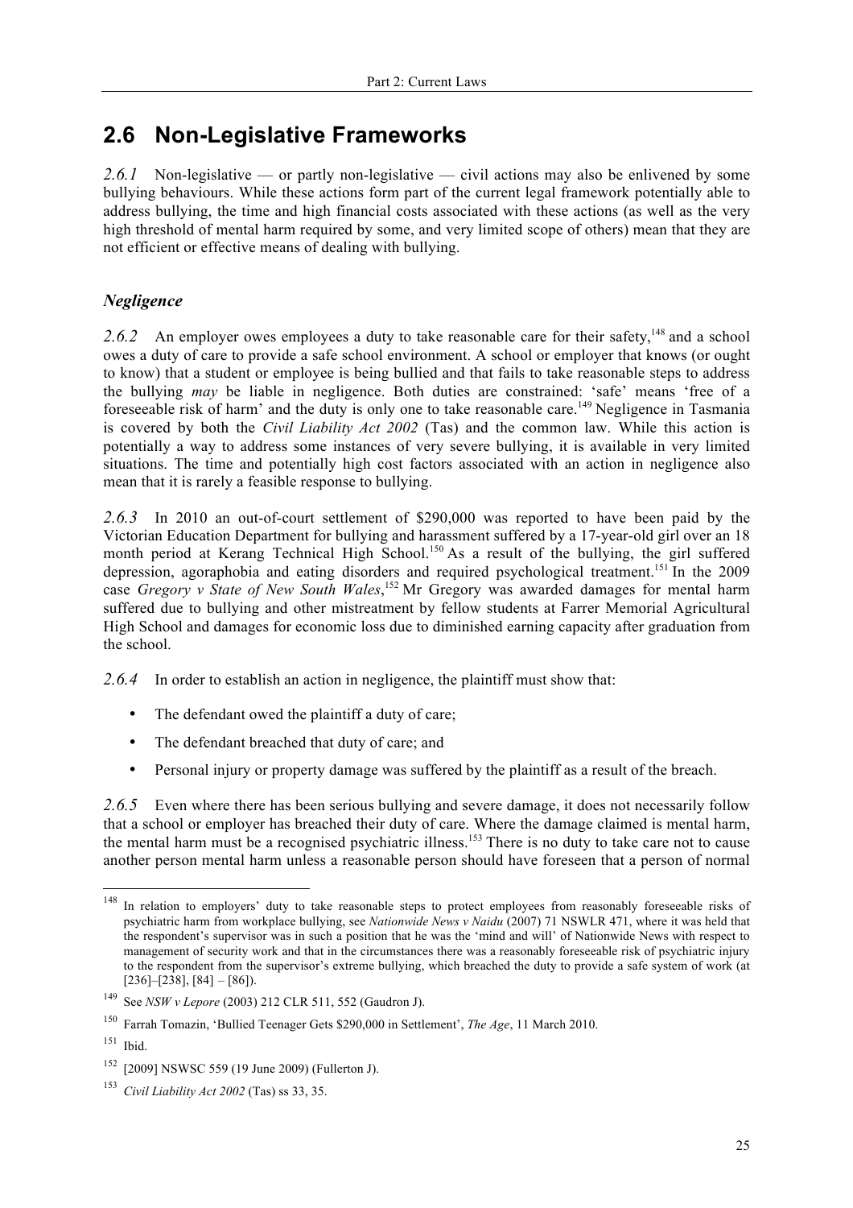## 2.6 Non-Legislative Frameworks

*2.6.1* Non-legislative — or partly non-legislative — civil actions may also be enlivened by some bullying behaviours. While these actions form part of the current legal framework potentially able to address bullying, the time and high financial costs associated with these actions (as well as the very high threshold of mental harm required by some, and very limited scope of others) mean that they are not efficient or effective means of dealing with bullying.

### *Negligence*

*2.6.2* An employer owes employees a duty to take reasonable care for their safety,[148] and a school owes a duty of care to provide a safe school environment. A school or employer that knows (or ought to know) that a student or employee is being bullied and that fails to take reasonable steps to address the bullying *may* be liable in negligence. Both duties are constrained: 'safe' means 'free of a foreseeable risk of harm' and the duty is only one to take reasonable care.[149] Negligence in Tasmania is covered by both the *Civil Liability Act 2002* (Tas) and the common law. While this action is potentially a way to address some instances of very severe bullying, it is available in very limited situations. The time and potentially high cost factors associated with an action in negligence also mean that it is rarely a feasible response to bullying.

*2.6.3* In 2010 an out-of-court settlement of $290,000 was reported to have been paid by the Victorian Education Department for bullying and harassment suffered by a 17-year-old girl over an 18 month period at Kerang Technical High School.[150] As a result of the bullying, the girl suffered depression, agoraphobia and eating disorders and required psychological treatment.[151] In the 2009 case *Gregory v State of New South Wales*,[152] Mr Gregory was awarded damages for mental harm suffered due to bullying and other mistreatment by fellow students at Farrer Memorial Agricultural High School and damages for economic loss due to diminished earning capacity after graduation from the school.

*2.6.4* In order to establish an action in negligence, the plaintiff must show that:

- The defendant owed the plaintiff a duty of care;
- The defendant breached that duty of care; and
- Personal injury or property damage was suffered by the plaintiff as a result of the breach.

*2.6.5* Even where there has been serious bullying and severe damage, it does not necessarily follow that a school or employer has breached their duty of care. Where the damage claimed is mental harm, the mental harm must be a recognised psychiatric illness.[153] There is no duty to take care not to cause another person mental harm unless a reasonable person should have foreseen that a person of normal

---

[148] In relation to employers' duty to take reasonable steps to protect employees from reasonably foreseeable risks of psychiatric harm from workplace bullying, see *Nationwide News v Naidu* (2007) 71 NSWLR 471, where it was held that the respondent's supervisor was in such a position that he was the 'mind and will' of Nationwide News with respect to management of security work and that in the circumstances there was a reasonably foreseeable risk of psychiatric injury to the respondent from the supervisor's extreme bullying, which breached the duty to provide a safe system of work (at [236]–[238], [84] – [86]).

[149] See *NSW v Lepore* (2003) 212 CLR 511, 552 (Gaudron J).

[150] Farrah Tomazin, 'Bullied Teenager Gets $290,000 in Settlement', *The Age*, 11 March 2010.

[151] Ibid.

[152] [2009] NSWSC 559 (19 June 2009) (Fullerton J).

[153] *Civil Liability Act 2002* (Tas) ss 33, 35.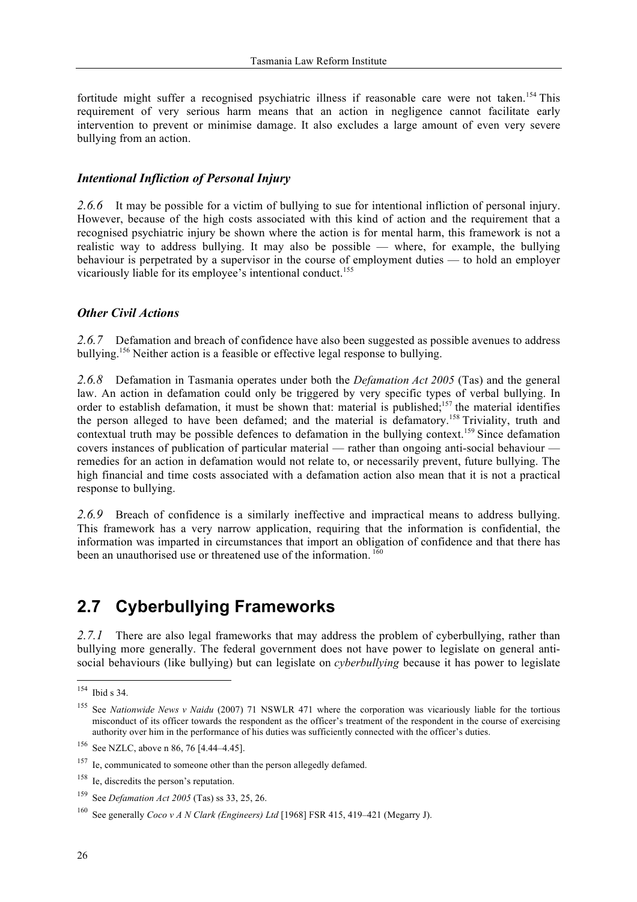fortitude might suffer a recognised psychiatric illness if reasonable care were not taken.[154] This requirement of very serious harm means that an action in negligence cannot facilitate early intervention to prevent or minimise damage. It also excludes a large amount of even very severe bullying from an action.

### *Intentional Infliction of Personal Injury*

*2.6.6* It may be possible for a victim of bullying to sue for intentional infliction of personal injury. However, because of the high costs associated with this kind of action and the requirement that a recognised psychiatric injury be shown where the action is for mental harm, this framework is not a realistic way to address bullying. It may also be possible — where, for example, the bullying behaviour is perpetrated by a supervisor in the course of employment duties — to hold an employer vicariously liable for its employee's intentional conduct.[155]

### *Other Civil Actions*

*2.6.7* Defamation and breach of confidence have also been suggested as possible avenues to address bullying.[156] Neither action is a feasible or effective legal response to bullying.

*2.6.8* Defamation in Tasmania operates under both the *Defamation Act 2005* (Tas) and the general law. An action in defamation could only be triggered by very specific types of verbal bullying. In order to establish defamation, it must be shown that: material is published;[157] the material identifies the person alleged to have been defamed; and the material is defamatory.[158] Triviality, truth and contextual truth may be possible defences to defamation in the bullying context.[159] Since defamation covers instances of publication of particular material — rather than ongoing anti-social behaviour — remedies for an action in defamation would not relate to, or necessarily prevent, future bullying. The high financial and time costs associated with a defamation action also mean that it is not a practical response to bullying.

*2.6.9* Breach of confidence is a similarly ineffective and impractical means to address bullying. This framework has a very narrow application, requiring that the information is confidential, the information was imparted in circumstances that import an obligation of confidence and that there has been an unauthorised use or threatened use of the information.[160]

## 2.7 Cyberbullying Frameworks

*2.7.1* There are also legal frameworks that may address the problem of cyberbullying, rather than bullying more generally. The federal government does not have power to legislate on general anti-social behaviours (like bullying) but can legislate on *cyberbullying* because it has power to legislate

---

[154] Ibid s 34.

[155] See *Nationwide News v Naidu* (2007) 71 NSWLR 471 where the corporation was vicariously liable for the tortious misconduct of its officer towards the respondent as the officer's treatment of the respondent in the course of exercising authority over him in the performance of his duties was sufficiently connected with the officer's duties.

[156] See NZLC, above n 86, 76 [4.44–4.45].

[157] Ie, communicated to someone other than the person allegedly defamed.

[158] Ie, discredits the person's reputation.

[159] See *Defamation Act 2005* (Tas) ss 33, 25, 26.

[160] See generally *Coco v A N Clark (Engineers) Ltd* [1968] FSR 415, 419–421 (Megarry J).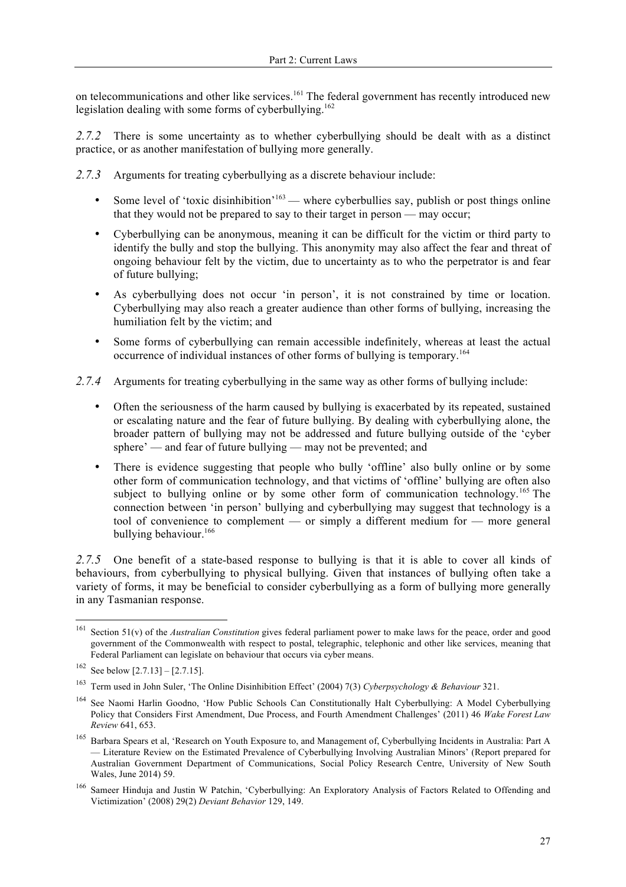on telecommunications and other like services.[161] The federal government has recently introduced new legislation dealing with some forms of cyberbullying.[162]

*2.7.2* There is some uncertainty as to whether cyberbullying should be dealt with as a distinct practice, or as another manifestation of bullying more generally.

*2.7.3* Arguments for treating cyberbullying as a discrete behaviour include:

- Some level of 'toxic disinhibition'[163] — where cyberbullies say, publish or post things online that they would not be prepared to say to their target in person — may occur;
- Cyberbullying can be anonymous, meaning it can be difficult for the victim or third party to identify the bully and stop the bullying. This anonymity may also affect the fear and threat of ongoing behaviour felt by the victim, due to uncertainty as to who the perpetrator is and fear of future bullying;
- As cyberbullying does not occur 'in person', it is not constrained by time or location. Cyberbullying may also reach a greater audience than other forms of bullying, increasing the humiliation felt by the victim; and
- Some forms of cyberbullying can remain accessible indefinitely, whereas at least the actual occurrence of individual instances of other forms of bullying is temporary.[164]

*2.7.4* Arguments for treating cyberbullying in the same way as other forms of bullying include:

- Often the seriousness of the harm caused by bullying is exacerbated by its repeated, sustained or escalating nature and the fear of future bullying. By dealing with cyberbullying alone, the broader pattern of bullying may not be addressed and future bullying outside of the 'cyber sphere' — and fear of future bullying — may not be prevented; and
- There is evidence suggesting that people who bully 'offline' also bully online or by some other form of communication technology, and that victims of 'offline' bullying are often also subject to bullying online or by some other form of communication technology.[165] The connection between 'in person' bullying and cyberbullying may suggest that technology is a tool of convenience to complement — or simply a different medium for — more general bullying behaviour.[166]

*2.7.5* One benefit of a state-based response to bullying is that it is able to cover all kinds of behaviours, from cyberbullying to physical bullying. Given that instances of bullying often take a variety of forms, it may be beneficial to consider cyberbullying as a form of bullying more generally in any Tasmanian response.

---

[161] Section 51(v) of the *Australian Constitution* gives federal parliament power to make laws for the peace, order and good government of the Commonwealth with respect to postal, telegraphic, telephonic and other like services, meaning that Federal Parliament can legislate on behaviour that occurs via cyber means.

[162] See below [2.7.13] – [2.7.15].

[163] Term used in John Suler, 'The Online Disinhibition Effect' (2004) 7(3) *Cyberpsychology & Behaviour* 321.

[164] See Naomi Harlin Goodno, 'How Public Schools Can Constitutionally Halt Cyberbullying: A Model Cyberbullying Policy that Considers First Amendment, Due Process, and Fourth Amendment Challenges' (2011) 46 *Wake Forest Law Review* 641, 653.

[165] Barbara Spears et al, 'Research on Youth Exposure to, and Management of, Cyberbullying Incidents in Australia: Part A — Literature Review on the Estimated Prevalence of Cyberbullying Involving Australian Minors' (Report prepared for Australian Government Department of Communications, Social Policy Research Centre, University of New South Wales, June 2014) 59.

[166] Sameer Hinduja and Justin W Patchin, 'Cyberbullying: An Exploratory Analysis of Factors Related to Offending and Victimization' (2008) 29(2) *Deviant Behavior* 129, 149.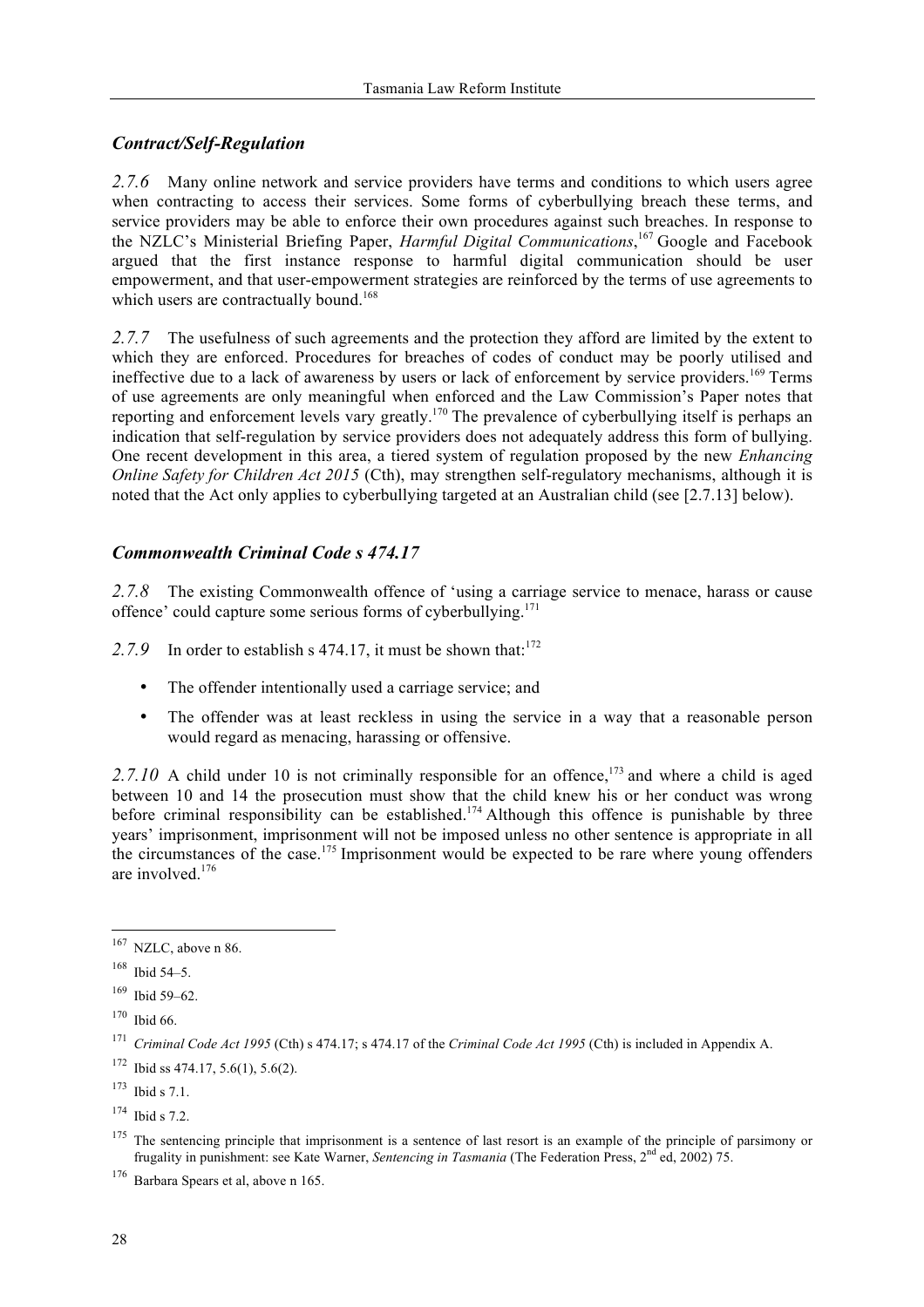### *Contract/Self-Regulation*

*2.7.6* Many online network and service providers have terms and conditions to which users agree when contracting to access their services. Some forms of cyberbullying breach these terms, and service providers may be able to enforce their own procedures against such breaches. In response to the NZLC's Ministerial Briefing Paper, *Harmful Digital Communications*,[167] Google and Facebook argued that the first instance response to harmful digital communication should be user empowerment, and that user-empowerment strategies are reinforced by the terms of use agreements to which users are contractually bound.[168]

*2.7.7* The usefulness of such agreements and the protection they afford are limited by the extent to which they are enforced. Procedures for breaches of codes of conduct may be poorly utilised and ineffective due to a lack of awareness by users or lack of enforcement by service providers.[169] Terms of use agreements are only meaningful when enforced and the Law Commission's Paper notes that reporting and enforcement levels vary greatly.[170] The prevalence of cyberbullying itself is perhaps an indication that self-regulation by service providers does not adequately address this form of bullying. One recent development in this area, a tiered system of regulation proposed by the new *Enhancing Online Safety for Children Act 2015* (Cth), may strengthen self-regulatory mechanisms, although it is noted that the Act only applies to cyberbullying targeted at an Australian child (see [2.7.13] below).

### *Commonwealth Criminal Code s 474.17*

*2.7.8* The existing Commonwealth offence of 'using a carriage service to menace, harass or cause offence' could capture some serious forms of cyberbullying.[171]

*2.7.9* In order to establish s 474.17, it must be shown that:[172]

- The offender intentionally used a carriage service; and
- The offender was at least reckless in using the service in a way that a reasonable person would regard as menacing, harassing or offensive.

*2.7.10* A child under 10 is not criminally responsible for an offence,[173] and where a child is aged between 10 and 14 the prosecution must show that the child knew his or her conduct was wrong before criminal responsibility can be established.[174] Although this offence is punishable by three years' imprisonment, imprisonment will not be imposed unless no other sentence is appropriate in all the circumstances of the case.[175] Imprisonment would be expected to be rare where young offenders are involved.[176]

---

[167] NZLC, above n 86.

[168] Ibid 54–5.

[169] Ibid 59–62.

[170] Ibid 66.

[171] *Criminal Code Act 1995* (Cth) s 474.17; s 474.17 of the *Criminal Code Act 1995* (Cth) is included in Appendix A.

[172] Ibid ss 474.17, 5.6(1), 5.6(2).

[173] Ibid s 7.1.

[174] Ibid s 7.2.

[175] The sentencing principle that imprisonment is a sentence of last resort is an example of the principle of parsimony or frugality in punishment: see Kate Warner, *Sentencing in Tasmania* (The Federation Press, 2nd ed, 2002) 75.

[176] Barbara Spears et al, above n 165.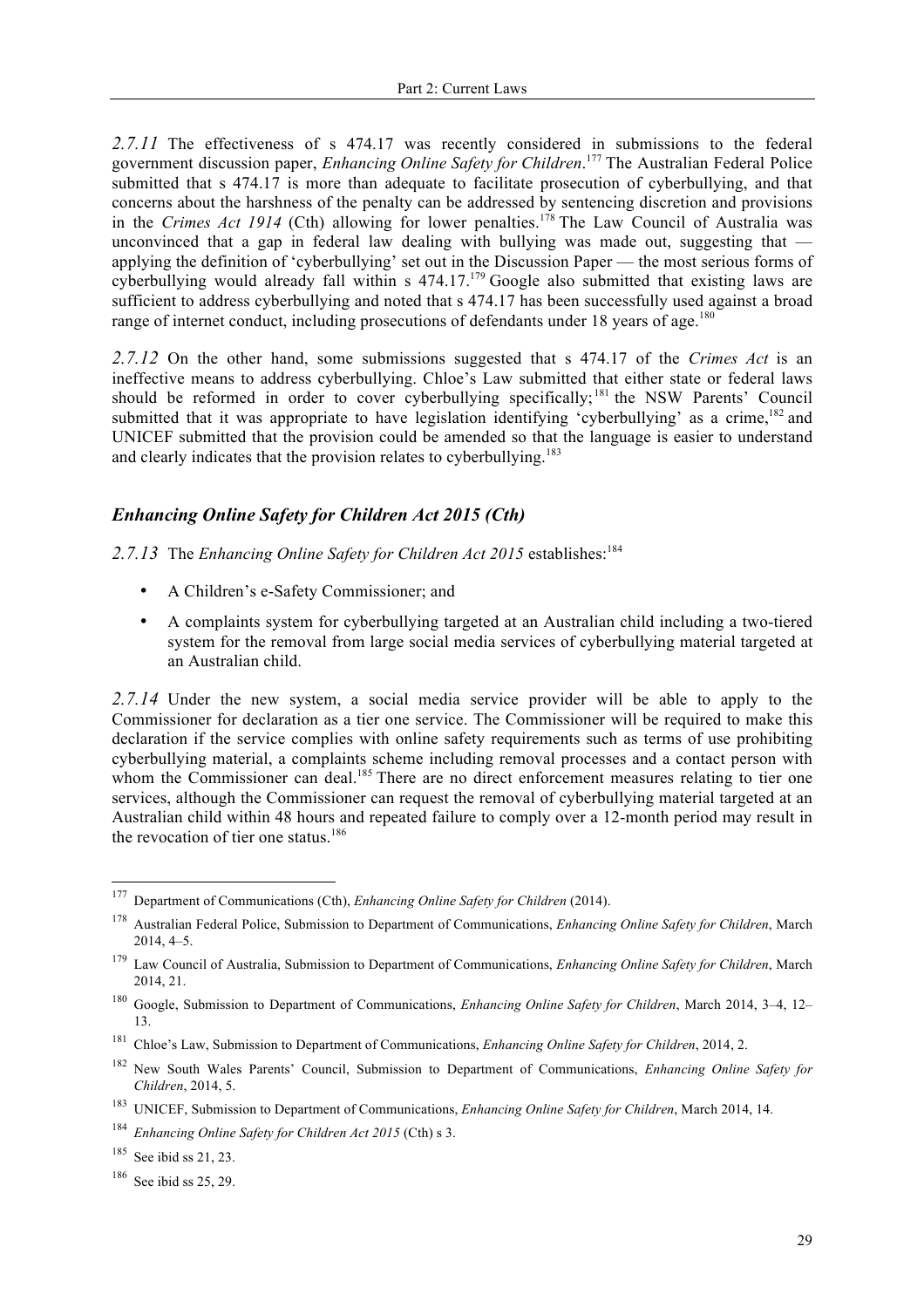*2.7.11* The effectiveness of s 474.17 was recently considered in submissions to the federal government discussion paper, *Enhancing Online Safety for Children*.[177] The Australian Federal Police submitted that s 474.17 is more than adequate to facilitate prosecution of cyberbullying, and that concerns about the harshness of the penalty can be addressed by sentencing discretion and provisions in the *Crimes Act 1914* (Cth) allowing for lower penalties.[178] The Law Council of Australia was unconvinced that a gap in federal law dealing with bullying was made out, suggesting that — applying the definition of 'cyberbullying' set out in the Discussion Paper — the most serious forms of cyberbullying would already fall within s 474.17.[179] Google also submitted that existing laws are sufficient to address cyberbullying and noted that s 474.17 has been successfully used against a broad range of internet conduct, including prosecutions of defendants under 18 years of age.[180]

*2.7.12* On the other hand, some submissions suggested that s 474.17 of the *Crimes Act* is an ineffective means to address cyberbullying. Chloe's Law submitted that either state or federal laws should be reformed in order to cover cyberbullying specifically;[181] the NSW Parents' Council submitted that it was appropriate to have legislation identifying 'cyberbullying' as a crime,[182] and UNICEF submitted that the provision could be amended so that the language is easier to understand and clearly indicates that the provision relates to cyberbullying.[183]

### *Enhancing Online Safety for Children Act 2015 (Cth)*

*2.7.13* The *Enhancing Online Safety for Children Act 2015* establishes:[184]

- A Children's e-Safety Commissioner; and
- A complaints system for cyberbullying targeted at an Australian child including a two-tiered system for the removal from large social media services of cyberbullying material targeted at an Australian child.

*2.7.14* Under the new system, a social media service provider will be able to apply to the Commissioner for declaration as a tier one service. The Commissioner will be required to make this declaration if the service complies with online safety requirements such as terms of use prohibiting cyberbullying material, a complaints scheme including removal processes and a contact person with whom the Commissioner can deal.[185] There are no direct enforcement measures relating to tier one services, although the Commissioner can request the removal of cyberbullying material targeted at an Australian child within 48 hours and repeated failure to comply over a 12-month period may result in the revocation of tier one status.[186]

---

[177] Department of Communications (Cth), *Enhancing Online Safety for Children* (2014).

[178] Australian Federal Police, Submission to Department of Communications, *Enhancing Online Safety for Children*, March 2014, 4–5.

[179] Law Council of Australia, Submission to Department of Communications, *Enhancing Online Safety for Children*, March 2014, 21.

[180] Google, Submission to Department of Communications, *Enhancing Online Safety for Children*, March 2014, 3–4, 12–13.

[181] Chloe's Law, Submission to Department of Communications, *Enhancing Online Safety for Children*, 2014, 2.

[182] New South Wales Parents' Council, Submission to Department of Communications, *Enhancing Online Safety for Children*, 2014, 5.

[183] UNICEF, Submission to Department of Communications, *Enhancing Online Safety for Children*, March 2014, 14.

[184] *Enhancing Online Safety for Children Act 2015* (Cth) s 3.

[185] See ibid ss 21, 23.

[186] See ibid ss 25, 29.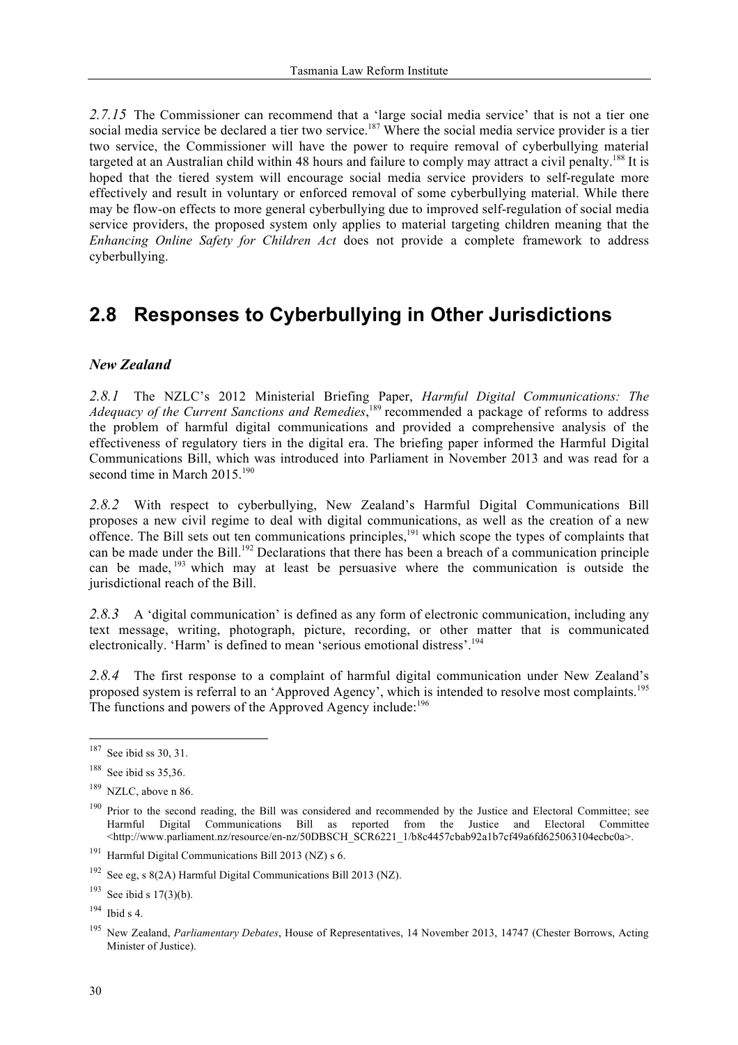*2.7.15* The Commissioner can recommend that a 'large social media service' that is not a tier one social media service be declared a tier two service.[187] Where the social media service provider is a tier two service, the Commissioner will have the power to require removal of cyberbullying material targeted at an Australian child within 48 hours and failure to comply may attract a civil penalty.[188] It is hoped that the tiered system will encourage social media service providers to self-regulate more effectively and result in voluntary or enforced removal of some cyberbullying material. While there may be flow-on effects to more general cyberbullying due to improved self-regulation of social media service providers, the proposed system only applies to material targeting children meaning that the *Enhancing Online Safety for Children Act* does not provide a complete framework to address cyberbullying.

## 2.8 Responses to Cyberbullying in Other Jurisdictions

### *New Zealand*

*2.8.1* The NZLC's 2012 Ministerial Briefing Paper, *Harmful Digital Communications: The Adequacy of the Current Sanctions and Remedies*,[189] recommended a package of reforms to address the problem of harmful digital communications and provided a comprehensive analysis of the effectiveness of regulatory tiers in the digital era. The briefing paper informed the Harmful Digital Communications Bill, which was introduced into Parliament in November 2013 and was read for a second time in March 2015.[190]

*2.8.2* With respect to cyberbullying, New Zealand's Harmful Digital Communications Bill proposes a new civil regime to deal with digital communications, as well as the creation of a new offence. The Bill sets out ten communications principles,[191] which scope the types of complaints that can be made under the Bill.[192] Declarations that there has been a breach of a communication principle can be made,[193] which may at least be persuasive where the communication is outside the jurisdictional reach of the Bill.

*2.8.3* A 'digital communication' is defined as any form of electronic communication, including any text message, writing, photograph, picture, recording, or other matter that is communicated electronically. 'Harm' is defined to mean 'serious emotional distress'.[194]

*2.8.4* The first response to a complaint of harmful digital communication under New Zealand's proposed system is referral to an 'Approved Agency', which is intended to resolve most complaints.[195] The functions and powers of the Approved Agency include:[196]

---

[187] See ibid ss 30, 31.

[188] See ibid ss 35,36.

[189] NZLC, above n 86.

[190] Prior to the second reading, the Bill was considered and recommended by the Justice and Electoral Committee; see Harmful Digital Communications Bill as reported from the Justice and Electoral Committee <http://www.parliament.nz/resource/en-nz/50DBSCH_SCR6221_1/b8c4457cbab92a1b7cf49a6fd625063104ecbc0a>.

[191] Harmful Digital Communications Bill 2013 (NZ) s 6.

[192] See eg, s 8(2A) Harmful Digital Communications Bill 2013 (NZ).

[193] See ibid s 17(3)(b).

[194] Ibid s 4.

[195] New Zealand, *Parliamentary Debates*, House of Representatives, 14 November 2013, 14747 (Chester Borrows, Acting Minister of Justice).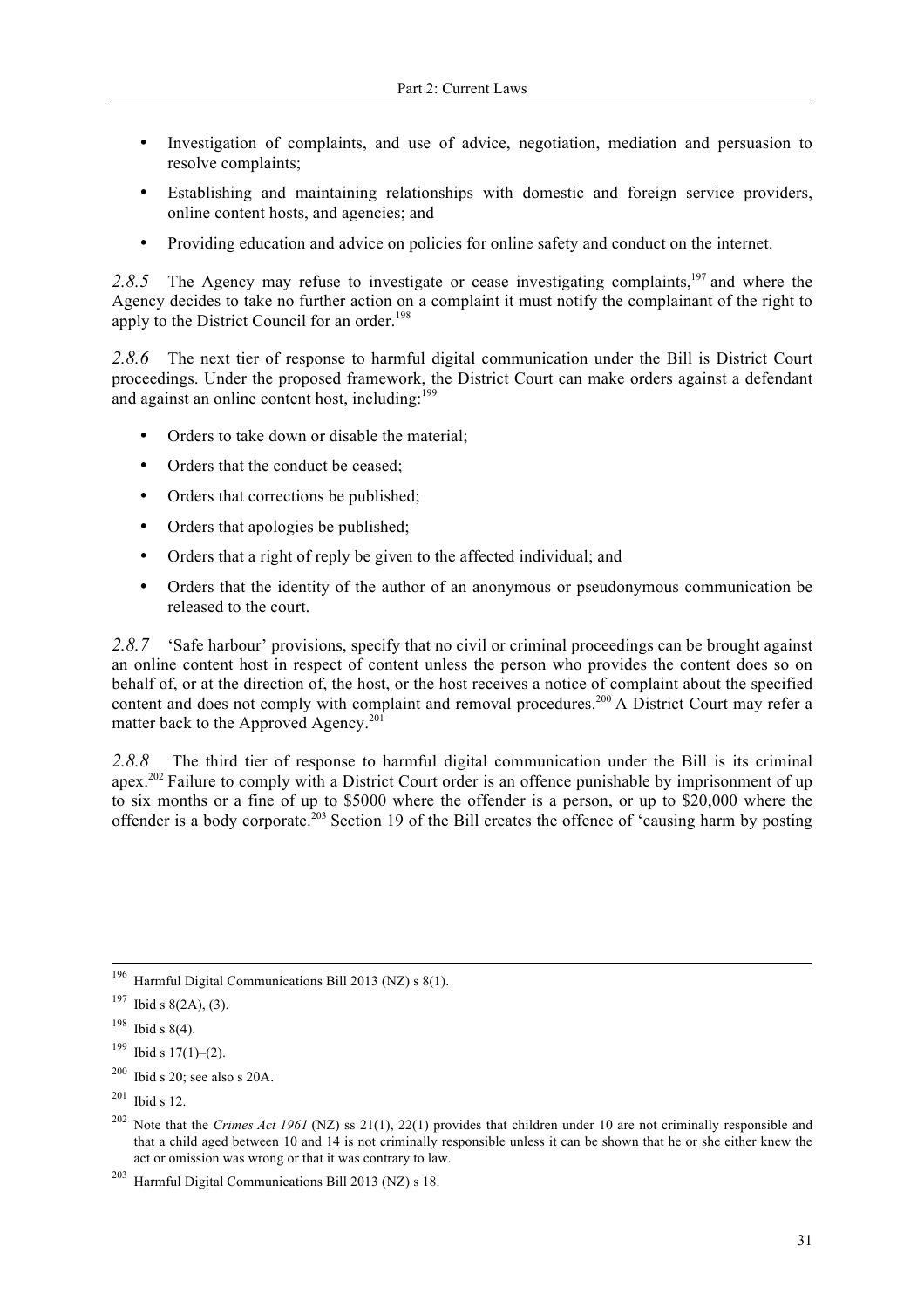- Investigation of complaints, and use of advice, negotiation, mediation and persuasion to resolve complaints;
- Establishing and maintaining relationships with domestic and foreign service providers, online content hosts, and agencies; and
- Providing education and advice on policies for online safety and conduct on the internet.

*2.8.5* The Agency may refuse to investigate or cease investigating complaints,[197] and where the Agency decides to take no further action on a complaint it must notify the complainant of the right to apply to the District Council for an order.[198]

*2.8.6* The next tier of response to harmful digital communication under the Bill is District Court proceedings. Under the proposed framework, the District Court can make orders against a defendant and against an online content host, including:[199]

- Orders to take down or disable the material;
- Orders that the conduct be ceased;
- Orders that corrections be published;
- Orders that apologies be published;
- Orders that a right of reply be given to the affected individual; and
- Orders that the identity of the author of an anonymous or pseudonymous communication be released to the court.

*2.8.7* 'Safe harbour' provisions, specify that no civil or criminal proceedings can be brought against an online content host in respect of content unless the person who provides the content does so on behalf of, or at the direction of, the host, or the host receives a notice of complaint about the specified content and does not comply with complaint and removal procedures.[200] A District Court may refer a matter back to the Approved Agency.[201]

*2.8.8* The third tier of response to harmful digital communication under the Bill is its criminal apex.[202] Failure to comply with a District Court order is an offence punishable by imprisonment of up to six months or a fine of up to $5000 where the offender is a person, or up to $20,000 where the offender is a body corporate.[203] Section 19 of the Bill creates the offence of 'causing harm by posting

---

[196] Harmful Digital Communications Bill 2013 (NZ) s 8(1).

[197] Ibid s 8(2A), (3).

[198] Ibid s 8(4).

[199] Ibid s 17(1)–(2).

[200] Ibid s 20; see also s 20A.

[201] Ibid s 12.

[202] Note that the *Crimes Act 1961* (NZ) ss 21(1), 22(1) provides that children under 10 are not criminally responsible and that a child aged between 10 and 14 is not criminally responsible unless it can be shown that he or she either knew the act or omission was wrong or that it was contrary to law.

[203] Harmful Digital Communications Bill 2013 (NZ) s 18.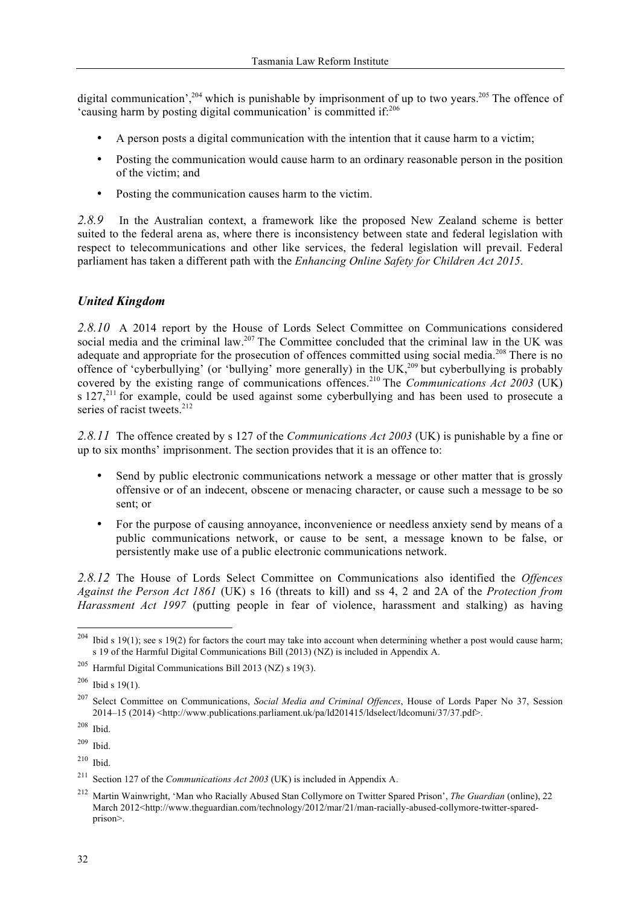digital communication',[204] which is punishable by imprisonment of up to two years.[205] The offence of 'causing harm by posting digital communication' is committed if:[206]

- A person posts a digital communication with the intention that it cause harm to a victim;
- Posting the communication would cause harm to an ordinary reasonable person in the position of the victim; and
- Posting the communication causes harm to the victim.

*2.8.9* In the Australian context, a framework like the proposed New Zealand scheme is better suited to the federal arena as, where there is inconsistency between state and federal legislation with respect to telecommunications and other like services, the federal legislation will prevail. Federal parliament has taken a different path with the *Enhancing Online Safety for Children Act 2015*.

### *United Kingdom*

*2.8.10* A 2014 report by the House of Lords Select Committee on Communications considered social media and the criminal law.[207] The Committee concluded that the criminal law in the UK was adequate and appropriate for the prosecution of offences committed using social media.[208] There is no offence of 'cyberbullying' (or 'bullying' more generally) in the UK,[209] but cyberbullying is probably covered by the existing range of communications offences.[210] The *Communications Act 2003* (UK) s 127,[211] for example, could be used against some cyberbullying and has been used to prosecute a series of racist tweets.[212]

*2.8.11* The offence created by s 127 of the *Communications Act 2003* (UK) is punishable by a fine or up to six months' imprisonment. The section provides that it is an offence to:

- Send by public electronic communications network a message or other matter that is grossly offensive or of an indecent, obscene or menacing character, or cause such a message to be so sent; or
- For the purpose of causing annoyance, inconvenience or needless anxiety send by means of a public communications network, or cause to be sent, a message known to be false, or persistently make use of a public electronic communications network.

*2.8.12* The House of Lords Select Committee on Communications also identified the *Offences Against the Person Act 1861* (UK) s 16 (threats to kill) and ss 4, 2 and 2A of the *Protection from Harassment Act 1997* (putting people in fear of violence, harassment and stalking) as having

---

[204] Ibid s 19(1); see s 19(2) for factors the court may take into account when determining whether a post would cause harm; s 19 of the Harmful Digital Communications Bill (2013) (NZ) is included in Appendix A.

[205] Harmful Digital Communications Bill 2013 (NZ) s 19(3).

[206] Ibid s 19(1).

[207] Select Committee on Communications, *Social Media and Criminal Offences*, House of Lords Paper No 37, Session 2014–15 (2014) <http://www.publications.parliament.uk/pa/ld201415/ldselect/ldcomuni/37/37.pdf>.

[208] Ibid.

[209] Ibid.

[210] Ibid.

[211] Section 127 of the *Communications Act 2003* (UK) is included in Appendix A.

[212] Martin Wainwright, 'Man who Racially Abused Stan Collymore on Twitter Spared Prison', *The Guardian* (online), 22 March 2012<http://www.theguardian.com/technology/2012/mar/21/man-racially-abused-collymore-twitter-spared-prison>.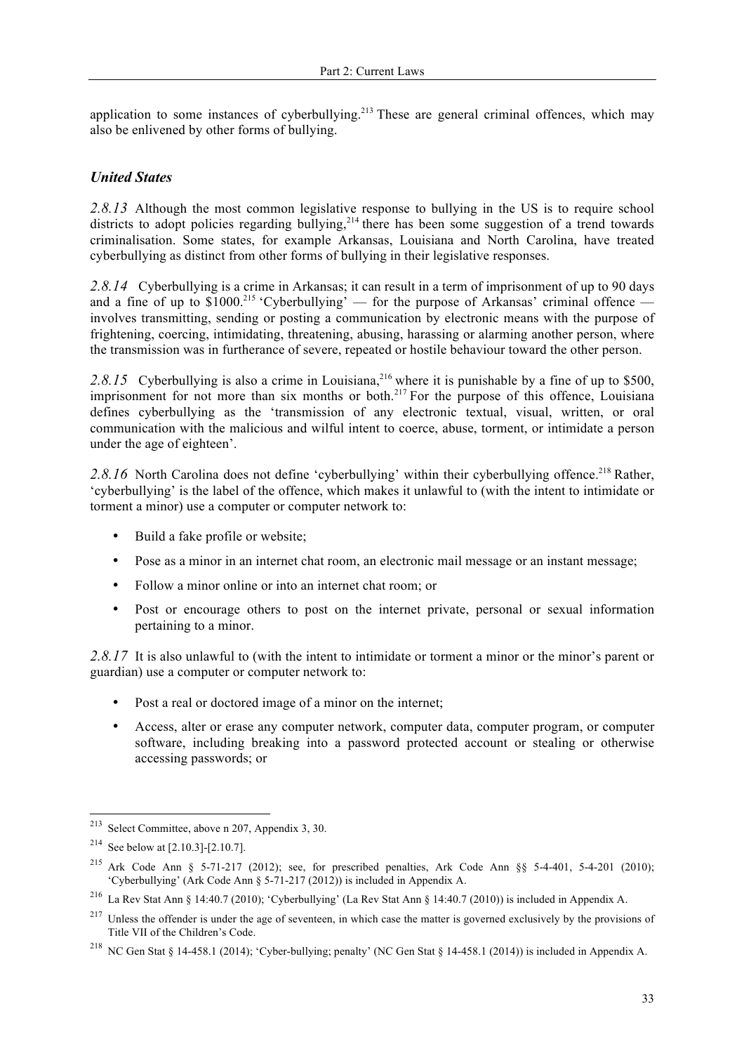application to some instances of cyberbullying.[213] These are general criminal offences, which may also be enlivened by other forms of bullying.

### *United States*

*2.8.13* Although the most common legislative response to bullying in the US is to require school districts to adopt policies regarding bullying,[214] there has been some suggestion of a trend towards criminalisation. Some states, for example Arkansas, Louisiana and North Carolina, have treated cyberbullying as distinct from other forms of bullying in their legislative responses.

*2.8.14* Cyberbullying is a crime in Arkansas; it can result in a term of imprisonment of up to 90 days and a fine of up to $1000.[215] 'Cyberbullying' — for the purpose of Arkansas' criminal offence — involves transmitting, sending or posting a communication by electronic means with the purpose of frightening, coercing, intimidating, threatening, abusing, harassing or alarming another person, where the transmission was in furtherance of severe, repeated or hostile behaviour toward the other person.

*2.8.15* Cyberbullying is also a crime in Louisiana,[216] where it is punishable by a fine of up to $500, imprisonment for not more than six months or both.[217] For the purpose of this offence, Louisiana defines cyberbullying as the 'transmission of any electronic textual, visual, written, or oral communication with the malicious and wilful intent to coerce, abuse, torment, or intimidate a person under the age of eighteen'.

*2.8.16* North Carolina does not define 'cyberbullying' within their cyberbullying offence.[218] Rather, 'cyberbullying' is the label of the offence, which makes it unlawful to (with the intent to intimidate or torment a minor) use a computer or computer network to:

- Build a fake profile or website;
- Pose as a minor in an internet chat room, an electronic mail message or an instant message;
- Follow a minor online or into an internet chat room; or
- Post or encourage others to post on the internet private, personal or sexual information pertaining to a minor.

*2.8.17* It is also unlawful to (with the intent to intimidate or torment a minor or the minor's parent or guardian) use a computer or computer network to:

- Post a real or doctored image of a minor on the internet;
- Access, alter or erase any computer network, computer data, computer program, or computer software, including breaking into a password protected account or stealing or otherwise accessing passwords; or

---

[213] Select Committee, above n 207, Appendix 3, 30.

[214] See below at [2.10.3]-[2.10.7].

[215] Ark Code Ann § 5-71-217 (2012); see, for prescribed penalties, Ark Code Ann §§ 5-4-401, 5-4-201 (2010); 'Cyberbullying' (Ark Code Ann § 5-71-217 (2012)) is included in Appendix A.

[216] La Rev Stat Ann § 14:40.7 (2010); 'Cyberbullying' (La Rev Stat Ann § 14:40.7 (2010)) is included in Appendix A.

[217] Unless the offender is under the age of seventeen, in which case the matter is governed exclusively by the provisions of Title VII of the Children's Code.

[218] NC Gen Stat § 14-458.1 (2014); 'Cyber-bullying; penalty' (NC Gen Stat § 14-458.1 (2014)) is included in Appendix A.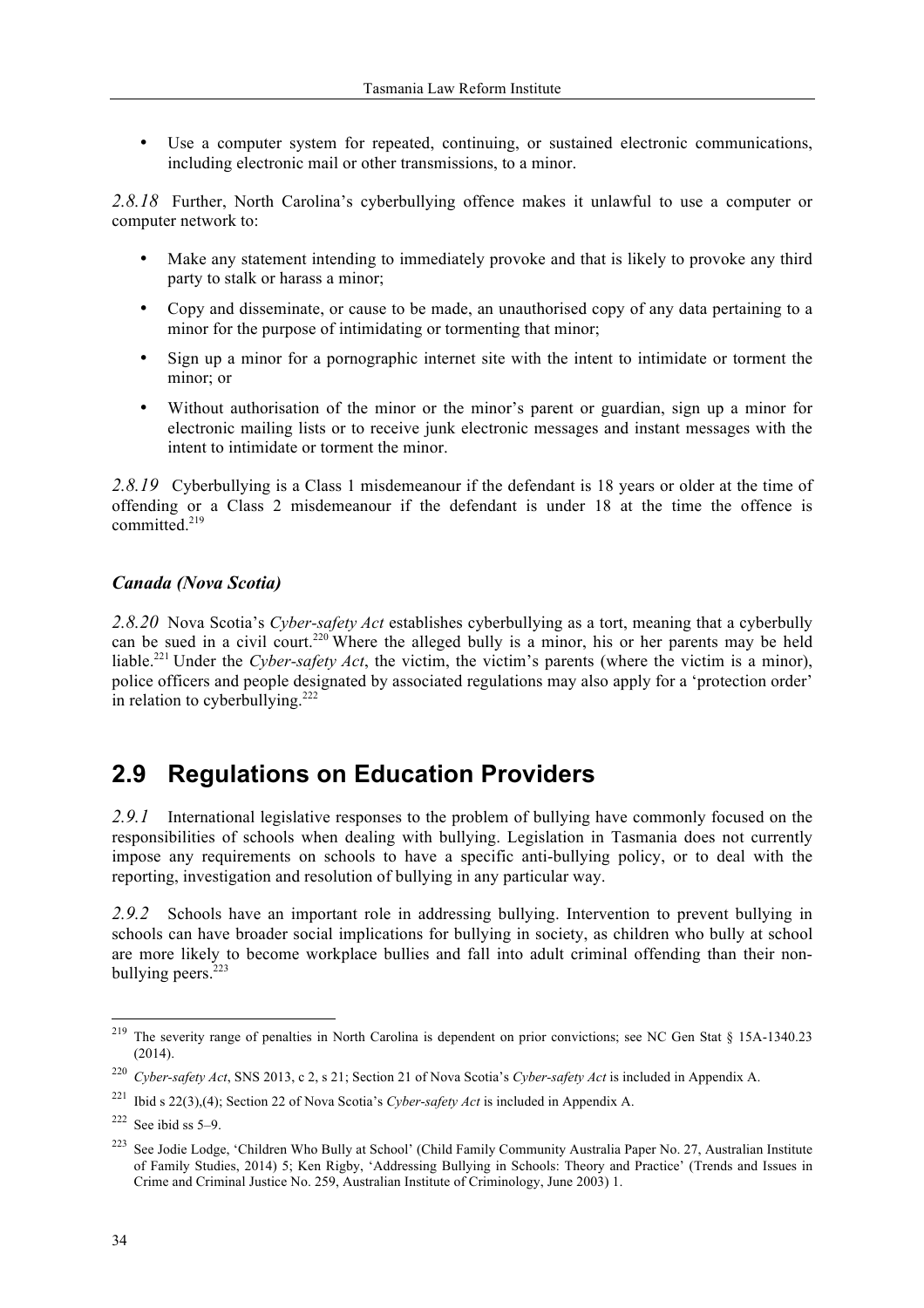- Use a computer system for repeated, continuing, or sustained electronic communications, including electronic mail or other transmissions, to a minor.

*2.8.18* Further, North Carolina's cyberbullying offence makes it unlawful to use a computer or computer network to:

- Make any statement intending to immediately provoke and that is likely to provoke any third party to stalk or harass a minor;
- Copy and disseminate, or cause to be made, an unauthorised copy of any data pertaining to a minor for the purpose of intimidating or tormenting that minor;
- Sign up a minor for a pornographic internet site with the intent to intimidate or torment the minor; or
- Without authorisation of the minor or the minor's parent or guardian, sign up a minor for electronic mailing lists or to receive junk electronic messages and instant messages with the intent to intimidate or torment the minor.

*2.8.19* Cyberbullying is a Class 1 misdemeanour if the defendant is 18 years or older at the time of offending or a Class 2 misdemeanour if the defendant is under 18 at the time the offence is committed.[219]

### *Canada (Nova Scotia)*

*2.8.20* Nova Scotia's *Cyber-safety Act* establishes cyberbullying as a tort, meaning that a cyberbully can be sued in a civil court.[220] Where the alleged bully is a minor, his or her parents may be held liable.[221] Under the *Cyber-safety Act*, the victim, the victim's parents (where the victim is a minor), police officers and people designated by associated regulations may also apply for a 'protection order' in relation to cyberbullying.[222]

## 2.9 Regulations on Education Providers

*2.9.1* International legislative responses to the problem of bullying have commonly focused on the responsibilities of schools when dealing with bullying. Legislation in Tasmania does not currently impose any requirements on schools to have a specific anti-bullying policy, or to deal with the reporting, investigation and resolution of bullying in any particular way.

*2.9.2* Schools have an important role in addressing bullying. Intervention to prevent bullying in schools can have broader social implications for bullying in society, as children who bully at school are more likely to become workplace bullies and fall into adult criminal offending than their non-bullying peers.[223]

---

[219] The severity range of penalties in North Carolina is dependent on prior convictions; see NC Gen Stat § 15A-1340.23 (2014).

[220] *Cyber-safety Act*, SNS 2013, c 2, s 21; Section 21 of Nova Scotia's *Cyber-safety Act* is included in Appendix A.

[221] Ibid s 22(3),(4); Section 22 of Nova Scotia's *Cyber-safety Act* is included in Appendix A.

[222] See ibid ss 5–9.

[223] See Jodie Lodge, 'Children Who Bully at School' (Child Family Community Australia Paper No. 27, Australian Institute of Family Studies, 2014) 5; Ken Rigby, 'Addressing Bullying in Schools: Theory and Practice' (Trends and Issues in Crime and Criminal Justice No. 259, Australian Institute of Criminology, June 2003) 1.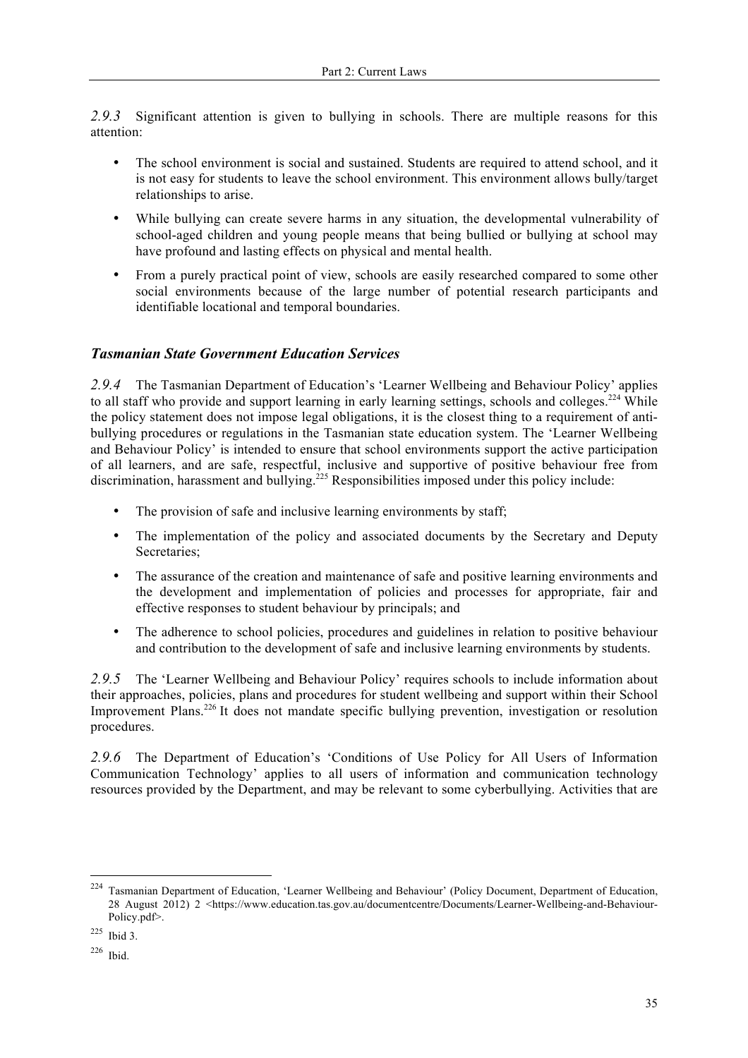*2.9.3* Significant attention is given to bullying in schools. There are multiple reasons for this attention:

- The school environment is social and sustained. Students are required to attend school, and it is not easy for students to leave the school environment. This environment allows bully/target relationships to arise.
- While bullying can create severe harms in any situation, the developmental vulnerability of school-aged children and young people means that being bullied or bullying at school may have profound and lasting effects on physical and mental health.
- From a purely practical point of view, schools are easily researched compared to some other social environments because of the large number of potential research participants and identifiable locational and temporal boundaries.

### *Tasmanian State Government Education Services*

*2.9.4* The Tasmanian Department of Education's 'Learner Wellbeing and Behaviour Policy' applies to all staff who provide and support learning in early learning settings, schools and colleges.[224] While the policy statement does not impose legal obligations, it is the closest thing to a requirement of anti-bullying procedures or regulations in the Tasmanian state education system. The 'Learner Wellbeing and Behaviour Policy' is intended to ensure that school environments support the active participation of all learners, and are safe, respectful, inclusive and supportive of positive behaviour free from discrimination, harassment and bullying.[225] Responsibilities imposed under this policy include:

- The provision of safe and inclusive learning environments by staff;
- The implementation of the policy and associated documents by the Secretary and Deputy Secretaries;
- The assurance of the creation and maintenance of safe and positive learning environments and the development and implementation of policies and processes for appropriate, fair and effective responses to student behaviour by principals; and
- The adherence to school policies, procedures and guidelines in relation to positive behaviour and contribution to the development of safe and inclusive learning environments by students.

*2.9.5* The 'Learner Wellbeing and Behaviour Policy' requires schools to include information about their approaches, policies, plans and procedures for student wellbeing and support within their School Improvement Plans.[226] It does not mandate specific bullying prevention, investigation or resolution procedures.

*2.9.6* The Department of Education's 'Conditions of Use Policy for All Users of Information Communication Technology' applies to all users of information and communication technology resources provided by the Department, and may be relevant to some cyberbullying. Activities that are

---

[224] Tasmanian Department of Education, 'Learner Wellbeing and Behaviour' (Policy Document, Department of Education, 28 August 2012) 2 <https://www.education.tas.gov.au/documentcentre/Documents/Learner-Wellbeing-and-Behaviour-Policy.pdf>.

[225] Ibid 3.

[226] Ibid.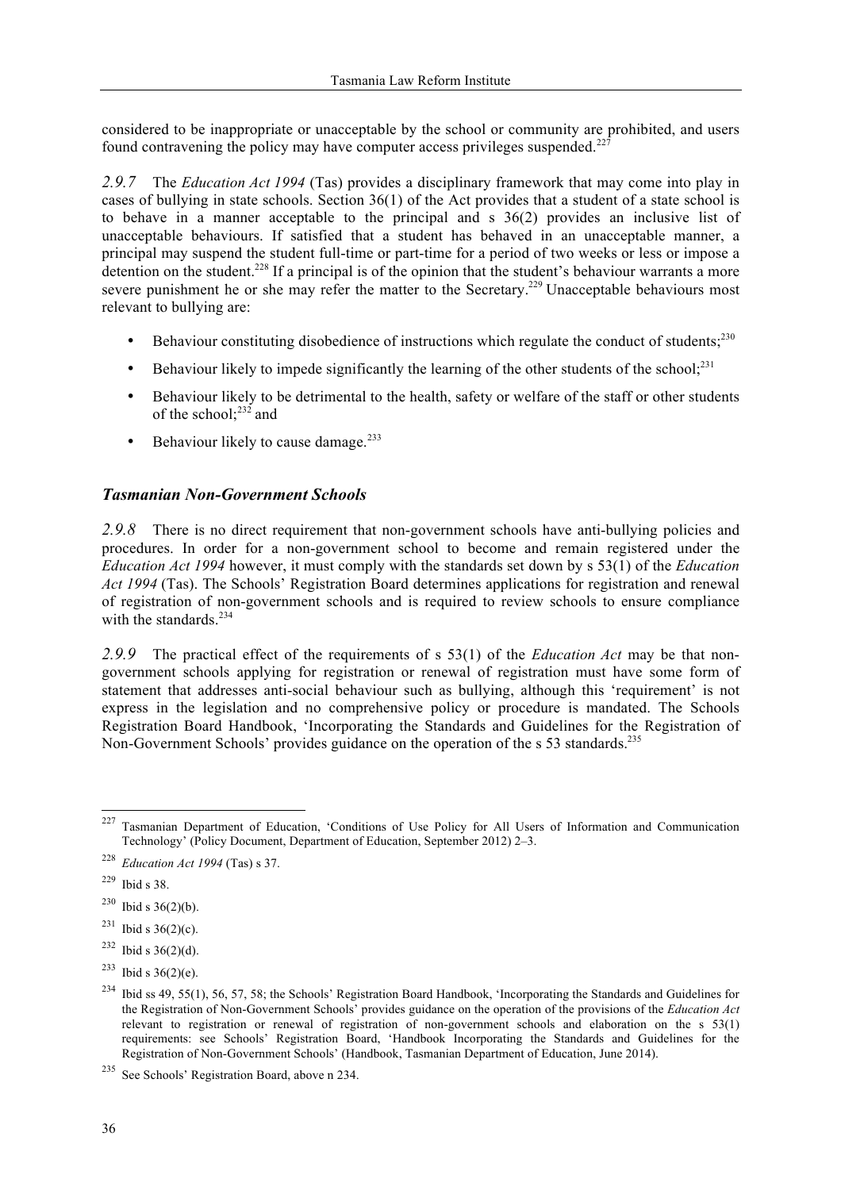considered to be inappropriate or unacceptable by the school or community are prohibited, and users found contravening the policy may have computer access privileges suspended.[227]

*2.9.7* The *Education Act 1994* (Tas) provides a disciplinary framework that may come into play in cases of bullying in state schools. Section 36(1) of the Act provides that a student of a state school is to behave in a manner acceptable to the principal and s 36(2) provides an inclusive list of unacceptable behaviours. If satisfied that a student has behaved in an unacceptable manner, a principal may suspend the student full-time or part-time for a period of two weeks or less or impose a detention on the student.[228] If a principal is of the opinion that the student's behaviour warrants a more severe punishment he or she may refer the matter to the Secretary.[229] Unacceptable behaviours most relevant to bullying are:

- Behaviour constituting disobedience of instructions which regulate the conduct of students;[230]
- Behaviour likely to impede significantly the learning of the other students of the school;[231]
- Behaviour likely to be detrimental to the health, safety or welfare of the staff or other students of the school;[232] and
- Behaviour likely to cause damage.[233]

### *Tasmanian Non-Government Schools*

*2.9.8* There is no direct requirement that non-government schools have anti-bullying policies and procedures. In order for a non-government school to become and remain registered under the *Education Act 1994* however, it must comply with the standards set down by s 53(1) of the *Education Act 1994* (Tas). The Schools' Registration Board determines applications for registration and renewal of registration of non-government schools and is required to review schools to ensure compliance with the standards.[234]

*2.9.9* The practical effect of the requirements of s 53(1) of the *Education Act* may be that non-government schools applying for registration or renewal of registration must have some form of statement that addresses anti-social behaviour such as bullying, although this 'requirement' is not express in the legislation and no comprehensive policy or procedure is mandated. The Schools Registration Board Handbook, 'Incorporating the Standards and Guidelines for the Registration of Non-Government Schools' provides guidance on the operation of the s 53 standards.[235]

---

[227] Tasmanian Department of Education, 'Conditions of Use Policy for All Users of Information and Communication Technology' (Policy Document, Department of Education, September 2012) 2–3.

[228] *Education Act 1994* (Tas) s 37.

[229] Ibid s 38.

[230] Ibid s 36(2)(b).

[231] Ibid s 36(2)(c).

[232] Ibid s 36(2)(d).

[233] Ibid s 36(2)(e).

[234] Ibid ss 49, 55(1), 56, 57, 58; the Schools' Registration Board Handbook, 'Incorporating the Standards and Guidelines for the Registration of Non-Government Schools' provides guidance on the operation of the provisions of the *Education Act* relevant to registration or renewal of registration of non-government schools and elaboration on the s 53(1) requirements: see Schools' Registration Board, 'Handbook Incorporating the Standards and Guidelines for the Registration of Non-Government Schools' (Handbook, Tasmanian Department of Education, June 2014).

[235] See Schools' Registration Board, above n 234.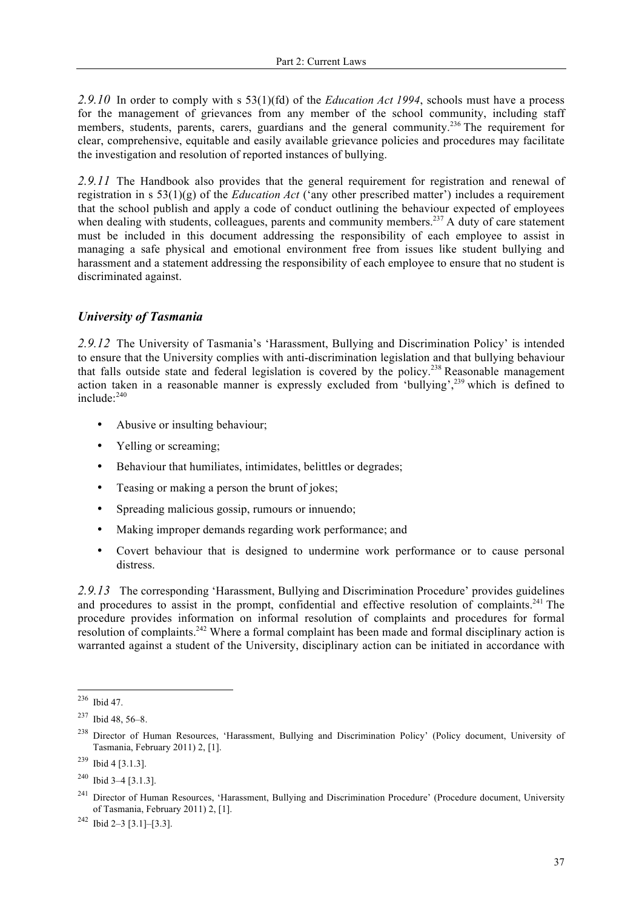*2.9.10* In order to comply with s 53(1)(fd) of the *Education Act 1994*, schools must have a process for the management of grievances from any member of the school community, including staff members, students, parents, carers, guardians and the general community.[236] The requirement for clear, comprehensive, equitable and easily available grievance policies and procedures may facilitate the investigation and resolution of reported instances of bullying.

*2.9.11* The Handbook also provides that the general requirement for registration and renewal of registration in s 53(1)(g) of the *Education Act* ('any other prescribed matter') includes a requirement that the school publish and apply a code of conduct outlining the behaviour expected of employees when dealing with students, colleagues, parents and community members.[237] A duty of care statement must be included in this document addressing the responsibility of each employee to assist in managing a safe physical and emotional environment free from issues like student bullying and harassment and a statement addressing the responsibility of each employee to ensure that no student is discriminated against.

### *University of Tasmania*

*2.9.12* The University of Tasmania's 'Harassment, Bullying and Discrimination Policy' is intended to ensure that the University complies with anti-discrimination legislation and that bullying behaviour that falls outside state and federal legislation is covered by the policy.[238] Reasonable management action taken in a reasonable manner is expressly excluded from 'bullying',[239] which is defined to include:[240]

- Abusive or insulting behaviour;
- Yelling or screaming;
- Behaviour that humiliates, intimidates, belittles or degrades;
- Teasing or making a person the brunt of jokes;
- Spreading malicious gossip, rumours or innuendo;
- Making improper demands regarding work performance; and
- Covert behaviour that is designed to undermine work performance or to cause personal distress.

*2.9.13* The corresponding 'Harassment, Bullying and Discrimination Procedure' provides guidelines and procedures to assist in the prompt, confidential and effective resolution of complaints.[241] The procedure provides information on informal resolution of complaints and procedures for formal resolution of complaints.[242] Where a formal complaint has been made and formal disciplinary action is warranted against a student of the University, disciplinary action can be initiated in accordance with

---

[236] Ibid 47.

[237] Ibid 48, 56–8.

[238] Director of Human Resources, 'Harassment, Bullying and Discrimination Policy' (Policy document, University of Tasmania, February 2011) 2, [1].

[239] Ibid 4 [3.1.3].

[240] Ibid 3–4 [3.1.3].

[241] Director of Human Resources, 'Harassment, Bullying and Discrimination Procedure' (Procedure document, University of Tasmania, February 2011) 2, [1].

[242] Ibid 2–3 [3.1]–[3.3].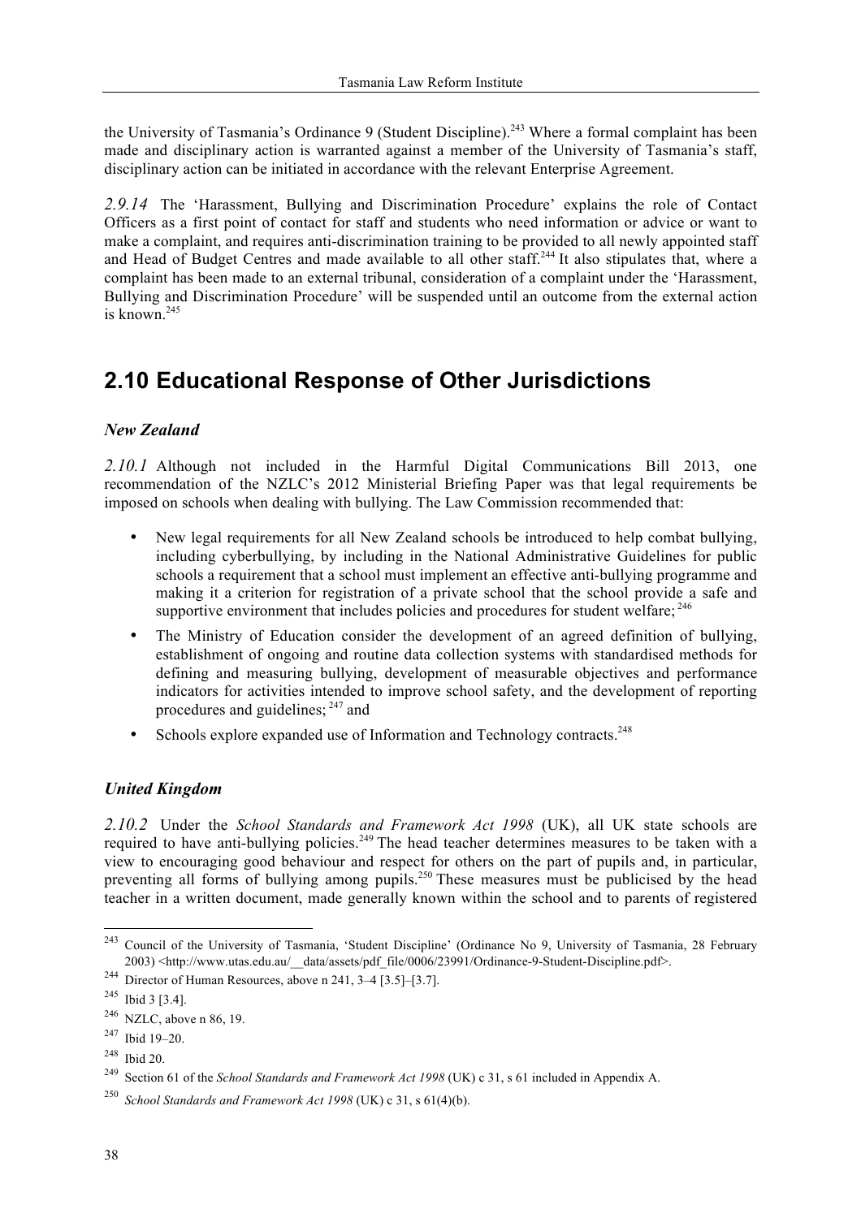the University of Tasmania's Ordinance 9 (Student Discipline).[243] Where a formal complaint has been made and disciplinary action is warranted against a member of the University of Tasmania's staff, disciplinary action can be initiated in accordance with the relevant Enterprise Agreement.

*2.9.14* The 'Harassment, Bullying and Discrimination Procedure' explains the role of Contact Officers as a first point of contact for staff and students who need information or advice or want to make a complaint, and requires anti-discrimination training to be provided to all newly appointed staff and Head of Budget Centres and made available to all other staff.[244] It also stipulates that, where a complaint has been made to an external tribunal, consideration of a complaint under the 'Harassment, Bullying and Discrimination Procedure' will be suspended until an outcome from the external action is known.[245]

## 2.10 Educational Response of Other Jurisdictions

### *New Zealand*

*2.10.1* Although not included in the Harmful Digital Communications Bill 2013, one recommendation of the NZLC's 2012 Ministerial Briefing Paper was that legal requirements be imposed on schools when dealing with bullying. The Law Commission recommended that:

- New legal requirements for all New Zealand schools be introduced to help combat bullying, including cyberbullying, by including in the National Administrative Guidelines for public schools a requirement that a school must implement an effective anti-bullying programme and making it a criterion for registration of a private school that the school provide a safe and supportive environment that includes policies and procedures for student welfare; [246]
- The Ministry of Education consider the development of an agreed definition of bullying, establishment of ongoing and routine data collection systems with standardised methods for defining and measuring bullying, development of measurable objectives and performance indicators for activities intended to improve school safety, and the development of reporting procedures and guidelines; [247] and
- Schools explore expanded use of Information and Technology contracts.[248]

### *United Kingdom*

*2.10.2* Under the *School Standards and Framework Act 1998* (UK), all UK state schools are required to have anti-bullying policies.[249] The head teacher determines measures to be taken with a view to encouraging good behaviour and respect for others on the part of pupils and, in particular, preventing all forms of bullying among pupils.[250] These measures must be publicised by the head teacher in a written document, made generally known within the school and to parents of registered

---

[243] Council of the University of Tasmania, 'Student Discipline' (Ordinance No 9, University of Tasmania, 28 February 2003) <http://www.utas.edu.au/__data/assets/pdf_file/0006/23991/Ordinance-9-Student-Discipline.pdf>.

[244] Director of Human Resources, above n 241, 3–4 [3.5]–[3.7].

[245] Ibid 3 [3.4].

[246] NZLC, above n 86, 19.

[247] Ibid 19–20.

[248] Ibid 20.

[249] Section 61 of the *School Standards and Framework Act 1998* (UK) c 31, s 61 included in Appendix A.

[250] *School Standards and Framework Act 1998* (UK) c 31, s 61(4)(b).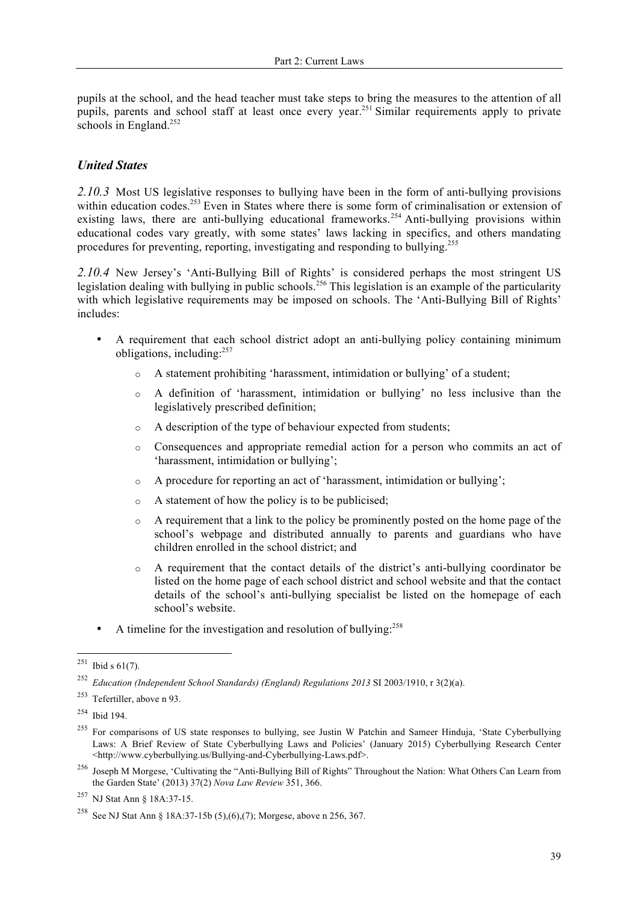pupils at the school, and the head teacher must take steps to bring the measures to the attention of all pupils, parents and school staff at least once every year.[251] Similar requirements apply to private schools in England.[252]

### *United States*

*2.10.3* Most US legislative responses to bullying have been in the form of anti-bullying provisions within education codes.[253] Even in States where there is some form of criminalisation or extension of existing laws, there are anti-bullying educational frameworks.[254] Anti-bullying provisions within educational codes vary greatly, with some states' laws lacking in specifics, and others mandating procedures for preventing, reporting, investigating and responding to bullying.[255]

*2.10.4* New Jersey's 'Anti-Bullying Bill of Rights' is considered perhaps the most stringent US legislation dealing with bullying in public schools.[256] This legislation is an example of the particularity with which legislative requirements may be imposed on schools. The 'Anti-Bullying Bill of Rights' includes:

- A requirement that each school district adopt an anti-bullying policy containing minimum obligations, including:[257]
  - A statement prohibiting 'harassment, intimidation or bullying' of a student;
  - A definition of 'harassment, intimidation or bullying' no less inclusive than the legislatively prescribed definition;
  - A description of the type of behaviour expected from students;
  - Consequences and appropriate remedial action for a person who commits an act of 'harassment, intimidation or bullying';
  - A procedure for reporting an act of 'harassment, intimidation or bullying';
  - A statement of how the policy is to be publicised;
  - A requirement that a link to the policy be prominently posted on the home page of the school's webpage and distributed annually to parents and guardians who have children enrolled in the school district; and
  - A requirement that the contact details of the district's anti-bullying coordinator be listed on the home page of each school district and school website and that the contact details of the school's anti-bullying specialist be listed on the homepage of each school's website.
- A timeline for the investigation and resolution of bullying:[258]

---

[251] Ibid s 61(7).

[252] *Education (Independent School Standards) (England) Regulations 2013* SI 2003/1910, r 3(2)(a).

[253] Tefertiller, above n 93.

[254] Ibid 194.

[255] For comparisons of US state responses to bullying, see Justin W Patchin and Sameer Hinduja, 'State Cyberbullying Laws: A Brief Review of State Cyberbullying Laws and Policies' (January 2015) Cyberbullying Research Center <http://www.cyberbullying.us/Bullying-and-Cyberbullying-Laws.pdf>.

[256] Joseph M Morgese, 'Cultivating the "Anti-Bullying Bill of Rights" Throughout the Nation: What Others Can Learn from the Garden State' (2013) 37(2) *Nova Law Review* 351, 366.

[257] NJ Stat Ann § 18A:37-15.

[258] See NJ Stat Ann § 18A:37-15b (5),(6),(7); Morgese, above n 256, 367.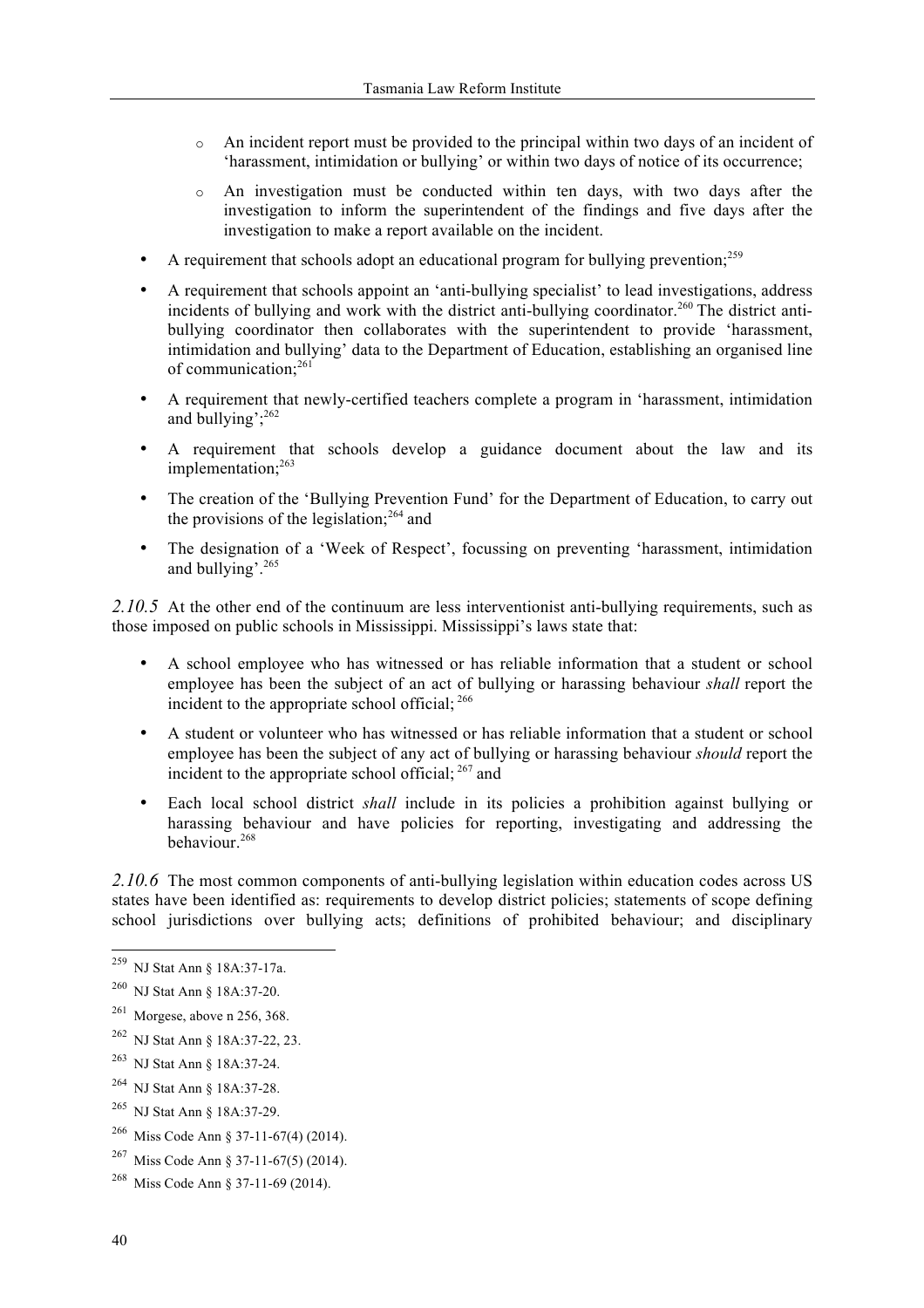- An incident report must be provided to the principal within two days of an incident of 'harassment, intimidation or bullying' or within two days of notice of its occurrence;
    - An investigation must be conducted within ten days, with two days after the investigation to inform the superintendent of the findings and five days after the investigation to make a report available on the incident.
- A requirement that schools adopt an educational program for bullying prevention;[259]
- A requirement that schools appoint an 'anti-bullying specialist' to lead investigations, address incidents of bullying and work with the district anti-bullying coordinator.[260] The district anti-bullying coordinator then collaborates with the superintendent to provide 'harassment, intimidation and bullying' data to the Department of Education, establishing an organised line of communication;[261]
- A requirement that newly-certified teachers complete a program in 'harassment, intimidation and bullying';[262]
- A requirement that schools develop a guidance document about the law and its implementation;[263]
- The creation of the 'Bullying Prevention Fund' for the Department of Education, to carry out the provisions of the legislation;[264] and
- The designation of a 'Week of Respect', focussing on preventing 'harassment, intimidation and bullying'.[265]

*2.10.5* At the other end of the continuum are less interventionist anti-bullying requirements, such as those imposed on public schools in Mississippi. Mississippi's laws state that:

- A school employee who has witnessed or has reliable information that a student or school employee has been the subject of an act of bullying or harassing behaviour *shall* report the incident to the appropriate school official; [266]
- A student or volunteer who has witnessed or has reliable information that a student or school employee has been the subject of any act of bullying or harassing behaviour *should* report the incident to the appropriate school official; [267] and
- Each local school district *shall* include in its policies a prohibition against bullying or harassing behaviour and have policies for reporting, investigating and addressing the behaviour.[268]

*2.10.6* The most common components of anti-bullying legislation within education codes across US states have been identified as: requirements to develop district policies; statements of scope defining school jurisdictions over bullying acts; definitions of prohibited behaviour; and disciplinary

---

[259] NJ Stat Ann § 18A:37-17a.

[260] NJ Stat Ann § 18A:37-20.

[261] Morgese, above n 256, 368.

[262] NJ Stat Ann § 18A:37-22, 23.

[263] NJ Stat Ann § 18A:37-24.

[264] NJ Stat Ann § 18A:37-28.

[265] NJ Stat Ann § 18A:37-29.

[266] Miss Code Ann § 37-11-67(4) (2014).

[267] Miss Code Ann § 37-11-67(5) (2014).

[268] Miss Code Ann § 37-11-69 (2014).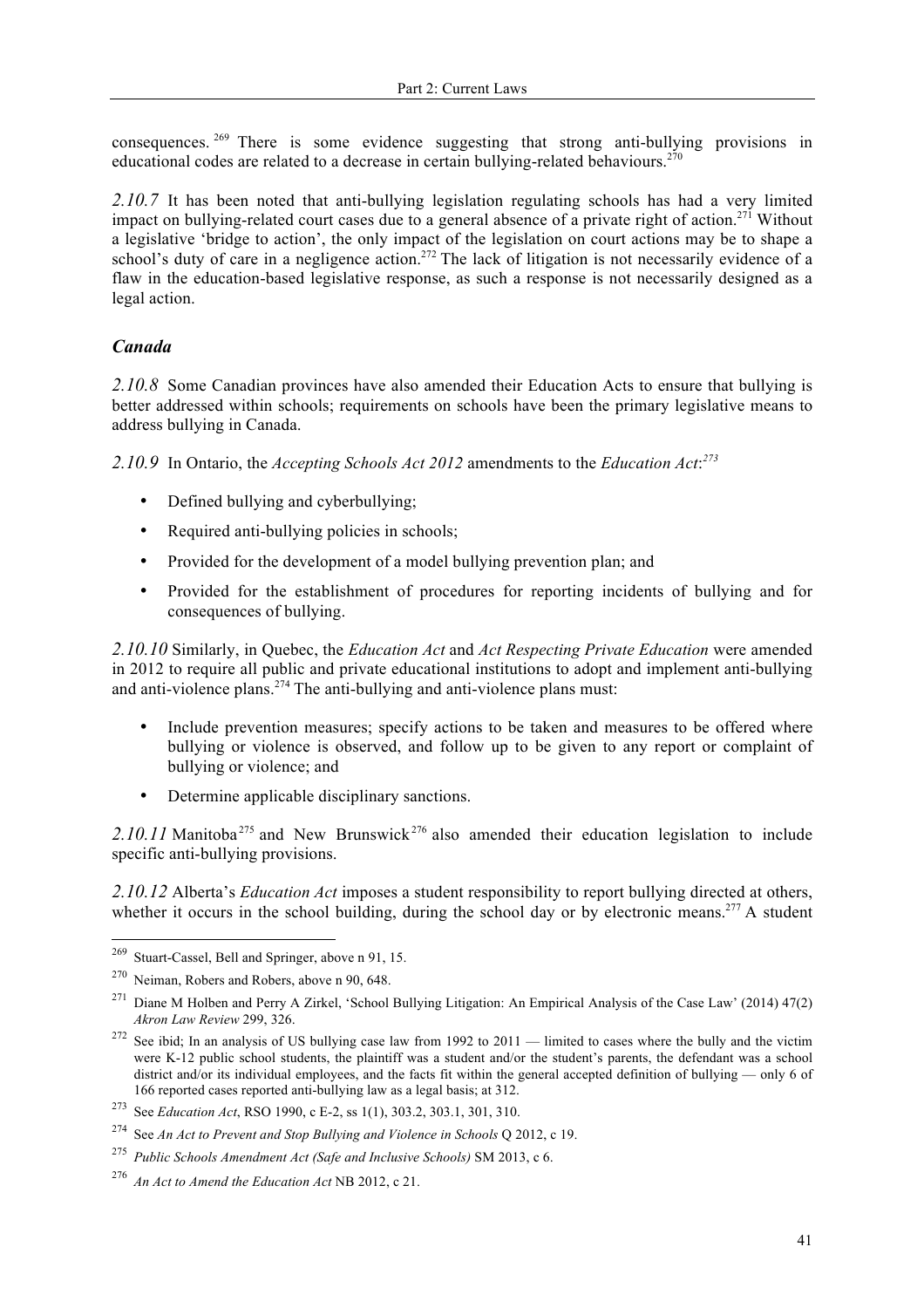consequences.[269] There is some evidence suggesting that strong anti-bullying provisions in educational codes are related to a decrease in certain bullying-related behaviours.[270]

*2.10.7* It has been noted that anti-bullying legislation regulating schools has had a very limited impact on bullying-related court cases due to a general absence of a private right of action.[271] Without a legislative 'bridge to action', the only impact of the legislation on court actions may be to shape a school's duty of care in a negligence action.[272] The lack of litigation is not necessarily evidence of a flaw in the education-based legislative response, as such a response is not necessarily designed as a legal action.

### *Canada*

*2.10.8* Some Canadian provinces have also amended their Education Acts to ensure that bullying is better addressed within schools; requirements on schools have been the primary legislative means to address bullying in Canada.

*2.10.9* In Ontario, the *Accepting Schools Act 2012* amendments to the *Education Act*:[273]

- Defined bullying and cyberbullying;
- Required anti-bullying policies in schools;
- Provided for the development of a model bullying prevention plan; and
- Provided for the establishment of procedures for reporting incidents of bullying and for consequences of bullying.

*2.10.10* Similarly, in Quebec, the *Education Act* and *Act Respecting Private Education* were amended in 2012 to require all public and private educational institutions to adopt and implement anti-bullying and anti-violence plans.[274] The anti-bullying and anti-violence plans must:

- Include prevention measures; specify actions to be taken and measures to be offered where bullying or violence is observed, and follow up to be given to any report or complaint of bullying or violence; and
- Determine applicable disciplinary sanctions.

*2.10.11* Manitoba[275] and New Brunswick[276] also amended their education legislation to include specific anti-bullying provisions.

*2.10.12* Alberta's *Education Act* imposes a student responsibility to report bullying directed at others, whether it occurs in the school building, during the school day or by electronic means.[277] A student

---

[269] Stuart-Cassel, Bell and Springer, above n 91, 15.

[270] Neiman, Robers and Robers, above n 90, 648.

[271] Diane M Holben and Perry A Zirkel, 'School Bullying Litigation: An Empirical Analysis of the Case Law' (2014) 47(2) *Akron Law Review* 299, 326.

[272] See ibid; In an analysis of US bullying case law from 1992 to 2011 — limited to cases where the bully and the victim were K-12 public school students, the plaintiff was a student and/or the student's parents, the defendant was a school district and/or its individual employees, and the facts fit within the general accepted definition of bullying — only 6 of 166 reported cases reported anti-bullying law as a legal basis; at 312.

[273] See *Education Act*, RSO 1990, c E-2, ss 1(1), 303.2, 303.1, 301, 310.

[274] See *An Act to Prevent and Stop Bullying and Violence in Schools* Q 2012, c 19.

[275] *Public Schools Amendment Act (Safe and Inclusive Schools)* SM 2013, c 6.

[276] *An Act to Amend the Education Act* NB 2012, c 21.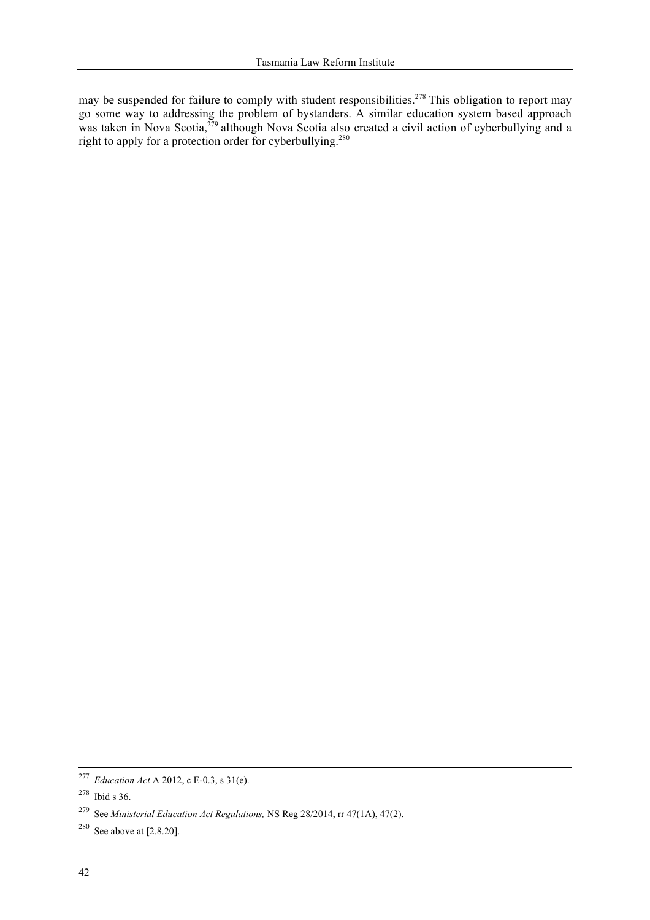may be suspended for failure to comply with student responsibilities.[278] This obligation to report may go some way to addressing the problem of bystanders. A similar education system based approach was taken in Nova Scotia,[279] although Nova Scotia also created a civil action of cyberbullying and a right to apply for a protection order for cyberbullying.[280]

---

[277] *Education Act* A 2012, c E-0.3, s 31(e).

[278] Ibid s 36.

[279] See *Ministerial Education Act Regulations,* NS Reg 28/2014, rr 47(1A), 47(2).

[280] See above at [2.8.20].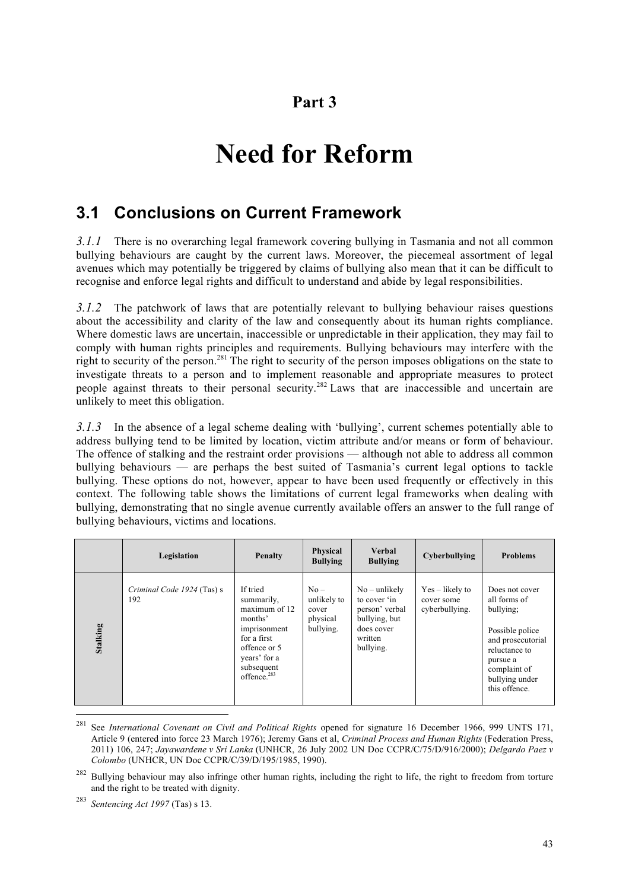# Part 3

# Need for Reform

## 3.1 Conclusions on Current Framework

*3.1.1* There is no overarching legal framework covering bullying in Tasmania and not all common bullying behaviours are caught by the current laws. Moreover, the piecemeal assortment of legal avenues which may potentially be triggered by claims of bullying also mean that it can be difficult to recognise and enforce legal rights and difficult to understand and abide by legal responsibilities.

*3.1.2* The patchwork of laws that are potentially relevant to bullying behaviour raises questions about the accessibility and clarity of the law and consequently about its human rights compliance. Where domestic laws are uncertain, inaccessible or unpredictable in their application, they may fail to comply with human rights principles and requirements. Bullying behaviours may interfere with the right to security of the person.[281] The right to security of the person imposes obligations on the state to investigate threats to a person and to implement reasonable and appropriate measures to protect people against threats to their personal security.[282] Laws that are inaccessible and uncertain are unlikely to meet this obligation.

*3.1.3* In the absence of a legal scheme dealing with 'bullying', current schemes potentially able to address bullying tend to be limited by location, victim attribute and/or means or form of behaviour. The offence of stalking and the restraint order provisions — although not able to address all common bullying behaviours — are perhaps the best suited of Tasmania's current legal options to tackle bullying. These options do not, however, appear to have been used frequently or effectively in this context. The following table shows the limitations of current legal frameworks when dealing with bullying, demonstrating that no single avenue currently available offers an answer to the full range of bullying behaviours, victims and locations.

| | Legislation | Penalty | Physical Bullying | Verbal Bullying | Cyberbullying | Problems |
|---|---|---|---|---|---|---|
| **Stalking** | *Criminal Code 1924* (Tas) s 192 | If tried summarily, maximum of 12 months' imprisonment for a first offence or 5 years' for a subsequent offence.[283] | No – unlikely to cover physical bullying. | No – unlikely to cover 'in person' verbal bullying, but does cover written bullying. | Yes – likely to cover some cyberbullying. | Does not cover all forms of bullying;<br><br>Possible police and prosecutorial reluctance to pursue a complaint of bullying under this offence. |

[281] See *International Covenant on Civil and Political Rights* opened for signature 16 December 1966, 999 UNTS 171, Article 9 (entered into force 23 March 1976); Jeremy Gans et al, *Criminal Process and Human Rights* (Federation Press, 2011) 106, 247; *Jayawardene v Sri Lanka* (UNHCR, 26 July 2002 UN Doc CCPR/C/75/D/916/2000); *Delgardo Paez v Colombo* (UNHCR, UN Doc CCPR/C/39/D/195/1985, 1990).

[282] Bullying behaviour may also infringe other human rights, including the right to life, the right to freedom from torture and the right to be treated with dignity.

[283] *Sentencing Act 1997* (Tas) s 13.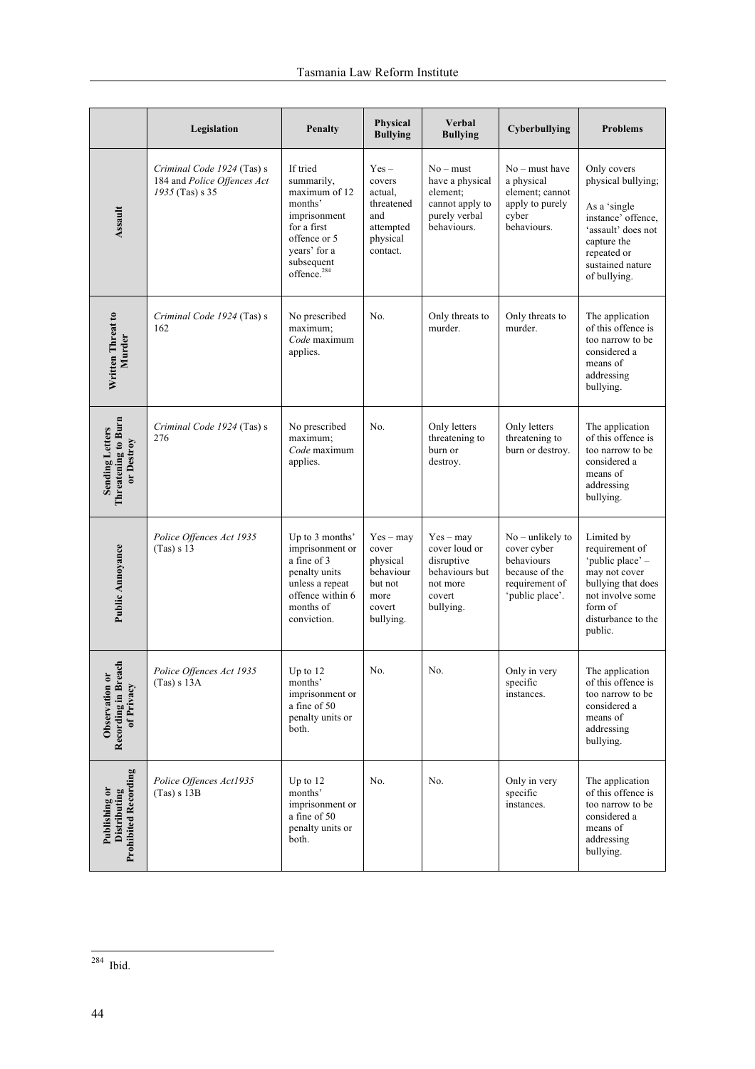| | Legislation | Penalty | Physical Bullying | Verbal Bullying | Cyberbullying | Problems |
|---|---|---|---|---|---|---|
| **Assault** | *Criminal Code 1924* (Tas) s 184 and *Police Offences Act 1935* (Tas) s 35 | If tried summarily, maximum of 12 months' imprisonment for a first offence or 5 years' for a subsequent offence.[284] | Yes – covers actual, threatened and attempted physical contact. | No – must have a physical element; cannot apply to purely verbal behaviours. | No – must have a physical element; cannot apply to purely cyber behaviours. | Only covers physical bullying; As a 'single instance' offence, 'assault' does not capture the repeated or sustained nature of bullying. |
| **Written Threat to Murder** | *Criminal Code 1924* (Tas) s 162 | No prescribed maximum; *Code* maximum applies. | No. | Only threats to murder. | Only threats to murder. | The application of this offence is too narrow to be considered a means of addressing bullying. |
| **Sending Letters Threatening to Burn or Destroy** | *Criminal Code 1924* (Tas) s 276 | No prescribed maximum; *Code* maximum applies. | No. | Only letters threatening to burn or destroy. | Only letters threatening to burn or destroy. | The application of this offence is too narrow to be considered a means of addressing bullying. |
| **Public Annoyance** | *Police Offences Act 1935* (Tas) s 13 | Up to 3 months' imprisonment or a fine of 3 penalty units unless a repeat offence within 6 months of conviction. | Yes – may cover physical behaviour but not more covert bullying. | Yes – may cover loud or disruptive behaviours but not more covert bullying. | No – unlikely to cover cyber behaviours because of the requirement of 'public place'. | Limited by requirement of 'public place' – may not cover bullying that does not involve some form of disturbance to the public. |
| **Observation or Recording in Breach of Privacy** | *Police Offences Act 1935* (Tas) s 13A | Up to 12 months' imprisonment or a fine of 50 penalty units or both. | No. | No. | Only in very specific instances. | The application of this offence is too narrow to be considered a means of addressing bullying. |
| **Publishing or Distributing Prohibited Recording** | *Police Offences Act1935* (Tas) s 13B | Up to 12 months' imprisonment or a fine of 50 penalty units or both. | No. | No. | Only in very specific instances. | The application of this offence is too narrow to be considered a means of addressing bullying. |

[284] Ibid.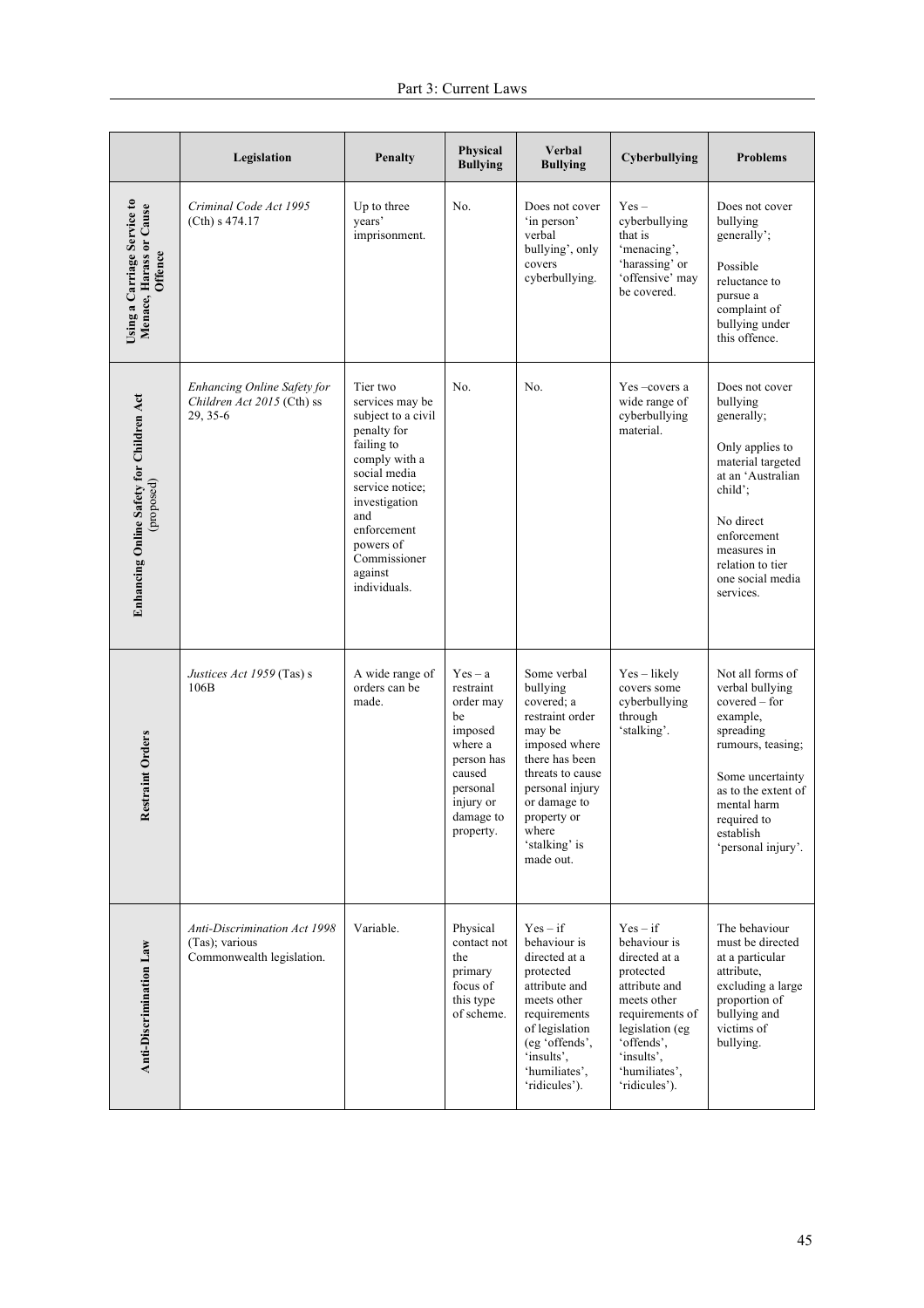| | Legislation | Penalty | Physical Bullying | Verbal Bullying | Cyberbullying | Problems |
|---|---|---|---|---|---|---|
| **Using a Carriage Service to Menace, Harass or Cause Offence** | *Criminal Code Act 1995* (Cth) s 474.17 | Up to three years' imprisonment. | No. | Does not cover 'in person' verbal bullying', only covers cyberbullying. | Yes – cyberbullying that is 'menacing', 'harassing' or 'offensive' may be covered. | Does not cover bullying generally'; Possible reluctance to pursue a complaint of bullying under this offence. |
| **Enhancing Online Safety for Children Act** (proposed) | *Enhancing Online Safety for Children Act 2015* (Cth) ss 29, 35-6 | Tier two services may be subject to a civil penalty for failing to comply with a social media service notice; investigation and enforcement powers of Commissioner against individuals. | No. | No. | Yes –covers a wide range of cyberbullying material. | Does not cover bullying generally; Only applies to material targeted at an 'Australian child'; No direct enforcement measures in relation to tier one social media services. |
| **Restraint Orders** | *Justices Act 1959* (Tas) s 106B | A wide range of orders can be made. | Yes – a restraint order may be imposed where a person has caused personal injury or damage to property. | Some verbal bullying covered; a restraint order may be imposed where there has been threats to cause personal injury or damage to property or where 'stalking' is made out. | Yes – likely covers some cyberbullying through 'stalking'. | Not all forms of verbal bullying covered – for example, spreading rumours, teasing; Some uncertainty as to the extent of mental harm required to establish 'personal injury'. |
| **Anti-Discrimination Law** | *Anti-Discrimination Act 1998* (Tas); various Commonwealth legislation. | Variable. | Physical contact not the primary focus of this type of scheme. | Yes – if behaviour is directed at a protected attribute and meets other requirements of legislation (eg 'offends', 'insults', 'humiliates', 'ridicules'). | Yes – if behaviour is directed at a protected attribute and meets other requirements of legislation (eg 'offends', 'insults', 'humiliates', 'ridicules'). | The behaviour must be directed at a particular attribute, excluding a large proportion of bullying and victims of bullying. |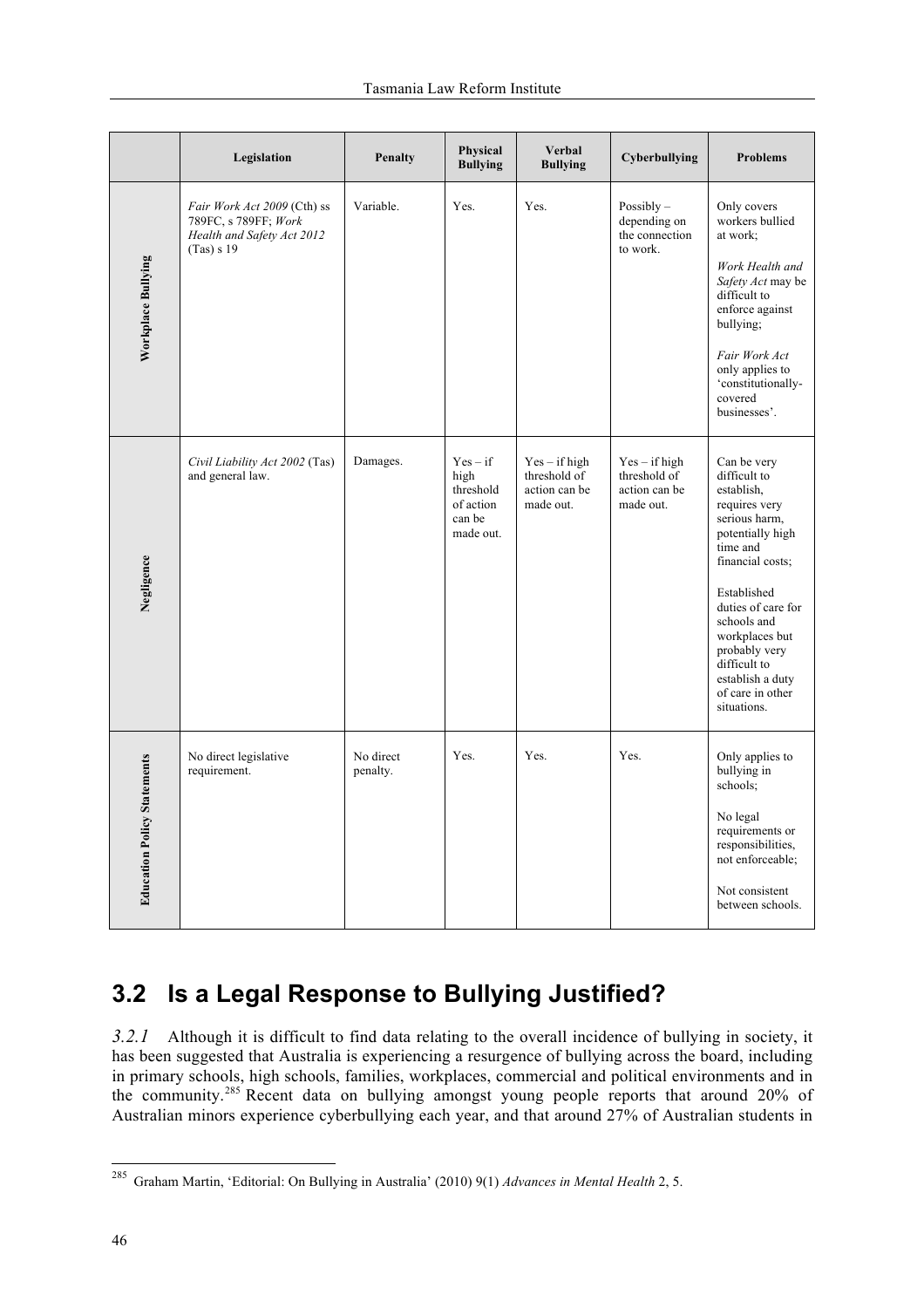| | Legislation | Penalty | Physical Bullying | Verbal Bullying | Cyberbullying | Problems |
|---|---|---|---|---|---|---|
| **Workplace Bullying** | *Fair Work Act 2009* (Cth) ss 789FC, s 789FF; *Work Health and Safety Act 2012* (Tas) s 19 | Variable. | Yes. | Yes. | Possibly – depending on the connection to work. | Only covers workers bullied at work; *Work Health and Safety Act* may be difficult to enforce against bullying; *Fair Work Act* only applies to 'constitutionally-covered businesses'. |
| **Negligence** | *Civil Liability Act 2002* (Tas) and general law. | Damages. | Yes – if high threshold of action can be made out. | Yes – if high threshold of action can be made out. | Yes – if high threshold of action can be made out. | Can be very difficult to establish, requires very serious harm, potentially high time and financial costs; Established duties of care for schools and workplaces but probably very difficult to establish a duty of care in other situations. |
| **Education Policy Statements** | No direct legislative requirement. | No direct penalty. | Yes. | Yes. | Yes. | Only applies to bullying in schools; No legal requirements or responsibilities, not enforceable; Not consistent between schools. |

## 3.2 Is a Legal Response to Bullying Justified?

*3.2.1* Although it is difficult to find data relating to the overall incidence of bullying in society, it has been suggested that Australia is experiencing a resurgence of bullying across the board, including in primary schools, high schools, families, workplaces, commercial and political environments and in the community.[285] Recent data on bullying amongst young people reports that around 20% of Australian minors experience cyberbullying each year, and that around 27% of Australian students in

[285] Graham Martin, 'Editorial: On Bullying in Australia' (2010) 9(1) *Advances in Mental Health* 2, 5.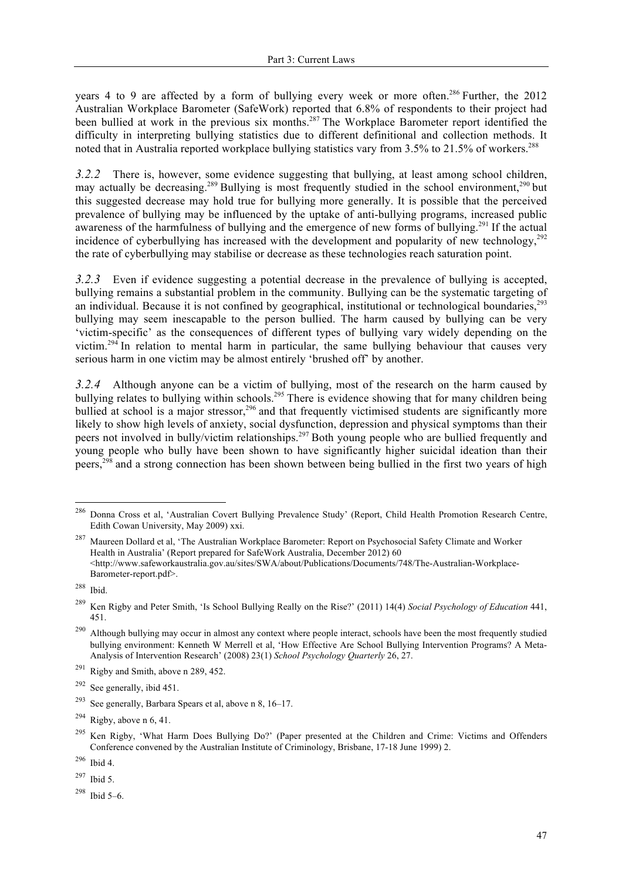years 4 to 9 are affected by a form of bullying every week or more often.[286] Further, the 2012 Australian Workplace Barometer (SafeWork) reported that 6.8% of respondents to their project had been bullied at work in the previous six months.[287] The Workplace Barometer report identified the difficulty in interpreting bullying statistics due to different definitional and collection methods. It noted that in Australia reported workplace bullying statistics vary from 3.5% to 21.5% of workers.[288]

*3.2.2* There is, however, some evidence suggesting that bullying, at least among school children, may actually be decreasing.[289] Bullying is most frequently studied in the school environment,[290] but this suggested decrease may hold true for bullying more generally. It is possible that the perceived prevalence of bullying may be influenced by the uptake of anti-bullying programs, increased public awareness of the harmfulness of bullying and the emergence of new forms of bullying.[291] If the actual incidence of cyberbullying has increased with the development and popularity of new technology,[292] the rate of cyberbullying may stabilise or decrease as these technologies reach saturation point.

*3.2.3* Even if evidence suggesting a potential decrease in the prevalence of bullying is accepted, bullying remains a substantial problem in the community. Bullying can be the systematic targeting of an individual. Because it is not confined by geographical, institutional or technological boundaries,[293] bullying may seem inescapable to the person bullied. The harm caused by bullying can be very 'victim-specific' as the consequences of different types of bullying vary widely depending on the victim.[294] In relation to mental harm in particular, the same bullying behaviour that causes very serious harm in one victim may be almost entirely 'brushed off' by another.

*3.2.4* Although anyone can be a victim of bullying, most of the research on the harm caused by bullying relates to bullying within schools.[295] There is evidence showing that for many children being bullied at school is a major stressor,[296] and that frequently victimised students are significantly more likely to show high levels of anxiety, social dysfunction, depression and physical symptoms than their peers not involved in bully/victim relationships.[297] Both young people who are bullied frequently and young people who bully have been shown to have significantly higher suicidal ideation than their peers,[298] and a strong connection has been shown between being bullied in the first two years of high

---

[286] Donna Cross et al, 'Australian Covert Bullying Prevalence Study' (Report, Child Health Promotion Research Centre, Edith Cowan University, May 2009) xxi.

[287] Maureen Dollard et al, 'The Australian Workplace Barometer: Report on Psychosocial Safety Climate and Worker Health in Australia' (Report prepared for SafeWork Australia, December 2012) 60 <http://www.safeworkaustralia.gov.au/sites/SWA/about/Publications/Documents/748/The-Australian-Workplace-Barometer-report.pdf>.

[288] Ibid.

[289] Ken Rigby and Peter Smith, 'Is School Bullying Really on the Rise?' (2011) 14(4) *Social Psychology of Education* 441, 451.

[290] Although bullying may occur in almost any context where people interact, schools have been the most frequently studied bullying environment: Kenneth W Merrell et al, 'How Effective Are School Bullying Intervention Programs? A Meta-Analysis of Intervention Research' (2008) 23(1) *School Psychology Quarterly* 26, 27.

[291] Rigby and Smith, above n 289, 452.

[292] See generally, ibid 451.

[293] See generally, Barbara Spears et al, above n 8, 16–17.

[294] Rigby, above n 6, 41.

[295] Ken Rigby, 'What Harm Does Bullying Do?' (Paper presented at the Children and Crime: Victims and Offenders Conference convened by the Australian Institute of Criminology, Brisbane, 17-18 June 1999) 2.

[296] Ibid 4.

[297] Ibid 5.

[298] Ibid 5–6.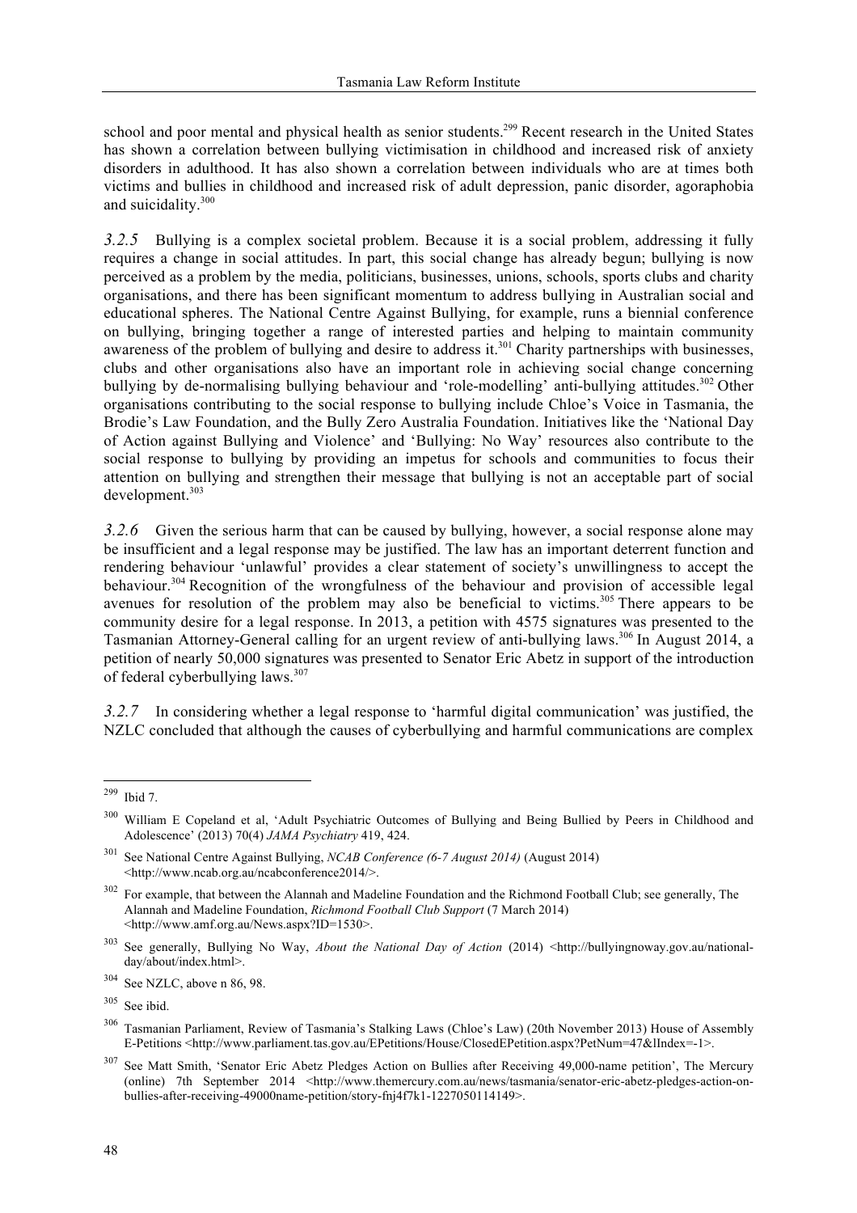school and poor mental and physical health as senior students.[299] Recent research in the United States has shown a correlation between bullying victimisation in childhood and increased risk of anxiety disorders in adulthood. It has also shown a correlation between individuals who are at times both victims and bullies in childhood and increased risk of adult depression, panic disorder, agoraphobia and suicidality.[300]

*3.2.5* Bullying is a complex societal problem. Because it is a social problem, addressing it fully requires a change in social attitudes. In part, this social change has already begun; bullying is now perceived as a problem by the media, politicians, businesses, unions, schools, sports clubs and charity organisations, and there has been significant momentum to address bullying in Australian social and educational spheres. The National Centre Against Bullying, for example, runs a biennial conference on bullying, bringing together a range of interested parties and helping to maintain community awareness of the problem of bullying and desire to address it.[301] Charity partnerships with businesses, clubs and other organisations also have an important role in achieving social change concerning bullying by de-normalising bullying behaviour and 'role-modelling' anti-bullying attitudes.[302] Other organisations contributing to the social response to bullying include Chloe's Voice in Tasmania, the Brodie's Law Foundation, and the Bully Zero Australia Foundation. Initiatives like the 'National Day of Action against Bullying and Violence' and 'Bullying: No Way' resources also contribute to the social response to bullying by providing an impetus for schools and communities to focus their attention on bullying and strengthen their message that bullying is not an acceptable part of social development.[303]

*3.2.6* Given the serious harm that can be caused by bullying, however, a social response alone may be insufficient and a legal response may be justified. The law has an important deterrent function and rendering behaviour 'unlawful' provides a clear statement of society's unwillingness to accept the behaviour.[304] Recognition of the wrongfulness of the behaviour and provision of accessible legal avenues for resolution of the problem may also be beneficial to victims.[305] There appears to be community desire for a legal response. In 2013, a petition with 4575 signatures was presented to the Tasmanian Attorney-General calling for an urgent review of anti-bullying laws.[306] In August 2014, a petition of nearly 50,000 signatures was presented to Senator Eric Abetz in support of the introduction of federal cyberbullying laws.[307]

*3.2.7* In considering whether a legal response to 'harmful digital communication' was justified, the NZLC concluded that although the causes of cyberbullying and harmful communications are complex

---

[299] Ibid 7.

[300] William E Copeland et al, 'Adult Psychiatric Outcomes of Bullying and Being Bullied by Peers in Childhood and Adolescence' (2013) 70(4) *JAMA Psychiatry* 419, 424.

[301] See National Centre Against Bullying, *NCAB Conference (6-7 August 2014)* (August 2014) <http://www.ncab.org.au/ncabconference2014/>.

[302] For example, that between the Alannah and Madeline Foundation and the Richmond Football Club; see generally, The Alannah and Madeline Foundation, *Richmond Football Club Support* (7 March 2014) <http://www.amf.org.au/News.aspx?ID=1530>.

[303] See generally, Bullying No Way, *About the National Day of Action* (2014) <http://bullyingnoway.gov.au/national-day/about/index.html>.

[304] See NZLC, above n 86, 98.

[305] See ibid.

[306] Tasmanian Parliament, Review of Tasmania's Stalking Laws (Chloe's Law) (20th November 2013) House of Assembly E-Petitions <http://www.parliament.tas.gov.au/EPetitions/House/ClosedEPetition.aspx?PetNum=47&lIndex=-1>.

[307] See Matt Smith, 'Senator Eric Abetz Pledges Action on Bullies after Receiving 49,000-name petition', The Mercury (online) 7th September 2014 <http://www.themercury.com.au/news/tasmania/senator-eric-abetz-pledges-action-on-bullies-after-receiving-49000name-petition/story-fnj4f7k1-1227050114149>.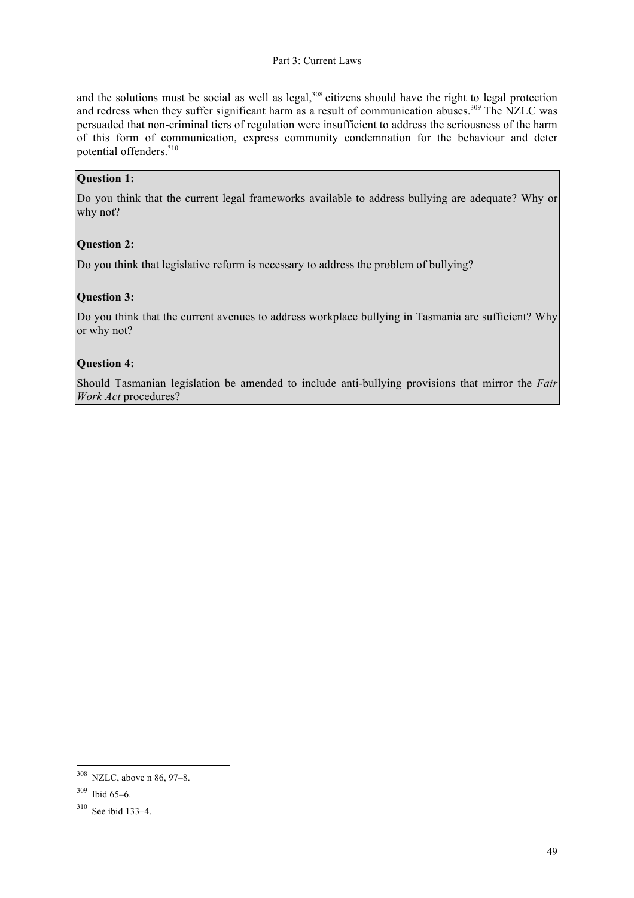and the solutions must be social as well as legal,[308] citizens should have the right to legal protection and redress when they suffer significant harm as a result of communication abuses.[309] The NZLC was persuaded that non-criminal tiers of regulation were insufficient to address the seriousness of the harm of this form of communication, express community condemnation for the behaviour and deter potential offenders.[310]

**Question 1:**

Do you think that the current legal frameworks available to address bullying are adequate? Why or why not?

**Question 2:**

Do you think that legislative reform is necessary to address the problem of bullying?

**Question 3:**

Do you think that the current avenues to address workplace bullying in Tasmania are sufficient? Why or why not?

**Question 4:**

Should Tasmanian legislation be amended to include anti-bullying provisions that mirror the *Fair Work Act* procedures?

---

[308] NZLC, above n 86, 97–8.

[309] Ibid 65–6.

[310] See ibid 133–4.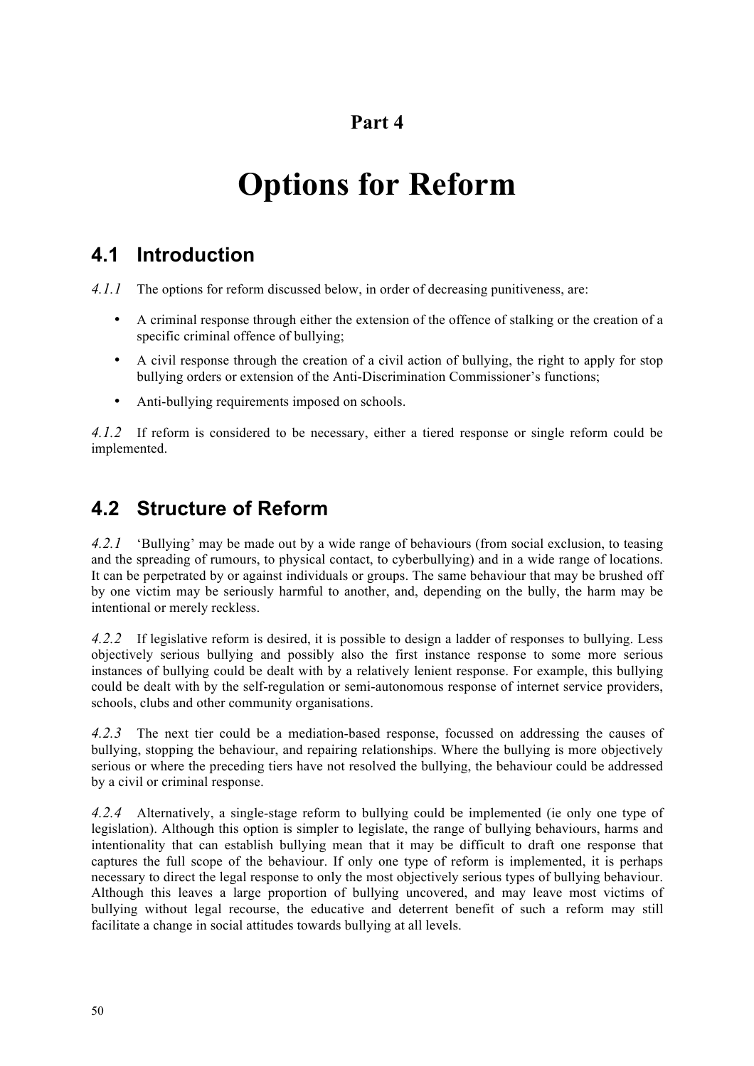## Part 4

# Options for Reform

## 4.1 Introduction

*4.1.1* The options for reform discussed below, in order of decreasing punitiveness, are:

- A criminal response through either the extension of the offence of stalking or the creation of a specific criminal offence of bullying;
- A civil response through the creation of a civil action of bullying, the right to apply for stop bullying orders or extension of the Anti-Discrimination Commissioner's functions;
- Anti-bullying requirements imposed on schools.

*4.1.2* If reform is considered to be necessary, either a tiered response or single reform could be implemented.

## 4.2 Structure of Reform

*4.2.1* 'Bullying' may be made out by a wide range of behaviours (from social exclusion, to teasing and the spreading of rumours, to physical contact, to cyberbullying) and in a wide range of locations. It can be perpetrated by or against individuals or groups. The same behaviour that may be brushed off by one victim may be seriously harmful to another, and, depending on the bully, the harm may be intentional or merely reckless.

*4.2.2* If legislative reform is desired, it is possible to design a ladder of responses to bullying. Less objectively serious bullying and possibly also the first instance response to some more serious instances of bullying could be dealt with by a relatively lenient response. For example, this bullying could be dealt with by the self-regulation or semi-autonomous response of internet service providers, schools, clubs and other community organisations.

*4.2.3* The next tier could be a mediation-based response, focussed on addressing the causes of bullying, stopping the behaviour, and repairing relationships. Where the bullying is more objectively serious or where the preceding tiers have not resolved the bullying, the behaviour could be addressed by a civil or criminal response.

*4.2.4* Alternatively, a single-stage reform to bullying could be implemented (ie only one type of legislation). Although this option is simpler to legislate, the range of bullying behaviours, harms and intentionality that can establish bullying mean that it may be difficult to draft one response that captures the full scope of the behaviour. If only one type of reform is implemented, it is perhaps necessary to direct the legal response to only the most objectively serious types of bullying behaviour. Although this leaves a large proportion of bullying uncovered, and may leave most victims of bullying without legal recourse, the educative and deterrent benefit of such a reform may still facilitate a change in social attitudes towards bullying at all levels.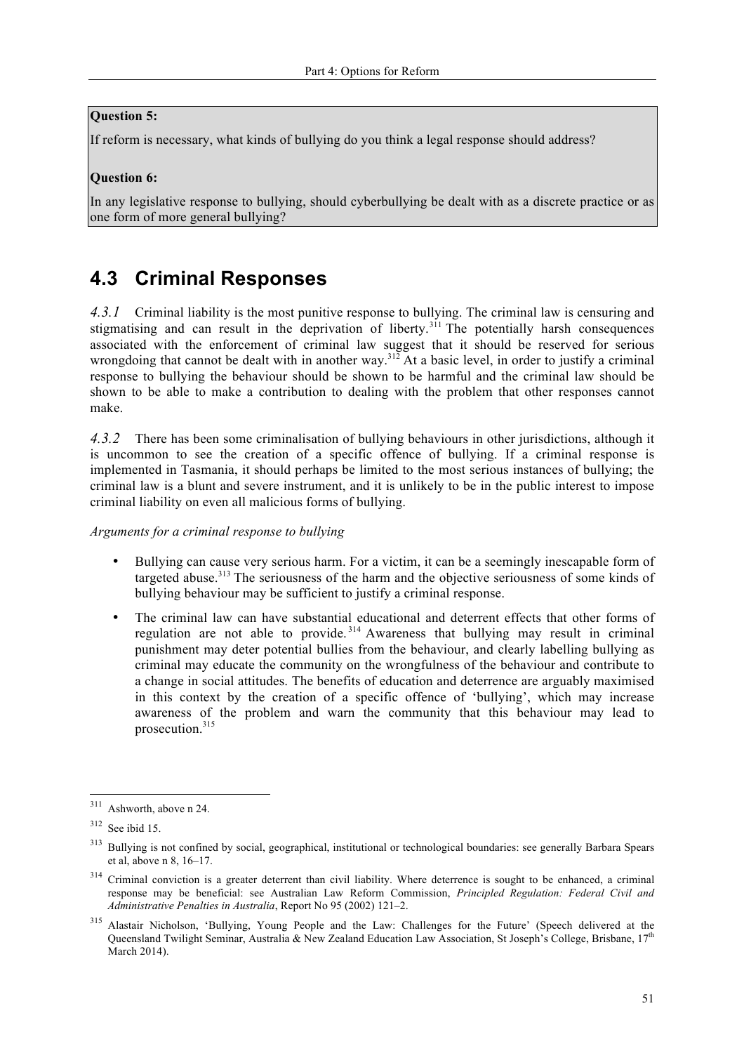**Question 5:**

If reform is necessary, what kinds of bullying do you think a legal response should address?

**Question 6:**

In any legislative response to bullying, should cyberbullying be dealt with as a discrete practice or as one form of more general bullying?

## 4.3 Criminal Responses

*4.3.1* Criminal liability is the most punitive response to bullying. The criminal law is censuring and stigmatising and can result in the deprivation of liberty.[311] The potentially harsh consequences associated with the enforcement of criminal law suggest that it should be reserved for serious wrongdoing that cannot be dealt with in another way.[312] At a basic level, in order to justify a criminal response to bullying the behaviour should be shown to be harmful and the criminal law should be shown to be able to make a contribution to dealing with the problem that other responses cannot make.

*4.3.2* There has been some criminalisation of bullying behaviours in other jurisdictions, although it is uncommon to see the creation of a specific offence of bullying. If a criminal response is implemented in Tasmania, it should perhaps be limited to the most serious instances of bullying; the criminal law is a blunt and severe instrument, and it is unlikely to be in the public interest to impose criminal liability on even all malicious forms of bullying.

*Arguments for a criminal response to bullying*

- Bullying can cause very serious harm. For a victim, it can be a seemingly inescapable form of targeted abuse.[313] The seriousness of the harm and the objective seriousness of some kinds of bullying behaviour may be sufficient to justify a criminal response.
- The criminal law can have substantial educational and deterrent effects that other forms of regulation are not able to provide.[314] Awareness that bullying may result in criminal punishment may deter potential bullies from the behaviour, and clearly labelling bullying as criminal may educate the community on the wrongfulness of the behaviour and contribute to a change in social attitudes. The benefits of education and deterrence are arguably maximised in this context by the creation of a specific offence of 'bullying', which may increase awareness of the problem and warn the community that this behaviour may lead to prosecution.[315]

---

[311] Ashworth, above n 24.

[312] See ibid 15.

[313] Bullying is not confined by social, geographical, institutional or technological boundaries: see generally Barbara Spears et al, above n 8, 16–17.

[314] Criminal conviction is a greater deterrent than civil liability. Where deterrence is sought to be enhanced, a criminal response may be beneficial: see Australian Law Reform Commission, *Principled Regulation: Federal Civil and Administrative Penalties in Australia*, Report No 95 (2002) 121–2.

[315] Alastair Nicholson, 'Bullying, Young People and the Law: Challenges for the Future' (Speech delivered at the Queensland Twilight Seminar, Australia & New Zealand Education Law Association, St Joseph's College, Brisbane, 17th March 2014).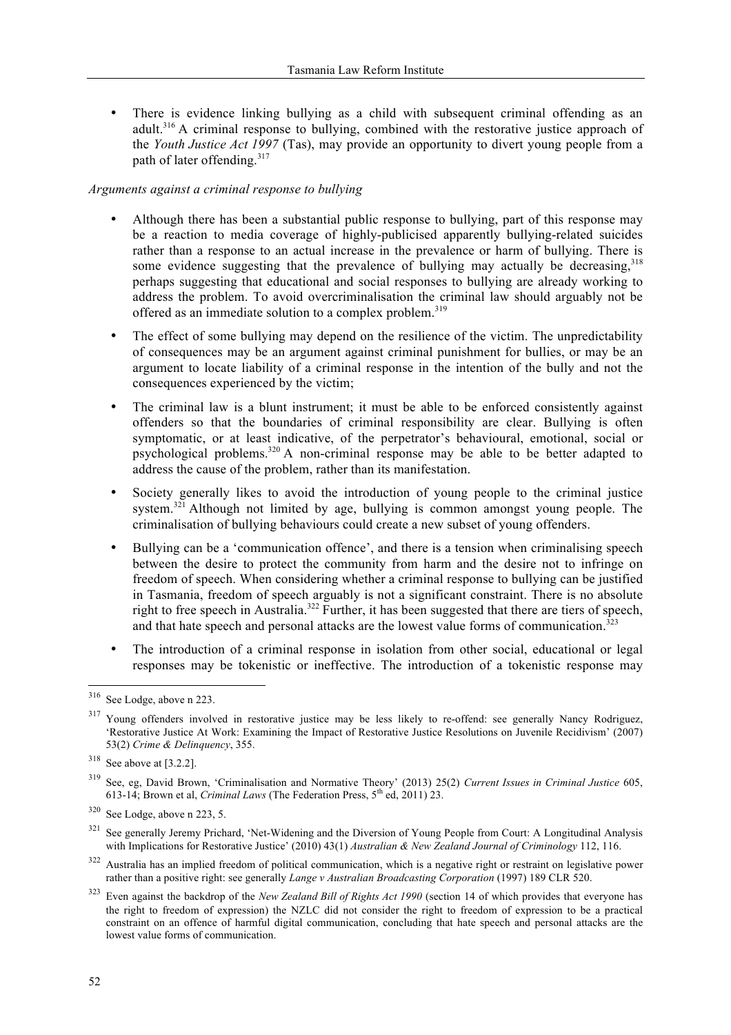- There is evidence linking bullying as a child with subsequent criminal offending as an adult.[316] A criminal response to bullying, combined with the restorative justice approach of the *Youth Justice Act 1997* (Tas), may provide an opportunity to divert young people from a path of later offending.[317]

*Arguments against a criminal response to bullying*

- Although there has been a substantial public response to bullying, part of this response may be a reaction to media coverage of highly-publicised apparently bullying-related suicides rather than a response to an actual increase in the prevalence or harm of bullying. There is some evidence suggesting that the prevalence of bullying may actually be decreasing,[318] perhaps suggesting that educational and social responses to bullying are already working to address the problem. To avoid overcriminalisation the criminal law should arguably not be offered as an immediate solution to a complex problem.[319]
- The effect of some bullying may depend on the resilience of the victim. The unpredictability of consequences may be an argument against criminal punishment for bullies, or may be an argument to locate liability of a criminal response in the intention of the bully and not the consequences experienced by the victim;
- The criminal law is a blunt instrument; it must be able to be enforced consistently against offenders so that the boundaries of criminal responsibility are clear. Bullying is often symptomatic, or at least indicative, of the perpetrator's behavioural, emotional, social or psychological problems.[320] A non-criminal response may be able to be better adapted to address the cause of the problem, rather than its manifestation.
- Society generally likes to avoid the introduction of young people to the criminal justice system.[321] Although not limited by age, bullying is common amongst young people. The criminalisation of bullying behaviours could create a new subset of young offenders.
- Bullying can be a 'communication offence', and there is a tension when criminalising speech between the desire to protect the community from harm and the desire not to infringe on freedom of speech. When considering whether a criminal response to bullying can be justified in Tasmania, freedom of speech arguably is not a significant constraint. There is no absolute right to free speech in Australia.[322] Further, it has been suggested that there are tiers of speech, and that hate speech and personal attacks are the lowest value forms of communication.[323]
- The introduction of a criminal response in isolation from other social, educational or legal responses may be tokenistic or ineffective. The introduction of a tokenistic response may

---

[316] See Lodge, above n 223.

[317] Young offenders involved in restorative justice may be less likely to re-offend: see generally Nancy Rodriguez, 'Restorative Justice At Work: Examining the Impact of Restorative Justice Resolutions on Juvenile Recidivism' (2007) 53(2) *Crime & Delinquency*, 355.

[318] See above at [3.2.2].

[319] See, eg, David Brown, 'Criminalisation and Normative Theory' (2013) 25(2) *Current Issues in Criminal Justice* 605, 613-14; Brown et al, *Criminal Laws* (The Federation Press, 5th ed, 2011) 23.

[320] See Lodge, above n 223, 5.

[321] See generally Jeremy Prichard, 'Net-Widening and the Diversion of Young People from Court: A Longitudinal Analysis with Implications for Restorative Justice' (2010) 43(1) *Australian & New Zealand Journal of Criminology* 112, 116.

[322] Australia has an implied freedom of political communication, which is a negative right or restraint on legislative power rather than a positive right: see generally *Lange v Australian Broadcasting Corporation* (1997) 189 CLR 520.

[323] Even against the backdrop of the *New Zealand Bill of Rights Act 1990* (section 14 of which provides that everyone has the right to freedom of expression) the NZLC did not consider the right to freedom of expression to be a practical constraint on an offence of harmful digital communication, concluding that hate speech and personal attacks are the lowest value forms of communication.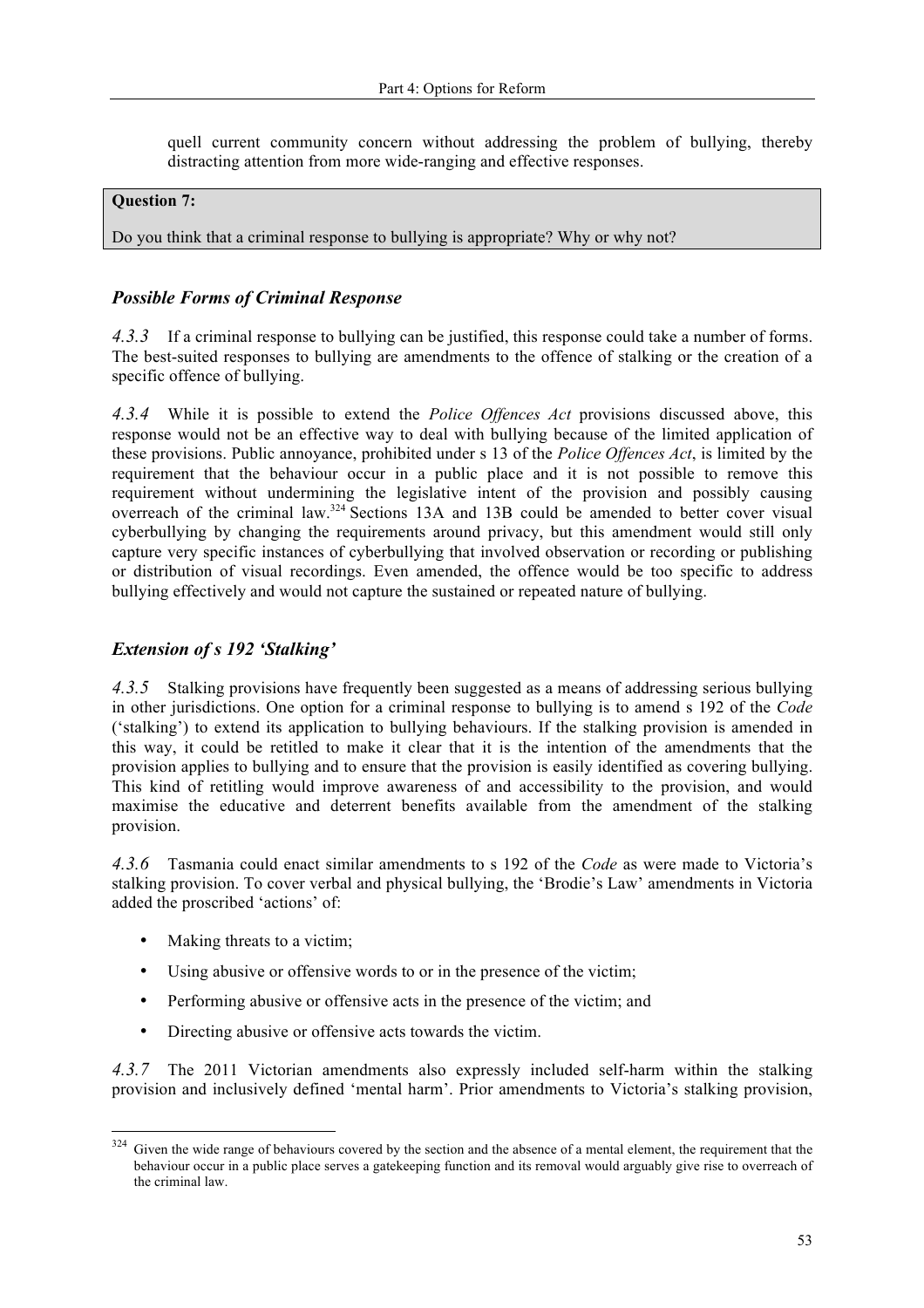quell current community concern without addressing the problem of bullying, thereby distracting attention from more wide-ranging and effective responses.

**Question 7:**

Do you think that a criminal response to bullying is appropriate? Why or why not?

### *Possible Forms of Criminal Response*

*4.3.3* If a criminal response to bullying can be justified, this response could take a number of forms. The best-suited responses to bullying are amendments to the offence of stalking or the creation of a specific offence of bullying.

*4.3.4* While it is possible to extend the *Police Offences Act* provisions discussed above, this response would not be an effective way to deal with bullying because of the limited application of these provisions. Public annoyance, prohibited under s 13 of the *Police Offences Act*, is limited by the requirement that the behaviour occur in a public place and it is not possible to remove this requirement without undermining the legislative intent of the provision and possibly causing overreach of the criminal law.[324] Sections 13A and 13B could be amended to better cover visual cyberbullying by changing the requirements around privacy, but this amendment would still only capture very specific instances of cyberbullying that involved observation or recording or publishing or distribution of visual recordings. Even amended, the offence would be too specific to address bullying effectively and would not capture the sustained or repeated nature of bullying.

### *Extension of s 192 'Stalking'*

*4.3.5* Stalking provisions have frequently been suggested as a means of addressing serious bullying in other jurisdictions. One option for a criminal response to bullying is to amend s 192 of the *Code* ('stalking') to extend its application to bullying behaviours. If the stalking provision is amended in this way, it could be retitled to make it clear that it is the intention of the amendments that the provision applies to bullying and to ensure that the provision is easily identified as covering bullying. This kind of retitling would improve awareness of and accessibility to the provision, and would maximise the educative and deterrent benefits available from the amendment of the stalking provision.

*4.3.6* Tasmania could enact similar amendments to s 192 of the *Code* as were made to Victoria's stalking provision. To cover verbal and physical bullying, the 'Brodie's Law' amendments in Victoria added the proscribed 'actions' of:

- Making threats to a victim;
- Using abusive or offensive words to or in the presence of the victim;
- Performing abusive or offensive acts in the presence of the victim; and
- Directing abusive or offensive acts towards the victim.

*4.3.7* The 2011 Victorian amendments also expressly included self-harm within the stalking provision and inclusively defined 'mental harm'. Prior amendments to Victoria's stalking provision,

---

[324] Given the wide range of behaviours covered by the section and the absence of a mental element, the requirement that the behaviour occur in a public place serves a gatekeeping function and its removal would arguably give rise to overreach of the criminal law.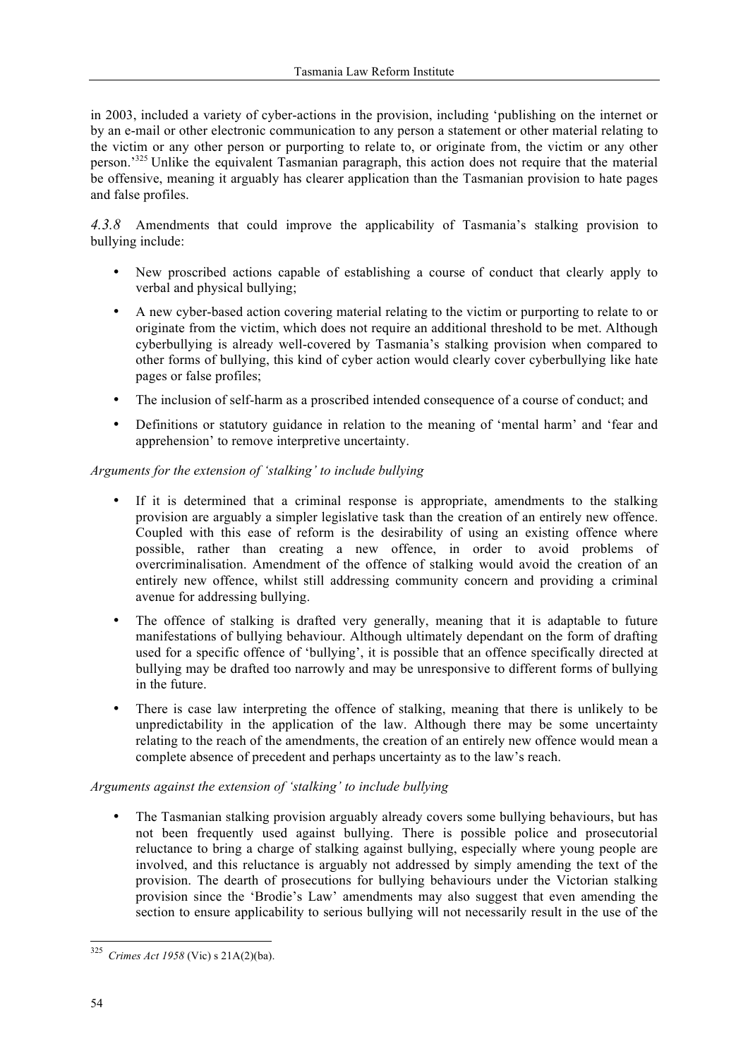in 2003, included a variety of cyber-actions in the provision, including 'publishing on the internet or by an e-mail or other electronic communication to any person a statement or other material relating to the victim or any other person or purporting to relate to, or originate from, the victim or any other person.'[325] Unlike the equivalent Tasmanian paragraph, this action does not require that the material be offensive, meaning it arguably has clearer application than the Tasmanian provision to hate pages and false profiles.

*4.3.8* Amendments that could improve the applicability of Tasmania's stalking provision to bullying include:

- New proscribed actions capable of establishing a course of conduct that clearly apply to verbal and physical bullying;
- A new cyber-based action covering material relating to the victim or purporting to relate to or originate from the victim, which does not require an additional threshold to be met. Although cyberbullying is already well-covered by Tasmania's stalking provision when compared to other forms of bullying, this kind of cyber action would clearly cover cyberbullying like hate pages or false profiles;
- The inclusion of self-harm as a proscribed intended consequence of a course of conduct; and
- Definitions or statutory guidance in relation to the meaning of 'mental harm' and 'fear and apprehension' to remove interpretive uncertainty.

*Arguments for the extension of 'stalking' to include bullying*

- If it is determined that a criminal response is appropriate, amendments to the stalking provision are arguably a simpler legislative task than the creation of an entirely new offence. Coupled with this ease of reform is the desirability of using an existing offence where possible, rather than creating a new offence, in order to avoid problems of overcriminalisation. Amendment of the offence of stalking would avoid the creation of an entirely new offence, whilst still addressing community concern and providing a criminal avenue for addressing bullying.
- The offence of stalking is drafted very generally, meaning that it is adaptable to future manifestations of bullying behaviour. Although ultimately dependant on the form of drafting used for a specific offence of 'bullying', it is possible that an offence specifically directed at bullying may be drafted too narrowly and may be unresponsive to different forms of bullying in the future.
- There is case law interpreting the offence of stalking, meaning that there is unlikely to be unpredictability in the application of the law. Although there may be some uncertainty relating to the reach of the amendments, the creation of an entirely new offence would mean a complete absence of precedent and perhaps uncertainty as to the law's reach.

*Arguments against the extension of 'stalking' to include bullying*

- The Tasmanian stalking provision arguably already covers some bullying behaviours, but has not been frequently used against bullying. There is possible police and prosecutorial reluctance to bring a charge of stalking against bullying, especially where young people are involved, and this reluctance is arguably not addressed by simply amending the text of the provision. The dearth of prosecutions for bullying behaviours under the Victorian stalking provision since the 'Brodie's Law' amendments may also suggest that even amending the section to ensure applicability to serious bullying will not necessarily result in the use of the

---

[325] *Crimes Act 1958* (Vic) s 21A(2)(ba).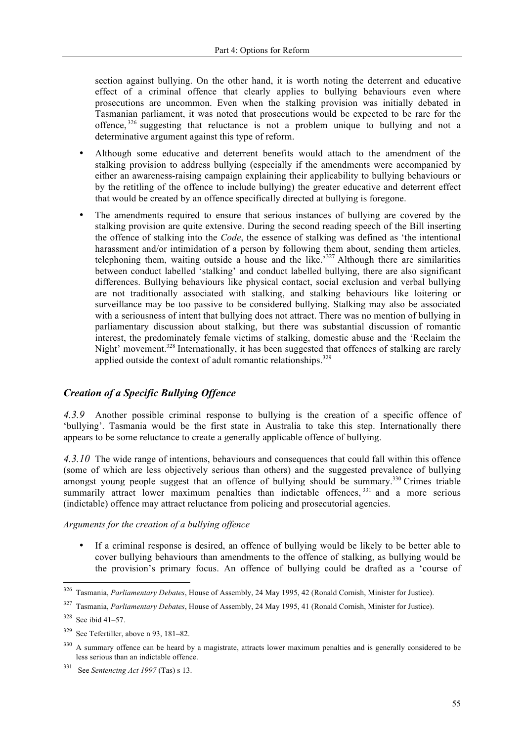section against bullying. On the other hand, it is worth noting the deterrent and educative effect of a criminal offence that clearly applies to bullying behaviours even where prosecutions are uncommon. Even when the stalking provision was initially debated in Tasmanian parliament, it was noted that prosecutions would be expected to be rare for the offence,[326] suggesting that reluctance is not a problem unique to bullying and not a determinative argument against this type of reform.

- Although some educative and deterrent benefits would attach to the amendment of the stalking provision to address bullying (especially if the amendments were accompanied by either an awareness-raising campaign explaining their applicability to bullying behaviours or by the retitling of the offence to include bullying) the greater educative and deterrent effect that would be created by an offence specifically directed at bullying is foregone.
- The amendments required to ensure that serious instances of bullying are covered by the stalking provision are quite extensive. During the second reading speech of the Bill inserting the offence of stalking into the *Code*, the essence of stalking was defined as 'the intentional harassment and/or intimidation of a person by following them about, sending them articles, telephoning them, waiting outside a house and the like.'[327] Although there are similarities between conduct labelled 'stalking' and conduct labelled bullying, there are also significant differences. Bullying behaviours like physical contact, social exclusion and verbal bullying are not traditionally associated with stalking, and stalking behaviours like loitering or surveillance may be too passive to be considered bullying. Stalking may also be associated with a seriousness of intent that bullying does not attract. There was no mention of bullying in parliamentary discussion about stalking, but there was substantial discussion of romantic interest, the predominately female victims of stalking, domestic abuse and the 'Reclaim the Night' movement.[328] Internationally, it has been suggested that offences of stalking are rarely applied outside the context of adult romantic relationships.[329]

### *Creation of a Specific Bullying Offence*

*4.3.9* Another possible criminal response to bullying is the creation of a specific offence of 'bullying'. Tasmania would be the first state in Australia to take this step. Internationally there appears to be some reluctance to create a generally applicable offence of bullying.

*4.3.10* The wide range of intentions, behaviours and consequences that could fall within this offence (some of which are less objectively serious than others) and the suggested prevalence of bullying amongst young people suggest that an offence of bullying should be summary.[330] Crimes triable summarily attract lower maximum penalties than indictable offences,[331] and a more serious (indictable) offence may attract reluctance from policing and prosecutorial agencies.

*Arguments for the creation of a bullying offence*

- If a criminal response is desired, an offence of bullying would be likely to be better able to cover bullying behaviours than amendments to the offence of stalking, as bullying would be the provision's primary focus. An offence of bullying could be drafted as a 'course of

---

[326] Tasmania, *Parliamentary Debates*, House of Assembly, 24 May 1995, 42 (Ronald Cornish, Minister for Justice).

[327] Tasmania, *Parliamentary Debates*, House of Assembly, 24 May 1995, 41 (Ronald Cornish, Minister for Justice).

[328] See ibid 41–57.

[329] See Tefertiller, above n 93, 181–82.

[330] A summary offence can be heard by a magistrate, attracts lower maximum penalties and is generally considered to be less serious than an indictable offence.

[331] See *Sentencing Act 1997* (Tas) s 13.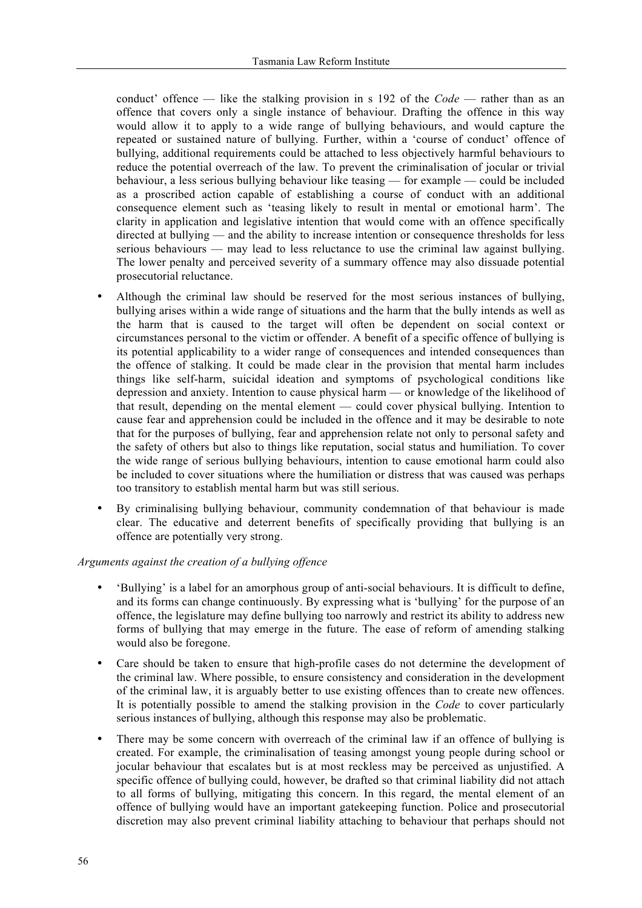conduct' offence — like the stalking provision in s 192 of the *Code* — rather than as an offence that covers only a single instance of behaviour. Drafting the offence in this way would allow it to apply to a wide range of bullying behaviours, and would capture the repeated or sustained nature of bullying. Further, within a 'course of conduct' offence of bullying, additional requirements could be attached to less objectively harmful behaviours to reduce the potential overreach of the law. To prevent the criminalisation of jocular or trivial behaviour, a less serious bullying behaviour like teasing — for example — could be included as a proscribed action capable of establishing a course of conduct with an additional consequence element such as 'teasing likely to result in mental or emotional harm'. The clarity in application and legislative intention that would come with an offence specifically directed at bullying — and the ability to increase intention or consequence thresholds for less serious behaviours — may lead to less reluctance to use the criminal law against bullying. The lower penalty and perceived severity of a summary offence may also dissuade potential prosecutorial reluctance.

- Although the criminal law should be reserved for the most serious instances of bullying, bullying arises within a wide range of situations and the harm that the bully intends as well as the harm that is caused to the target will often be dependent on social context or circumstances personal to the victim or offender. A benefit of a specific offence of bullying is its potential applicability to a wider range of consequences and intended consequences than the offence of stalking. It could be made clear in the provision that mental harm includes things like self-harm, suicidal ideation and symptoms of psychological conditions like depression and anxiety. Intention to cause physical harm — or knowledge of the likelihood of that result, depending on the mental element — could cover physical bullying. Intention to cause fear and apprehension could be included in the offence and it may be desirable to note that for the purposes of bullying, fear and apprehension relate not only to personal safety and the safety of others but also to things like reputation, social status and humiliation. To cover the wide range of serious bullying behaviours, intention to cause emotional harm could also be included to cover situations where the humiliation or distress that was caused was perhaps too transitory to establish mental harm but was still serious.
- By criminalising bullying behaviour, community condemnation of that behaviour is made clear. The educative and deterrent benefits of specifically providing that bullying is an offence are potentially very strong.

*Arguments against the creation of a bullying offence*

- 'Bullying' is a label for an amorphous group of anti-social behaviours. It is difficult to define, and its forms can change continuously. By expressing what is 'bullying' for the purpose of an offence, the legislature may define bullying too narrowly and restrict its ability to address new forms of bullying that may emerge in the future. The ease of reform of amending stalking would also be foregone.
- Care should be taken to ensure that high-profile cases do not determine the development of the criminal law. Where possible, to ensure consistency and consideration in the development of the criminal law, it is arguably better to use existing offences than to create new offences. It is potentially possible to amend the stalking provision in the *Code* to cover particularly serious instances of bullying, although this response may also be problematic.
- There may be some concern with overreach of the criminal law if an offence of bullying is created. For example, the criminalisation of teasing amongst young people during school or jocular behaviour that escalates but is at most reckless may be perceived as unjustified. A specific offence of bullying could, however, be drafted so that criminal liability did not attach to all forms of bullying, mitigating this concern. In this regard, the mental element of an offence of bullying would have an important gatekeeping function. Police and prosecutorial discretion may also prevent criminal liability attaching to behaviour that perhaps should not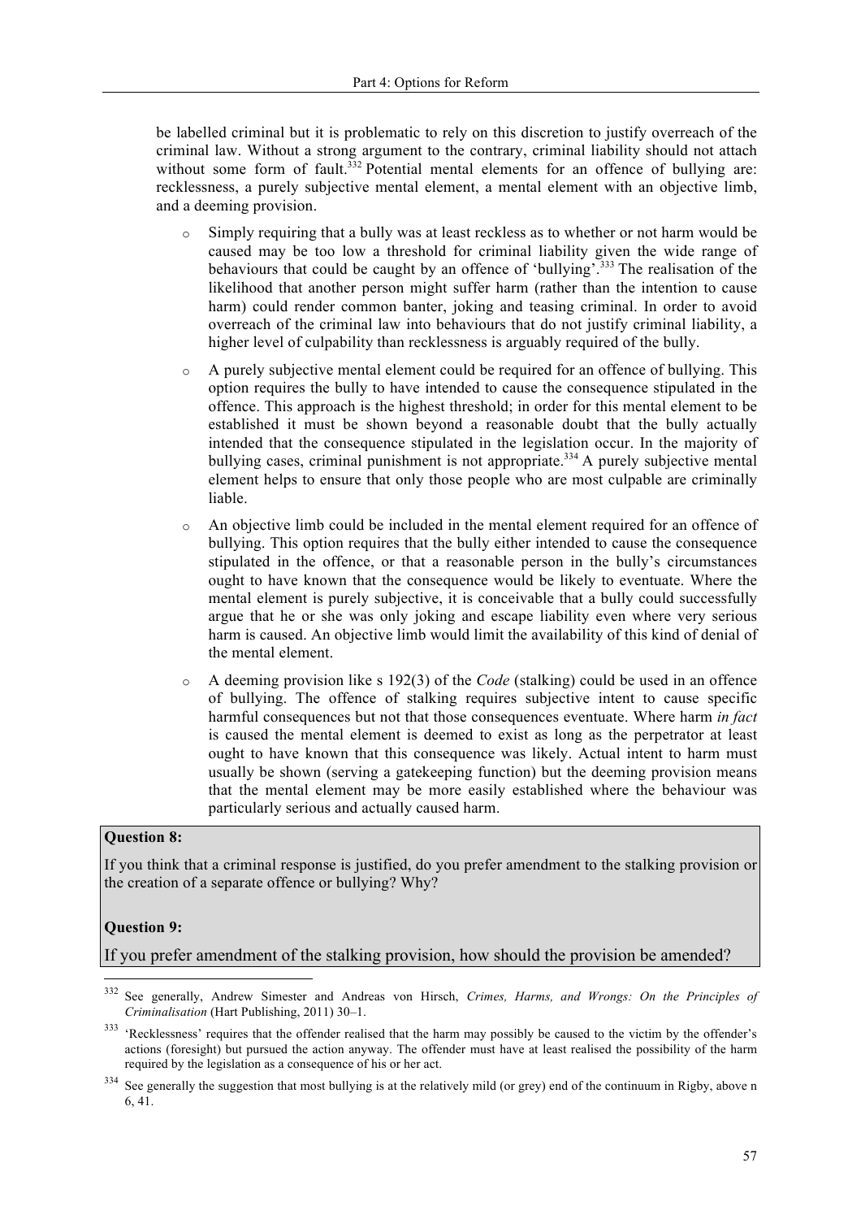be labelled criminal but it is problematic to rely on this discretion to justify overreach of the criminal law. Without a strong argument to the contrary, criminal liability should not attach without some form of fault.[332] Potential mental elements for an offence of bullying are: recklessness, a purely subjective mental element, a mental element with an objective limb, and a deeming provision.

- Simply requiring that a bully was at least reckless as to whether or not harm would be caused may be too low a threshold for criminal liability given the wide range of behaviours that could be caught by an offence of 'bullying'.[333] The realisation of the likelihood that another person might suffer harm (rather than the intention to cause harm) could render common banter, joking and teasing criminal. In order to avoid overreach of the criminal law into behaviours that do not justify criminal liability, a higher level of culpability than recklessness is arguably required of the bully.
- A purely subjective mental element could be required for an offence of bullying. This option requires the bully to have intended to cause the consequence stipulated in the offence. This approach is the highest threshold; in order for this mental element to be established it must be shown beyond a reasonable doubt that the bully actually intended that the consequence stipulated in the legislation occur. In the majority of bullying cases, criminal punishment is not appropriate.[334] A purely subjective mental element helps to ensure that only those people who are most culpable are criminally liable.
- An objective limb could be included in the mental element required for an offence of bullying. This option requires that the bully either intended to cause the consequence stipulated in the offence, or that a reasonable person in the bully's circumstances ought to have known that the consequence would be likely to eventuate. Where the mental element is purely subjective, it is conceivable that a bully could successfully argue that he or she was only joking and escape liability even where very serious harm is caused. An objective limb would limit the availability of this kind of denial of the mental element.
- A deeming provision like s 192(3) of the *Code* (stalking) could be used in an offence of bullying. The offence of stalking requires subjective intent to cause specific harmful consequences but not that those consequences eventuate. Where harm *in fact* is caused the mental element is deemed to exist as long as the perpetrator at least ought to have known that this consequence was likely. Actual intent to harm must usually be shown (serving a gatekeeping function) but the deeming provision means that the mental element may be more easily established where the behaviour was particularly serious and actually caused harm.

**Question 8:**

If you think that a criminal response is justified, do you prefer amendment to the stalking provision or the creation of a separate offence or bullying? Why?

**Question 9:**

If you prefer amendment of the stalking provision, how should the provision be amended?

---

[332] See generally, Andrew Simester and Andreas von Hirsch, *Crimes, Harms, and Wrongs: On the Principles of Criminalisation* (Hart Publishing, 2011) 30–1.

[333] 'Recklessness' requires that the offender realised that the harm may possibly be caused to the victim by the offender's actions (foresight) but pursued the action anyway. The offender must have at least realised the possibility of the harm required by the legislation as a consequence of his or her act.

[334] See generally the suggestion that most bullying is at the relatively mild (or grey) end of the continuum in Rigby, above n 6, 41.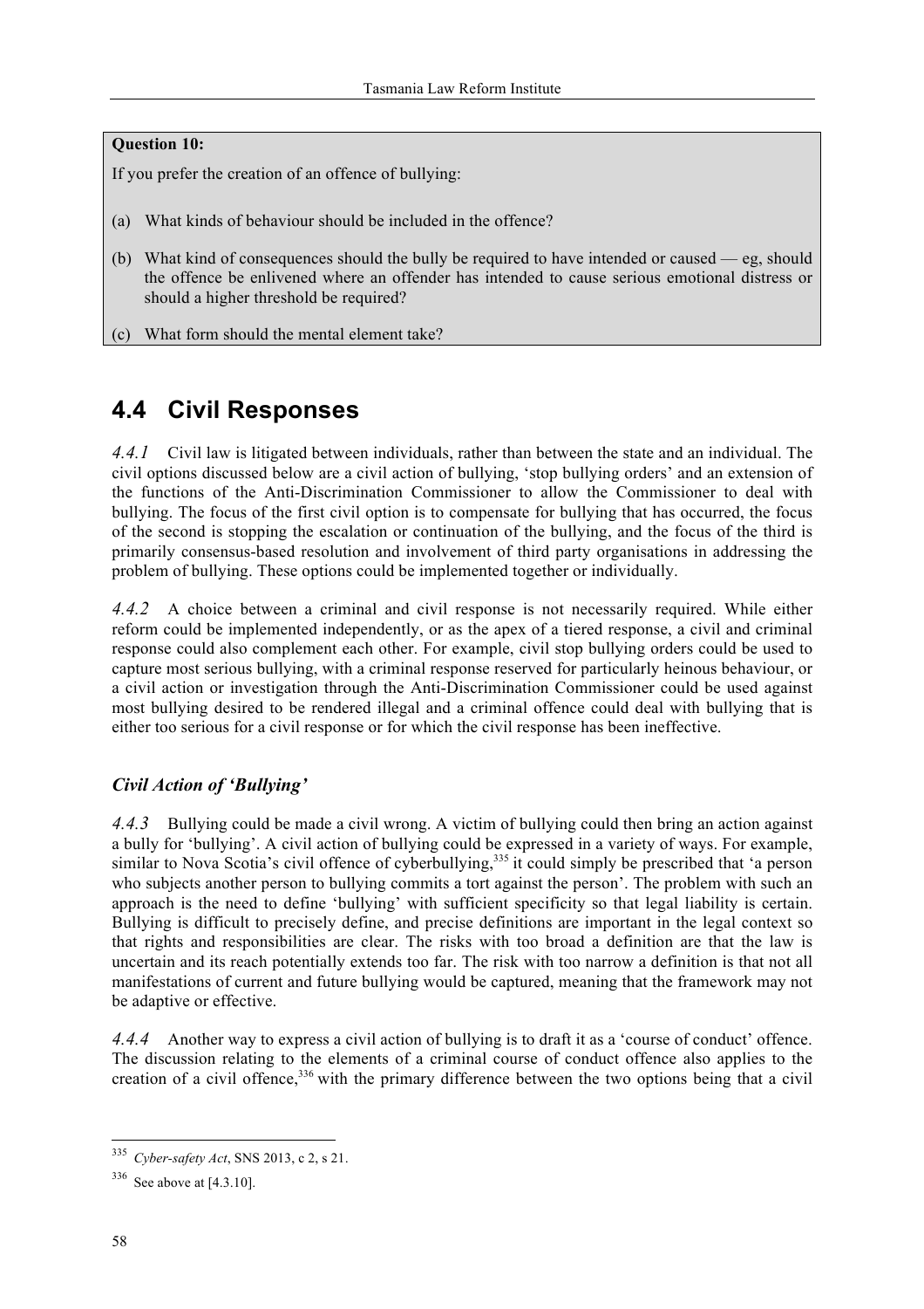**Question 10:**

If you prefer the creation of an offence of bullying:

(a) What kinds of behaviour should be included in the offence?

(b) What kind of consequences should the bully be required to have intended or caused — eg, should the offence be enlivened where an offender has intended to cause serious emotional distress or should a higher threshold be required?

(c) What form should the mental element take?

## 4.4 Civil Responses

*4.4.1* Civil law is litigated between individuals, rather than between the state and an individual. The civil options discussed below are a civil action of bullying, 'stop bullying orders' and an extension of the functions of the Anti-Discrimination Commissioner to allow the Commissioner to deal with bullying. The focus of the first civil option is to compensate for bullying that has occurred, the focus of the second is stopping the escalation or continuation of the bullying, and the focus of the third is primarily consensus-based resolution and involvement of third party organisations in addressing the problem of bullying. These options could be implemented together or individually.

*4.4.2* A choice between a criminal and civil response is not necessarily required. While either reform could be implemented independently, or as the apex of a tiered response, a civil and criminal response could also complement each other. For example, civil stop bullying orders could be used to capture most serious bullying, with a criminal response reserved for particularly heinous behaviour, or a civil action or investigation through the Anti-Discrimination Commissioner could be used against most bullying desired to be rendered illegal and a criminal offence could deal with bullying that is either too serious for a civil response or for which the civil response has been ineffective.

### *Civil Action of 'Bullying'*

*4.4.3* Bullying could be made a civil wrong. A victim of bullying could then bring an action against a bully for 'bullying'. A civil action of bullying could be expressed in a variety of ways. For example, similar to Nova Scotia's civil offence of cyberbullying,[335] it could simply be prescribed that 'a person who subjects another person to bullying commits a tort against the person'. The problem with such an approach is the need to define 'bullying' with sufficient specificity so that legal liability is certain. Bullying is difficult to precisely define, and precise definitions are important in the legal context so that rights and responsibilities are clear. The risks with too broad a definition are that the law is uncertain and its reach potentially extends too far. The risk with too narrow a definition is that not all manifestations of current and future bullying would be captured, meaning that the framework may not be adaptive or effective.

*4.4.4* Another way to express a civil action of bullying is to draft it as a 'course of conduct' offence. The discussion relating to the elements of a criminal course of conduct offence also applies to the creation of a civil offence,[336] with the primary difference between the two options being that a civil

---

[335] *Cyber-safety Act*, SNS 2013, c 2, s 21.

[336] See above at [4.3.10].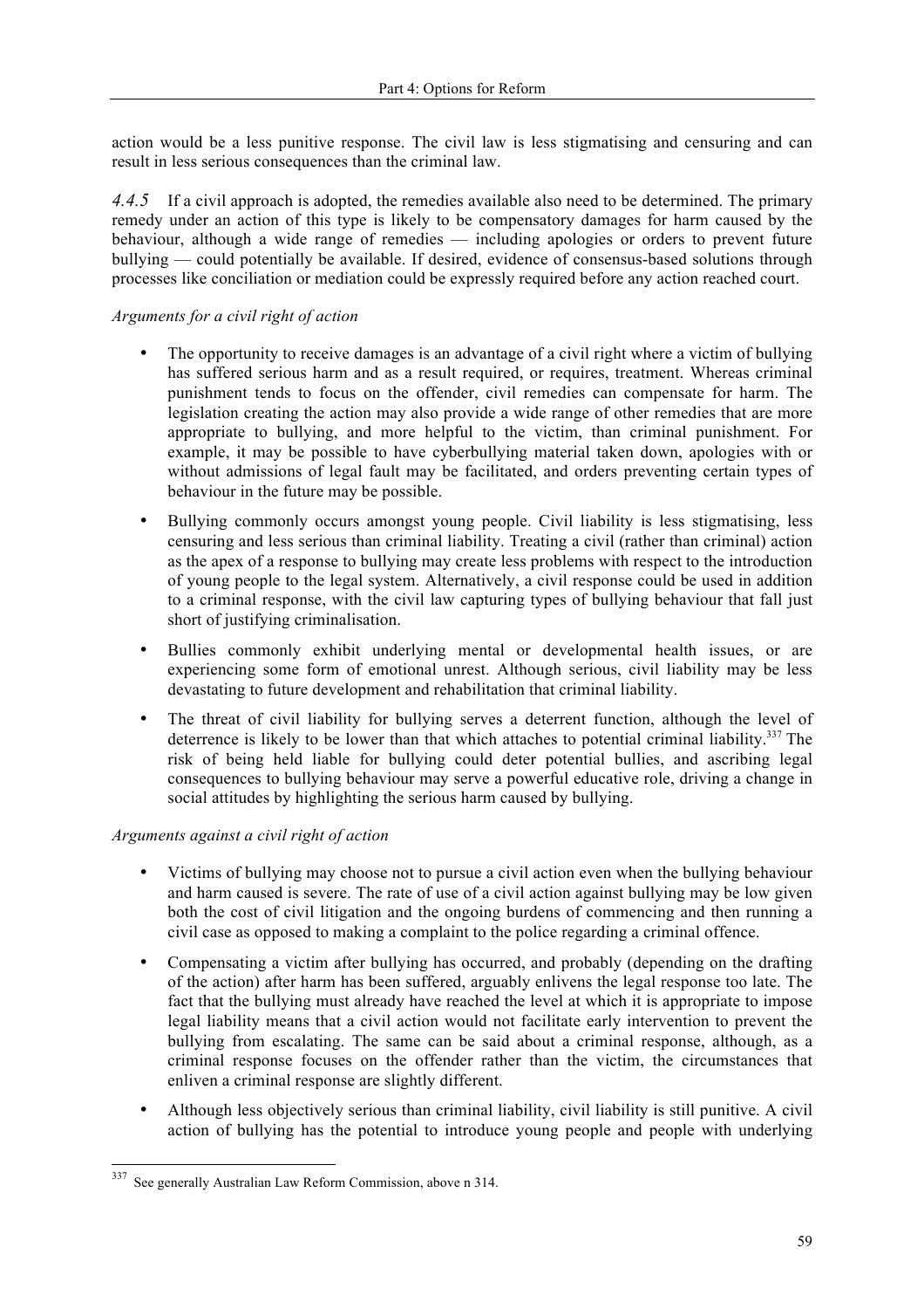action would be a less punitive response. The civil law is less stigmatising and censuring and can result in less serious consequences than the criminal law.

*4.4.5* If a civil approach is adopted, the remedies available also need to be determined. The primary remedy under an action of this type is likely to be compensatory damages for harm caused by the behaviour, although a wide range of remedies — including apologies or orders to prevent future bullying — could potentially be available. If desired, evidence of consensus-based solutions through processes like conciliation or mediation could be expressly required before any action reached court.

*Arguments for a civil right of action*

- The opportunity to receive damages is an advantage of a civil right where a victim of bullying has suffered serious harm and as a result required, or requires, treatment. Whereas criminal punishment tends to focus on the offender, civil remedies can compensate for harm. The legislation creating the action may also provide a wide range of other remedies that are more appropriate to bullying, and more helpful to the victim, than criminal punishment. For example, it may be possible to have cyberbullying material taken down, apologies with or without admissions of legal fault may be facilitated, and orders preventing certain types of behaviour in the future may be possible.
- Bullying commonly occurs amongst young people. Civil liability is less stigmatising, less censuring and less serious than criminal liability. Treating a civil (rather than criminal) action as the apex of a response to bullying may create less problems with respect to the introduction of young people to the legal system. Alternatively, a civil response could be used in addition to a criminal response, with the civil law capturing types of bullying behaviour that fall just short of justifying criminalisation.
- Bullies commonly exhibit underlying mental or developmental health issues, or are experiencing some form of emotional unrest. Although serious, civil liability may be less devastating to future development and rehabilitation that criminal liability.
- The threat of civil liability for bullying serves a deterrent function, although the level of deterrence is likely to be lower than that which attaches to potential criminal liability.[337] The risk of being held liable for bullying could deter potential bullies, and ascribing legal consequences to bullying behaviour may serve a powerful educative role, driving a change in social attitudes by highlighting the serious harm caused by bullying.

*Arguments against a civil right of action*

- Victims of bullying may choose not to pursue a civil action even when the bullying behaviour and harm caused is severe. The rate of use of a civil action against bullying may be low given both the cost of civil litigation and the ongoing burdens of commencing and then running a civil case as opposed to making a complaint to the police regarding a criminal offence.
- Compensating a victim after bullying has occurred, and probably (depending on the drafting of the action) after harm has been suffered, arguably enlivens the legal response too late. The fact that the bullying must already have reached the level at which it is appropriate to impose legal liability means that a civil action would not facilitate early intervention to prevent the bullying from escalating. The same can be said about a criminal response, although, as a criminal response focuses on the offender rather than the victim, the circumstances that enliven a criminal response are slightly different.
- Although less objectively serious than criminal liability, civil liability is still punitive. A civil action of bullying has the potential to introduce young people and people with underlying

[337] See generally Australian Law Reform Commission, above n 314.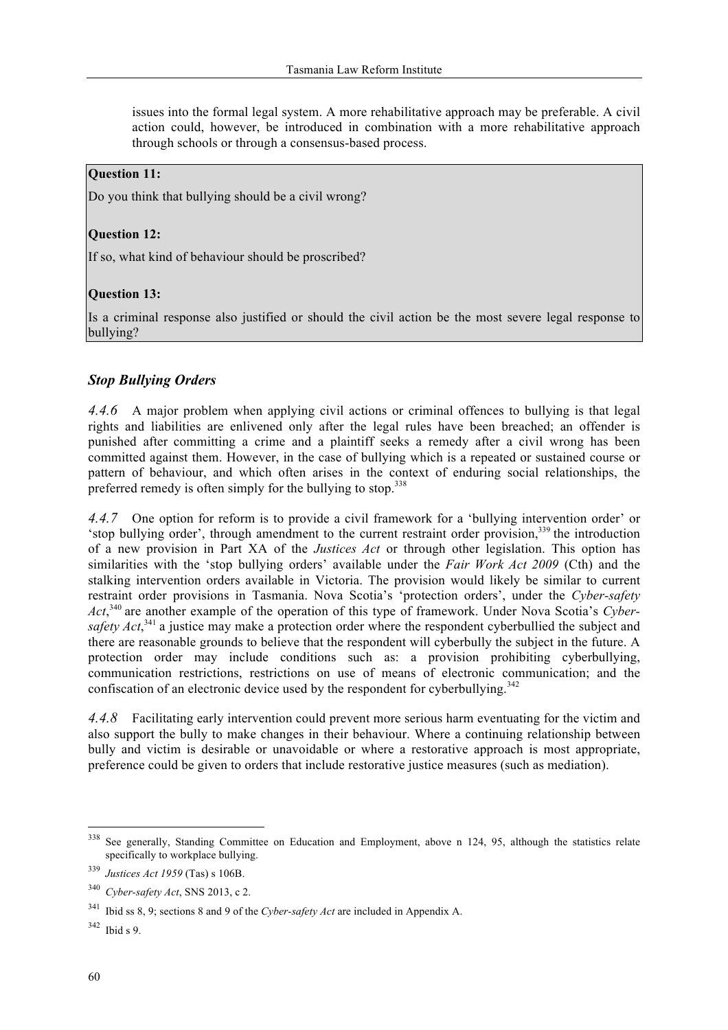issues into the formal legal system. A more rehabilitative approach may be preferable. A civil action could, however, be introduced in combination with a more rehabilitative approach through schools or through a consensus-based process.

> **Question 11:**
>
> Do you think that bullying should be a civil wrong?
>
> **Question 12:**
>
> If so, what kind of behaviour should be proscribed?
>
> **Question 13:**
>
> Is a criminal response also justified or should the civil action be the most severe legal response to bullying?

### *Stop Bullying Orders*

*4.4.6* A major problem when applying civil actions or criminal offences to bullying is that legal rights and liabilities are enlivened only after the legal rules have been breached; an offender is punished after committing a crime and a plaintiff seeks a remedy after a civil wrong has been committed against them. However, in the case of bullying which is a repeated or sustained course or pattern of behaviour, and which often arises in the context of enduring social relationships, the preferred remedy is often simply for the bullying to stop.[338]

*4.4.7* One option for reform is to provide a civil framework for a 'bullying intervention order' or 'stop bullying order', through amendment to the current restraint order provision,[339] the introduction of a new provision in Part XA of the *Justices Act* or through other legislation. This option has similarities with the 'stop bullying orders' available under the *Fair Work Act 2009* (Cth) and the stalking intervention orders available in Victoria. The provision would likely be similar to current restraint order provisions in Tasmania. Nova Scotia's 'protection orders', under the *Cyber-safety Act*,[340] are another example of the operation of this type of framework. Under Nova Scotia's *Cyber-safety Act*,[341] a justice may make a protection order where the respondent cyberbullied the subject and there are reasonable grounds to believe that the respondent will cyberbully the subject in the future. A protection order may include conditions such as: a provision prohibiting cyberbullying, communication restrictions, restrictions on use of means of electronic communication; and the confiscation of an electronic device used by the respondent for cyberbullying.[342]

*4.4.8* Facilitating early intervention could prevent more serious harm eventuating for the victim and also support the bully to make changes in their behaviour. Where a continuing relationship between bully and victim is desirable or unavoidable or where a restorative approach is most appropriate, preference could be given to orders that include restorative justice measures (such as mediation).

---

[338] See generally, Standing Committee on Education and Employment, above n 124, 95, although the statistics relate specifically to workplace bullying.

[339] *Justices Act 1959* (Tas) s 106B.

[340] *Cyber-safety Act*, SNS 2013, c 2.

[341] Ibid ss 8, 9; sections 8 and 9 of the *Cyber-safety Act* are included in Appendix A.

[342] Ibid s 9.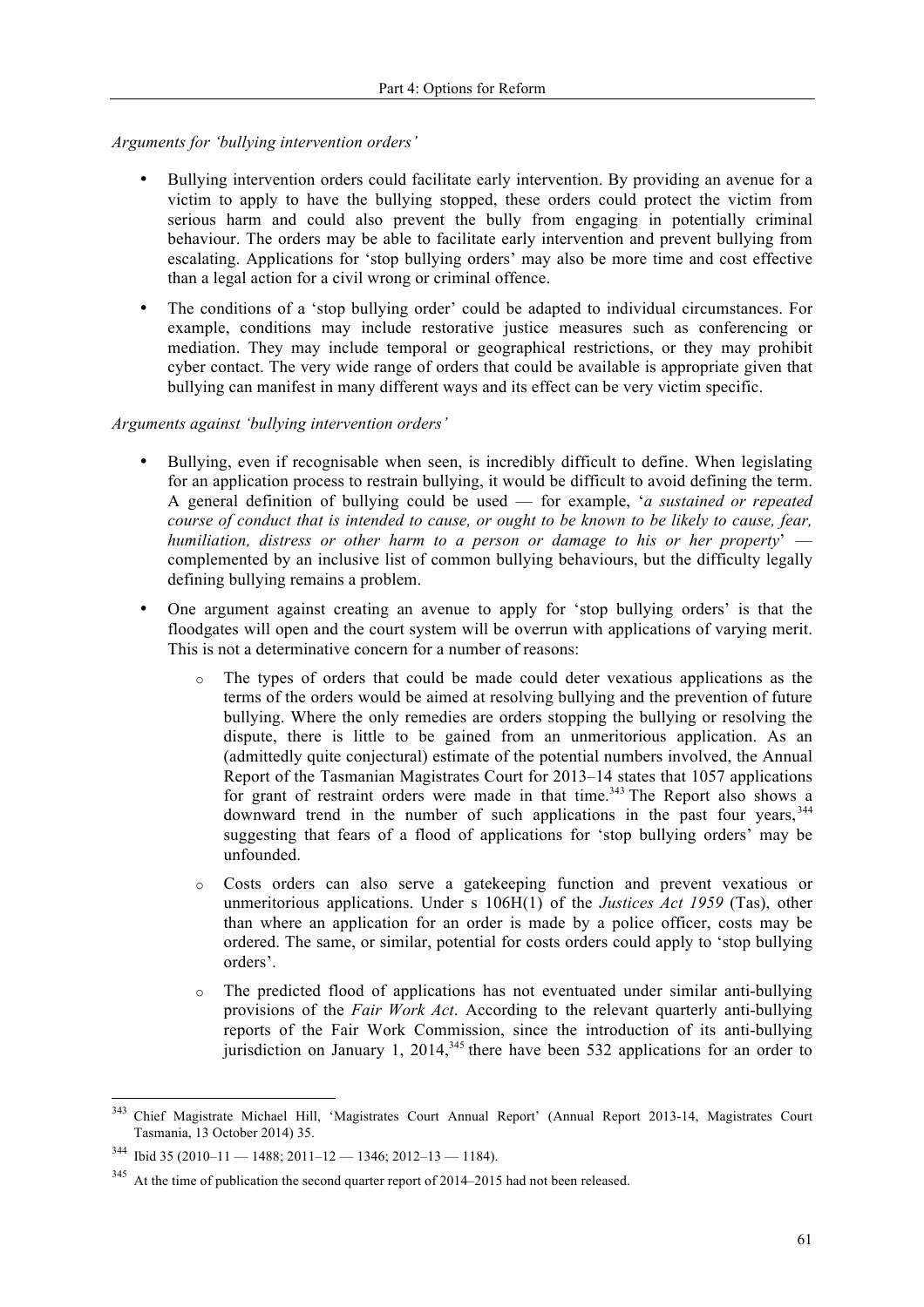*Arguments for 'bullying intervention orders'*

- Bullying intervention orders could facilitate early intervention. By providing an avenue for a victim to apply to have the bullying stopped, these orders could protect the victim from serious harm and could also prevent the bully from engaging in potentially criminal behaviour. The orders may be able to facilitate early intervention and prevent bullying from escalating. Applications for 'stop bullying orders' may also be more time and cost effective than a legal action for a civil wrong or criminal offence.
- The conditions of a 'stop bullying order' could be adapted to individual circumstances. For example, conditions may include restorative justice measures such as conferencing or mediation. They may include temporal or geographical restrictions, or they may prohibit cyber contact. The very wide range of orders that could be available is appropriate given that bullying can manifest in many different ways and its effect can be very victim specific.

*Arguments against 'bullying intervention orders'*

- Bullying, even if recognisable when seen, is incredibly difficult to define. When legislating for an application process to restrain bullying, it would be difficult to avoid defining the term. A general definition of bullying could be used — for example, '*a sustained or repeated course of conduct that is intended to cause, or ought to be known to be likely to cause, fear, humiliation, distress or other harm to a person or damage to his or her property*' — complemented by an inclusive list of common bullying behaviours, but the difficulty legally defining bullying remains a problem.
- One argument against creating an avenue to apply for 'stop bullying orders' is that the floodgates will open and the court system will be overrun with applications of varying merit. This is not a determinative concern for a number of reasons:
  - The types of orders that could be made could deter vexatious applications as the terms of the orders would be aimed at resolving bullying and the prevention of future bullying. Where the only remedies are orders stopping the bullying or resolving the dispute, there is little to be gained from an unmeritorious application. As an (admittedly quite conjectural) estimate of the potential numbers involved, the Annual Report of the Tasmanian Magistrates Court for 2013–14 states that 1057 applications for grant of restraint orders were made in that time.[343] The Report also shows a downward trend in the number of such applications in the past four years,[344] suggesting that fears of a flood of applications for 'stop bullying orders' may be unfounded.
  - Costs orders can also serve a gatekeeping function and prevent vexatious or unmeritorious applications. Under s 106H(1) of the *Justices Act 1959* (Tas), other than where an application for an order is made by a police officer, costs may be ordered. The same, or similar, potential for costs orders could apply to 'stop bullying orders'.
  - The predicted flood of applications has not eventuated under similar anti-bullying provisions of the *Fair Work Act*. According to the relevant quarterly anti-bullying reports of the Fair Work Commission, since the introduction of its anti-bullying jurisdiction on January 1, 2014,[345] there have been 532 applications for an order to

---

[343] Chief Magistrate Michael Hill, 'Magistrates Court Annual Report' (Annual Report 2013-14, Magistrates Court Tasmania, 13 October 2014) 35.

[344] Ibid 35 (2010–11 — 1488; 2011–12 — 1346; 2012–13 — 1184).

[345] At the time of publication the second quarter report of 2014–2015 had not been released.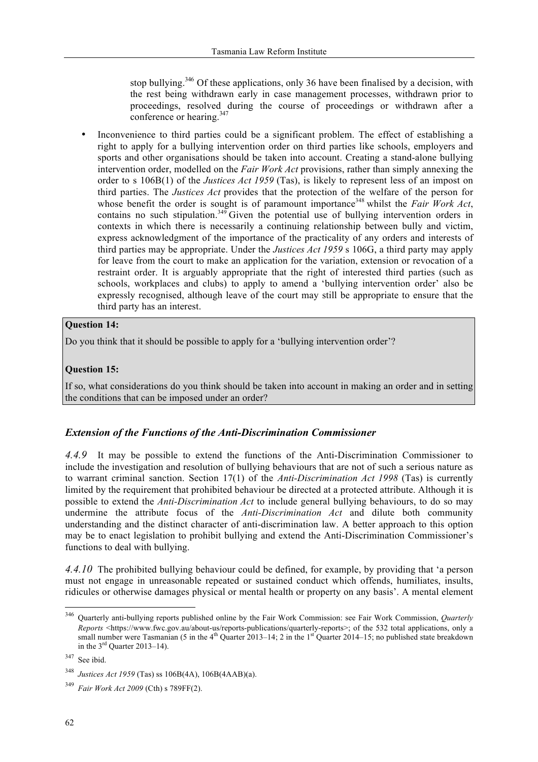stop bullying.[346] Of these applications, only 36 have been finalised by a decision, with the rest being withdrawn early in case management processes, withdrawn prior to proceedings, resolved during the course of proceedings or withdrawn after a conference or hearing.[347]

- Inconvenience to third parties could be a significant problem. The effect of establishing a right to apply for a bullying intervention order on third parties like schools, employers and sports and other organisations should be taken into account. Creating a stand-alone bullying intervention order, modelled on the *Fair Work Act* provisions, rather than simply annexing the order to s 106B(1) of the *Justices Act 1959* (Tas), is likely to represent less of an impost on third parties. The *Justices Act* provides that the protection of the welfare of the person for whose benefit the order is sought is of paramount importance[348] whilst the *Fair Work Act*, contains no such stipulation.[349] Given the potential use of bullying intervention orders in contexts in which there is necessarily a continuing relationship between bully and victim, express acknowledgment of the importance of the practicality of any orders and interests of third parties may be appropriate. Under the *Justices Act 1959* s 106G, a third party may apply for leave from the court to make an application for the variation, extension or revocation of a restraint order. It is arguably appropriate that the right of interested third parties (such as schools, workplaces and clubs) to apply to amend a 'bullying intervention order' also be expressly recognised, although leave of the court may still be appropriate to ensure that the third party has an interest.

**Question 14:**

Do you think that it should be possible to apply for a 'bullying intervention order'?

**Question 15:**

If so, what considerations do you think should be taken into account in making an order and in setting the conditions that can be imposed under an order?

### *Extension of the Functions of the Anti-Discrimination Commissioner*

*4.4.9* It may be possible to extend the functions of the Anti-Discrimination Commissioner to include the investigation and resolution of bullying behaviours that are not of such a serious nature as to warrant criminal sanction. Section 17(1) of the *Anti-Discrimination Act 1998* (Tas) is currently limited by the requirement that prohibited behaviour be directed at a protected attribute. Although it is possible to extend the *Anti-Discrimination Act* to include general bullying behaviours, to do so may undermine the attribute focus of the *Anti-Discrimination Act* and dilute both community understanding and the distinct character of anti-discrimination law. A better approach to this option may be to enact legislation to prohibit bullying and extend the Anti-Discrimination Commissioner's functions to deal with bullying.

*4.4.10* The prohibited bullying behaviour could be defined, for example, by providing that 'a person must not engage in unreasonable repeated or sustained conduct which offends, humiliates, insults, ridicules or otherwise damages physical or mental health or property on any basis'. A mental element

---

[346] Quarterly anti-bullying reports published online by the Fair Work Commission: see Fair Work Commission, *Quarterly Reports* <https://www.fwc.gov.au/about-us/reports-publications/quarterly-reports>; of the 532 total applications, only a small number were Tasmanian (5 in the 4th Quarter 2013–14; 2 in the 1st Quarter 2014–15; no published state breakdown in the 3rd Quarter 2013–14).

[347] See ibid.

[348] *Justices Act 1959* (Tas) ss 106B(4A), 106B(4AAB)(a).

[349] *Fair Work Act 2009* (Cth) s 789FF(2).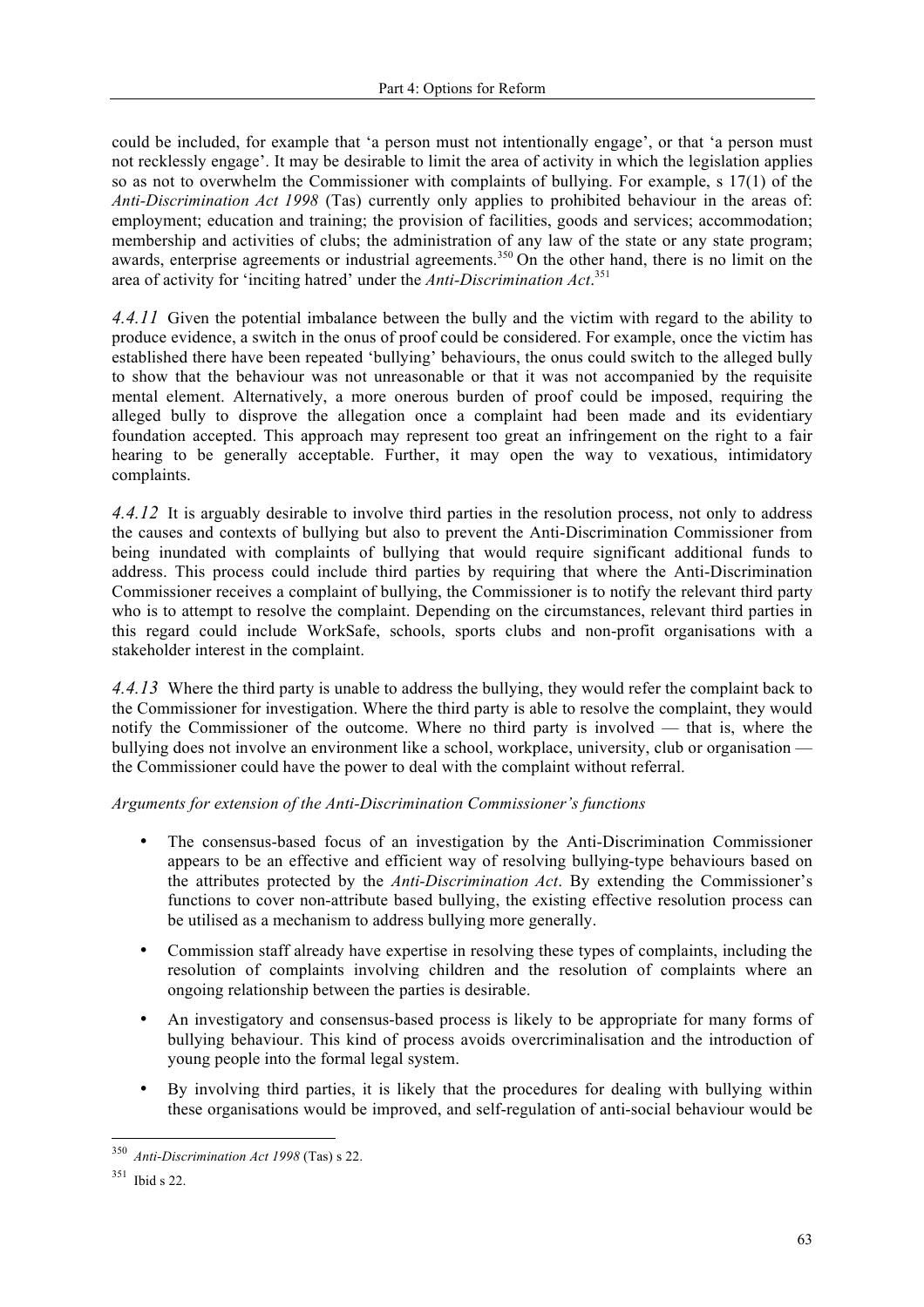could be included, for example that 'a person must not intentionally engage', or that 'a person must not recklessly engage'. It may be desirable to limit the area of activity in which the legislation applies so as not to overwhelm the Commissioner with complaints of bullying. For example, s 17(1) of the *Anti-Discrimination Act 1998* (Tas) currently only applies to prohibited behaviour in the areas of: employment; education and training; the provision of facilities, goods and services; accommodation; membership and activities of clubs; the administration of any law of the state or any state program; awards, enterprise agreements or industrial agreements.[350] On the other hand, there is no limit on the area of activity for 'inciting hatred' under the *Anti-Discrimination Act*.[351]

*4.4.11* Given the potential imbalance between the bully and the victim with regard to the ability to produce evidence, a switch in the onus of proof could be considered. For example, once the victim has established there have been repeated 'bullying' behaviours, the onus could switch to the alleged bully to show that the behaviour was not unreasonable or that it was not accompanied by the requisite mental element. Alternatively, a more onerous burden of proof could be imposed, requiring the alleged bully to disprove the allegation once a complaint had been made and its evidentiary foundation accepted. This approach may represent too great an infringement on the right to a fair hearing to be generally acceptable. Further, it may open the way to vexatious, intimidatory complaints.

*4.4.12* It is arguably desirable to involve third parties in the resolution process, not only to address the causes and contexts of bullying but also to prevent the Anti-Discrimination Commissioner from being inundated with complaints of bullying that would require significant additional funds to address. This process could include third parties by requiring that where the Anti-Discrimination Commissioner receives a complaint of bullying, the Commissioner is to notify the relevant third party who is to attempt to resolve the complaint. Depending on the circumstances, relevant third parties in this regard could include WorkSafe, schools, sports clubs and non-profit organisations with a stakeholder interest in the complaint.

*4.4.13* Where the third party is unable to address the bullying, they would refer the complaint back to the Commissioner for investigation. Where the third party is able to resolve the complaint, they would notify the Commissioner of the outcome. Where no third party is involved — that is, where the bullying does not involve an environment like a school, workplace, university, club or organisation — the Commissioner could have the power to deal with the complaint without referral.

*Arguments for extension of the Anti-Discrimination Commissioner's functions*

- The consensus-based focus of an investigation by the Anti-Discrimination Commissioner appears to be an effective and efficient way of resolving bullying-type behaviours based on the attributes protected by the *Anti-Discrimination Act*. By extending the Commissioner's functions to cover non-attribute based bullying, the existing effective resolution process can be utilised as a mechanism to address bullying more generally.
- Commission staff already have expertise in resolving these types of complaints, including the resolution of complaints involving children and the resolution of complaints where an ongoing relationship between the parties is desirable.
- An investigatory and consensus-based process is likely to be appropriate for many forms of bullying behaviour. This kind of process avoids overcriminalisation and the introduction of young people into the formal legal system.
- By involving third parties, it is likely that the procedures for dealing with bullying within these organisations would be improved, and self-regulation of anti-social behaviour would be

---

[350] *Anti-Discrimination Act 1998* (Tas) s 22.

[351] Ibid s 22.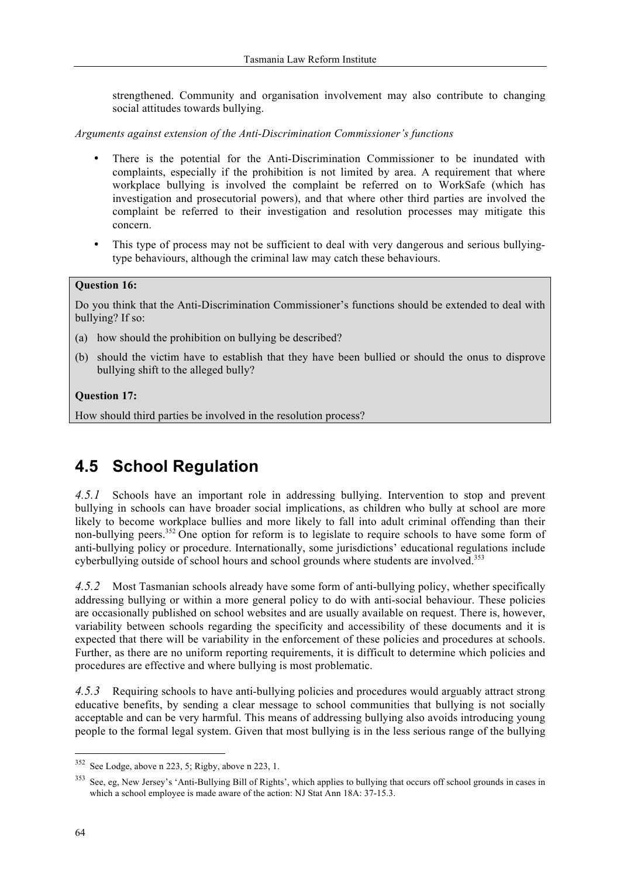strengthened. Community and organisation involvement may also contribute to changing social attitudes towards bullying.

*Arguments against extension of the Anti-Discrimination Commissioner's functions*

- There is the potential for the Anti-Discrimination Commissioner to be inundated with complaints, especially if the prohibition is not limited by area. A requirement that where workplace bullying is involved the complaint be referred on to WorkSafe (which has investigation and prosecutorial powers), and that where other third parties are involved the complaint be referred to their investigation and resolution processes may mitigate this concern.
- This type of process may not be sufficient to deal with very dangerous and serious bullying-type behaviours, although the criminal law may catch these behaviours.

**Question 16:**

Do you think that the Anti-Discrimination Commissioner's functions should be extended to deal with bullying? If so:

(a) how should the prohibition on bullying be described?

(b) should the victim have to establish that they have been bullied or should the onus to disprove bullying shift to the alleged bully?

**Question 17:**

How should third parties be involved in the resolution process?

## 4.5 School Regulation

*4.5.1* Schools have an important role in addressing bullying. Intervention to stop and prevent bullying in schools can have broader social implications, as children who bully at school are more likely to become workplace bullies and more likely to fall into adult criminal offending than their non-bullying peers.[352] One option for reform is to legislate to require schools to have some form of anti-bullying policy or procedure. Internationally, some jurisdictions' educational regulations include cyberbullying outside of school hours and school grounds where students are involved.[353]

*4.5.2* Most Tasmanian schools already have some form of anti-bullying policy, whether specifically addressing bullying or within a more general policy to do with anti-social behaviour. These policies are occasionally published on school websites and are usually available on request. There is, however, variability between schools regarding the specificity and accessibility of these documents and it is expected that there will be variability in the enforcement of these policies and procedures at schools. Further, as there are no uniform reporting requirements, it is difficult to determine which policies and procedures are effective and where bullying is most problematic.

*4.5.3* Requiring schools to have anti-bullying policies and procedures would arguably attract strong educative benefits, by sending a clear message to school communities that bullying is not socially acceptable and can be very harmful. This means of addressing bullying also avoids introducing young people to the formal legal system. Given that most bullying is in the less serious range of the bullying

---

[352] See Lodge, above n 223, 5; Rigby, above n 223, 1.

[353] See, eg, New Jersey's 'Anti-Bullying Bill of Rights', which applies to bullying that occurs off school grounds in cases in which a school employee is made aware of the action: NJ Stat Ann 18A: 37-15.3.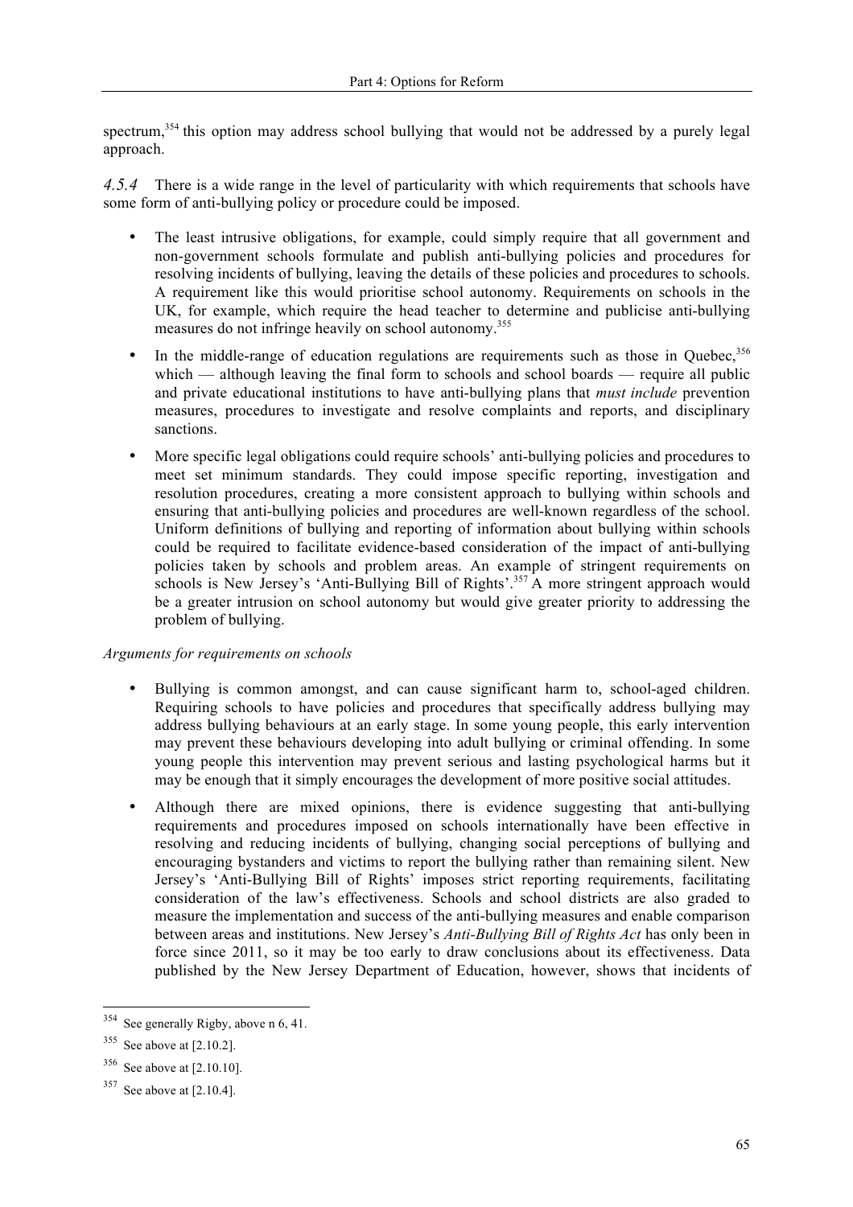spectrum,[354] this option may address school bullying that would not be addressed by a purely legal approach.

*4.5.4* There is a wide range in the level of particularity with which requirements that schools have some form of anti-bullying policy or procedure could be imposed.

- The least intrusive obligations, for example, could simply require that all government and non-government schools formulate and publish anti-bullying policies and procedures for resolving incidents of bullying, leaving the details of these policies and procedures to schools. A requirement like this would prioritise school autonomy. Requirements on schools in the UK, for example, which require the head teacher to determine and publicise anti-bullying measures do not infringe heavily on school autonomy.[355]
- In the middle-range of education regulations are requirements such as those in Quebec,[356] which — although leaving the final form to schools and school boards — require all public and private educational institutions to have anti-bullying plans that *must include* prevention measures, procedures to investigate and resolve complaints and reports, and disciplinary sanctions.
- More specific legal obligations could require schools' anti-bullying policies and procedures to meet set minimum standards. They could impose specific reporting, investigation and resolution procedures, creating a more consistent approach to bullying within schools and ensuring that anti-bullying policies and procedures are well-known regardless of the school. Uniform definitions of bullying and reporting of information about bullying within schools could be required to facilitate evidence-based consideration of the impact of anti-bullying policies taken by schools and problem areas. An example of stringent requirements on schools is New Jersey's 'Anti-Bullying Bill of Rights'.[357] A more stringent approach would be a greater intrusion on school autonomy but would give greater priority to addressing the problem of bullying.

*Arguments for requirements on schools*

- Bullying is common amongst, and can cause significant harm to, school-aged children. Requiring schools to have policies and procedures that specifically address bullying may address bullying behaviours at an early stage. In some young people, this early intervention may prevent these behaviours developing into adult bullying or criminal offending. In some young people this intervention may prevent serious and lasting psychological harms but it may be enough that it simply encourages the development of more positive social attitudes.
- Although there are mixed opinions, there is evidence suggesting that anti-bullying requirements and procedures imposed on schools internationally have been effective in resolving and reducing incidents of bullying, changing social perceptions of bullying and encouraging bystanders and victims to report the bullying rather than remaining silent. New Jersey's 'Anti-Bullying Bill of Rights' imposes strict reporting requirements, facilitating consideration of the law's effectiveness. Schools and school districts are also graded to measure the implementation and success of the anti-bullying measures and enable comparison between areas and institutions. New Jersey's *Anti-Bullying Bill of Rights Act* has only been in force since 2011, so it may be too early to draw conclusions about its effectiveness. Data published by the New Jersey Department of Education, however, shows that incidents of

---

[354] See generally Rigby, above n 6, 41.

[355] See above at [2.10.2].

[356] See above at [2.10.10].

[357] See above at [2.10.4].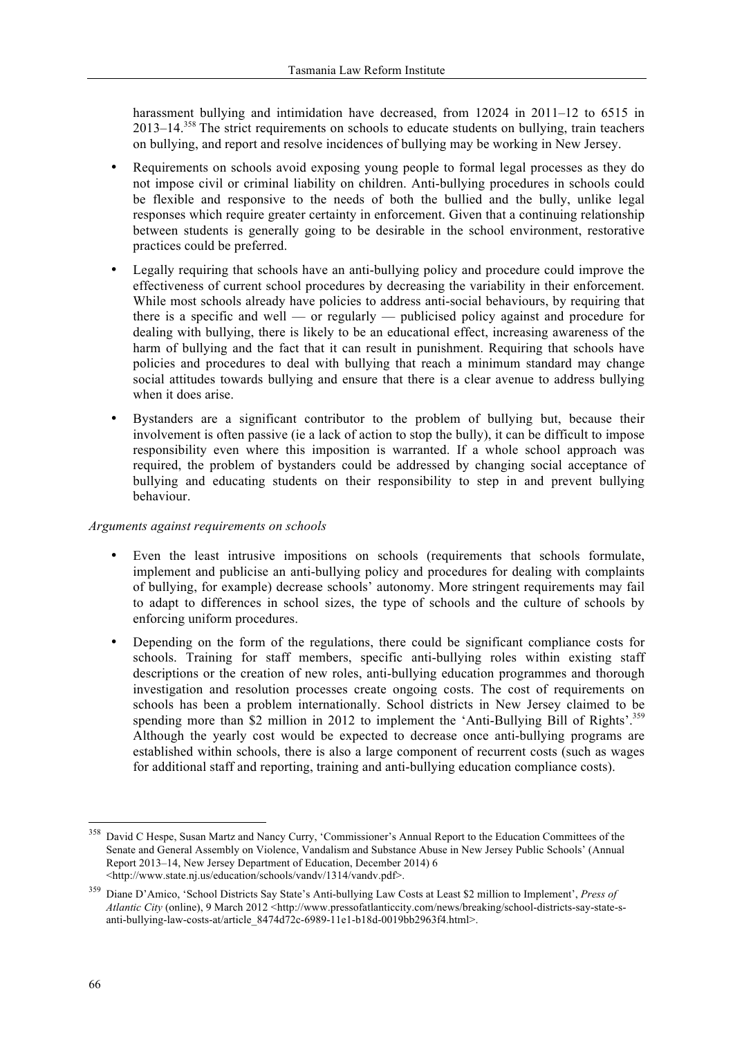harassment bullying and intimidation have decreased, from 12024 in 2011–12 to 6515 in 2013–14.[358] The strict requirements on schools to educate students on bullying, train teachers on bullying, and report and resolve incidences of bullying may be working in New Jersey.

- Requirements on schools avoid exposing young people to formal legal processes as they do not impose civil or criminal liability on children. Anti-bullying procedures in schools could be flexible and responsive to the needs of both the bullied and the bully, unlike legal responses which require greater certainty in enforcement. Given that a continuing relationship between students is generally going to be desirable in the school environment, restorative practices could be preferred.
- Legally requiring that schools have an anti-bullying policy and procedure could improve the effectiveness of current school procedures by decreasing the variability in their enforcement. While most schools already have policies to address anti-social behaviours, by requiring that there is a specific and well — or regularly — publicised policy against and procedure for dealing with bullying, there is likely to be an educational effect, increasing awareness of the harm of bullying and the fact that it can result in punishment. Requiring that schools have policies and procedures to deal with bullying that reach a minimum standard may change social attitudes towards bullying and ensure that there is a clear avenue to address bullying when it does arise.
- Bystanders are a significant contributor to the problem of bullying but, because their involvement is often passive (ie a lack of action to stop the bully), it can be difficult to impose responsibility even where this imposition is warranted. If a whole school approach was required, the problem of bystanders could be addressed by changing social acceptance of bullying and educating students on their responsibility to step in and prevent bullying behaviour.

*Arguments against requirements on schools*

- Even the least intrusive impositions on schools (requirements that schools formulate, implement and publicise an anti-bullying policy and procedures for dealing with complaints of bullying, for example) decrease schools' autonomy. More stringent requirements may fail to adapt to differences in school sizes, the type of schools and the culture of schools by enforcing uniform procedures.
- Depending on the form of the regulations, there could be significant compliance costs for schools. Training for staff members, specific anti-bullying roles within existing staff descriptions or the creation of new roles, anti-bullying education programmes and thorough investigation and resolution processes create ongoing costs. The cost of requirements on schools has been a problem internationally. School districts in New Jersey claimed to be spending more than $2 million in 2012 to implement the 'Anti-Bullying Bill of Rights'.[359] Although the yearly cost would be expected to decrease once anti-bullying programs are established within schools, there is also a large component of recurrent costs (such as wages for additional staff and reporting, training and anti-bullying education compliance costs).

---

[358] David C Hespe, Susan Martz and Nancy Curry, 'Commissioner's Annual Report to the Education Committees of the Senate and General Assembly on Violence, Vandalism and Substance Abuse in New Jersey Public Schools' (Annual Report 2013–14, New Jersey Department of Education, December 2014) 6 <http://www.state.nj.us/education/schools/vandv/1314/vandv.pdf>.

[359] Diane D'Amico, 'School Districts Say State's Anti-bullying Law Costs at Least $2 million to Implement', *Press of Atlantic City* (online), 9 March 2012 <http://www.pressofatlanticcity.com/news/breaking/school-districts-say-state-s-anti-bullying-law-costs-at/article_8474d72c-6989-11e1-b18d-0019bb2963f4.html>.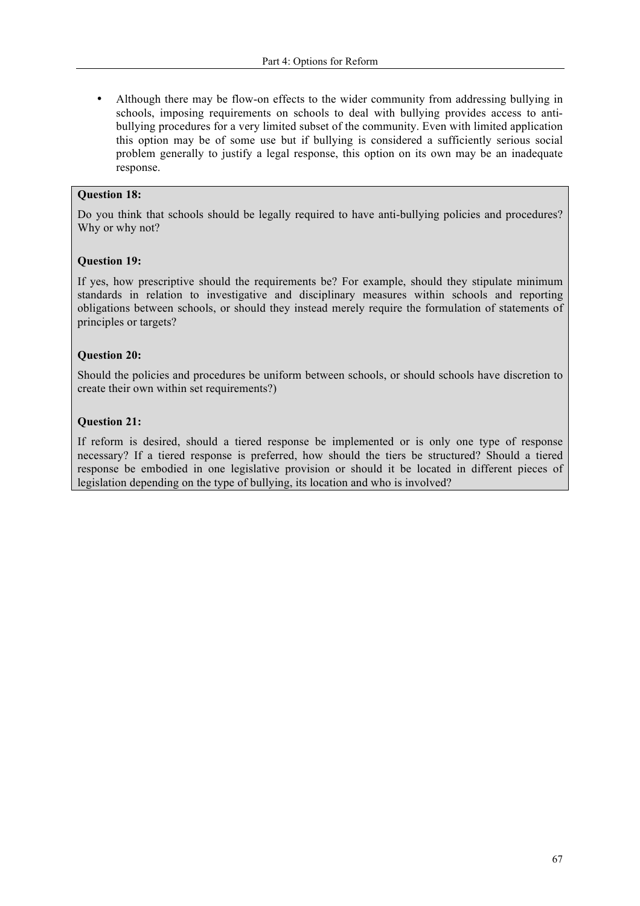- Although there may be flow-on effects to the wider community from addressing bullying in schools, imposing requirements on schools to deal with bullying provides access to anti-bullying procedures for a very limited subset of the community. Even with limited application this option may be of some use but if bullying is considered a sufficiently serious social problem generally to justify a legal response, this option on its own may be an inadequate response.

**Question 18:**

Do you think that schools should be legally required to have anti-bullying policies and procedures? Why or why not?

**Question 19:**

If yes, how prescriptive should the requirements be? For example, should they stipulate minimum standards in relation to investigative and disciplinary measures within schools and reporting obligations between schools, or should they instead merely require the formulation of statements of principles or targets?

**Question 20:**

Should the policies and procedures be uniform between schools, or should schools have discretion to create their own within set requirements?)

**Question 21:**

If reform is desired, should a tiered response be implemented or is only one type of response necessary? If a tiered response is preferred, how should the tiers be structured? Should a tiered response be embodied in one legislative provision or should it be located in different pieces of legislation depending on the type of bullying, its location and who is involved?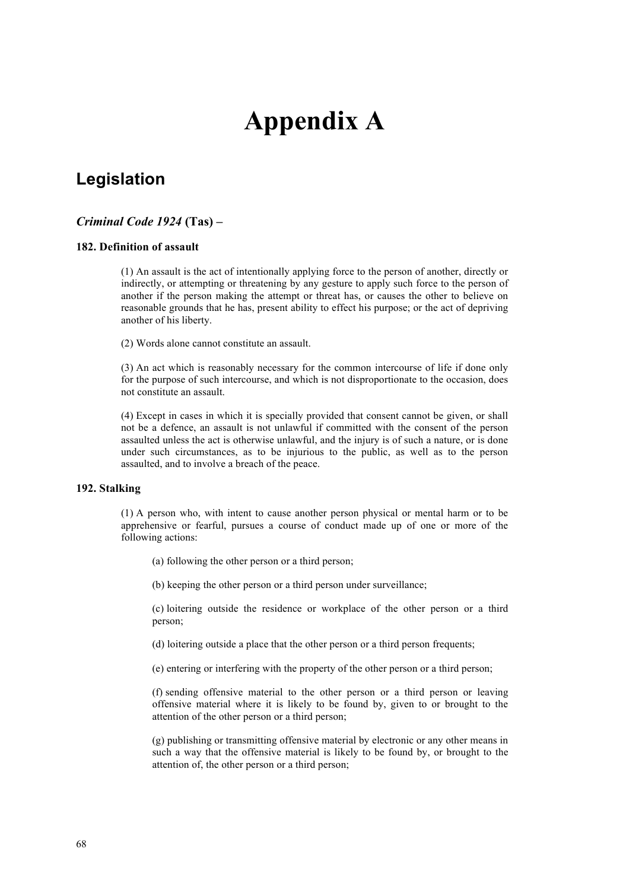# Appendix A

## Legislation

### *Criminal Code 1924* (Tas) –

#### 182. Definition of assault

(1) An assault is the act of intentionally applying force to the person of another, directly or indirectly, or attempting or threatening by any gesture to apply such force to the person of another if the person making the attempt or threat has, or causes the other to believe on reasonable grounds that he has, present ability to effect his purpose; or the act of depriving another of his liberty.

(2) Words alone cannot constitute an assault.

(3) An act which is reasonably necessary for the common intercourse of life if done only for the purpose of such intercourse, and which is not disproportionate to the occasion, does not constitute an assault.

(4) Except in cases in which it is specially provided that consent cannot be given, or shall not be a defence, an assault is not unlawful if committed with the consent of the person assaulted unless the act is otherwise unlawful, and the injury is of such a nature, or is done under such circumstances, as to be injurious to the public, as well as to the person assaulted, and to involve a breach of the peace.

#### 192. Stalking

(1) A person who, with intent to cause another person physical or mental harm or to be apprehensive or fearful, pursues a course of conduct made up of one or more of the following actions:

(a) following the other person or a third person;

(b) keeping the other person or a third person under surveillance;

(c) loitering outside the residence or workplace of the other person or a third person;

(d) loitering outside a place that the other person or a third person frequents;

(e) entering or interfering with the property of the other person or a third person;

(f) sending offensive material to the other person or a third person or leaving offensive material where it is likely to be found by, given to or brought to the attention of the other person or a third person;

(g) publishing or transmitting offensive material by electronic or any other means in such a way that the offensive material is likely to be found by, or brought to the attention of, the other person or a third person;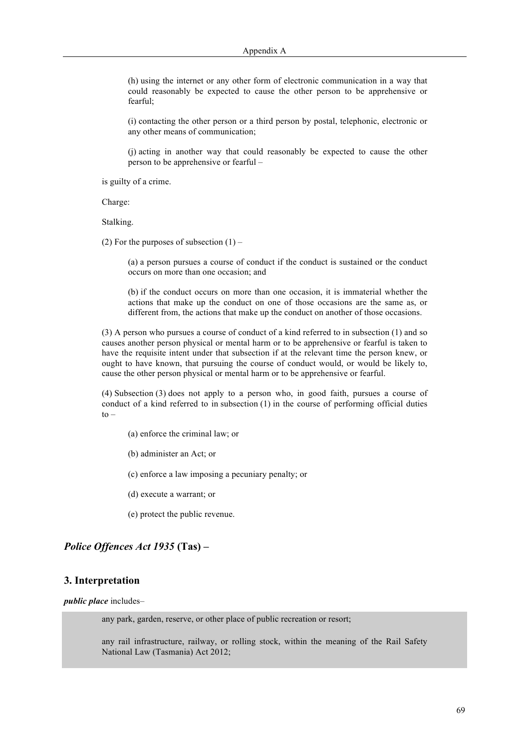(h) using the internet or any other form of electronic communication in a way that could reasonably be expected to cause the other person to be apprehensive or fearful;

(i) contacting the other person or a third person by postal, telephonic, electronic or any other means of communication;

(j) acting in another way that could reasonably be expected to cause the other person to be apprehensive or fearful –

is guilty of a crime.

Charge:

Stalking.

(2) For the purposes of subsection (1) –

(a) a person pursues a course of conduct if the conduct is sustained or the conduct occurs on more than one occasion; and

(b) if the conduct occurs on more than one occasion, it is immaterial whether the actions that make up the conduct on one of those occasions are the same as, or different from, the actions that make up the conduct on another of those occasions.

(3) A person who pursues a course of conduct of a kind referred to in subsection (1) and so causes another person physical or mental harm or to be apprehensive or fearful is taken to have the requisite intent under that subsection if at the relevant time the person knew, or ought to have known, that pursuing the course of conduct would, or would be likely to, cause the other person physical or mental harm or to be apprehensive or fearful.

(4) Subsection (3) does not apply to a person who, in good faith, pursues a course of conduct of a kind referred to in subsection (1) in the course of performing official duties to –

(a) enforce the criminal law; or

(b) administer an Act; or

(c) enforce a law imposing a pecuniary penalty; or

(d) execute a warrant; or

(e) protect the public revenue.

## *Police Offences Act 1935* (Tas) –

### 3. Interpretation

***public place*** includes–

any park, garden, reserve, or other place of public recreation or resort;

any rail infrastructure, railway, or rolling stock, within the meaning of the Rail Safety National Law (Tasmania) Act 2012;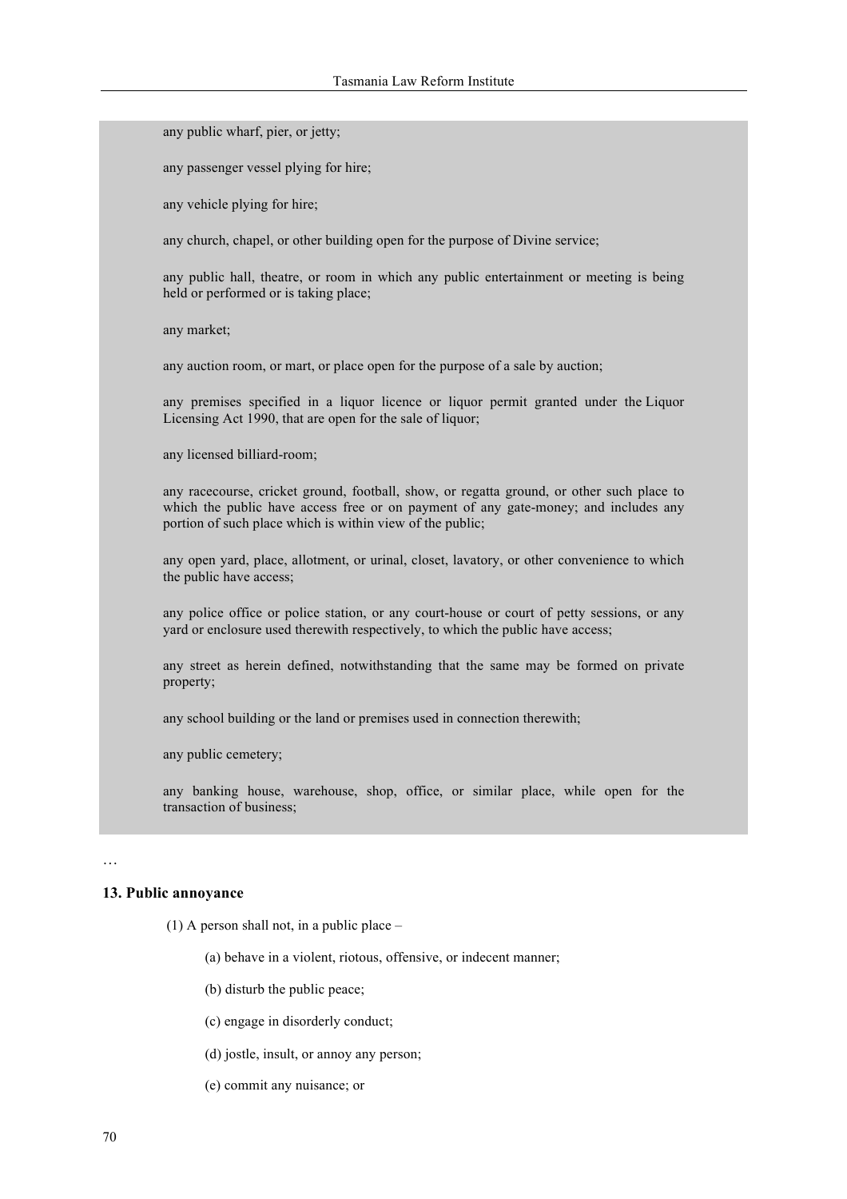any public wharf, pier, or jetty;

any passenger vessel plying for hire;

any vehicle plying for hire;

any church, chapel, or other building open for the purpose of Divine service;

any public hall, theatre, or room in which any public entertainment or meeting is being held or performed or is taking place;

any market;

any auction room, or mart, or place open for the purpose of a sale by auction;

any premises specified in a liquor licence or liquor permit granted under the Liquor Licensing Act 1990, that are open for the sale of liquor;

any licensed billiard-room;

any racecourse, cricket ground, football, show, or regatta ground, or other such place to which the public have access free or on payment of any gate-money; and includes any portion of such place which is within view of the public;

any open yard, place, allotment, or urinal, closet, lavatory, or other convenience to which the public have access;

any police office or police station, or any court-house or court of petty sessions, or any yard or enclosure used therewith respectively, to which the public have access;

any street as herein defined, notwithstanding that the same may be formed on private property;

any school building or the land or premises used in connection therewith;

any public cemetery;

any banking house, warehouse, shop, office, or similar place, while open for the transaction of business;

…

**13. Public annoyance**

(1) A person shall not, in a public place –

(a) behave in a violent, riotous, offensive, or indecent manner;

(b) disturb the public peace;

(c) engage in disorderly conduct;

(d) jostle, insult, or annoy any person;

(e) commit any nuisance; or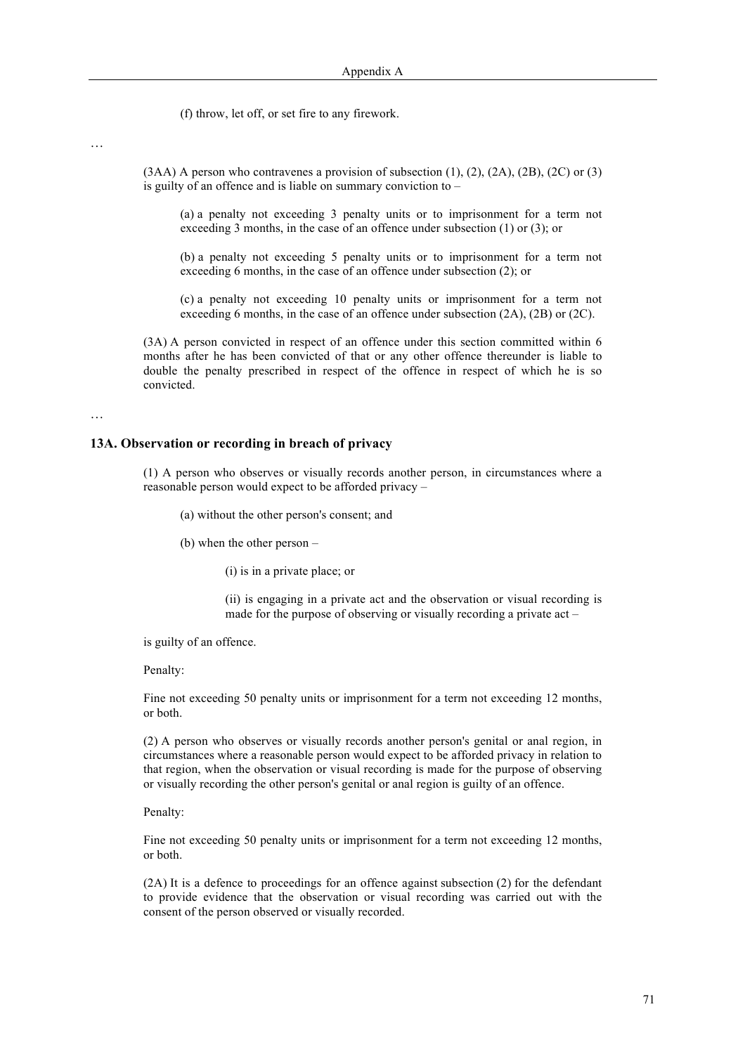(f) throw, let off, or set fire to any firework.

…

(3AA) A person who contravenes a provision of subsection (1), (2), (2A), (2B), (2C) or (3) is guilty of an offence and is liable on summary conviction to –

(a) a penalty not exceeding 3 penalty units or to imprisonment for a term not exceeding 3 months, in the case of an offence under subsection (1) or (3); or

(b) a penalty not exceeding 5 penalty units or to imprisonment for a term not exceeding 6 months, in the case of an offence under subsection (2); or

(c) a penalty not exceeding 10 penalty units or imprisonment for a term not exceeding 6 months, in the case of an offence under subsection (2A), (2B) or (2C).

(3A) A person convicted in respect of an offence under this section committed within 6 months after he has been convicted of that or any other offence thereunder is liable to double the penalty prescribed in respect of the offence in respect of which he is so convicted.

…

### 13A. Observation or recording in breach of privacy

(1) A person who observes or visually records another person, in circumstances where a reasonable person would expect to be afforded privacy –

(a) without the other person's consent; and

(b) when the other person –

(i) is in a private place; or

(ii) is engaging in a private act and the observation or visual recording is made for the purpose of observing or visually recording a private act –

is guilty of an offence.

Penalty:

Fine not exceeding 50 penalty units or imprisonment for a term not exceeding 12 months, or both.

(2) A person who observes or visually records another person's genital or anal region, in circumstances where a reasonable person would expect to be afforded privacy in relation to that region, when the observation or visual recording is made for the purpose of observing or visually recording the other person's genital or anal region is guilty of an offence.

Penalty:

Fine not exceeding 50 penalty units or imprisonment for a term not exceeding 12 months, or both.

(2A) It is a defence to proceedings for an offence against subsection (2) for the defendant to provide evidence that the observation or visual recording was carried out with the consent of the person observed or visually recorded.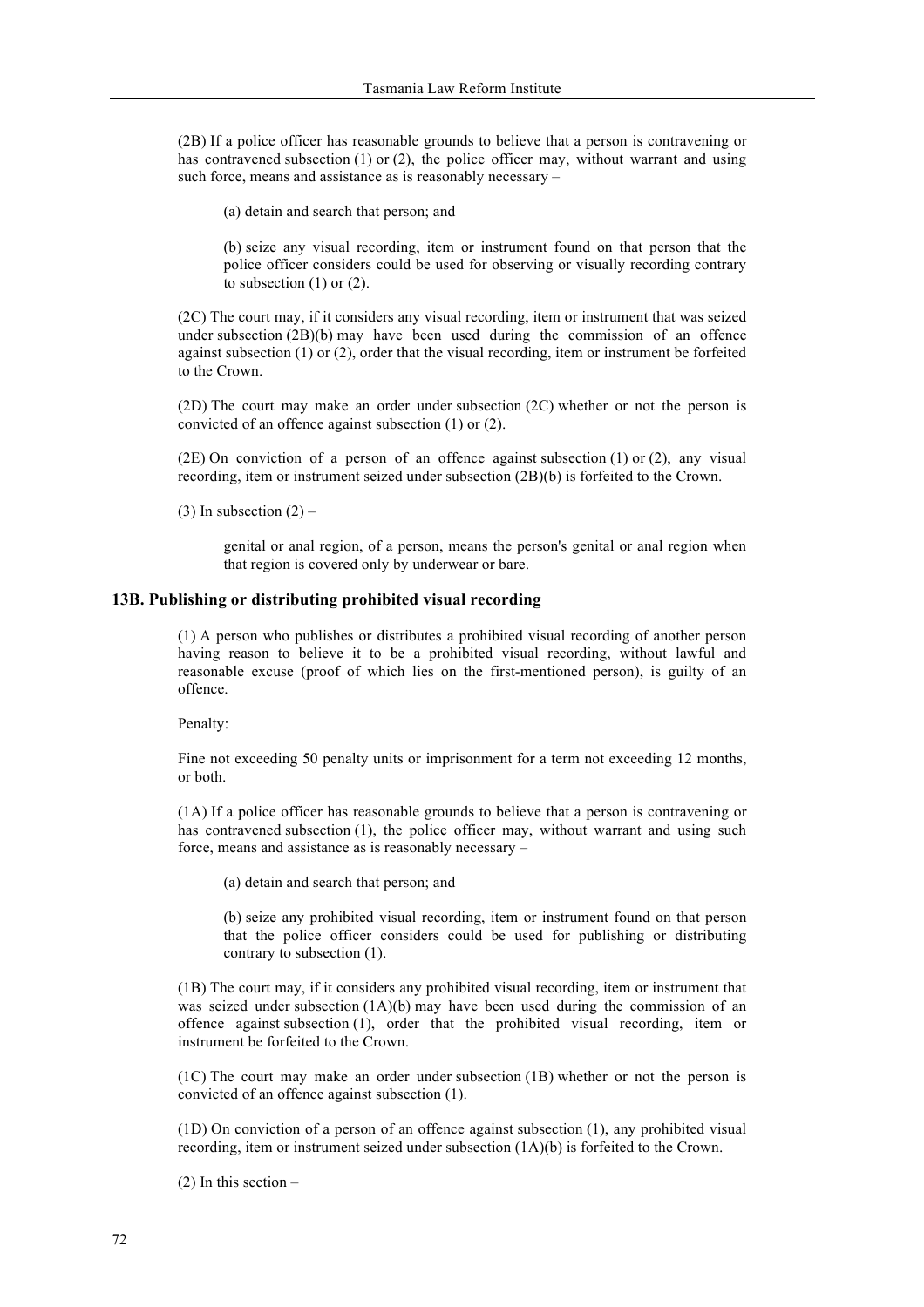(2B) If a police officer has reasonable grounds to believe that a person is contravening or has contravened subsection (1) or (2), the police officer may, without warrant and using such force, means and assistance as is reasonably necessary –

(a) detain and search that person; and

(b) seize any visual recording, item or instrument found on that person that the police officer considers could be used for observing or visually recording contrary to subsection (1) or (2).

(2C) The court may, if it considers any visual recording, item or instrument that was seized under subsection (2B)(b) may have been used during the commission of an offence against subsection (1) or (2), order that the visual recording, item or instrument be forfeited to the Crown.

(2D) The court may make an order under subsection (2C) whether or not the person is convicted of an offence against subsection (1) or (2).

(2E) On conviction of a person of an offence against subsection (1) or (2), any visual recording, item or instrument seized under subsection (2B)(b) is forfeited to the Crown.

(3) In subsection (2) –

genital or anal region, of a person, means the person's genital or anal region when that region is covered only by underwear or bare.

### 13B. Publishing or distributing prohibited visual recording

(1) A person who publishes or distributes a prohibited visual recording of another person having reason to believe it to be a prohibited visual recording, without lawful and reasonable excuse (proof of which lies on the first-mentioned person), is guilty of an offence.

Penalty:

Fine not exceeding 50 penalty units or imprisonment for a term not exceeding 12 months, or both.

(1A) If a police officer has reasonable grounds to believe that a person is contravening or has contravened subsection (1), the police officer may, without warrant and using such force, means and assistance as is reasonably necessary –

(a) detain and search that person; and

(b) seize any prohibited visual recording, item or instrument found on that person that the police officer considers could be used for publishing or distributing contrary to subsection (1).

(1B) The court may, if it considers any prohibited visual recording, item or instrument that was seized under subsection (1A)(b) may have been used during the commission of an offence against subsection (1), order that the prohibited visual recording, item or instrument be forfeited to the Crown.

(1C) The court may make an order under subsection (1B) whether or not the person is convicted of an offence against subsection (1).

(1D) On conviction of a person of an offence against subsection (1), any prohibited visual recording, item or instrument seized under subsection (1A)(b) is forfeited to the Crown.

(2) In this section –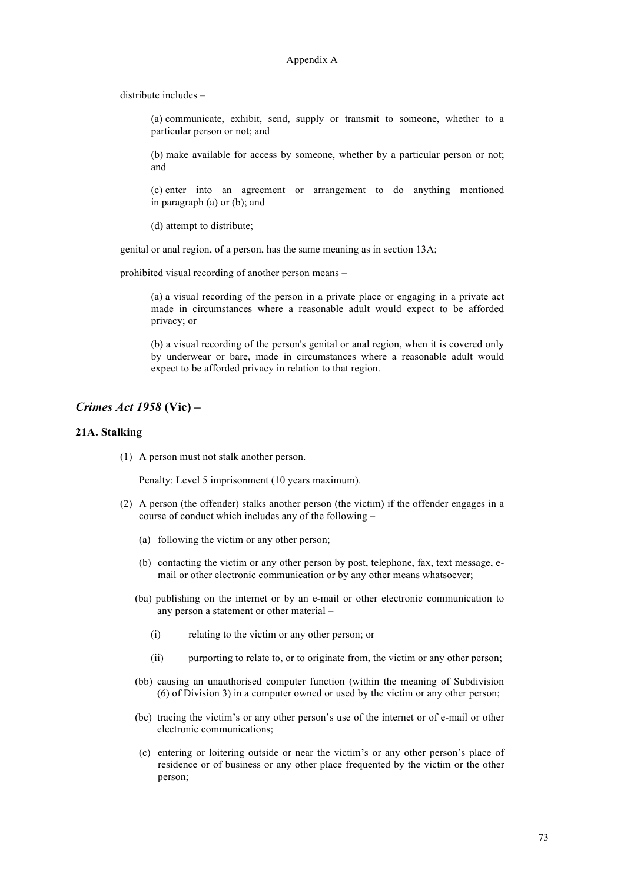distribute includes –

> (a) communicate, exhibit, send, supply or transmit to someone, whether to a particular person or not; and
>
> (b) make available for access by someone, whether by a particular person or not; and
>
> (c) enter into an agreement or arrangement to do anything mentioned in paragraph (a) or (b); and
>
> (d) attempt to distribute;

genital or anal region, of a person, has the same meaning as in section 13A;

prohibited visual recording of another person means –

> (a) a visual recording of the person in a private place or engaging in a private act made in circumstances where a reasonable adult would expect to be afforded privacy; or
>
> (b) a visual recording of the person's genital or anal region, when it is covered only by underwear or bare, made in circumstances where a reasonable adult would expect to be afforded privacy in relation to that region.

## *Crimes Act 1958* (Vic) –

### 21A. Stalking

(1) A person must not stalk another person.

Penalty: Level 5 imprisonment (10 years maximum).

(2) A person (the offender) stalks another person (the victim) if the offender engages in a course of conduct which includes any of the following –

- (a) following the victim or any other person;
- (b) contacting the victim or any other person by post, telephone, fax, text message, e-mail or other electronic communication or by any other means whatsoever;
- (ba) publishing on the internet or by an e-mail or other electronic communication to any person a statement or other material –
  - (i) relating to the victim or any other person; or
  - (ii) purporting to relate to, or to originate from, the victim or any other person;
- (bb) causing an unauthorised computer function (within the meaning of Subdivision (6) of Division 3) in a computer owned or used by the victim or any other person;
- (bc) tracing the victim's or any other person's use of the internet or of e-mail or other electronic communications;
- (c) entering or loitering outside or near the victim's or any other person's place of residence or of business or any other place frequented by the victim or the other person;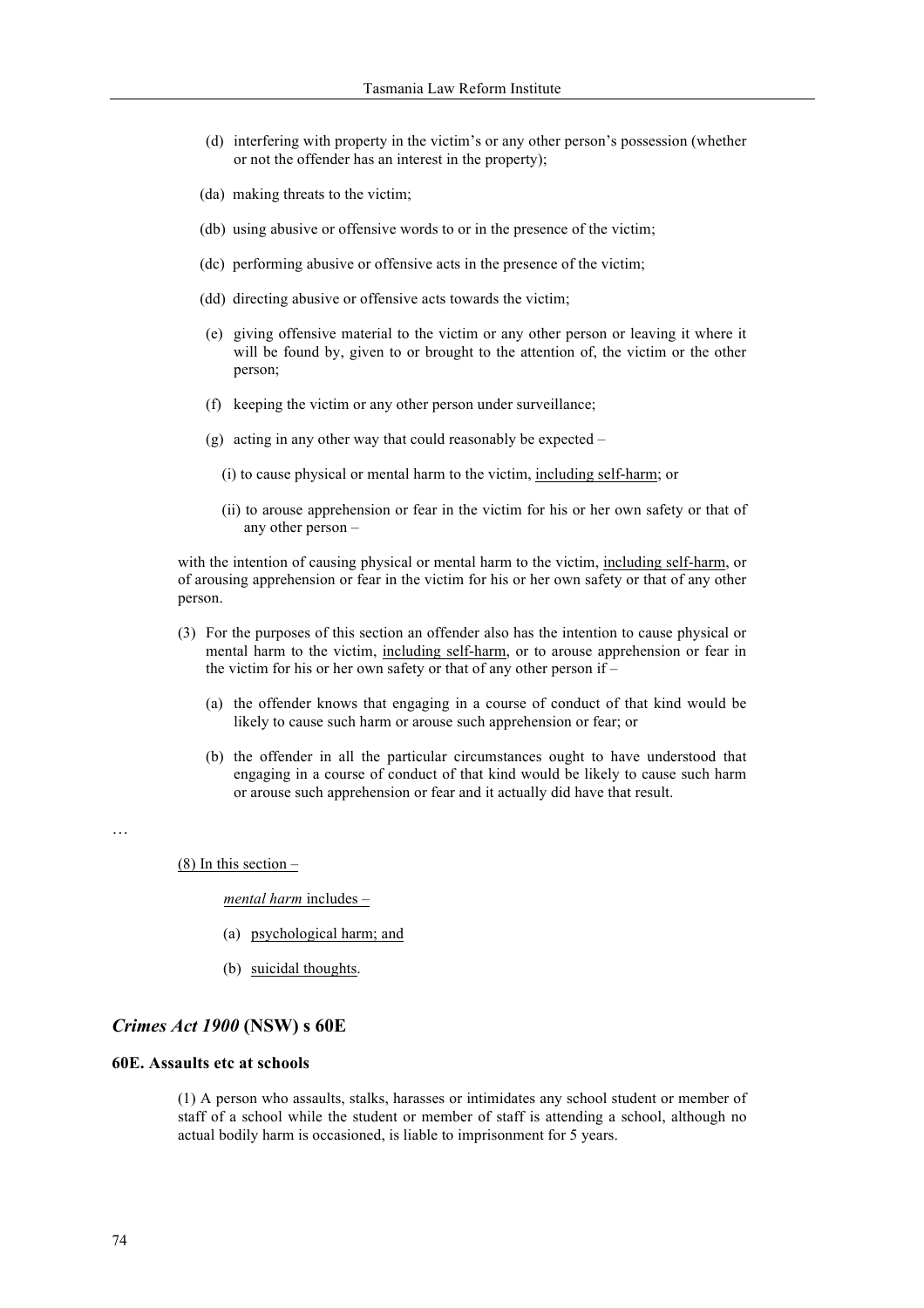- (d) interfering with property in the victim's or any other person's possession (whether or not the offender has an interest in the property);
- (da) making threats to the victim;
- (db) using abusive or offensive words to or in the presence of the victim;
- (dc) performing abusive or offensive acts in the presence of the victim;
- (dd) directing abusive or offensive acts towards the victim;
- (e) giving offensive material to the victim or any other person or leaving it where it will be found by, given to or brought to the attention of, the victim or the other person;
- (f) keeping the victim or any other person under surveillance;
- (g) acting in any other way that could reasonably be expected –
  - (i) to cause physical or mental harm to the victim, <u>including self-harm</u>; or
  - (ii) to arouse apprehension or fear in the victim for his or her own safety or that of any other person –

with the intention of causing physical or mental harm to the victim, <u>including self-harm</u>, or of arousing apprehension or fear in the victim for his or her own safety or that of any other person.

(3) For the purposes of this section an offender also has the intention to cause physical or mental harm to the victim, <u>including self-harm</u>, or to arouse apprehension or fear in the victim for his or her own safety or that of any other person if –

- (a) the offender knows that engaging in a course of conduct of that kind would be likely to cause such harm or arouse such apprehension or fear; or
- (b) the offender in all the particular circumstances ought to have understood that engaging in a course of conduct of that kind would be likely to cause such harm or arouse such apprehension or fear and it actually did have that result.

…

<u>(8) In this section –</u>

<u>*mental harm* includes –</u>

- (a) <u>psychological harm; and</u>
- (b) <u>suicidal thoughts</u>.

## *Crimes Act 1900* (NSW) s 60E

### 60E. Assaults etc at schools

(1) A person who assaults, stalks, harasses or intimidates any school student or member of staff of a school while the student or member of staff is attending a school, although no actual bodily harm is occasioned, is liable to imprisonment for 5 years.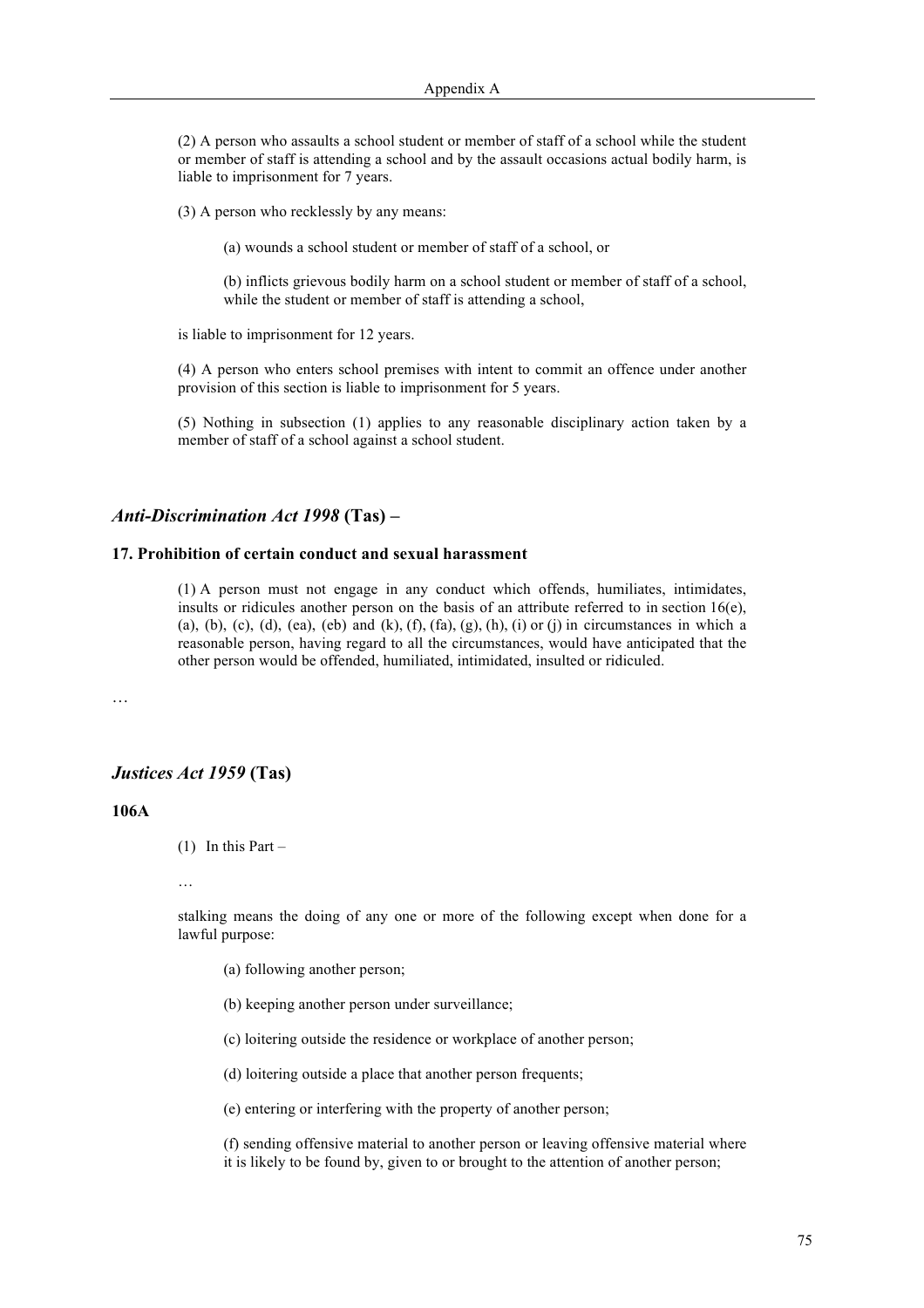(2) A person who assaults a school student or member of staff of a school while the student or member of staff is attending a school and by the assault occasions actual bodily harm, is liable to imprisonment for 7 years.

(3) A person who recklessly by any means:

(a) wounds a school student or member of staff of a school, or

(b) inflicts grievous bodily harm on a school student or member of staff of a school, while the student or member of staff is attending a school,

is liable to imprisonment for 12 years.

(4) A person who enters school premises with intent to commit an offence under another provision of this section is liable to imprisonment for 5 years.

(5) Nothing in subsection (1) applies to any reasonable disciplinary action taken by a member of staff of a school against a school student.

## *Anti-Discrimination Act 1998* (Tas) –

### 17. Prohibition of certain conduct and sexual harassment

(1) A person must not engage in any conduct which offends, humiliates, intimidates, insults or ridicules another person on the basis of an attribute referred to in section 16(e), (a), (b), (c), (d), (ea), (eb) and (k), (f), (fa), (g), (h), (i) or (j) in circumstances in which a reasonable person, having regard to all the circumstances, would have anticipated that the other person would be offended, humiliated, intimidated, insulted or ridiculed.

…

## *Justices Act 1959* (Tas)

### 106A

(1) In this Part –

…

stalking means the doing of any one or more of the following except when done for a lawful purpose:

(a) following another person;

(b) keeping another person under surveillance;

(c) loitering outside the residence or workplace of another person;

(d) loitering outside a place that another person frequents;

(e) entering or interfering with the property of another person;

(f) sending offensive material to another person or leaving offensive material where it is likely to be found by, given to or brought to the attention of another person;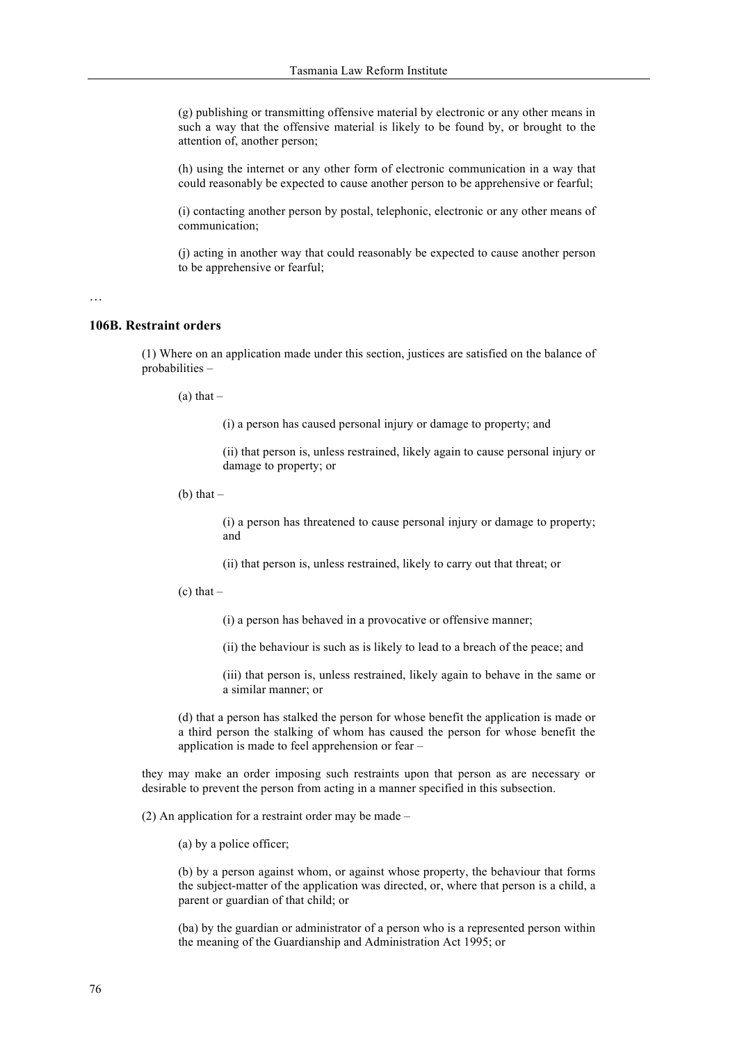(g) publishing or transmitting offensive material by electronic or any other means in such a way that the offensive material is likely to be found by, or brought to the attention of, another person;

(h) using the internet or any other form of electronic communication in a way that could reasonably be expected to cause another person to be apprehensive or fearful;

(i) contacting another person by postal, telephonic, electronic or any other means of communication;

(j) acting in another way that could reasonably be expected to cause another person to be apprehensive or fearful;

…

**106B. Restraint orders**

(1) Where on an application made under this section, justices are satisfied on the balance of probabilities –

(a) that –

(i) a person has caused personal injury or damage to property; and

(ii) that person is, unless restrained, likely again to cause personal injury or damage to property; or

(b) that –

(i) a person has threatened to cause personal injury or damage to property; and

(ii) that person is, unless restrained, likely to carry out that threat; or

(c) that –

(i) a person has behaved in a provocative or offensive manner;

(ii) the behaviour is such as is likely to lead to a breach of the peace; and

(iii) that person is, unless restrained, likely again to behave in the same or a similar manner; or

(d) that a person has stalked the person for whose benefit the application is made or a third person the stalking of whom has caused the person for whose benefit the application is made to feel apprehension or fear –

they may make an order imposing such restraints upon that person as are necessary or desirable to prevent the person from acting in a manner specified in this subsection.

(2) An application for a restraint order may be made –

(a) by a police officer;

(b) by a person against whom, or against whose property, the behaviour that forms the subject-matter of the application was directed, or, where that person is a child, a parent or guardian of that child; or

(ba) by the guardian or administrator of a person who is a represented person within the meaning of the Guardianship and Administration Act 1995; or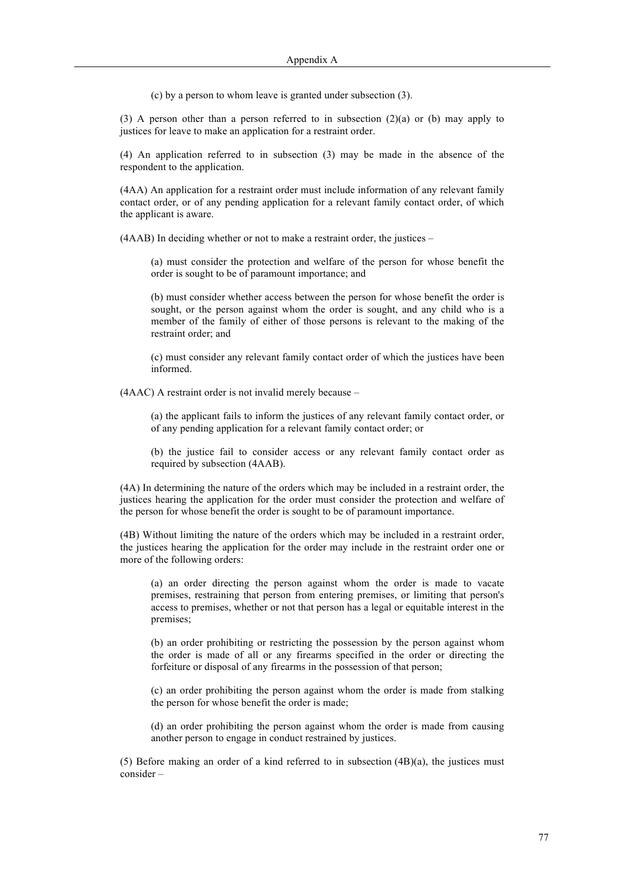(c) by a person to whom leave is granted under subsection (3).

(3) A person other than a person referred to in subsection (2)(a) or (b) may apply to justices for leave to make an application for a restraint order.

(4) An application referred to in subsection (3) may be made in the absence of the respondent to the application.

(4AA) An application for a restraint order must include information of any relevant family contact order, or of any pending application for a relevant family contact order, of which the applicant is aware.

(4AAB) In deciding whether or not to make a restraint order, the justices –

> (a) must consider the protection and welfare of the person for whose benefit the order is sought to be of paramount importance; and
>
> (b) must consider whether access between the person for whose benefit the order is sought, or the person against whom the order is sought, and any child who is a member of the family of either of those persons is relevant to the making of the restraint order; and
>
> (c) must consider any relevant family contact order of which the justices have been informed.

(4AAC) A restraint order is not invalid merely because –

> (a) the applicant fails to inform the justices of any relevant family contact order, or of any pending application for a relevant family contact order; or
>
> (b) the justice fail to consider access or any relevant family contact order as required by subsection (4AAB).

(4A) In determining the nature of the orders which may be included in a restraint order, the justices hearing the application for the order must consider the protection and welfare of the person for whose benefit the order is sought to be of paramount importance.

(4B) Without limiting the nature of the orders which may be included in a restraint order, the justices hearing the application for the order may include in the restraint order one or more of the following orders:

> (a) an order directing the person against whom the order is made to vacate premises, restraining that person from entering premises, or limiting that person's access to premises, whether or not that person has a legal or equitable interest in the premises;
>
> (b) an order prohibiting or restricting the possession by the person against whom the order is made of all or any firearms specified in the order or directing the forfeiture or disposal of any firearms in the possession of that person;
>
> (c) an order prohibiting the person against whom the order is made from stalking the person for whose benefit the order is made;
>
> (d) an order prohibiting the person against whom the order is made from causing another person to engage in conduct restrained by justices.

(5) Before making an order of a kind referred to in subsection (4B)(a), the justices must consider –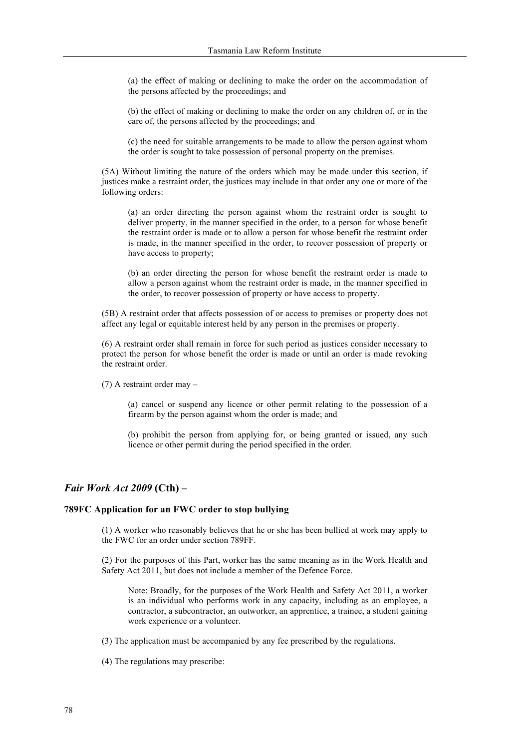(a) the effect of making or declining to make the order on the accommodation of the persons affected by the proceedings; and

(b) the effect of making or declining to make the order on any children of, or in the care of, the persons affected by the proceedings; and

(c) the need for suitable arrangements to be made to allow the person against whom the order is sought to take possession of personal property on the premises.

(5A) Without limiting the nature of the orders which may be made under this section, if justices make a restraint order, the justices may include in that order any one or more of the following orders:

(a) an order directing the person against whom the restraint order is sought to deliver property, in the manner specified in the order, to a person for whose benefit the restraint order is made or to allow a person for whose benefit the restraint order is made, in the manner specified in the order, to recover possession of property or have access to property;

(b) an order directing the person for whose benefit the restraint order is made to allow a person against whom the restraint order is made, in the manner specified in the order, to recover possession of property or have access to property.

(5B) A restraint order that affects possession of or access to premises or property does not affect any legal or equitable interest held by any person in the premises or property.

(6) A restraint order shall remain in force for such period as justices consider necessary to protect the person for whose benefit the order is made or until an order is made revoking the restraint order.

(7) A restraint order may –

(a) cancel or suspend any licence or other permit relating to the possession of a firearm by the person against whom the order is made; and

(b) prohibit the person from applying for, or being granted or issued, any such licence or other permit during the period specified in the order.

## *Fair Work Act 2009* (Cth) –

### 789FC Application for an FWC order to stop bullying

(1) A worker who reasonably believes that he or she has been bullied at work may apply to the FWC for an order under section 789FF.

(2) For the purposes of this Part, worker has the same meaning as in the Work Health and Safety Act 2011, but does not include a member of the Defence Force.

Note: Broadly, for the purposes of the Work Health and Safety Act 2011, a worker is an individual who performs work in any capacity, including as an employee, a contractor, a subcontractor, an outworker, an apprentice, a trainee, a student gaining work experience or a volunteer.

(3) The application must be accompanied by any fee prescribed by the regulations.

(4) The regulations may prescribe: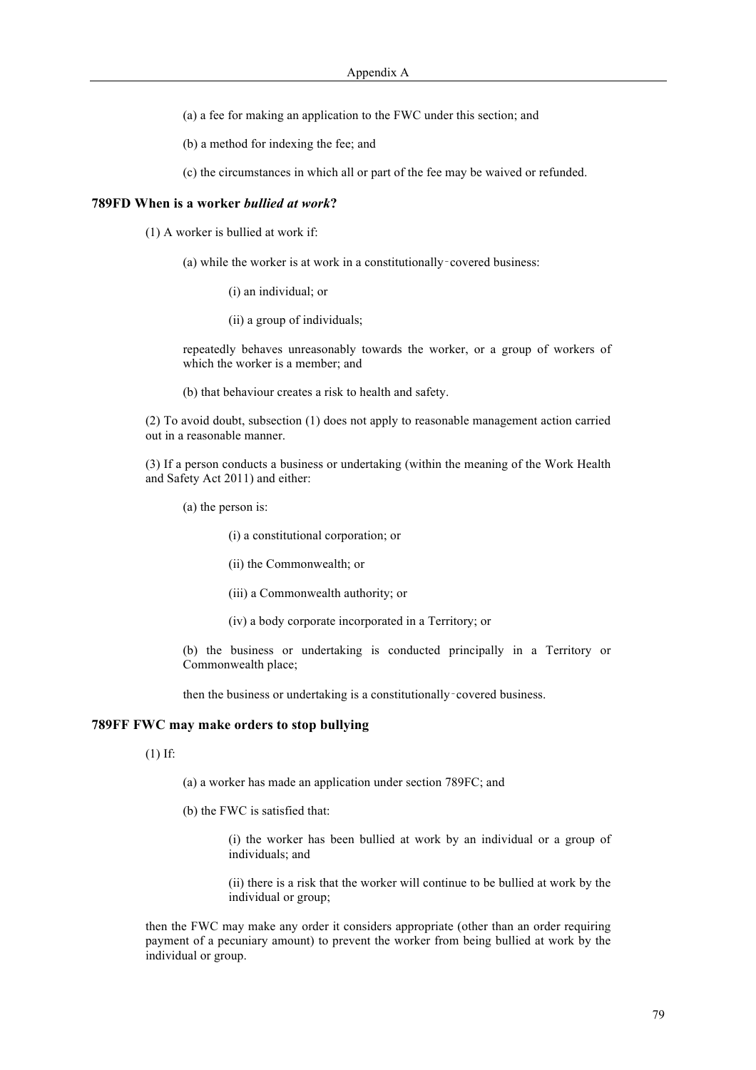(a) a fee for making an application to the FWC under this section; and

(b) a method for indexing the fee; and

(c) the circumstances in which all or part of the fee may be waived or refunded.

### 789FD When is a worker *bullied at work*?

(1) A worker is bullied at work if:

(a) while the worker is at work in a constitutionally‑covered business:

(i) an individual; or

(ii) a group of individuals;

repeatedly behaves unreasonably towards the worker, or a group of workers of which the worker is a member; and

(b) that behaviour creates a risk to health and safety.

(2) To avoid doubt, subsection (1) does not apply to reasonable management action carried out in a reasonable manner.

(3) If a person conducts a business or undertaking (within the meaning of the Work Health and Safety Act 2011) and either:

(a) the person is:

(i) a constitutional corporation; or

(ii) the Commonwealth; or

(iii) a Commonwealth authority; or

(iv) a body corporate incorporated in a Territory; or

(b) the business or undertaking is conducted principally in a Territory or Commonwealth place;

then the business or undertaking is a constitutionally‑covered business.

### 789FF FWC may make orders to stop bullying

(1) If:

(a) a worker has made an application under section 789FC; and

(b) the FWC is satisfied that:

(i) the worker has been bullied at work by an individual or a group of individuals; and

(ii) there is a risk that the worker will continue to be bullied at work by the individual or group;

then the FWC may make any order it considers appropriate (other than an order requiring payment of a pecuniary amount) to prevent the worker from being bullied at work by the individual or group.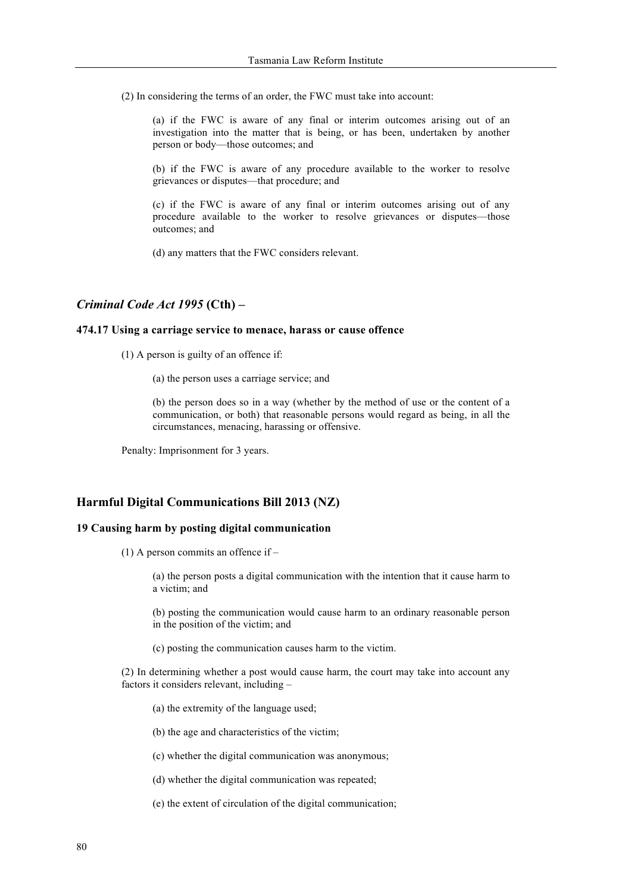(2) In considering the terms of an order, the FWC must take into account:

(a) if the FWC is aware of any final or interim outcomes arising out of an investigation into the matter that is being, or has been, undertaken by another person or body—those outcomes; and

(b) if the FWC is aware of any procedure available to the worker to resolve grievances or disputes—that procedure; and

(c) if the FWC is aware of any final or interim outcomes arising out of any procedure available to the worker to resolve grievances or disputes—those outcomes; and

(d) any matters that the FWC considers relevant.

## *Criminal Code Act 1995* (Cth) –

### 474.17 Using a carriage service to menace, harass or cause offence

(1) A person is guilty of an offence if:

(a) the person uses a carriage service; and

(b) the person does so in a way (whether by the method of use or the content of a communication, or both) that reasonable persons would regard as being, in all the circumstances, menacing, harassing or offensive.

Penalty: Imprisonment for 3 years.

## Harmful Digital Communications Bill 2013 (NZ)

### 19 Causing harm by posting digital communication

(1) A person commits an offence if –

(a) the person posts a digital communication with the intention that it cause harm to a victim; and

(b) posting the communication would cause harm to an ordinary reasonable person in the position of the victim; and

(c) posting the communication causes harm to the victim.

(2) In determining whether a post would cause harm, the court may take into account any factors it considers relevant, including –

(a) the extremity of the language used;

(b) the age and characteristics of the victim;

(c) whether the digital communication was anonymous;

(d) whether the digital communication was repeated;

(e) the extent of circulation of the digital communication;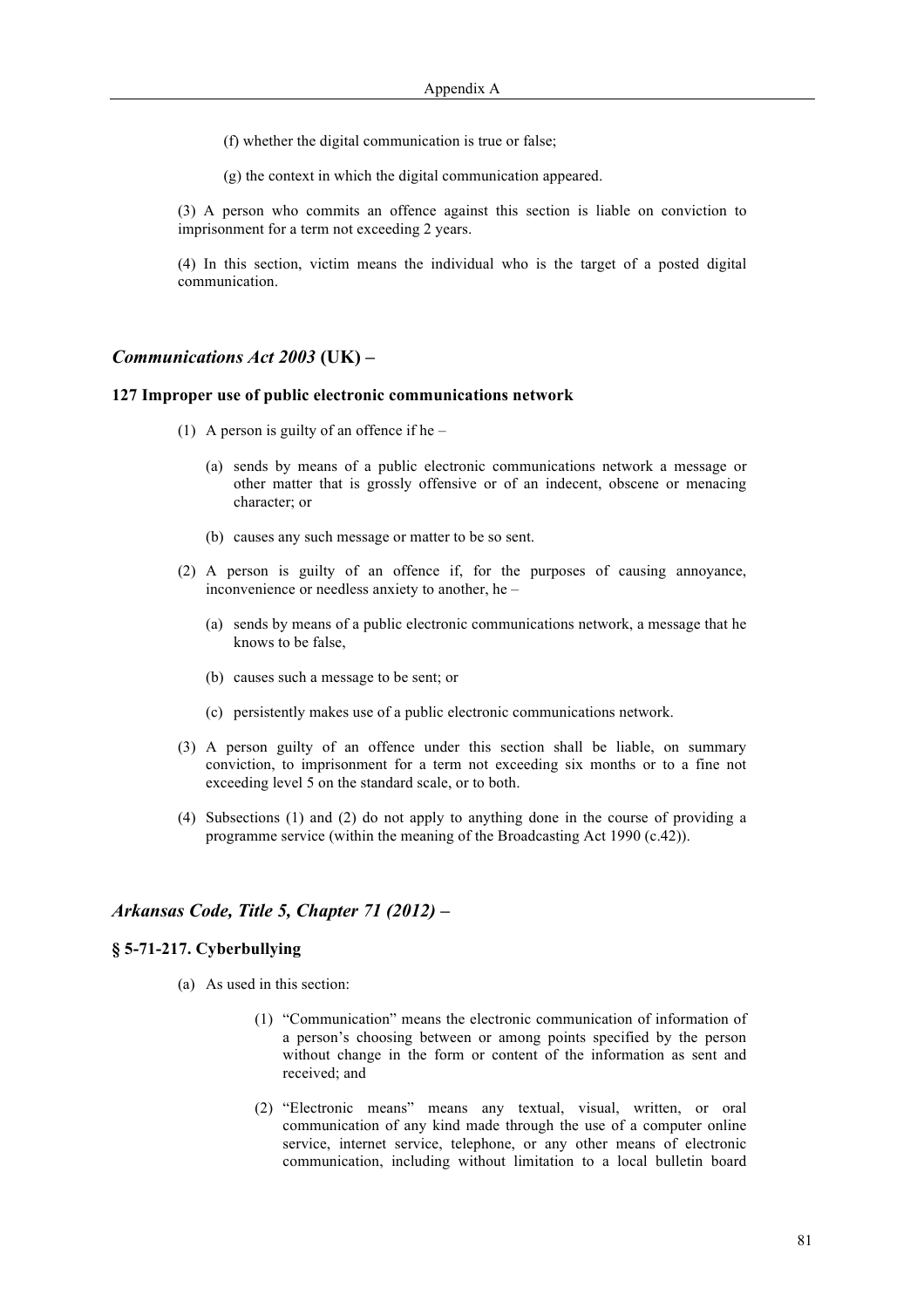(f) whether the digital communication is true or false;

(g) the context in which the digital communication appeared.

(3) A person who commits an offence against this section is liable on conviction to imprisonment for a term not exceeding 2 years.

(4) In this section, victim means the individual who is the target of a posted digital communication.

## *Communications Act 2003* (UK) –

### 127 Improper use of public electronic communications network

(1) A person is guilty of an offence if he –

  (a) sends by means of a public electronic communications network a message or other matter that is grossly offensive or of an indecent, obscene or menacing character; or

  (b) causes any such message or matter to be so sent.

(2) A person is guilty of an offence if, for the purposes of causing annoyance, inconvenience or needless anxiety to another, he –

  (a) sends by means of a public electronic communications network, a message that he knows to be false,

  (b) causes such a message to be sent; or

  (c) persistently makes use of a public electronic communications network.

(3) A person guilty of an offence under this section shall be liable, on summary conviction, to imprisonment for a term not exceeding six months or to a fine not exceeding level 5 on the standard scale, or to both.

(4) Subsections (1) and (2) do not apply to anything done in the course of providing a programme service (within the meaning of the Broadcasting Act 1990 (c.42)).

## *Arkansas Code, Title 5, Chapter 71 (2012)* –

### § 5-71-217. Cyberbullying

(a) As used in this section:

  (1) "Communication" means the electronic communication of information of a person's choosing between or among points specified by the person without change in the form or content of the information as sent and received; and

  (2) "Electronic means" means any textual, visual, written, or oral communication of any kind made through the use of a computer online service, internet service, telephone, or any other means of electronic communication, including without limitation to a local bulletin board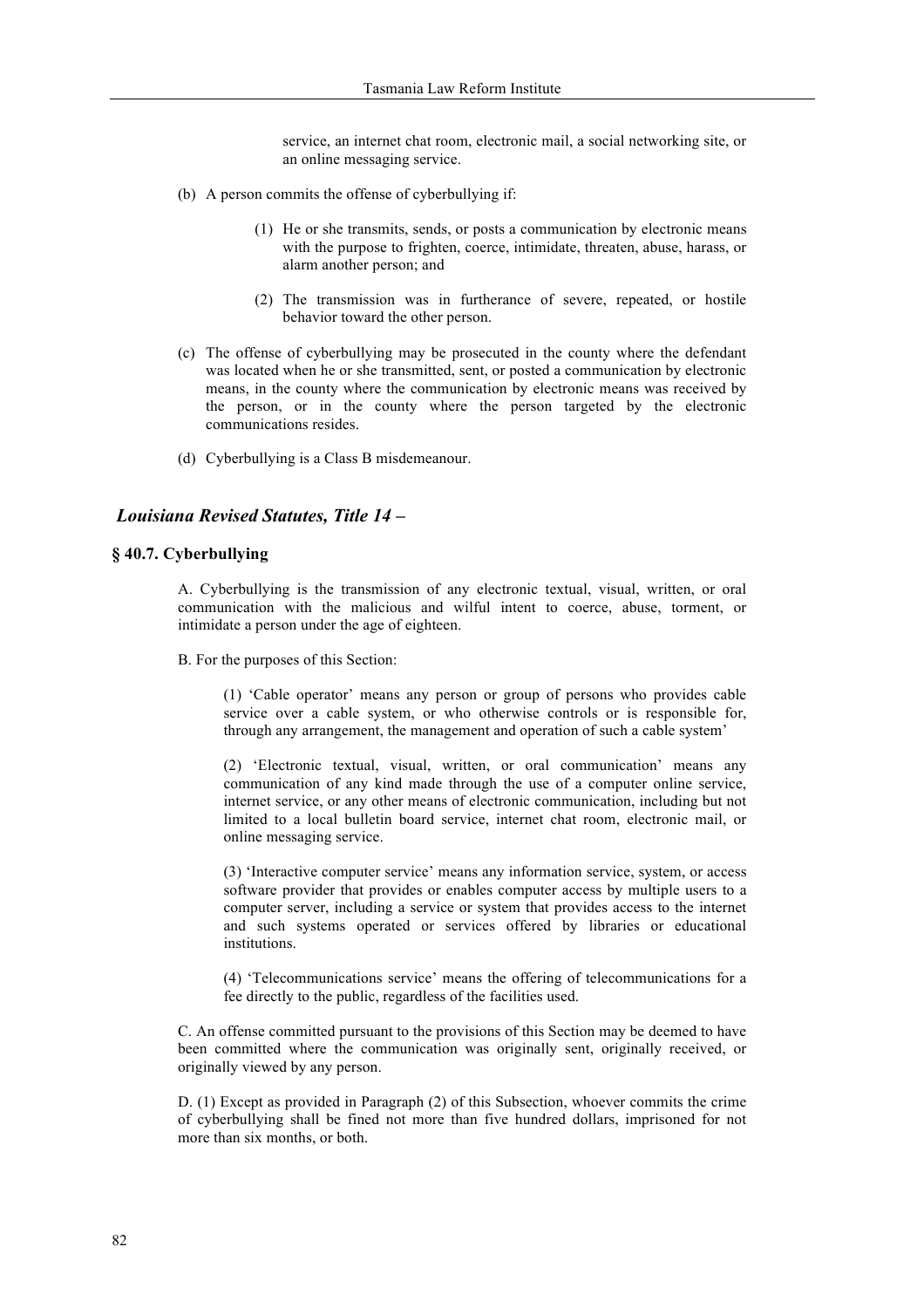service, an internet chat room, electronic mail, a social networking site, or an online messaging service.

(b) A person commits the offense of cyberbullying if:

> (1) He or she transmits, sends, or posts a communication by electronic means with the purpose to frighten, coerce, intimidate, threaten, abuse, harass, or alarm another person; and
>
> (2) The transmission was in furtherance of severe, repeated, or hostile behavior toward the other person.

(c) The offense of cyberbullying may be prosecuted in the county where the defendant was located when he or she transmitted, sent, or posted a communication by electronic means, in the county where the communication by electronic means was received by the person, or in the county where the person targeted by the electronic communications resides.

(d) Cyberbullying is a Class B misdemeanour.

### *Louisiana Revised Statutes, Title 14 –*

#### **§ 40.7. Cyberbullying**

A. Cyberbullying is the transmission of any electronic textual, visual, written, or oral communication with the malicious and wilful intent to coerce, abuse, torment, or intimidate a person under the age of eighteen.

B. For the purposes of this Section:

> (1) 'Cable operator' means any person or group of persons who provides cable service over a cable system, or who otherwise controls or is responsible for, through any arrangement, the management and operation of such a cable system'
>
> (2) 'Electronic textual, visual, written, or oral communication' means any communication of any kind made through the use of a computer online service, internet service, or any other means of electronic communication, including but not limited to a local bulletin board service, internet chat room, electronic mail, or online messaging service.
>
> (3) 'Interactive computer service' means any information service, system, or access software provider that provides or enables computer access by multiple users to a computer server, including a service or system that provides access to the internet and such systems operated or services offered by libraries or educational institutions.
>
> (4) 'Telecommunications service' means the offering of telecommunications for a fee directly to the public, regardless of the facilities used.

C. An offense committed pursuant to the provisions of this Section may be deemed to have been committed where the communication was originally sent, originally received, or originally viewed by any person.

D. (1) Except as provided in Paragraph (2) of this Subsection, whoever commits the crime of cyberbullying shall be fined not more than five hundred dollars, imprisoned for not more than six months, or both.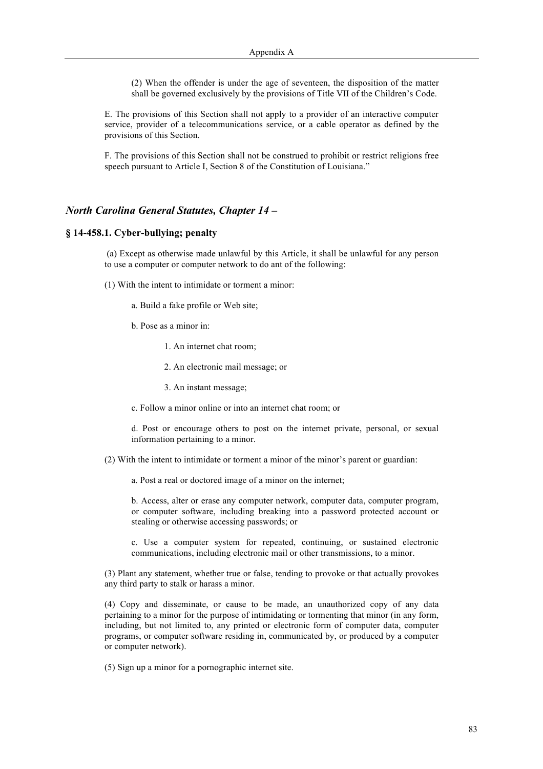(2) When the offender is under the age of seventeen, the disposition of the matter shall be governed exclusively by the provisions of Title VII of the Children's Code.

E. The provisions of this Section shall not apply to a provider of an interactive computer service, provider of a telecommunications service, or a cable operator as defined by the provisions of this Section.

F. The provisions of this Section shall not be construed to prohibit or restrict religions free speech pursuant to Article I, Section 8 of the Constitution of Louisiana."

## *North Carolina General Statutes, Chapter 14 –*

### § 14-458.1. Cyber-bullying; penalty

(a) Except as otherwise made unlawful by this Article, it shall be unlawful for any person to use a computer or computer network to do ant of the following:

(1) With the intent to intimidate or torment a minor:

a. Build a fake profile or Web site;

b. Pose as a minor in:

1. An internet chat room;

2. An electronic mail message; or

3. An instant message;

c. Follow a minor online or into an internet chat room; or

d. Post or encourage others to post on the internet private, personal, or sexual information pertaining to a minor.

(2) With the intent to intimidate or torment a minor of the minor's parent or guardian:

a. Post a real or doctored image of a minor on the internet;

b. Access, alter or erase any computer network, computer data, computer program, or computer software, including breaking into a password protected account or stealing or otherwise accessing passwords; or

c. Use a computer system for repeated, continuing, or sustained electronic communications, including electronic mail or other transmissions, to a minor.

(3) Plant any statement, whether true or false, tending to provoke or that actually provokes any third party to stalk or harass a minor.

(4) Copy and disseminate, or cause to be made, an unauthorized copy of any data pertaining to a minor for the purpose of intimidating or tormenting that minor (in any form, including, but not limited to, any printed or electronic form of computer data, computer programs, or computer software residing in, communicated by, or produced by a computer or computer network).

(5) Sign up a minor for a pornographic internet site.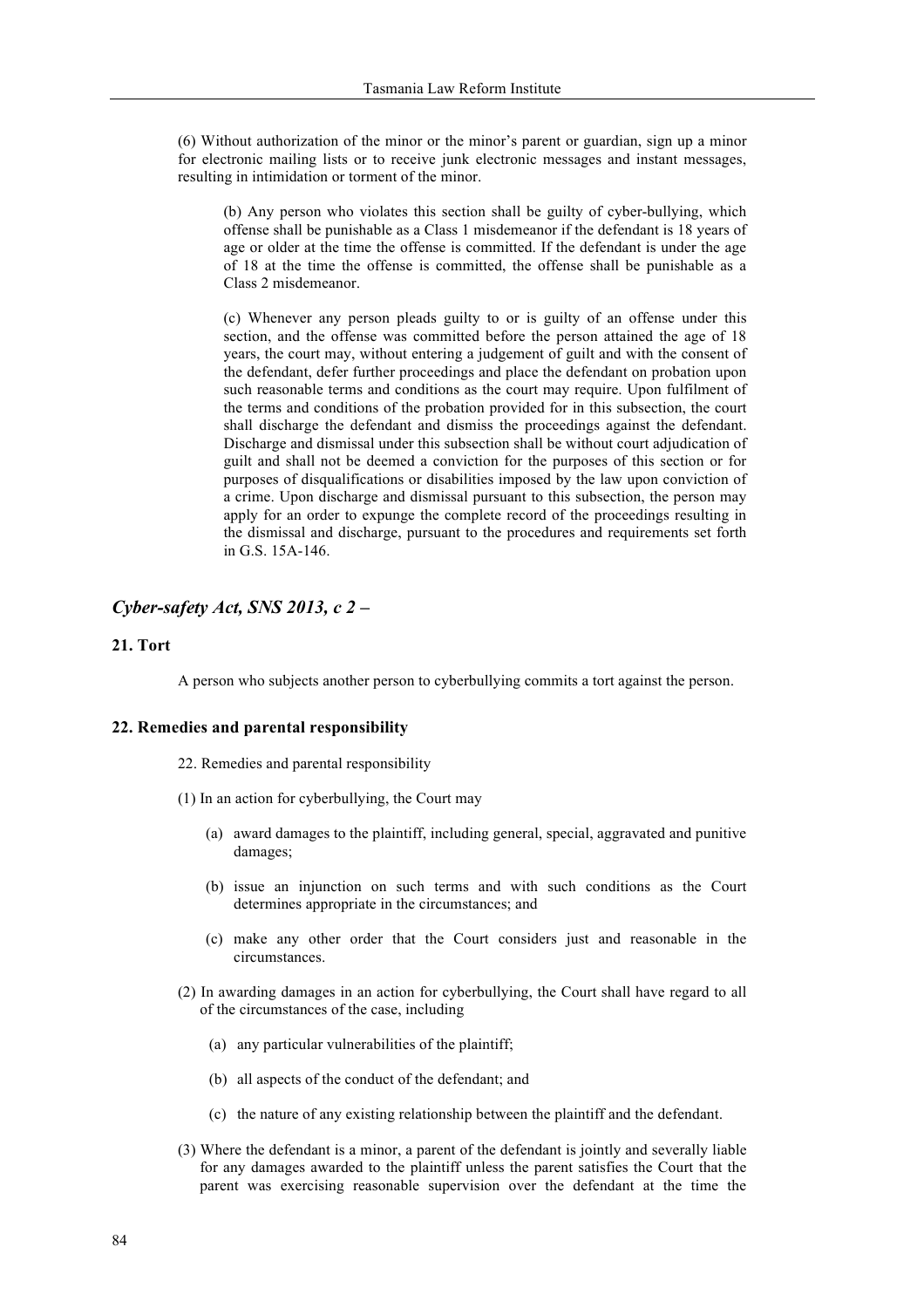(6) Without authorization of the minor or the minor's parent or guardian, sign up a minor for electronic mailing lists or to receive junk electronic messages and instant messages, resulting in intimidation or torment of the minor.

> (b) Any person who violates this section shall be guilty of cyber-bullying, which offense shall be punishable as a Class 1 misdemeanor if the defendant is 18 years of age or older at the time the offense is committed. If the defendant is under the age of 18 at the time the offense is committed, the offense shall be punishable as a Class 2 misdemeanor.
>
> (c) Whenever any person pleads guilty to or is guilty of an offense under this section, and the offense was committed before the person attained the age of 18 years, the court may, without entering a judgement of guilt and with the consent of the defendant, defer further proceedings and place the defendant on probation upon such reasonable terms and conditions as the court may require. Upon fulfilment of the terms and conditions of the probation provided for in this subsection, the court shall discharge the defendant and dismiss the proceedings against the defendant. Discharge and dismissal under this subsection shall be without court adjudication of guilt and shall not be deemed a conviction for the purposes of this section or for purposes of disqualifications or disabilities imposed by the law upon conviction of a crime. Upon discharge and dismissal pursuant to this subsection, the person may apply for an order to expunge the complete record of the proceedings resulting in the dismissal and discharge, pursuant to the procedures and requirements set forth in G.S. 15A-146.

## *Cyber-safety Act, SNS 2013, c 2 –*

### 21. Tort

A person who subjects another person to cyberbullying commits a tort against the person.

### 22. Remedies and parental responsibility

22. Remedies and parental responsibility

(1) In an action for cyberbullying, the Court may

- (a) award damages to the plaintiff, including general, special, aggravated and punitive damages;
- (b) issue an injunction on such terms and with such conditions as the Court determines appropriate in the circumstances; and
- (c) make any other order that the Court considers just and reasonable in the circumstances.

(2) In awarding damages in an action for cyberbullying, the Court shall have regard to all of the circumstances of the case, including

- (a) any particular vulnerabilities of the plaintiff;
- (b) all aspects of the conduct of the defendant; and
- (c) the nature of any existing relationship between the plaintiff and the defendant.

(3) Where the defendant is a minor, a parent of the defendant is jointly and severally liable for any damages awarded to the plaintiff unless the parent satisfies the Court that the parent was exercising reasonable supervision over the defendant at the time the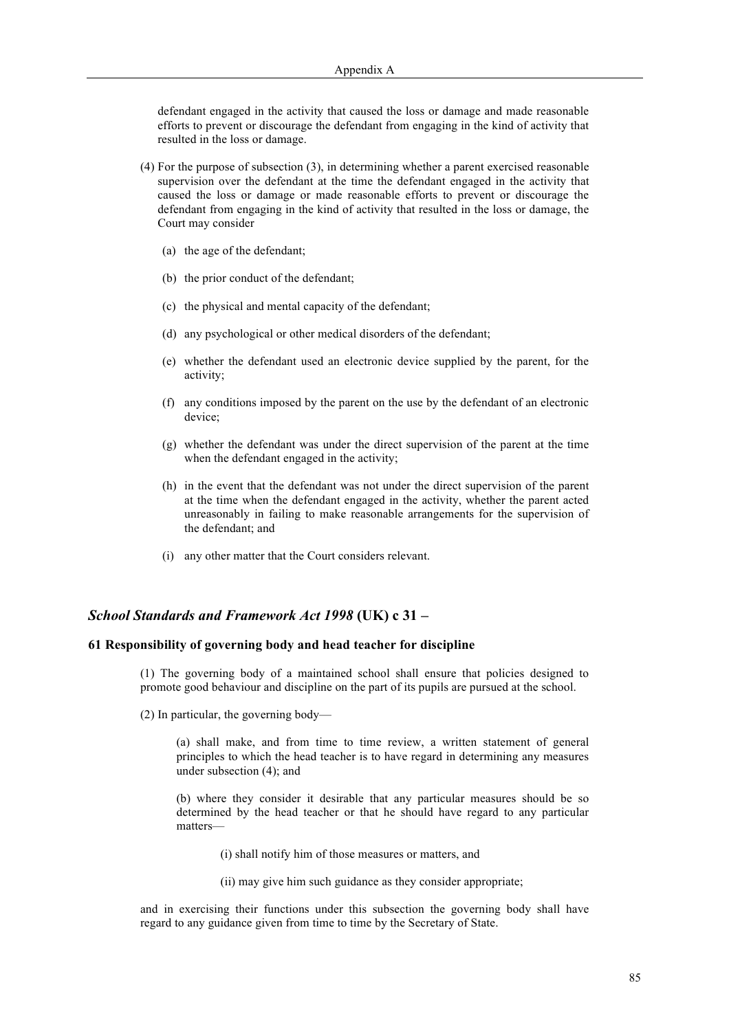defendant engaged in the activity that caused the loss or damage and made reasonable efforts to prevent or discourage the defendant from engaging in the kind of activity that resulted in the loss or damage.

(4) For the purpose of subsection (3), in determining whether a parent exercised reasonable supervision over the defendant at the time the defendant engaged in the activity that caused the loss or damage or made reasonable efforts to prevent or discourage the defendant from engaging in the kind of activity that resulted in the loss or damage, the Court may consider

(a) the age of the defendant;

(b) the prior conduct of the defendant;

(c) the physical and mental capacity of the defendant;

(d) any psychological or other medical disorders of the defendant;

(e) whether the defendant used an electronic device supplied by the parent, for the activity;

(f) any conditions imposed by the parent on the use by the defendant of an electronic device;

(g) whether the defendant was under the direct supervision of the parent at the time when the defendant engaged in the activity;

(h) in the event that the defendant was not under the direct supervision of the parent at the time when the defendant engaged in the activity, whether the parent acted unreasonably in failing to make reasonable arrangements for the supervision of the defendant; and

(i) any other matter that the Court considers relevant.

## *School Standards and Framework Act 1998* (UK) c 31 –

### 61 Responsibility of governing body and head teacher for discipline

(1) The governing body of a maintained school shall ensure that policies designed to promote good behaviour and discipline on the part of its pupils are pursued at the school.

(2) In particular, the governing body—

(a) shall make, and from time to time review, a written statement of general principles to which the head teacher is to have regard in determining any measures under subsection (4); and

(b) where they consider it desirable that any particular measures should be so determined by the head teacher or that he should have regard to any particular matters—

(i) shall notify him of those measures or matters, and

(ii) may give him such guidance as they consider appropriate;

and in exercising their functions under this subsection the governing body shall have regard to any guidance given from time to time by the Secretary of State.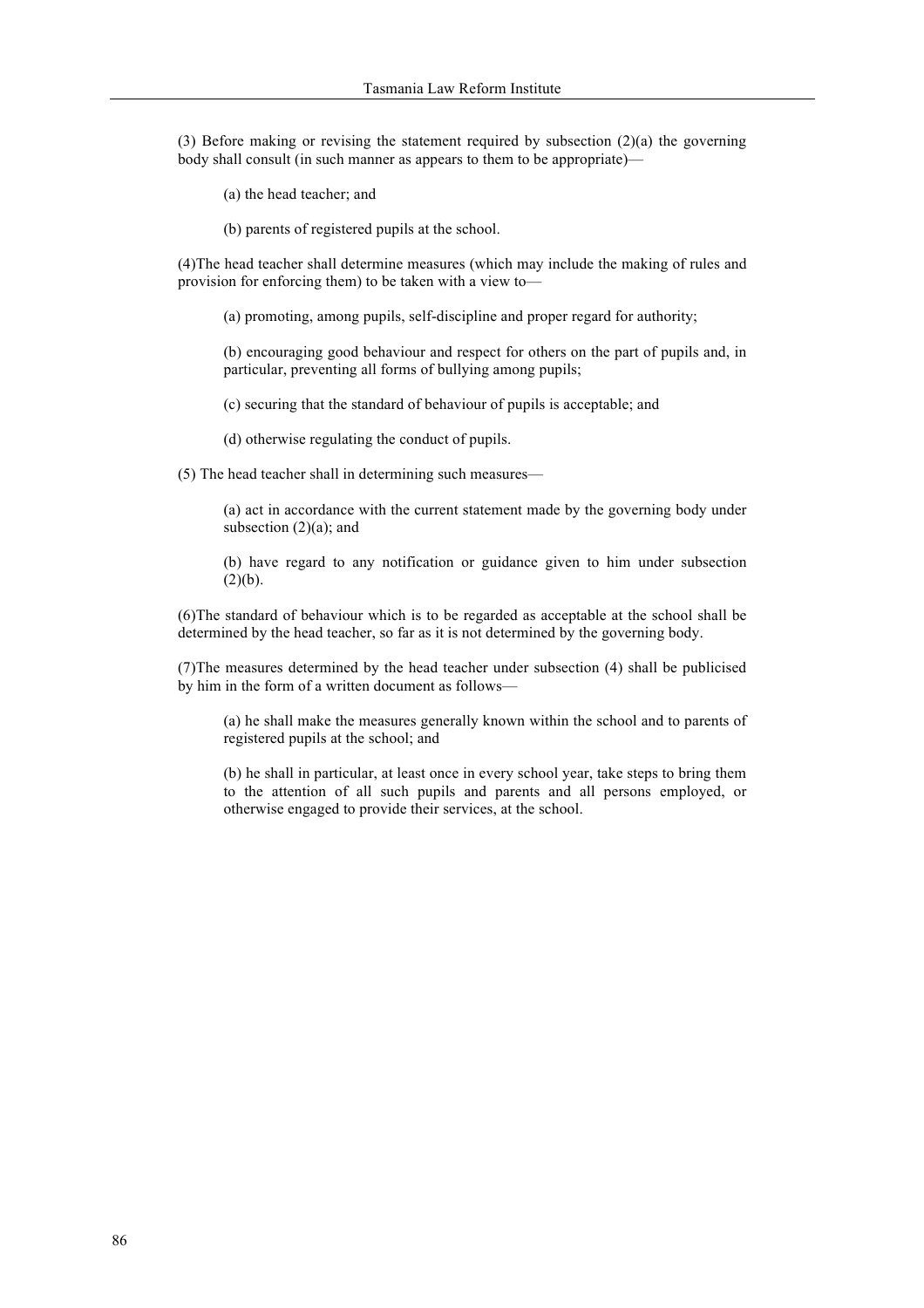(3) Before making or revising the statement required by subsection (2)(a) the governing body shall consult (in such manner as appears to them to be appropriate)—

(a) the head teacher; and

(b) parents of registered pupils at the school.

(4)The head teacher shall determine measures (which may include the making of rules and provision for enforcing them) to be taken with a view to—

(a) promoting, among pupils, self-discipline and proper regard for authority;

(b) encouraging good behaviour and respect for others on the part of pupils and, in particular, preventing all forms of bullying among pupils;

(c) securing that the standard of behaviour of pupils is acceptable; and

(d) otherwise regulating the conduct of pupils.

(5) The head teacher shall in determining such measures—

(a) act in accordance with the current statement made by the governing body under subsection (2)(a); and

(b) have regard to any notification or guidance given to him under subsection (2)(b).

(6)The standard of behaviour which is to be regarded as acceptable at the school shall be determined by the head teacher, so far as it is not determined by the governing body.

(7)The measures determined by the head teacher under subsection (4) shall be publicised by him in the form of a written document as follows—

(a) he shall make the measures generally known within the school and to parents of registered pupils at the school; and

(b) he shall in particular, at least once in every school year, take steps to bring them to the attention of all such pupils and parents and all persons employed, or otherwise engaged to provide their services, at the school.